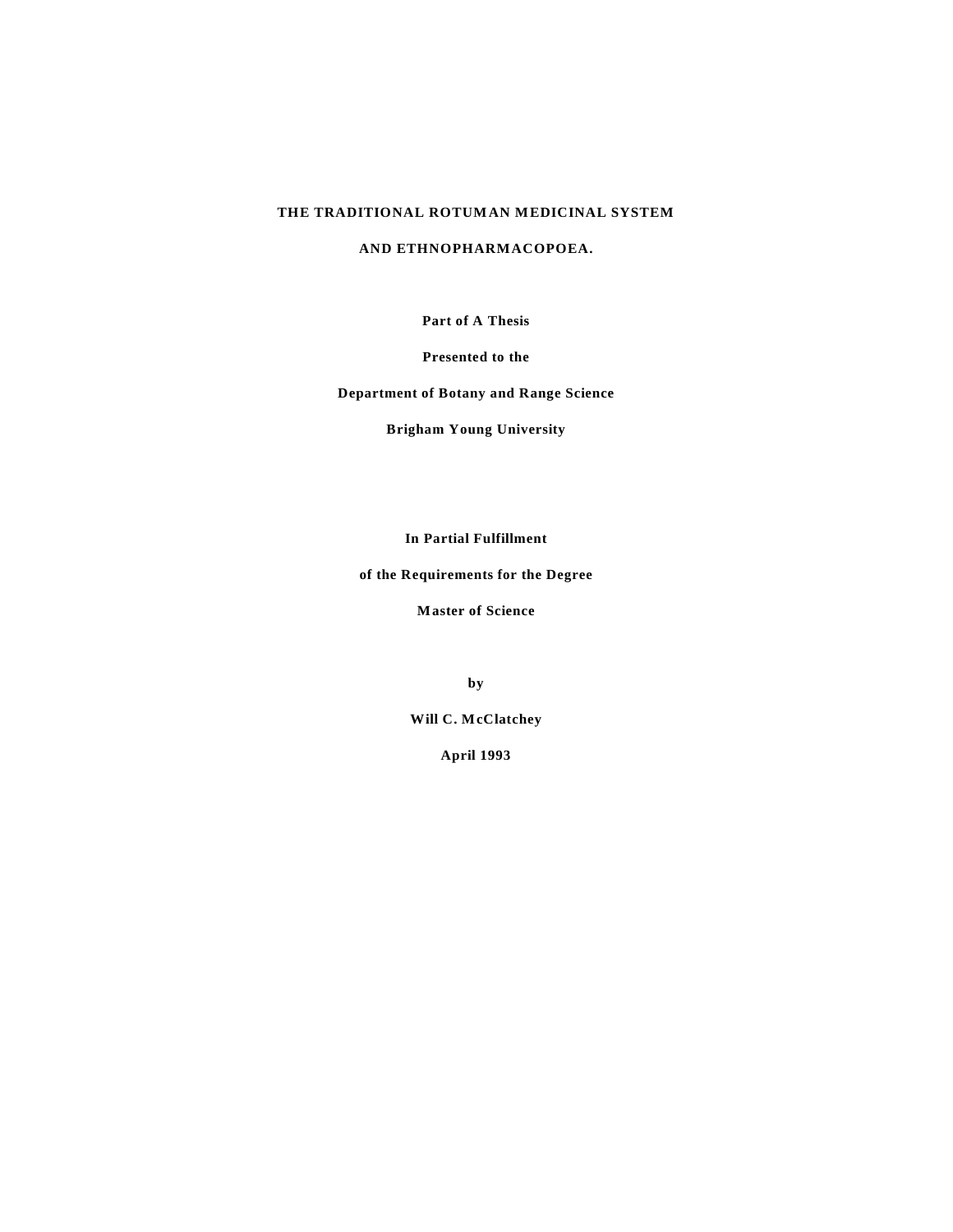# THE TRADITIONAL ROTUMAN MEDICINAL SYSTEM

# AND ETHNOPHARMACOPOEA.

**Part of A Thesis**

**Presented to the**

**Department of Botany and Range Science**

**Brigham Young University**

**In Partial Fulfillment**

**of the Requirements for the Degree**

**Master of Science**

**by**

**Will C. McClatchey**

**April 1993**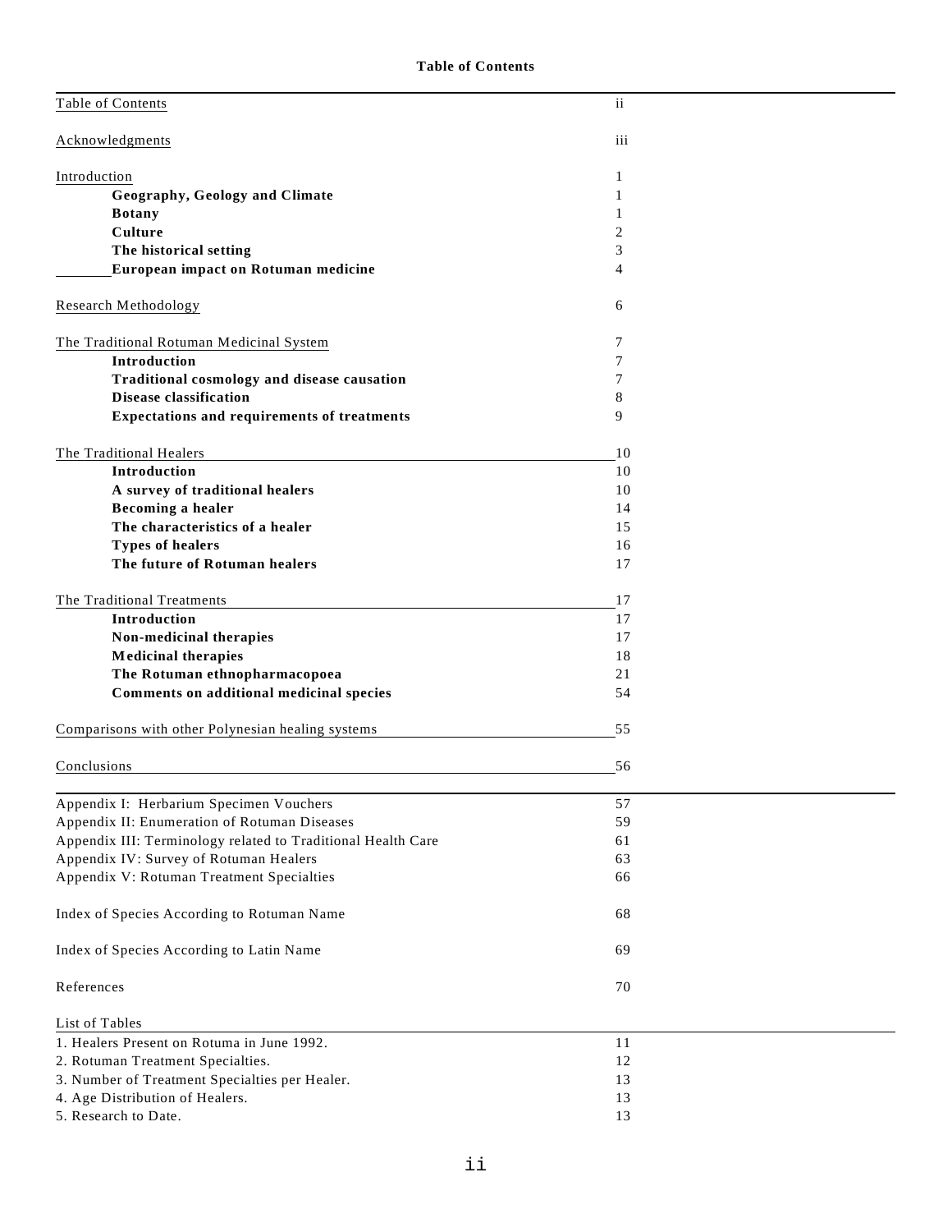# Table of Contents

| | |
|---|---|
| Table of Contents | ii |
| Acknowledgments | iii |
| Introduction | 1 |
| **Geography, Geology and Climate** | 1 |
| **Botany** | 1 |
| **Culture** | 2 |
| **The historical setting** | 3 |
| **European impact on Rotuman medicine** | 4 |
| Research Methodology | 6 |
| The Traditional Rotuman Medicinal System | 7 |
| **Introduction** | 7 |
| **Traditional cosmology and disease causation** | 7 |
| **Disease classification** | 8 |
| **Expectations and requirements of treatments** | 9 |
| The Traditional Healers | 10 |
| **Introduction** | 10 |
| **A survey of traditional healers** | 10 |
| **Becoming a healer** | 14 |
| **The characteristics of a healer** | 15 |
| **Types of healers** | 16 |
| **The future of Rotuman healers** | 17 |
| The Traditional Treatments | 17 |
| **Introduction** | 17 |
| **Non-medicinal therapies** | 17 |
| **Medicinal therapies** | 18 |
| **The Rotuman ethnopharmacopoea** | 21 |
| **Comments on additional medicinal species** | 54 |
| Comparisons with other Polynesian healing systems | 55 |
| Conclusions | 56 |
| Appendix I: Herbarium Specimen Vouchers | 57 |
| Appendix II: Enumeration of Rotuman Diseases | 59 |
| Appendix III: Terminology related to Traditional Health Care | 61 |
| Appendix IV: Survey of Rotuman Healers | 63 |
| Appendix V: Rotuman Treatment Specialties | 66 |
| Index of Species According to Rotuman Name | 68 |
| Index of Species According to Latin Name | 69 |
| References | 70 |

List of Tables

| | |
|---|---|
| 1. Healers Present on Rotuma in June 1992. | 11 |
| 2. Rotuman Treatment Specialties. | 12 |
| 3. Number of Treatment Specialties per Healer. | 13 |
| 4. Age Distribution of Healers. | 13 |
| 5. Research to Date. | 13 |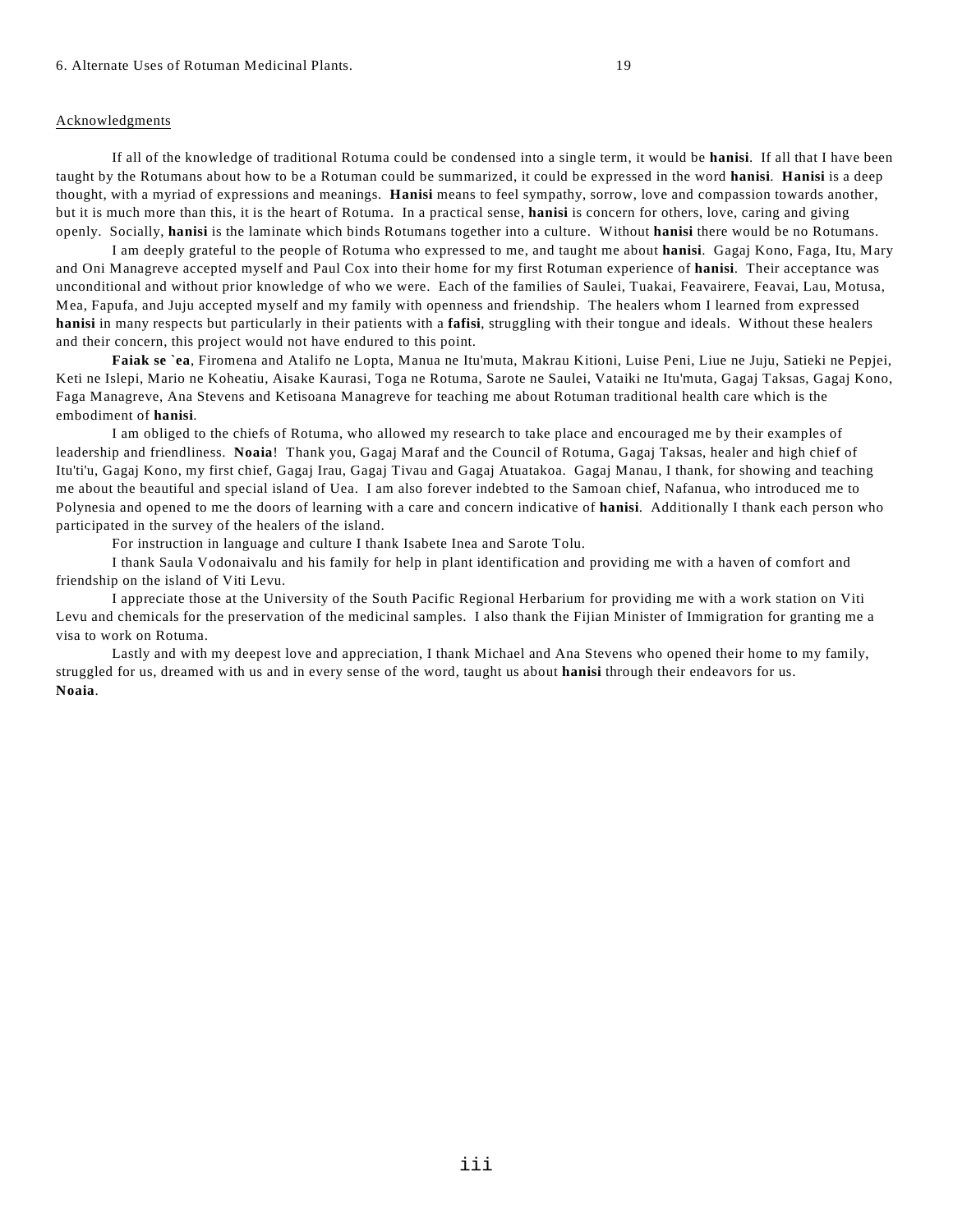## Acknowledgments

If all of the knowledge of traditional Rotuma could be condensed into a single term, it would be **hanisi**. If all that I have been taught by the Rotumans about how to be a Rotuman could be summarized, it could be expressed in the word **hanisi**. **Hanisi** is a deep thought, with a myriad of expressions and meanings. **Hanisi** means to feel sympathy, sorrow, love and compassion towards another, but it is much more than this, it is the heart of Rotuma. In a practical sense, **hanisi** is concern for others, love, caring and giving openly. Socially, **hanisi** is the laminate which binds Rotumans together into a culture. Without **hanisi** there would be no Rotumans.

I am deeply grateful to the people of Rotuma who expressed to me, and taught me about **hanisi**. Gagaj Kono, Faga, Itu, Mary and Oni Managreve accepted myself and Paul Cox into their home for my first Rotuman experience of **hanisi**. Their acceptance was unconditional and without prior knowledge of who we were. Each of the families of Saulei, Tuakai, Feavairere, Feavai, Lau, Motusa, Mea, Fapufa, and Juju accepted myself and my family with openness and friendship. The healers whom I learned from expressed **hanisi** in many respects but particularly in their patients with a **fafisi**, struggling with their tongue and ideals. Without these healers and their concern, this project would not have endured to this point.

**Faiak se `ea**, Firomena and Atalifo ne Lopta, Manua ne Itu'muta, Makrau Kitioni, Luise Peni, Liue ne Juju, Satieki ne Pepjei, Keti ne Islepi, Mario ne Koheatiu, Aisake Kaurasi, Toga ne Rotuma, Sarote ne Saulei, Vataiki ne Itu'muta, Gagaj Taksas, Gagaj Kono, Faga Managreve, Ana Stevens and Ketisoana Managreve for teaching me about Rotuman traditional health care which is the embodiment of **hanisi**.

I am obliged to the chiefs of Rotuma, who allowed my research to take place and encouraged me by their examples of leadership and friendliness. **Noaia**! Thank you, Gagaj Maraf and the Council of Rotuma, Gagaj Taksas, healer and high chief of Itu'ti'u, Gagaj Kono, my first chief, Gagaj Irau, Gagaj Tivau and Gagaj Atuatakoa. Gagaj Manau, I thank, for showing and teaching me about the beautiful and special island of Uea. I am also forever indebted to the Samoan chief, Nafanua, who introduced me to Polynesia and opened to me the doors of learning with a care and concern indicative of **hanisi**. Additionally I thank each person who participated in the survey of the healers of the island.

For instruction in language and culture I thank Isabete Inea and Sarote Tolu.

I thank Saula Vodonaivalu and his family for help in plant identification and providing me with a haven of comfort and friendship on the island of Viti Levu.

I appreciate those at the University of the South Pacific Regional Herbarium for providing me with a work station on Viti Levu and chemicals for the preservation of the medicinal samples. I also thank the Fijian Minister of Immigration for granting me a visa to work on Rotuma.

Lastly and with my deepest love and appreciation, I thank Michael and Ana Stevens who opened their home to my family, struggled for us, dreamed with us and in every sense of the word, taught us about **hanisi** through their endeavors for us. **Noaia**.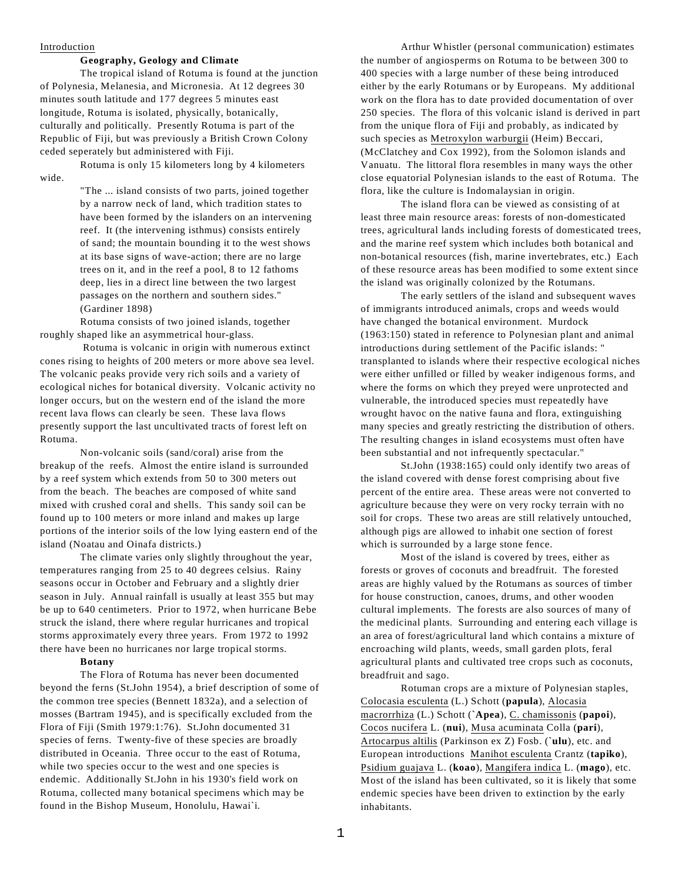Introduction

### Geography, Geology and Climate

The tropical island of Rotuma is found at the junction of Polynesia, Melanesia, and Micronesia. At 12 degrees 30 minutes south latitude and 177 degrees 5 minutes east longitude, Rotuma is isolated, physically, botanically, culturally and politically. Presently Rotuma is part of the Republic of Fiji, but was previously a British Crown Colony ceded seperately but administered with Fiji.

Rotuma is only 15 kilometers long by 4 kilometers wide.

> "The ... island consists of two parts, joined together by a narrow neck of land, which tradition states to have been formed by the islanders on an intervening reef. It (the intervening isthmus) consists entirely of sand; the mountain bounding it to the west shows at its base signs of wave-action; there are no large trees on it, and in the reef a pool, 8 to 12 fathoms deep, lies in a direct line between the two largest passages on the northern and southern sides." (Gardiner 1898)

Rotuma consists of two joined islands, together roughly shaped like an asymmetrical hour-glass.

Rotuma is volcanic in origin with numerous extinct cones rising to heights of 200 meters or more above sea level. The volcanic peaks provide very rich soils and a variety of ecological niches for botanical diversity. Volcanic activity no longer occurs, but on the western end of the island the more recent lava flows can clearly be seen. These lava flows presently support the last uncultivated tracts of forest left on Rotuma.

Non-volcanic soils (sand/coral) arise from the breakup of the reefs. Almost the entire island is surrounded by a reef system which extends from 50 to 300 meters out from the beach. The beaches are composed of white sand mixed with crushed coral and shells. This sandy soil can be found up to 100 meters or more inland and makes up large portions of the interior soils of the low lying eastern end of the island (Noatau and Oinafa districts.)

The climate varies only slightly throughout the year, temperatures ranging from 25 to 40 degrees celsius. Rainy seasons occur in October and February and a slightly drier season in July. Annual rainfall is usually at least 355 but may be up to 640 centimeters. Prior to 1972, when hurricane Bebe struck the island, there where regular hurricanes and tropical storms approximately every three years. From 1972 to 1992 there have been no hurricanes nor large tropical storms.

### Botany

The Flora of Rotuma has never been documented beyond the ferns (St.John 1954), a brief description of some of the common tree species (Bennett 1832a), and a selection of mosses (Bartram 1945), and is specifically excluded from the Flora of Fiji (Smith 1979:1:76). St.John documented 31 species of ferns. Twenty-five of these species are broadly distributed in Oceania. Three occur to the east of Rotuma, while two species occur to the west and one species is endemic. Additionally St.John in his 1930's field work on Rotuma, collected many botanical specimens which may be found in the Bishop Museum, Honolulu, Hawai`i.

Arthur Whistler (personal communication) estimates the number of angiosperms on Rotuma to be between 300 to 400 species with a large number of these being introduced either by the early Rotumans or by Europeans. My additional work on the flora has to date provided documentation of over 250 species. The flora of this volcanic island is derived in part from the unique flora of Fiji and probably, as indicated by such species as Metroxylon warburgii (Heim) Beccari, (McClatchey and Cox 1992), from the Solomon islands and Vanuatu. The littoral flora resembles in many ways the other close equatorial Polynesian islands to the east of Rotuma. The flora, like the culture is Indomalaysian in origin.

The island flora can be viewed as consisting of at least three main resource areas: forests of non-domesticated trees, agricultural lands including forests of domesticated trees, and the marine reef system which includes both botanical and non-botanical resources (fish, marine invertebrates, etc.) Each of these resource areas has been modified to some extent since the island was originally colonized by the Rotumans.

The early settlers of the island and subsequent waves of immigrants introduced animals, crops and weeds would have changed the botanical environment. Murdock (1963:150) stated in reference to Polynesian plant and animal introductions during settlement of the Pacific islands: " transplanted to islands where their respective ecological niches were either unfilled or filled by weaker indigenous forms, and where the forms on which they preyed were unprotected and vulnerable, the introduced species must repeatedly have wrought havoc on the native fauna and flora, extinguishing many species and greatly restricting the distribution of others. The resulting changes in island ecosystems must often have been substantial and not infrequently spectacular."

St.John (1938:165) could only identify two areas of the island covered with dense forest comprising about five percent of the entire area. These areas were not converted to agriculture because they were on very rocky terrain with no soil for crops. These two areas are still relatively untouched, although pigs are allowed to inhabit one section of forest which is surrounded by a large stone fence.

Most of the island is covered by trees, either as forests or groves of coconuts and breadfruit. The forested areas are highly valued by the Rotumans as sources of timber for house construction, canoes, drums, and other wooden cultural implements. The forests are also sources of many of the medicinal plants. Surrounding and entering each village is an area of forest/agricultural land which contains a mixture of encroaching wild plants, weeds, small garden plots, feral agricultural plants and cultivated tree crops such as coconuts, breadfruit and sago.

Rotuman crops are a mixture of Polynesian staples, Colocasia esculenta (L.) Schott (**papula**), Alocasia macrorrhiza (L.) Schott (**`Apea**), C. chamissonis (**papoi**), Cocos nucifera L. (**nui**), Musa acuminata Colla (**pari**), Artocarpus altilis (Parkinson ex Z) Fosb. (**`ulu**), etc. and European introductions Manihot esculenta Crantz (**tapiko**), Psidium guajava L. (**koao**), Mangifera indica L. (**mago**), etc. Most of the island has been cultivated, so it is likely that some endemic species have been driven to extinction by the early inhabitants.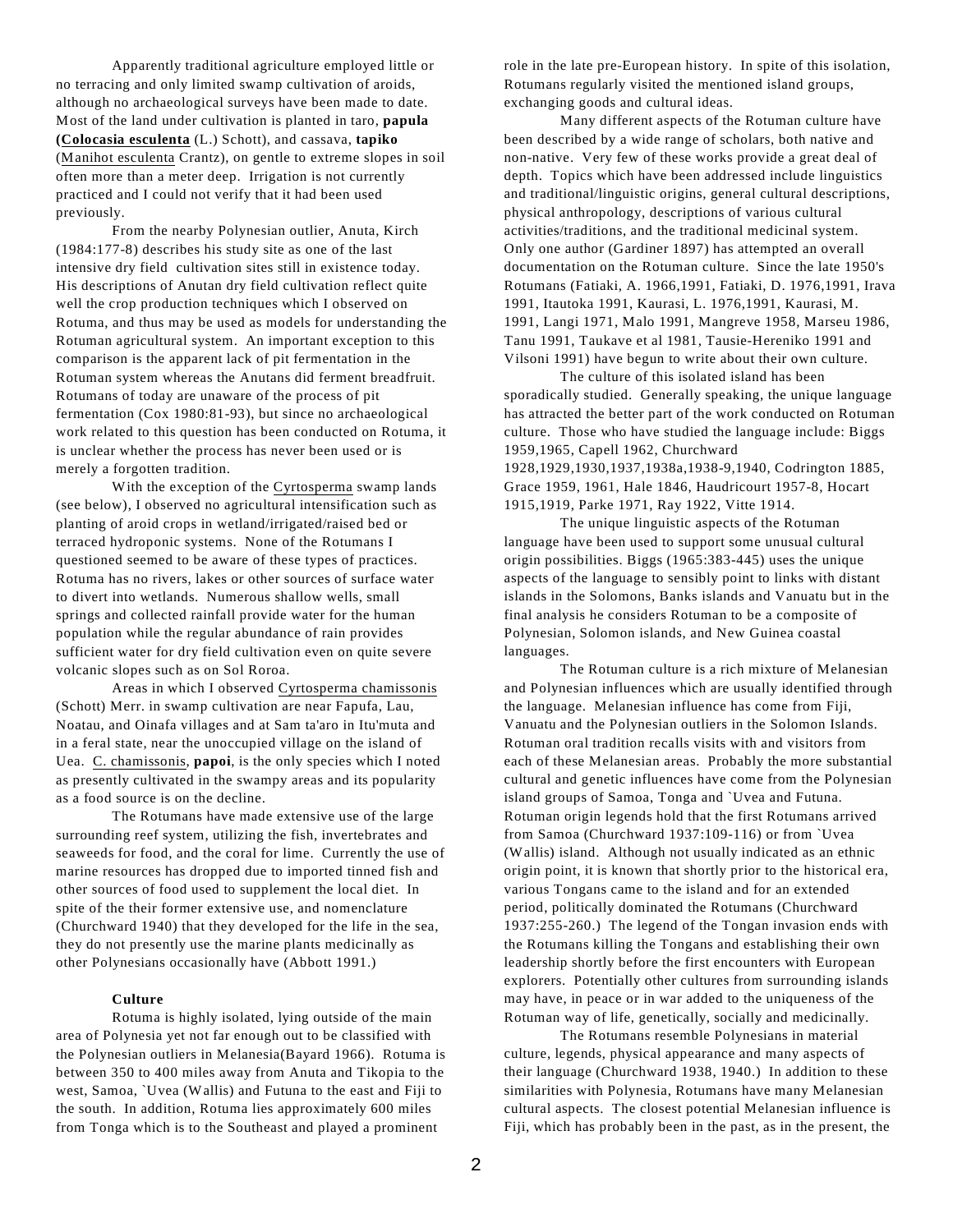Apparently traditional agriculture employed little or no terracing and only limited swamp cultivation of aroids, although no archaeological surveys have been made to date. Most of the land under cultivation is planted in taro, **papula (Colocasia esculenta** (L.) Schott), and cassava, **tapiko** (Manihot esculenta Crantz), on gentle to extreme slopes in soil often more than a meter deep. Irrigation is not currently practiced and I could not verify that it had been used previously.

From the nearby Polynesian outlier, Anuta, Kirch (1984:177-8) describes his study site as one of the last intensive dry field cultivation sites still in existence today. His descriptions of Anutan dry field cultivation reflect quite well the crop production techniques which I observed on Rotuma, and thus may be used as models for understanding the Rotuman agricultural system. An important exception to this comparison is the apparent lack of pit fermentation in the Rotuman system whereas the Anutans did ferment breadfruit. Rotumans of today are unaware of the process of pit fermentation (Cox 1980:81-93), but since no archaeological work related to this question has been conducted on Rotuma, it is unclear whether the process has never been used or is merely a forgotten tradition.

With the exception of the Cyrtosperma swamp lands (see below), I observed no agricultural intensification such as planting of aroid crops in wetland/irrigated/raised bed or terraced hydroponic systems. None of the Rotumans I questioned seemed to be aware of these types of practices. Rotuma has no rivers, lakes or other sources of surface water to divert into wetlands. Numerous shallow wells, small springs and collected rainfall provide water for the human population while the regular abundance of rain provides sufficient water for dry field cultivation even on quite severe volcanic slopes such as on Sol Roroa.

Areas in which I observed Cyrtosperma chamissonis (Schott) Merr. in swamp cultivation are near Fapufa, Lau, Noatau, and Oinafa villages and at Sam ta'aro in Itu'muta and in a feral state, near the unoccupied village on the island of Uea. C. chamissonis, **papoi**, is the only species which I noted as presently cultivated in the swampy areas and its popularity as a food source is on the decline.

The Rotumans have made extensive use of the large surrounding reef system, utilizing the fish, invertebrates and seaweeds for food, and the coral for lime. Currently the use of marine resources has dropped due to imported tinned fish and other sources of food used to supplement the local diet. In spite of the their former extensive use, and nomenclature (Churchward 1940) that they developed for the life in the sea, they do not presently use the marine plants medicinally as other Polynesians occasionally have (Abbott 1991.)

### Culture

Rotuma is highly isolated, lying outside of the main area of Polynesia yet not far enough out to be classified with the Polynesian outliers in Melanesia(Bayard 1966). Rotuma is between 350 to 400 miles away from Anuta and Tikopia to the west, Samoa, `Uvea (Wallis) and Futuna to the east and Fiji to the south. In addition, Rotuma lies approximately 600 miles from Tonga which is to the Southeast and played a prominent role in the late pre-European history. In spite of this isolation, Rotumans regularly visited the mentioned island groups, exchanging goods and cultural ideas.

Many different aspects of the Rotuman culture have been described by a wide range of scholars, both native and non-native. Very few of these works provide a great deal of depth. Topics which have been addressed include linguistics and traditional/linguistic origins, general cultural descriptions, physical anthropology, descriptions of various cultural activities/traditions, and the traditional medicinal system. Only one author (Gardiner 1897) has attempted an overall documentation on the Rotuman culture. Since the late 1950's Rotumans (Fatiaki, A. 1966,1991, Fatiaki, D. 1976,1991, Irava 1991, Itautoka 1991, Kaurasi, L. 1976,1991, Kaurasi, M. 1991, Langi 1971, Malo 1991, Mangreve 1958, Marseu 1986, Tanu 1991, Taukave et al 1981, Tausie-Hereniko 1991 and Vilsoni 1991) have begun to write about their own culture.

The culture of this isolated island has been sporadically studied. Generally speaking, the unique language has attracted the better part of the work conducted on Rotuman culture. Those who have studied the language include: Biggs 1959,1965, Capell 1962, Churchward 1928,1929,1930,1937,1938a,1938-9,1940, Codrington 1885, Grace 1959, 1961, Hale 1846, Haudricourt 1957-8, Hocart 1915,1919, Parke 1971, Ray 1922, Vitte 1914.

The unique linguistic aspects of the Rotuman language have been used to support some unusual cultural origin possibilities. Biggs (1965:383-445) uses the unique aspects of the language to sensibly point to links with distant islands in the Solomons, Banks islands and Vanuatu but in the final analysis he considers Rotuman to be a composite of Polynesian, Solomon islands, and New Guinea coastal languages.

The Rotuman culture is a rich mixture of Melanesian and Polynesian influences which are usually identified through the language. Melanesian influence has come from Fiji, Vanuatu and the Polynesian outliers in the Solomon Islands. Rotuman oral tradition recalls visits with and visitors from each of these Melanesian areas. Probably the more substantial cultural and genetic influences have come from the Polynesian island groups of Samoa, Tonga and `Uvea and Futuna. Rotuman origin legends hold that the first Rotumans arrived from Samoa (Churchward 1937:109-116) or from `Uvea (Wallis) island. Although not usually indicated as an ethnic origin point, it is known that shortly prior to the historical era, various Tongans came to the island and for an extended period, politically dominated the Rotumans (Churchward 1937:255-260.) The legend of the Tongan invasion ends with the Rotumans killing the Tongans and establishing their own leadership shortly before the first encounters with European explorers. Potentially other cultures from surrounding islands may have, in peace or in war added to the uniqueness of the Rotuman way of life, genetically, socially and medicinally.

The Rotumans resemble Polynesians in material culture, legends, physical appearance and many aspects of their language (Churchward 1938, 1940.) In addition to these similarities with Polynesia, Rotumans have many Melanesian cultural aspects. The closest potential Melanesian influence is Fiji, which has probably been in the past, as in the present, the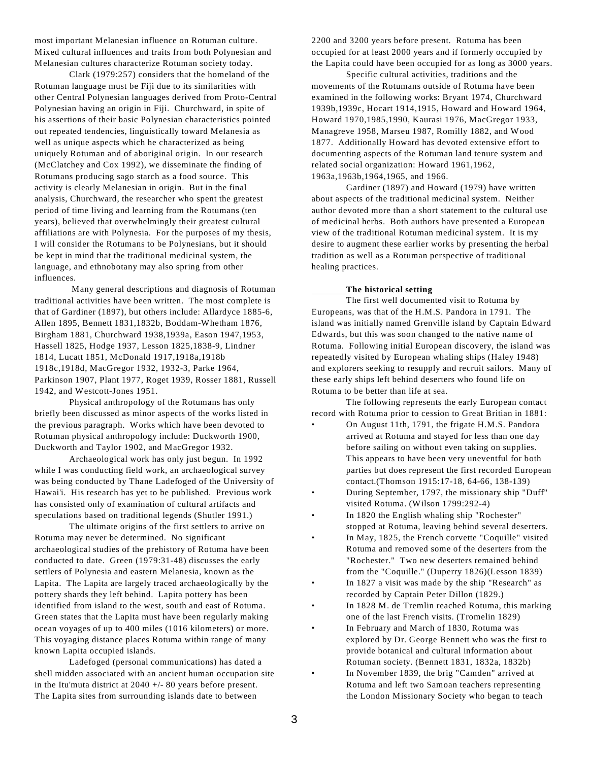most important Melanesian influence on Rotuman culture. Mixed cultural influences and traits from both Polynesian and Melanesian cultures characterize Rotuman society today.

Clark (1979:257) considers that the homeland of the Rotuman language must be Fiji due to its similarities with other Central Polynesian languages derived from Proto-Central Polynesian having an origin in Fiji. Churchward, in spite of his assertions of their basic Polynesian characteristics pointed out repeated tendencies, linguistically toward Melanesia as well as unique aspects which he characterized as being uniquely Rotuman and of aboriginal origin. In our research (McClatchey and Cox 1992), we disseminate the finding of Rotumans producing sago starch as a food source. This activity is clearly Melanesian in origin. But in the final analysis, Churchward, the researcher who spent the greatest period of time living and learning from the Rotumans (ten years), believed that overwhelmingly their greatest cultural affiliations are with Polynesia. For the purposes of my thesis, I will consider the Rotumans to be Polynesians, but it should be kept in mind that the traditional medicinal system, the language, and ethnobotany may also spring from other influences.

Many general descriptions and diagnosis of Rotuman traditional activities have been written. The most complete is that of Gardiner (1897), but others include: Allardyce 1885-6, Allen 1895, Bennett 1831,1832b, Boddam-Whetham 1876, Birgham 1881, Churchward 1938,1939a, Eason 1947,1953, Hassell 1825, Hodge 1937, Lesson 1825,1838-9, Lindner 1814, Lucatt 1851, McDonald 1917,1918a,1918b 1918c,1918d, MacGregor 1932, 1932-3, Parke 1964, Parkinson 1907, Plant 1977, Roget 1939, Rosser 1881, Russell 1942, and Westcott-Jones 1951.

Physical anthropology of the Rotumans has only briefly been discussed as minor aspects of the works listed in the previous paragraph. Works which have been devoted to Rotuman physical anthropology include: Duckworth 1900, Duckworth and Taylor 1902, and MacGregor 1932.

Archaeological work has only just begun. In 1992 while I was conducting field work, an archaeological survey was being conducted by Thane Ladefoged of the University of Hawai'i. His research has yet to be published. Previous work has consisted only of examination of cultural artifacts and speculations based on traditional legends (Shutler 1991.)

The ultimate origins of the first settlers to arrive on Rotuma may never be determined. No significant archaeological studies of the prehistory of Rotuma have been conducted to date. Green (1979:31-48) discusses the early settlers of Polynesia and eastern Melanesia, known as the Lapita. The Lapita are largely traced archaeologically by the pottery shards they left behind. Lapita pottery has been identified from island to the west, south and east of Rotuma. Green states that the Lapita must have been regularly making ocean voyages of up to 400 miles (1016 kilometers) or more. This voyaging distance places Rotuma within range of many known Lapita occupied islands.

Ladefoged (personal communications) has dated a shell midden associated with an ancient human occupation site in the Itu'muta district at 2040 +/- 80 years before present. The Lapita sites from surrounding islands date to between 2200 and 3200 years before present. Rotuma has been occupied for at least 2000 years and if formerly occupied by the Lapita could have been occupied for as long as 3000 years.

Specific cultural activities, traditions and the movements of the Rotumans outside of Rotuma have been examined in the following works: Bryant 1974, Churchward 1939b,1939c, Hocart 1914,1915, Howard and Howard 1964, Howard 1970,1985,1990, Kaurasi 1976, MacGregor 1933, Managreve 1958, Marseu 1987, Romilly 1882, and Wood 1877. Additionally Howard has devoted extensive effort to documenting aspects of the Rotuman land tenure system and related social organization: Howard 1961,1962, 1963a,1963b,1964,1965, and 1966.

Gardiner (1897) and Howard (1979) have written about aspects of the traditional medicinal system. Neither author devoted more than a short statement to the cultural use of medicinal herbs. Both authors have presented a European view of the traditional Rotuman medicinal system. It is my desire to augment these earlier works by presenting the herbal tradition as well as a Rotuman perspective of traditional healing practices.

### The historical setting

The first well documented visit to Rotuma by Europeans, was that of the H.M.S. Pandora in 1791. The island was initially named Grenville island by Captain Edward Edwards, but this was soon changed to the native name of Rotuma. Following initial European discovery, the island was repeatedly visited by European whaling ships (Haley 1948) and explorers seeking to resupply and recruit sailors. Many of these early ships left behind deserters who found life on Rotuma to be better than life at sea.

The following represents the early European contact record with Rotuma prior to cession to Great Britian in 1881:

- On August 11th, 1791, the frigate H.M.S. Pandora arrived at Rotuma and stayed for less than one day before sailing on without even taking on supplies. This appears to have been very uneventful for both parties but does represent the first recorded European contact.(Thomson 1915:17-18, 64-66, 138-139)
- During September, 1797, the missionary ship "Duff" visited Rotuma. (Wilson 1799:292-4)
- In 1820 the English whaling ship "Rochester" stopped at Rotuma, leaving behind several deserters.
- In May, 1825, the French corvette "Coquille" visited Rotuma and removed some of the deserters from the "Rochester." Two new deserters remained behind from the "Coquille." (Duperry 1826)(Lesson 1839)
- In 1827 a visit was made by the ship "Research" as recorded by Captain Peter Dillon (1829.)
- In 1828 M. de Tremlin reached Rotuma, this marking one of the last French visits. (Tromelin 1829)
- In February and March of 1830, Rotuma was explored by Dr. George Bennett who was the first to provide botanical and cultural information about Rotuman society. (Bennett 1831, 1832a, 1832b)
- In November 1839, the brig "Camden" arrived at Rotuma and left two Samoan teachers representing the London Missionary Society who began to teach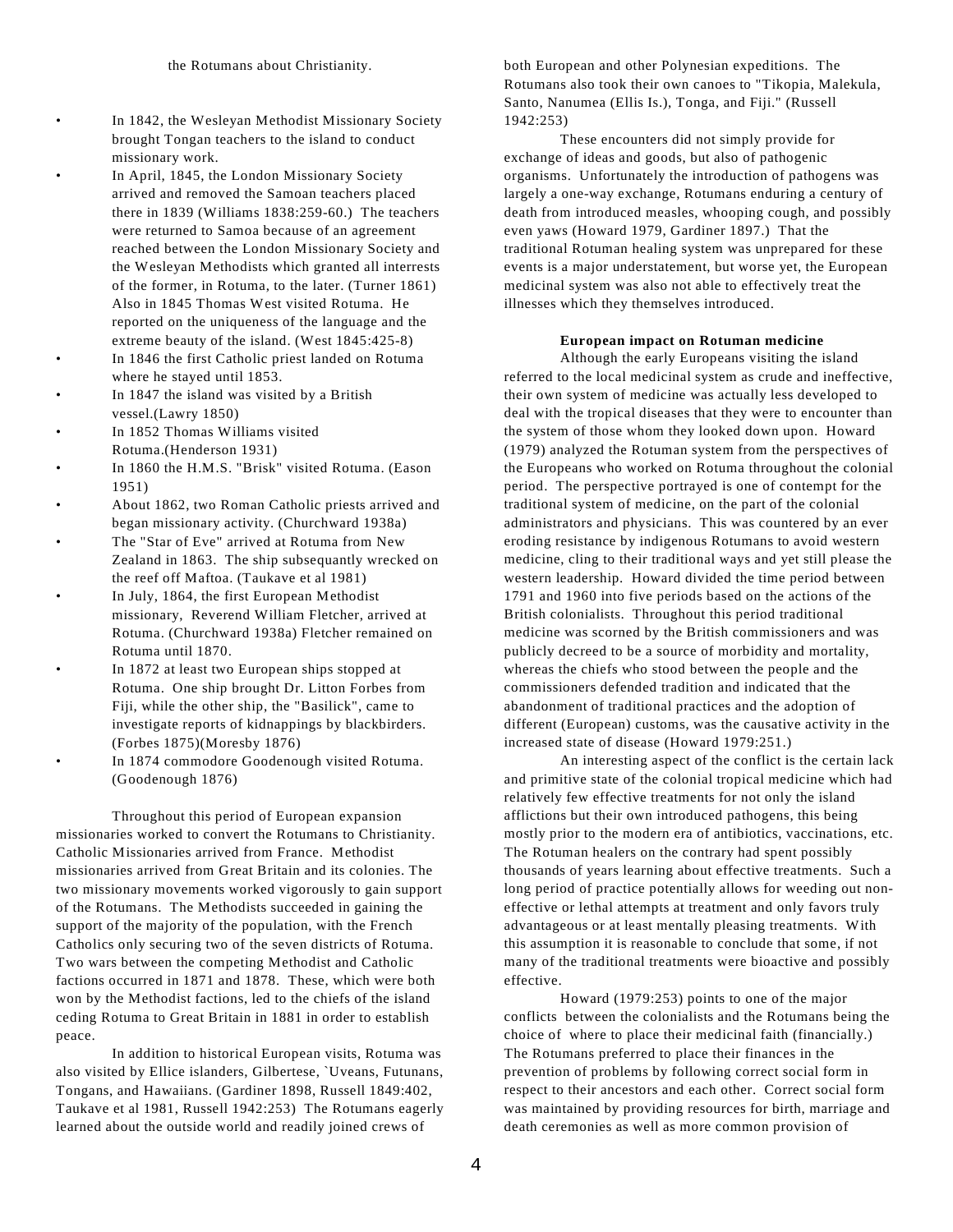the Rotumans about Christianity.

- In 1842, the Wesleyan Methodist Missionary Society brought Tongan teachers to the island to conduct missionary work.
- In April, 1845, the London Missionary Society arrived and removed the Samoan teachers placed there in 1839 (Williams 1838:259-60.) The teachers were returned to Samoa because of an agreement reached between the London Missionary Society and the Wesleyan Methodists which granted all interrests of the former, in Rotuma, to the later. (Turner 1861) Also in 1845 Thomas West visited Rotuma. He reported on the uniqueness of the language and the extreme beauty of the island. (West 1845:425-8)
- In 1846 the first Catholic priest landed on Rotuma where he stayed until 1853.
- In 1847 the island was visited by a British vessel.(Lawry 1850)
- In 1852 Thomas Williams visited Rotuma.(Henderson 1931)
- In 1860 the H.M.S. "Brisk" visited Rotuma. (Eason 1951)
- About 1862, two Roman Catholic priests arrived and began missionary activity. (Churchward 1938a)
- The "Star of Eve" arrived at Rotuma from New Zealand in 1863. The ship subsequantly wrecked on the reef off Maftoa. (Taukave et al 1981)
- In July, 1864, the first European Methodist missionary, Reverend William Fletcher, arrived at Rotuma. (Churchward 1938a) Fletcher remained on Rotuma until 1870.
- In 1872 at least two European ships stopped at Rotuma. One ship brought Dr. Litton Forbes from Fiji, while the other ship, the "Basilick", came to investigate reports of kidnappings by blackbirders. (Forbes 1875)(Moresby 1876)
- In 1874 commodore Goodenough visited Rotuma. (Goodenough 1876)

Throughout this period of European expansion missionaries worked to convert the Rotumans to Christianity. Catholic Missionaries arrived from France. Methodist missionaries arrived from Great Britain and its colonies. The two missionary movements worked vigorously to gain support of the Rotumans. The Methodists succeeded in gaining the support of the majority of the population, with the French Catholics only securing two of the seven districts of Rotuma. Two wars between the competing Methodist and Catholic factions occurred in 1871 and 1878. These, which were both won by the Methodist factions, led to the chiefs of the island ceding Rotuma to Great Britain in 1881 in order to establish peace.

In addition to historical European visits, Rotuma was also visited by Ellice islanders, Gilbertese, `Uveans, Futunans, Tongans, and Hawaiians. (Gardiner 1898, Russell 1849:402, Taukave et al 1981, Russell 1942:253) The Rotumans eagerly learned about the outside world and readily joined crews of both European and other Polynesian expeditions. The Rotumans also took their own canoes to "Tikopia, Malekula, Santo, Nanumea (Ellis Is.), Tonga, and Fiji." (Russell 1942:253)

These encounters did not simply provide for exchange of ideas and goods, but also of pathogenic organisms. Unfortunately the introduction of pathogens was largely a one-way exchange, Rotumans enduring a century of death from introduced measles, whooping cough, and possibly even yaws (Howard 1979, Gardiner 1897.) That the traditional Rotuman healing system was unprepared for these events is a major understatement, but worse yet, the European medicinal system was also not able to effectively treat the illnesses which they themselves introduced.

**European impact on Rotuman medicine**

Although the early Europeans visiting the island referred to the local medicinal system as crude and ineffective, their own system of medicine was actually less developed to deal with the tropical diseases that they were to encounter than the system of those whom they looked down upon. Howard (1979) analyzed the Rotuman system from the perspectives of the Europeans who worked on Rotuma throughout the colonial period. The perspective portrayed is one of contempt for the traditional system of medicine, on the part of the colonial administrators and physicians. This was countered by an ever eroding resistance by indigenous Rotumans to avoid western medicine, cling to their traditional ways and yet still please the western leadership. Howard divided the time period between 1791 and 1960 into five periods based on the actions of the British colonialists. Throughout this period traditional medicine was scorned by the British commissioners and was publicly decreed to be a source of morbidity and mortality, whereas the chiefs who stood between the people and the commissioners defended tradition and indicated that the abandonment of traditional practices and the adoption of different (European) customs, was the causative activity in the increased state of disease (Howard 1979:251.)

An interesting aspect of the conflict is the certain lack and primitive state of the colonial tropical medicine which had relatively few effective treatments for not only the island afflictions but their own introduced pathogens, this being mostly prior to the modern era of antibiotics, vaccinations, etc. The Rotuman healers on the contrary had spent possibly thousands of years learning about effective treatments. Such a long period of practice potentially allows for weeding out non-effective or lethal attempts at treatment and only favors truly advantageous or at least mentally pleasing treatments. With this assumption it is reasonable to conclude that some, if not many of the traditional treatments were bioactive and possibly effective.

Howard (1979:253) points to one of the major conflicts between the colonialists and the Rotumans being the choice of where to place their medicinal faith (financially.) The Rotumans preferred to place their finances in the prevention of problems by following correct social form in respect to their ancestors and each other. Correct social form was maintained by providing resources for birth, marriage and death ceremonies as well as more common provision of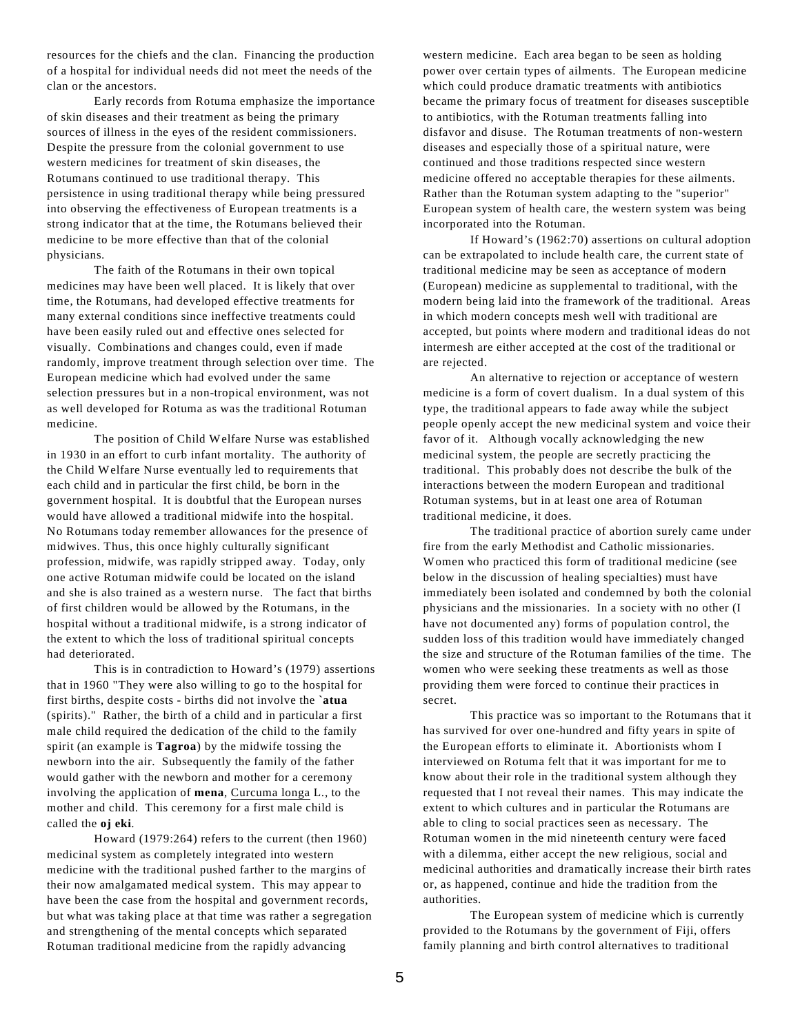resources for the chiefs and the clan. Financing the production of a hospital for individual needs did not meet the needs of the clan or the ancestors.

Early records from Rotuma emphasize the importance of skin diseases and their treatment as being the primary sources of illness in the eyes of the resident commissioners. Despite the pressure from the colonial government to use western medicines for treatment of skin diseases, the Rotumans continued to use traditional therapy. This persistence in using traditional therapy while being pressured into observing the effectiveness of European treatments is a strong indicator that at the time, the Rotumans believed their medicine to be more effective than that of the colonial physicians.

The faith of the Rotumans in their own topical medicines may have been well placed. It is likely that over time, the Rotumans, had developed effective treatments for many external conditions since ineffective treatments could have been easily ruled out and effective ones selected for visually. Combinations and changes could, even if made randomly, improve treatment through selection over time. The European medicine which had evolved under the same selection pressures but in a non-tropical environment, was not as well developed for Rotuma as was the traditional Rotuman medicine.

The position of Child Welfare Nurse was established in 1930 in an effort to curb infant mortality. The authority of the Child Welfare Nurse eventually led to requirements that each child and in particular the first child, be born in the government hospital. It is doubtful that the European nurses would have allowed a traditional midwife into the hospital. No Rotumans today remember allowances for the presence of midwives. Thus, this once highly culturally significant profession, midwife, was rapidly stripped away. Today, only one active Rotuman midwife could be located on the island and she is also trained as a western nurse. The fact that births of first children would be allowed by the Rotumans, in the hospital without a traditional midwife, is a strong indicator of the extent to which the loss of traditional spiritual concepts had deteriorated.

This is in contradiction to Howard's (1979) assertions that in 1960 "They were also willing to go to the hospital for first births, despite costs - births did not involve the **`atua** (spirits)." Rather, the birth of a child and in particular a first male child required the dedication of the child to the family spirit (an example is **Tagroa**) by the midwife tossing the newborn into the air. Subsequently the family of the father would gather with the newborn and mother for a ceremony involving the application of **mena**, Curcuma longa L., to the mother and child. This ceremony for a first male child is called the **oj eki**.

Howard (1979:264) refers to the current (then 1960) medicinal system as completely integrated into western medicine with the traditional pushed farther to the margins of their now amalgamated medical system. This may appear to have been the case from the hospital and government records, but what was taking place at that time was rather a segregation and strengthening of the mental concepts which separated Rotuman traditional medicine from the rapidly advancing western medicine. Each area began to be seen as holding power over certain types of ailments. The European medicine which could produce dramatic treatments with antibiotics became the primary focus of treatment for diseases susceptible to antibiotics, with the Rotuman treatments falling into disfavor and disuse. The Rotuman treatments of non-western diseases and especially those of a spiritual nature, were continued and those traditions respected since western medicine offered no acceptable therapies for these ailments. Rather than the Rotuman system adapting to the "superior" European system of health care, the western system was being incorporated into the Rotuman.

If Howard's (1962:70) assertions on cultural adoption can be extrapolated to include health care, the current state of traditional medicine may be seen as acceptance of modern (European) medicine as supplemental to traditional, with the modern being laid into the framework of the traditional. Areas in which modern concepts mesh well with traditional are accepted, but points where modern and traditional ideas do not intermesh are either accepted at the cost of the traditional or are rejected.

An alternative to rejection or acceptance of western medicine is a form of covert dualism. In a dual system of this type, the traditional appears to fade away while the subject people openly accept the new medicinal system and voice their favor of it. Although vocally acknowledging the new medicinal system, the people are secretly practicing the traditional. This probably does not describe the bulk of the interactions between the modern European and traditional Rotuman systems, but in at least one area of Rotuman traditional medicine, it does.

The traditional practice of abortion surely came under fire from the early Methodist and Catholic missionaries. Women who practiced this form of traditional medicine (see below in the discussion of healing specialties) must have immediately been isolated and condemned by both the colonial physicians and the missionaries. In a society with no other (I have not documented any) forms of population control, the sudden loss of this tradition would have immediately changed the size and structure of the Rotuman families of the time. The women who were seeking these treatments as well as those providing them were forced to continue their practices in secret.

This practice was so important to the Rotumans that it has survived for over one-hundred and fifty years in spite of the European efforts to eliminate it. Abortionists whom I interviewed on Rotuma felt that it was important for me to know about their role in the traditional system although they requested that I not reveal their names. This may indicate the extent to which cultures and in particular the Rotumans are able to cling to social practices seen as necessary. The Rotuman women in the mid nineteenth century were faced with a dilemma, either accept the new religious, social and medicinal authorities and dramatically increase their birth rates or, as happened, continue and hide the tradition from the authorities.

The European system of medicine which is currently provided to the Rotumans by the government of Fiji, offers family planning and birth control alternatives to traditional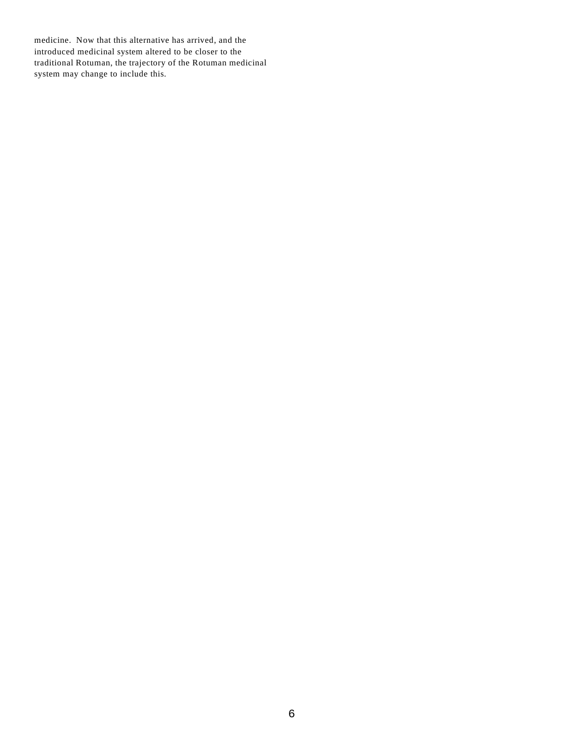medicine. Now that this alternative has arrived, and the introduced medicinal system altered to be closer to the traditional Rotuman, the trajectory of the Rotuman medicinal system may change to include this.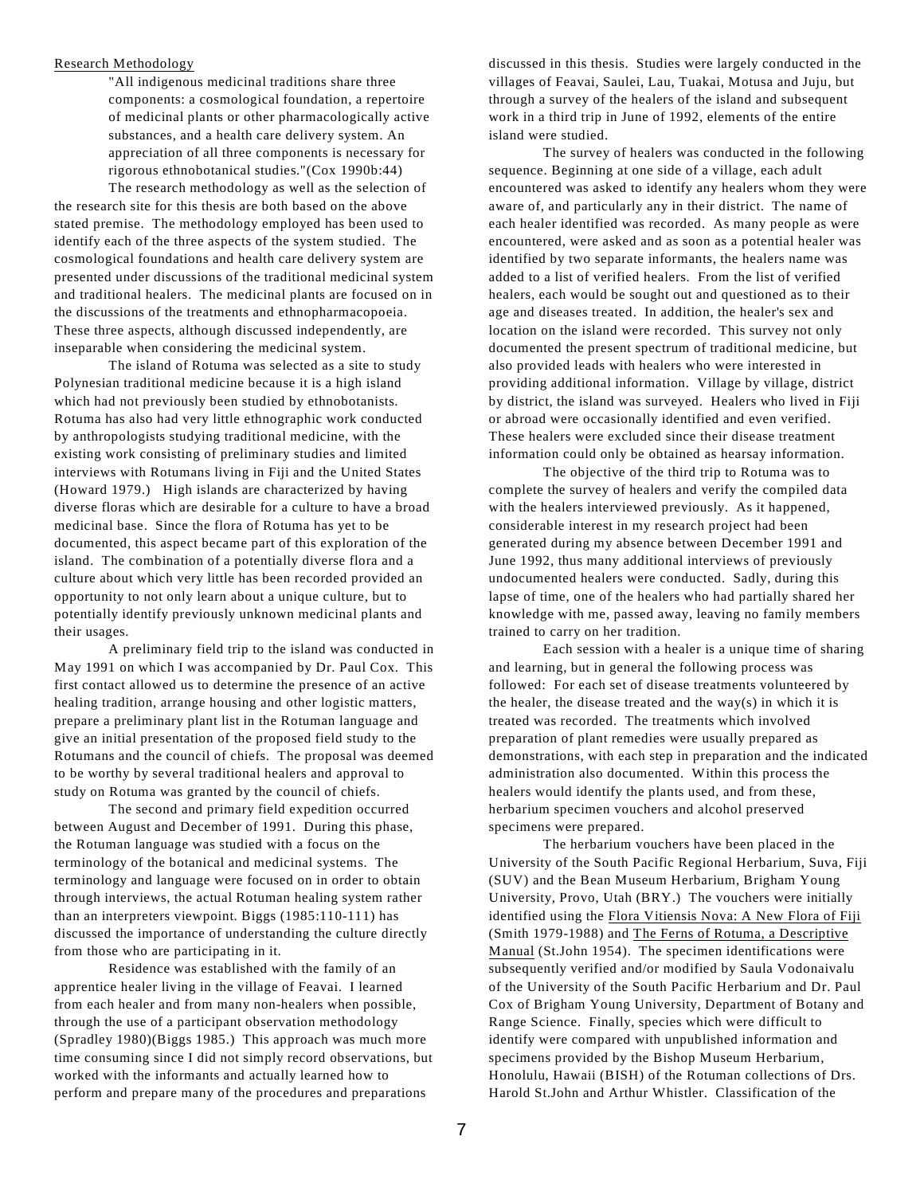Research Methodology

> "All indigenous medicinal traditions share three components: a cosmological foundation, a repertoire of medicinal plants or other pharmacologically active substances, and a health care delivery system. An appreciation of all three components is necessary for rigorous ethnobotanical studies."(Cox 1990b:44)

The research methodology as well as the selection of the research site for this thesis are both based on the above stated premise. The methodology employed has been used to identify each of the three aspects of the system studied. The cosmological foundations and health care delivery system are presented under discussions of the traditional medicinal system and traditional healers. The medicinal plants are focused on in the discussions of the treatments and ethnopharmacopoeia. These three aspects, although discussed independently, are inseparable when considering the medicinal system.

The island of Rotuma was selected as a site to study Polynesian traditional medicine because it is a high island which had not previously been studied by ethnobotanists. Rotuma has also had very little ethnographic work conducted by anthropologists studying traditional medicine, with the existing work consisting of preliminary studies and limited interviews with Rotumans living in Fiji and the United States (Howard 1979.) High islands are characterized by having diverse floras which are desirable for a culture to have a broad medicinal base. Since the flora of Rotuma has yet to be documented, this aspect became part of this exploration of the island. The combination of a potentially diverse flora and a culture about which very little has been recorded provided an opportunity to not only learn about a unique culture, but to potentially identify previously unknown medicinal plants and their usages.

A preliminary field trip to the island was conducted in May 1991 on which I was accompanied by Dr. Paul Cox. This first contact allowed us to determine the presence of an active healing tradition, arrange housing and other logistic matters, prepare a preliminary plant list in the Rotuman language and give an initial presentation of the proposed field study to the Rotumans and the council of chiefs. The proposal was deemed to be worthy by several traditional healers and approval to study on Rotuma was granted by the council of chiefs.

The second and primary field expedition occurred between August and December of 1991. During this phase, the Rotuman language was studied with a focus on the terminology of the botanical and medicinal systems. The terminology and language were focused on in order to obtain through interviews, the actual Rotuman healing system rather than an interpreters viewpoint. Biggs (1985:110-111) has discussed the importance of understanding the culture directly from those who are participating in it.

Residence was established with the family of an apprentice healer living in the village of Feavai. I learned from each healer and from many non-healers when possible, through the use of a participant observation methodology (Spradley 1980)(Biggs 1985.) This approach was much more time consuming since I did not simply record observations, but worked with the informants and actually learned how to perform and prepare many of the procedures and preparations discussed in this thesis. Studies were largely conducted in the villages of Feavai, Saulei, Lau, Tuakai, Motusa and Juju, but through a survey of the healers of the island and subsequent work in a third trip in June of 1992, elements of the entire island were studied.

The survey of healers was conducted in the following sequence. Beginning at one side of a village, each adult encountered was asked to identify any healers whom they were aware of, and particularly any in their district. The name of each healer identified was recorded. As many people as were encountered, were asked and as soon as a potential healer was identified by two separate informants, the healers name was added to a list of verified healers. From the list of verified healers, each would be sought out and questioned as to their age and diseases treated. In addition, the healer's sex and location on the island were recorded. This survey not only documented the present spectrum of traditional medicine, but also provided leads with healers who were interested in providing additional information. Village by village, district by district, the island was surveyed. Healers who lived in Fiji or abroad were occasionally identified and even verified. These healers were excluded since their disease treatment information could only be obtained as hearsay information.

The objective of the third trip to Rotuma was to complete the survey of healers and verify the compiled data with the healers interviewed previously. As it happened, considerable interest in my research project had been generated during my absence between December 1991 and June 1992, thus many additional interviews of previously undocumented healers were conducted. Sadly, during this lapse of time, one of the healers who had partially shared her knowledge with me, passed away, leaving no family members trained to carry on her tradition.

Each session with a healer is a unique time of sharing and learning, but in general the following process was followed: For each set of disease treatments volunteered by the healer, the disease treated and the way(s) in which it is treated was recorded. The treatments which involved preparation of plant remedies were usually prepared as demonstrations, with each step in preparation and the indicated administration also documented. Within this process the healers would identify the plants used, and from these, herbarium specimen vouchers and alcohol preserved specimens were prepared.

The herbarium vouchers have been placed in the University of the South Pacific Regional Herbarium, Suva, Fiji (SUV) and the Bean Museum Herbarium, Brigham Young University, Provo, Utah (BRY.) The vouchers were initially identified using the Flora Vitiensis Nova: A New Flora of Fiji (Smith 1979-1988) and The Ferns of Rotuma, a Descriptive Manual (St.John 1954). The specimen identifications were subsequently verified and/or modified by Saula Vodonaivalu of the University of the South Pacific Herbarium and Dr. Paul Cox of Brigham Young University, Department of Botany and Range Science. Finally, species which were difficult to identify were compared with unpublished information and specimens provided by the Bishop Museum Herbarium, Honolulu, Hawaii (BISH) of the Rotuman collections of Drs. Harold St.John and Arthur Whistler. Classification of the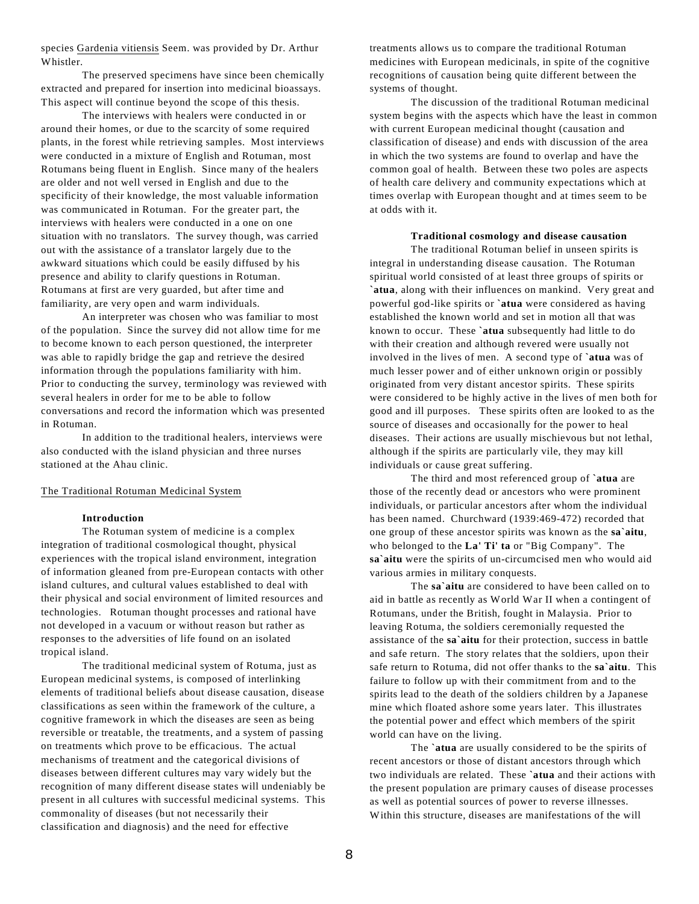species Gardenia vitiensis Seem. was provided by Dr. Arthur Whistler.

The preserved specimens have since been chemically extracted and prepared for insertion into medicinal bioassays. This aspect will continue beyond the scope of this thesis.

The interviews with healers were conducted in or around their homes, or due to the scarcity of some required plants, in the forest while retrieving samples. Most interviews were conducted in a mixture of English and Rotuman, most Rotumans being fluent in English. Since many of the healers are older and not well versed in English and due to the specificity of their knowledge, the most valuable information was communicated in Rotuman. For the greater part, the interviews with healers were conducted in a one on one situation with no translators. The survey though, was carried out with the assistance of a translator largely due to the awkward situations which could be easily diffused by his presence and ability to clarify questions in Rotuman. Rotumans at first are very guarded, but after time and familiarity, are very open and warm individuals.

An interpreter was chosen who was familiar to most of the population. Since the survey did not allow time for me to become known to each person questioned, the interpreter was able to rapidly bridge the gap and retrieve the desired information through the populations familiarity with him. Prior to conducting the survey, terminology was reviewed with several healers in order for me to be able to follow conversations and record the information which was presented in Rotuman.

In addition to the traditional healers, interviews were also conducted with the island physician and three nurses stationed at the Ahau clinic.

## The Traditional Rotuman Medicinal System

### Introduction

The Rotuman system of medicine is a complex integration of traditional cosmological thought, physical experiences with the tropical island environment, integration of information gleaned from pre-European contacts with other island cultures, and cultural values established to deal with their physical and social environment of limited resources and technologies. Rotuman thought processes and rational have not developed in a vacuum or without reason but rather as responses to the adversities of life found on an isolated tropical island.

The traditional medicinal system of Rotuma, just as European medicinal systems, is composed of interlinking elements of traditional beliefs about disease causation, disease classifications as seen within the framework of the culture, a cognitive framework in which the diseases are seen as being reversible or treatable, the treatments, and a system of passing on treatments which prove to be efficacious. The actual mechanisms of treatment and the categorical divisions of diseases between different cultures may vary widely but the recognition of many different disease states will undeniably be present in all cultures with successful medicinal systems. This commonality of diseases (but not necessarily their classification and diagnosis) and the need for effective treatments allows us to compare the traditional Rotuman medicines with European medicinals, in spite of the cognitive recognitions of causation being quite different between the systems of thought.

The discussion of the traditional Rotuman medicinal system begins with the aspects which have the least in common with current European medicinal thought (causation and classification of disease) and ends with discussion of the area in which the two systems are found to overlap and have the common goal of health. Between these two poles are aspects of health care delivery and community expectations which at times overlap with European thought and at times seem to be at odds with it.

### Traditional cosmology and disease causation

The traditional Rotuman belief in unseen spirits is integral in understanding disease causation. The Rotuman spiritual world consisted of at least three groups of spirits or **`atua**, along with their influences on mankind. Very great and powerful god-like spirits or **`atua** were considered as having established the known world and set in motion all that was known to occur. These **`atua** subsequently had little to do with their creation and although revered were usually not involved in the lives of men. A second type of **`atua** was of much lesser power and of either unknown origin or possibly originated from very distant ancestor spirits. These spirits were considered to be highly active in the lives of men both for good and ill purposes. These spirits often are looked to as the source of diseases and occasionally for the power to heal diseases. Their actions are usually mischievous but not lethal, although if the spirits are particularly vile, they may kill individuals or cause great suffering.

The third and most referenced group of **`atua** are those of the recently dead or ancestors who were prominent individuals, or particular ancestors after whom the individual has been named. Churchward (1939:469-472) recorded that one group of these ancestor spirits was known as the **sa`aitu**, who belonged to the **La' Ti' ta** or "Big Company". The **sa`aitu** were the spirits of un-circumcised men who would aid various armies in military conquests.

The **sa`aitu** are considered to have been called on to aid in battle as recently as World War II when a contingent of Rotumans, under the British, fought in Malaysia. Prior to leaving Rotuma, the soldiers ceremonially requested the assistance of the **sa`aitu** for their protection, success in battle and safe return. The story relates that the soldiers, upon their safe return to Rotuma, did not offer thanks to the **sa`aitu**. This failure to follow up with their commitment from and to the spirits lead to the death of the soldiers children by a Japanese mine which floated ashore some years later. This illustrates the potential power and effect which members of the spirit world can have on the living.

The **`atua** are usually considered to be the spirits of recent ancestors or those of distant ancestors through which two individuals are related. These **`atua** and their actions with the present population are primary causes of disease processes as well as potential sources of power to reverse illnesses. Within this structure, diseases are manifestations of the will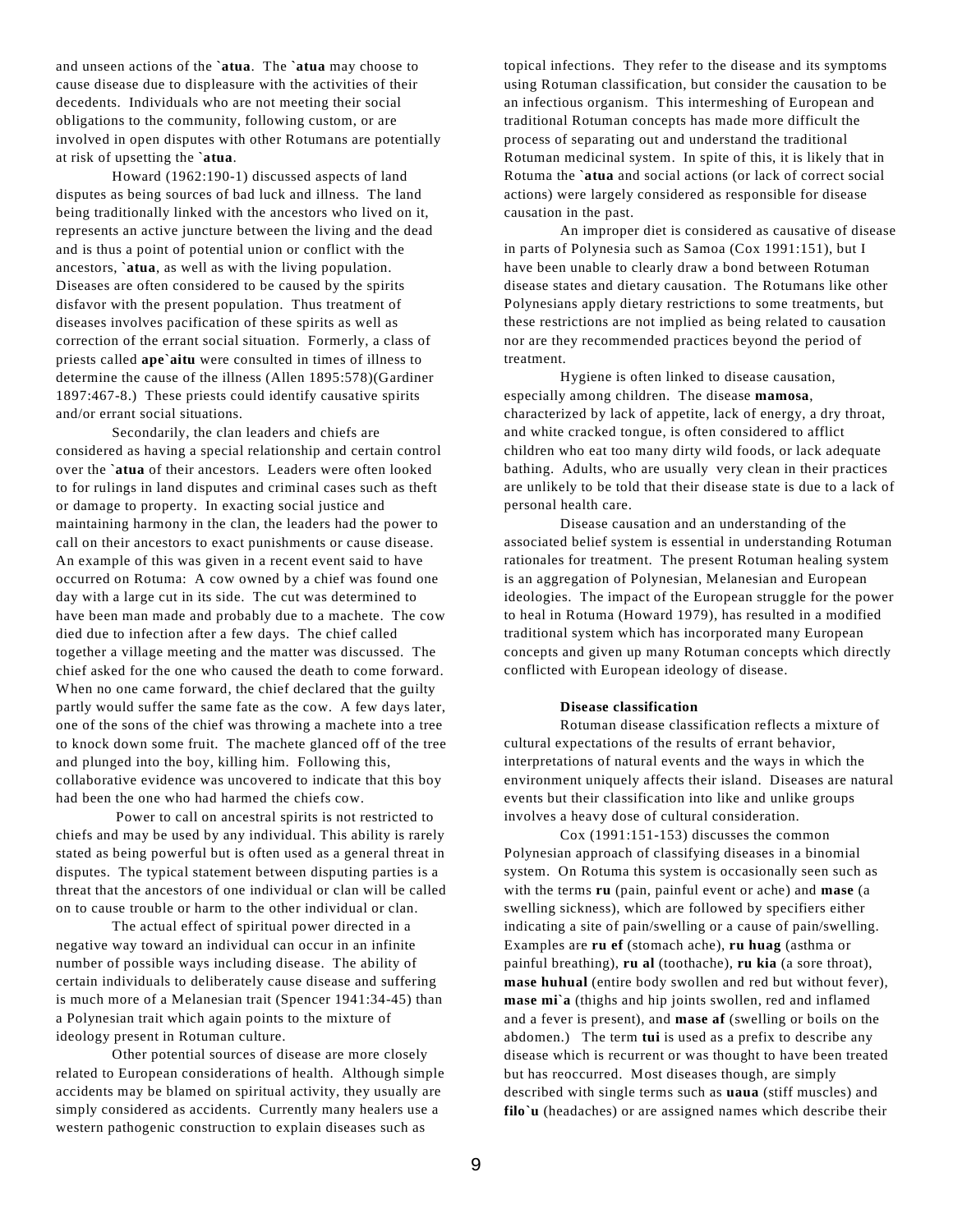and unseen actions of the **`atua**. The **`atua** may choose to cause disease due to displeasure with the activities of their decedents. Individuals who are not meeting their social obligations to the community, following custom, or are involved in open disputes with other Rotumans are potentially at risk of upsetting the **`atua**.

Howard (1962:190-1) discussed aspects of land disputes as being sources of bad luck and illness. The land being traditionally linked with the ancestors who lived on it, represents an active juncture between the living and the dead and is thus a point of potential union or conflict with the ancestors, **`atua**, as well as with the living population. Diseases are often considered to be caused by the spirits disfavor with the present population. Thus treatment of diseases involves pacification of these spirits as well as correction of the errant social situation. Formerly, a class of priests called **ape`aitu** were consulted in times of illness to determine the cause of the illness (Allen 1895:578)(Gardiner 1897:467-8.) These priests could identify causative spirits and/or errant social situations.

Secondarily, the clan leaders and chiefs are considered as having a special relationship and certain control over the **`atua** of their ancestors. Leaders were often looked to for rulings in land disputes and criminal cases such as theft or damage to property. In exacting social justice and maintaining harmony in the clan, the leaders had the power to call on their ancestors to exact punishments or cause disease. An example of this was given in a recent event said to have occurred on Rotuma: A cow owned by a chief was found one day with a large cut in its side. The cut was determined to have been man made and probably due to a machete. The cow died due to infection after a few days. The chief called together a village meeting and the matter was discussed. The chief asked for the one who caused the death to come forward. When no one came forward, the chief declared that the guilty partly would suffer the same fate as the cow. A few days later, one of the sons of the chief was throwing a machete into a tree to knock down some fruit. The machete glanced off of the tree and plunged into the boy, killing him. Following this, collaborative evidence was uncovered to indicate that this boy had been the one who had harmed the chiefs cow.

Power to call on ancestral spirits is not restricted to chiefs and may be used by any individual. This ability is rarely stated as being powerful but is often used as a general threat in disputes. The typical statement between disputing parties is a threat that the ancestors of one individual or clan will be called on to cause trouble or harm to the other individual or clan.

The actual effect of spiritual power directed in a negative way toward an individual can occur in an infinite number of possible ways including disease. The ability of certain individuals to deliberately cause disease and suffering is much more of a Melanesian trait (Spencer 1941:34-45) than a Polynesian trait which again points to the mixture of ideology present in Rotuman culture.

Other potential sources of disease are more closely related to European considerations of health. Although simple accidents may be blamed on spiritual activity, they usually are simply considered as accidents. Currently many healers use a western pathogenic construction to explain diseases such as topical infections. They refer to the disease and its symptoms using Rotuman classification, but consider the causation to be an infectious organism. This intermeshing of European and traditional Rotuman concepts has made more difficult the process of separating out and understand the traditional Rotuman medicinal system. In spite of this, it is likely that in Rotuma the **`atua** and social actions (or lack of correct social actions) were largely considered as responsible for disease causation in the past.

An improper diet is considered as causative of disease in parts of Polynesia such as Samoa (Cox 1991:151), but I have been unable to clearly draw a bond between Rotuman disease states and dietary causation. The Rotumans like other Polynesians apply dietary restrictions to some treatments, but these restrictions are not implied as being related to causation nor are they recommended practices beyond the period of treatment.

Hygiene is often linked to disease causation, especially among children. The disease **mamosa**, characterized by lack of appetite, lack of energy, a dry throat, and white cracked tongue, is often considered to afflict children who eat too many dirty wild foods, or lack adequate bathing. Adults, who are usually very clean in their practices are unlikely to be told that their disease state is due to a lack of personal health care.

Disease causation and an understanding of the associated belief system is essential in understanding Rotuman rationales for treatment. The present Rotuman healing system is an aggregation of Polynesian, Melanesian and European ideologies. The impact of the European struggle for the power to heal in Rotuma (Howard 1979), has resulted in a modified traditional system which has incorporated many European concepts and given up many Rotuman concepts which directly conflicted with European ideology of disease.

### Disease classification

Rotuman disease classification reflects a mixture of cultural expectations of the results of errant behavior, interpretations of natural events and the ways in which the environment uniquely affects their island. Diseases are natural events but their classification into like and unlike groups involves a heavy dose of cultural consideration.

Cox (1991:151-153) discusses the common Polynesian approach of classifying diseases in a binomial system. On Rotuma this system is occasionally seen such as with the terms **ru** (pain, painful event or ache) and **mase** (a swelling sickness), which are followed by specifiers either indicating a site of pain/swelling or a cause of pain/swelling. Examples are **ru ef** (stomach ache), **ru huag** (asthma or painful breathing), **ru al** (toothache), **ru kia** (a sore throat), **mase huhual** (entire body swollen and red but without fever), **mase mi`a** (thighs and hip joints swollen, red and inflamed and a fever is present), and **mase af** (swelling or boils on the abdomen.) The term **tui** is used as a prefix to describe any disease which is recurrent or was thought to have been treated but has reoccurred. Most diseases though, are simply described with single terms such as **uaua** (stiff muscles) and **filo`u** (headaches) or are assigned names which describe their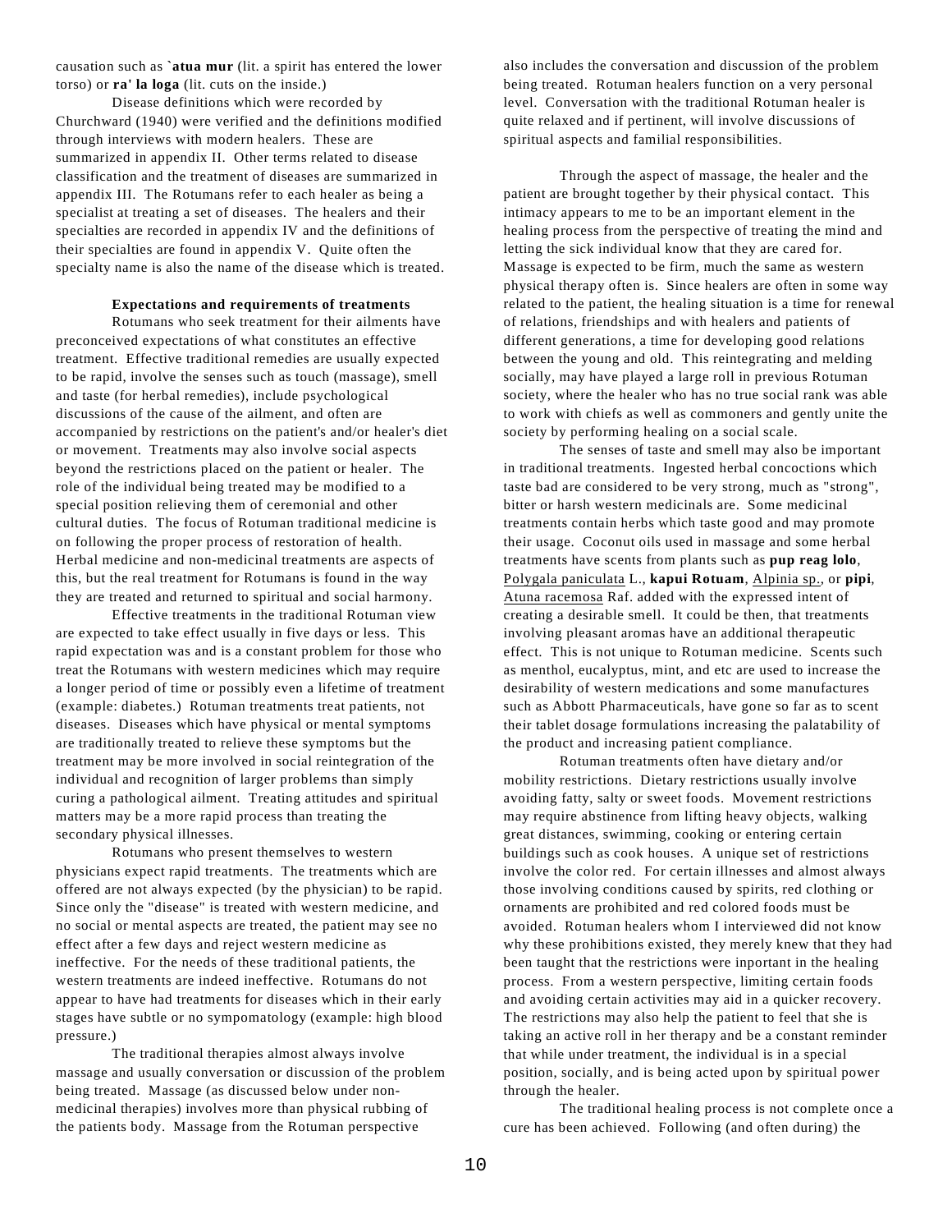causation such as **`atua mur** (lit. a spirit has entered the lower torso) or **ra' la loga** (lit. cuts on the inside.)

Disease definitions which were recorded by Churchward (1940) were verified and the definitions modified through interviews with modern healers. These are summarized in appendix II. Other terms related to disease classification and the treatment of diseases are summarized in appendix III. The Rotumans refer to each healer as being a specialist at treating a set of diseases. The healers and their specialties are recorded in appendix IV and the definitions of their specialties are found in appendix V. Quite often the specialty name is also the name of the disease which is treated.

### Expectations and requirements of treatments

Rotumans who seek treatment for their ailments have preconceived expectations of what constitutes an effective treatment. Effective traditional remedies are usually expected to be rapid, involve the senses such as touch (massage), smell and taste (for herbal remedies), include psychological discussions of the cause of the ailment, and often are accompanied by restrictions on the patient's and/or healer's diet or movement. Treatments may also involve social aspects beyond the restrictions placed on the patient or healer. The role of the individual being treated may be modified to a special position relieving them of ceremonial and other cultural duties. The focus of Rotuman traditional medicine is on following the proper process of restoration of health. Herbal medicine and non-medicinal treatments are aspects of this, but the real treatment for Rotumans is found in the way they are treated and returned to spiritual and social harmony.

Effective treatments in the traditional Rotuman view are expected to take effect usually in five days or less. This rapid expectation was and is a constant problem for those who treat the Rotumans with western medicines which may require a longer period of time or possibly even a lifetime of treatment (example: diabetes.) Rotuman treatments treat patients, not diseases. Diseases which have physical or mental symptoms are traditionally treated to relieve these symptoms but the treatment may be more involved in social reintegration of the individual and recognition of larger problems than simply curing a pathological ailment. Treating attitudes and spiritual matters may be a more rapid process than treating the secondary physical illnesses.

Rotumans who present themselves to western physicians expect rapid treatments. The treatments which are offered are not always expected (by the physician) to be rapid. Since only the "disease" is treated with western medicine, and no social or mental aspects are treated, the patient may see no effect after a few days and reject western medicine as ineffective. For the needs of these traditional patients, the western treatments are indeed ineffective. Rotumans do not appear to have had treatments for diseases which in their early stages have subtle or no sympomatology (example: high blood pressure.)

The traditional therapies almost always involve massage and usually conversation or discussion of the problem being treated. Massage (as discussed below under non-medicinal therapies) involves more than physical rubbing of the patients body. Massage from the Rotuman perspective also includes the conversation and discussion of the problem being treated. Rotuman healers function on a very personal level. Conversation with the traditional Rotuman healer is quite relaxed and if pertinent, will involve discussions of spiritual aspects and familial responsibilities.

Through the aspect of massage, the healer and the patient are brought together by their physical contact. This intimacy appears to me to be an important element in the healing process from the perspective of treating the mind and letting the sick individual know that they are cared for. Massage is expected to be firm, much the same as western physical therapy often is. Since healers are often in some way related to the patient, the healing situation is a time for renewal of relations, friendships and with healers and patients of different generations, a time for developing good relations between the young and old. This reintegrating and melding socially, may have played a large roll in previous Rotuman society, where the healer who has no true social rank was able to work with chiefs as well as commoners and gently unite the society by performing healing on a social scale.

The senses of taste and smell may also be important in traditional treatments. Ingested herbal concoctions which taste bad are considered to be very strong, much as "strong", bitter or harsh western medicinals are. Some medicinal treatments contain herbs which taste good and may promote their usage. Coconut oils used in massage and some herbal treatments have scents from plants such as **pup reag lolo**, Polygala paniculata L., **kapui Rotuam**, Alpinia sp., or **pipi**, Atuna racemosa Raf. added with the expressed intent of creating a desirable smell. It could be then, that treatments involving pleasant aromas have an additional therapeutic effect. This is not unique to Rotuman medicine. Scents such as menthol, eucalyptus, mint, and etc are used to increase the desirability of western medications and some manufactures such as Abbott Pharmaceuticals, have gone so far as to scent their tablet dosage formulations increasing the palatability of the product and increasing patient compliance.

Rotuman treatments often have dietary and/or mobility restrictions. Dietary restrictions usually involve avoiding fatty, salty or sweet foods. Movement restrictions may require abstinence from lifting heavy objects, walking great distances, swimming, cooking or entering certain buildings such as cook houses. A unique set of restrictions involve the color red. For certain illnesses and almost always those involving conditions caused by spirits, red clothing or ornaments are prohibited and red colored foods must be avoided. Rotuman healers whom I interviewed did not know why these prohibitions existed, they merely knew that they had been taught that the restrictions were inportant in the healing process. From a western perspective, limiting certain foods and avoiding certain activities may aid in a quicker recovery. The restrictions may also help the patient to feel that she is taking an active roll in her therapy and be a constant reminder that while under treatment, the individual is in a special position, socially, and is being acted upon by spiritual power through the healer.

The traditional healing process is not complete once a cure has been achieved. Following (and often during) the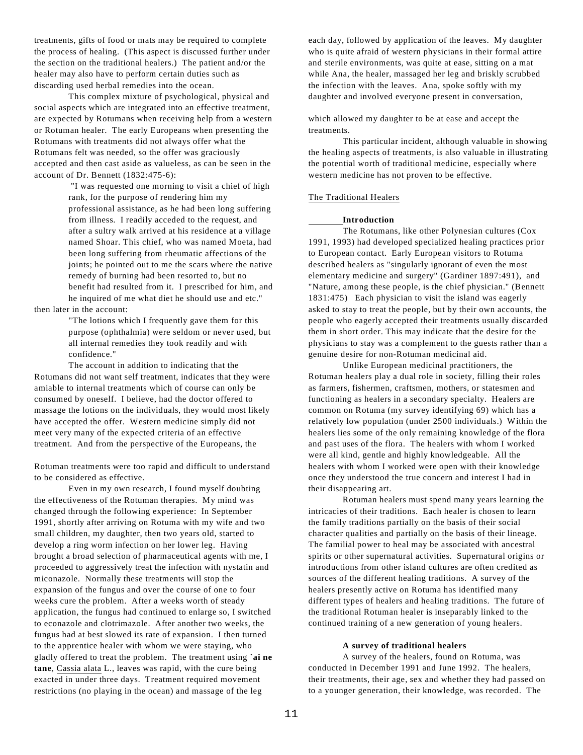treatments, gifts of food or mats may be required to complete the process of healing. (This aspect is discussed further under the section on the traditional healers.) The patient and/or the healer may also have to perform certain duties such as discarding used herbal remedies into the ocean.

This complex mixture of psychological, physical and social aspects which are integrated into an effective treatment, are expected by Rotumans when receiving help from a western or Rotuman healer. The early Europeans when presenting the Rotumans with treatments did not always offer what the Rotumans felt was needed, so the offer was graciously accepted and then cast aside as valueless, as can be seen in the account of Dr. Bennett (1832:475-6):

> "I was requested one morning to visit a chief of high rank, for the purpose of rendering him my professional assistance, as he had been long suffering from illness. I readily acceded to the request, and after a sultry walk arrived at his residence at a village named Shoar. This chief, who was named Moeta, had been long suffering from rheumatic affections of the joints; he pointed out to me the scars where the native remedy of burning had been resorted to, but no benefit had resulted from it. I prescribed for him, and he inquired of me what diet he should use and etc."

then later in the account:

> "The lotions which I frequently gave them for this purpose (ophthalmia) were seldom or never used, but all internal remedies they took readily and with confidence."

The account in addition to indicating that the Rotumans did not want self treatment, indicates that they were amiable to internal treatments which of course can only be consumed by oneself. I believe, had the doctor offered to massage the lotions on the individuals, they would most likely have accepted the offer. Western medicine simply did not meet very many of the expected criteria of an effective treatment. And from the perspective of the Europeans, the Rotuman treatments were too rapid and difficult to understand to be considered as effective.

Even in my own research, I found myself doubting the effectiveness of the Rotuman therapies. My mind was changed through the following experience: In September 1991, shortly after arriving on Rotuma with my wife and two small children, my daughter, then two years old, started to develop a ring worm infection on her lower leg. Having brought a broad selection of pharmaceutical agents with me, I proceeded to aggressively treat the infection with nystatin and miconazole. Normally these treatments will stop the expansion of the fungus and over the course of one to four weeks cure the problem. After a weeks worth of steady application, the fungus had continued to enlarge so, I switched to econazole and clotrimazole. After another two weeks, the fungus had at best slowed its rate of expansion. I then turned to the apprentice healer with whom we were staying, who gladly offered to treat the problem. The treatment using **`ai ne tane**, Cassia alata L., leaves was rapid, with the cure being exacted in under three days. Treatment required movement restrictions (no playing in the ocean) and massage of the leg each day, followed by application of the leaves. My daughter who is quite afraid of western physicians in their formal attire and sterile environments, was quite at ease, sitting on a mat while Ana, the healer, massaged her leg and briskly scrubbed the infection with the leaves. Ana, spoke softly with my daughter and involved everyone present in conversation, which allowed my daughter to be at ease and accept the treatments.

This particular incident, although valuable in showing the healing aspects of treatments, is also valuable in illustrating the potential worth of traditional medicine, especially where western medicine has not proven to be effective.

## The Traditional Healers

### Introduction

The Rotumans, like other Polynesian cultures (Cox 1991, 1993) had developed specialized healing practices prior to European contact. Early European visitors to Rotuma described healers as "singularly ignorant of even the most elementary medicine and surgery" (Gardiner 1897:491), and "Nature, among these people, is the chief physician." (Bennett 1831:475) Each physician to visit the island was eagerly asked to stay to treat the people, but by their own accounts, the people who eagerly accepted their treatments usually discarded them in short order. This may indicate that the desire for the physicians to stay was a complement to the guests rather than a genuine desire for non-Rotuman medicinal aid.

Unlike European medicinal practitioners, the Rotuman healers play a dual role in society, filling their roles as farmers, fishermen, craftsmen, mothers, or statesmen and functioning as healers in a secondary specialty. Healers are common on Rotuma (my survey identifying 69) which has a relatively low population (under 2500 individuals.) Within the healers lies some of the only remaining knowledge of the flora and past uses of the flora. The healers with whom I worked were all kind, gentle and highly knowledgeable. All the healers with whom I worked were open with their knowledge once they understood the true concern and interest I had in their disappearing art.

Rotuman healers must spend many years learning the intricacies of their traditions. Each healer is chosen to learn the family traditions partially on the basis of their social character qualities and partially on the basis of their lineage. The familial power to heal may be associated with ancestral spirits or other supernatural activities. Supernatural origins or introductions from other island cultures are often credited as sources of the different healing traditions. A survey of the healers presently active on Rotuma has identified many different types of healers and healing traditions. The future of the traditional Rotuman healer is inseparably linked to the continued training of a new generation of young healers.

### A survey of traditional healers

A survey of the healers, found on Rotuma, was conducted in December 1991 and June 1992. The healers, their treatments, their age, sex and whether they had passed on to a younger generation, their knowledge, was recorded. The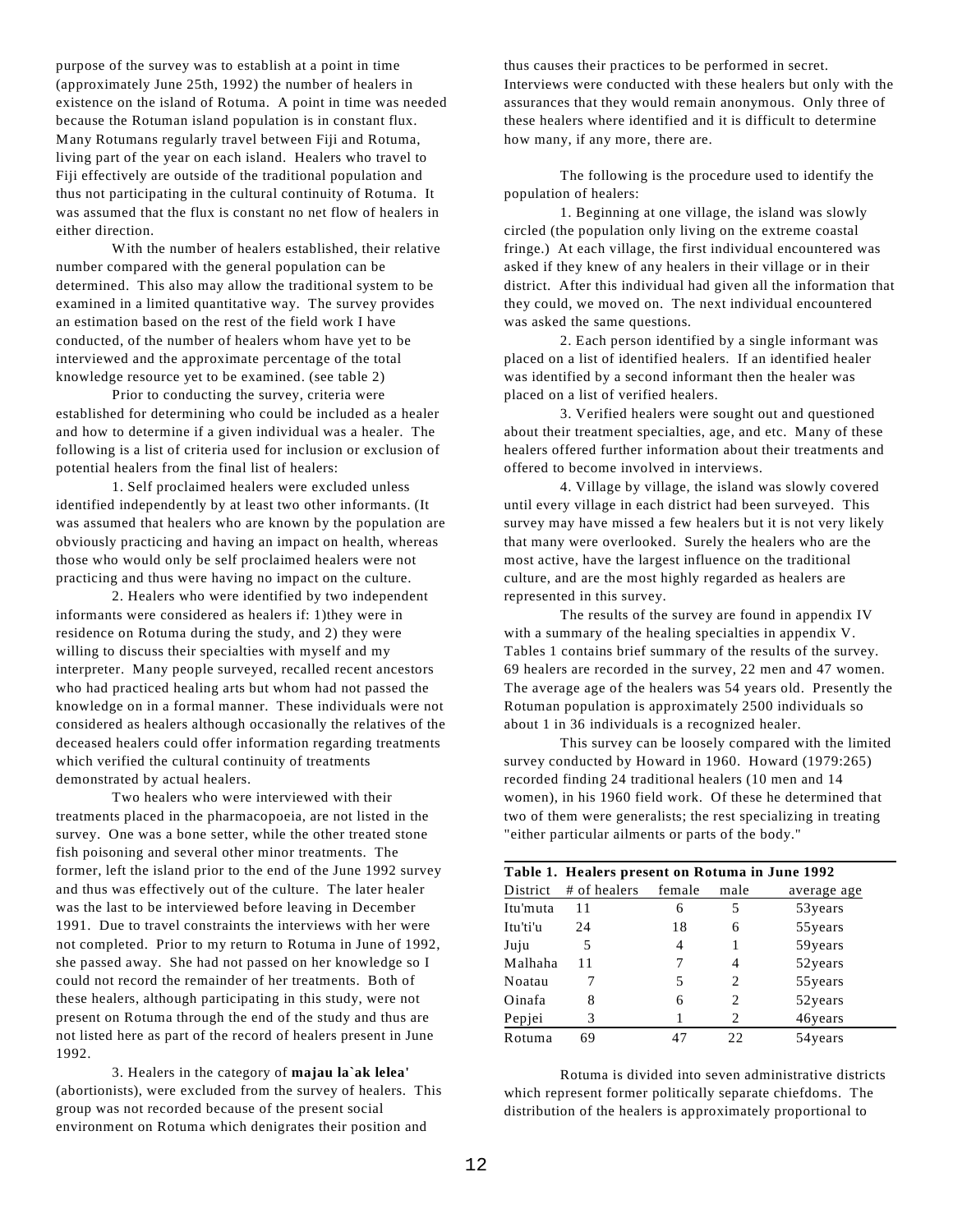purpose of the survey was to establish at a point in time (approximately June 25th, 1992) the number of healers in existence on the island of Rotuma. A point in time was needed because the Rotuman island population is in constant flux. Many Rotumans regularly travel between Fiji and Rotuma, living part of the year on each island. Healers who travel to Fiji effectively are outside of the traditional population and thus not participating in the cultural continuity of Rotuma. It was assumed that the flux is constant no net flow of healers in either direction.

With the number of healers established, their relative number compared with the general population can be determined. This also may allow the traditional system to be examined in a limited quantitative way. The survey provides an estimation based on the rest of the field work I have conducted, of the number of healers whom have yet to be interviewed and the approximate percentage of the total knowledge resource yet to be examined. (see table 2)

Prior to conducting the survey, criteria were established for determining who could be included as a healer and how to determine if a given individual was a healer. The following is a list of criteria used for inclusion or exclusion of potential healers from the final list of healers:

1. Self proclaimed healers were excluded unless identified independently by at least two other informants. (It was assumed that healers who are known by the population are obviously practicing and having an impact on health, whereas those who would only be self proclaimed healers were not practicing and thus were having no impact on the culture.

2. Healers who were identified by two independent informants were considered as healers if: 1)they were in residence on Rotuma during the study, and 2) they were willing to discuss their specialties with myself and my interpreter. Many people surveyed, recalled recent ancestors who had practiced healing arts but whom had not passed the knowledge on in a formal manner. These individuals were not considered as healers although occasionally the relatives of the deceased healers could offer information regarding treatments which verified the cultural continuity of treatments demonstrated by actual healers.

Two healers who were interviewed with their treatments placed in the pharmacopoeia, are not listed in the survey. One was a bone setter, while the other treated stone fish poisoning and several other minor treatments. The former, left the island prior to the end of the June 1992 survey and thus was effectively out of the culture. The later healer was the last to be interviewed before leaving in December 1991. Due to travel constraints the interviews with her were not completed. Prior to my return to Rotuma in June of 1992, she passed away. She had not passed on her knowledge so I could not record the remainder of her treatments. Both of these healers, although participating in this study, were not present on Rotuma through the end of the study and thus are not listed here as part of the record of healers present in June 1992.

3. Healers in the category of **majau la`ak lelea'** (abortionists), were excluded from the survey of healers. This group was not recorded because of the present social environment on Rotuma which denigrates their position and thus causes their practices to be performed in secret. Interviews were conducted with these healers but only with the assurances that they would remain anonymous. Only three of these healers where identified and it is difficult to determine how many, if any more, there are.

The following is the procedure used to identify the population of healers:

1. Beginning at one village, the island was slowly circled (the population only living on the extreme coastal fringe.) At each village, the first individual encountered was asked if they knew of any healers in their village or in their district. After this individual had given all the information that they could, we moved on. The next individual encountered was asked the same questions.

2. Each person identified by a single informant was placed on a list of identified healers. If an identified healer was identified by a second informant then the healer was placed on a list of verified healers.

3. Verified healers were sought out and questioned about their treatment specialties, age, and etc. Many of these healers offered further information about their treatments and offered to become involved in interviews.

4. Village by village, the island was slowly covered until every village in each district had been surveyed. This survey may have missed a few healers but it is not very likely that many were overlooked. Surely the healers who are the most active, have the largest influence on the traditional culture, and are the most highly regarded as healers are represented in this survey.

The results of the survey are found in appendix IV with a summary of the healing specialties in appendix V. Tables 1 contains brief summary of the results of the survey. 69 healers are recorded in the survey, 22 men and 47 women. The average age of the healers was 54 years old. Presently the Rotuman population is approximately 2500 individuals so about 1 in 36 individuals is a recognized healer.

This survey can be loosely compared with the limited survey conducted by Howard in 1960. Howard (1979:265) recorded finding 24 traditional healers (10 men and 14 women), in his 1960 field work. Of these he determined that two of them were generalists; the rest specializing in treating "either particular ailments or parts of the body."

**Table 1. Healers present on Rotuma in June 1992**

| District | # of healers | female | male | average age |
|---|---|---|---|---|
| Itu'muta | 11 | 6 | 5 | 53years |
| Itu'ti'u | 24 | 18 | 6 | 55years |
| Juju | 5 | 4 | 1 | 59years |
| Malhaha | 11 | 7 | 4 | 52years |
| Noatau | 7 | 5 | 2 | 55years |
| Oinafa | 8 | 6 | 2 | 52years |
| Pepjei | 3 | 1 | 2 | 46years |
| Rotuma | 69 | 47 | 22 | 54years |

Rotuma is divided into seven administrative districts which represent former politically separate chiefdoms. The distribution of the healers is approximately proportional to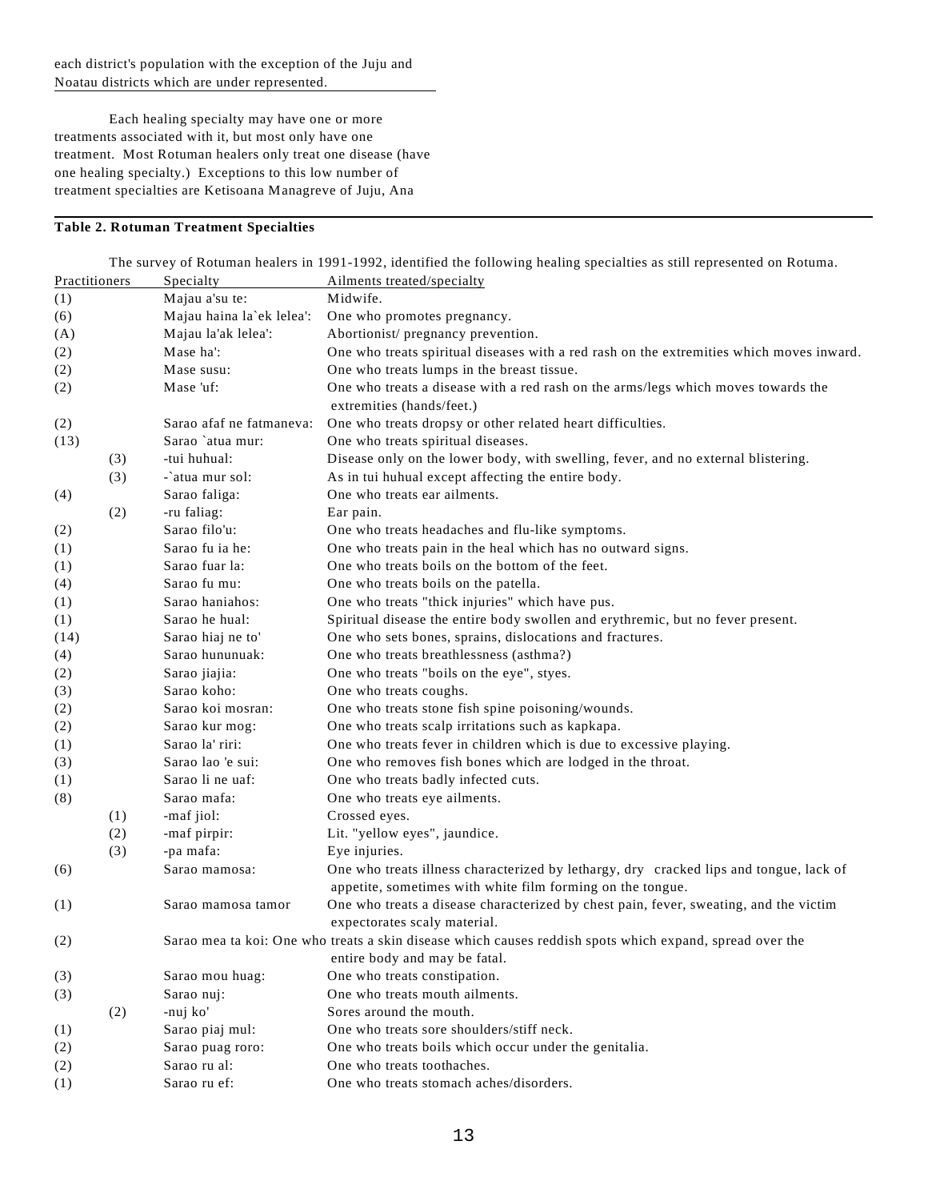each district's population with the exception of the Juju and Noatau districts which are under represented.

Each healing specialty may have one or more treatments associated with it, but most only have one treatment. Most Rotuman healers only treat one disease (have one healing specialty.) Exceptions to this low number of treatment specialties are Ketisoana Managreve of Juju, Ana

**Table 2. Rotuman Treatment Specialties**

The survey of Rotuman healers in 1991-1992, identified the following healing specialties as still represented on Rotuma.

| Practitioners | | Specialty | Ailments treated/specialty |
|---|---|---|---|
| (1) | | Majau a'su te: | Midwife. |
| (6) | | Majau haina la`ek lelea': | One who promotes pregnancy. |
| (A) | | Majau la'ak lelea': | Abortionist/ pregnancy prevention. |
| (2) | | Mase ha': | One who treats spiritual diseases with a red rash on the extremities which moves inward. |
| (2) | | Mase susu: | One who treats lumps in the breast tissue. |
| (2) | | Mase 'uf: | One who treats a disease with a red rash on the arms/legs which moves towards the extremities (hands/feet.) |
| (2) | | Sarao afaf ne fatmaneva: | One who treats dropsy or other related heart difficulties. |
| (13) | | Sarao `atua mur: | One who treats spiritual diseases. |
| | (3) | -tui huhual: | Disease only on the lower body, with swelling, fever, and no external blistering. |
| | (3) | -`atua mur sol: | As in tui huhual except affecting the entire body. |
| (4) | | Sarao faliga: | One who treats ear ailments. |
| | (2) | -ru faliag: | Ear pain. |
| (2) | | Sarao filo'u: | One who treats headaches and flu-like symptoms. |
| (1) | | Sarao fu ia he: | One who treats pain in the heal which has no outward signs. |
| (1) | | Sarao fuar la: | One who treats boils on the bottom of the feet. |
| (4) | | Sarao fu mu: | One who treats boils on the patella. |
| (1) | | Sarao haniahos: | One who treats "thick injuries" which have pus. |
| (1) | | Sarao he hual: | Spiritual disease the entire body swollen and erythremic, but no fever present. |
| (14) | | Sarao hiaj ne to' | One who sets bones, sprains, dislocations and fractures. |
| (4) | | Sarao hununuak: | One who treats breathlessness (asthma?) |
| (2) | | Sarao jiajia: | One who treats "boils on the eye", styes. |
| (3) | | Sarao koho: | One who treats coughs. |
| (2) | | Sarao koi mosran: | One who treats stone fish spine poisoning/wounds. |
| (2) | | Sarao kur mog: | One who treats scalp irritations such as kapkapa. |
| (1) | | Sarao la' riri: | One who treats fever in children which is due to excessive playing. |
| (3) | | Sarao lao 'e sui: | One who removes fish bones which are lodged in the throat. |
| (1) | | Sarao li ne uaf: | One who treats badly infected cuts. |
| (8) | | Sarao mafa: | One who treats eye ailments. |
| | (1) | -maf jiol: | Crossed eyes. |
| | (2) | -maf pirpir: | Lit. "yellow eyes", jaundice. |
| | (3) | -pa mafa: | Eye injuries. |
| (6) | | Sarao mamosa: | One who treats illness characterized by lethargy, dry cracked lips and tongue, lack of appetite, sometimes with white film forming on the tongue. |
| (1) | | Sarao mamosa tamor | One who treats a disease characterized by chest pain, fever, sweating, and the victim expectorates scaly material. |
| (2) | | Sarao mea ta koi: | One who treats a skin disease which causes reddish spots which expand, spread over the entire body and may be fatal. |
| (3) | | Sarao mou huag: | One who treats constipation. |
| (3) | | Sarao nuj: | One who treats mouth ailments. |
| | (2) | -nuj ko' | Sores around the mouth. |
| (1) | | Sarao piaj mul: | One who treats sore shoulders/stiff neck. |
| (2) | | Sarao puag roro: | One who treats boils which occur under the genitalia. |
| (2) | | Sarao ru al: | One who treats toothaches. |
| (1) | | Sarao ru ef: | One who treats stomach aches/disorders. |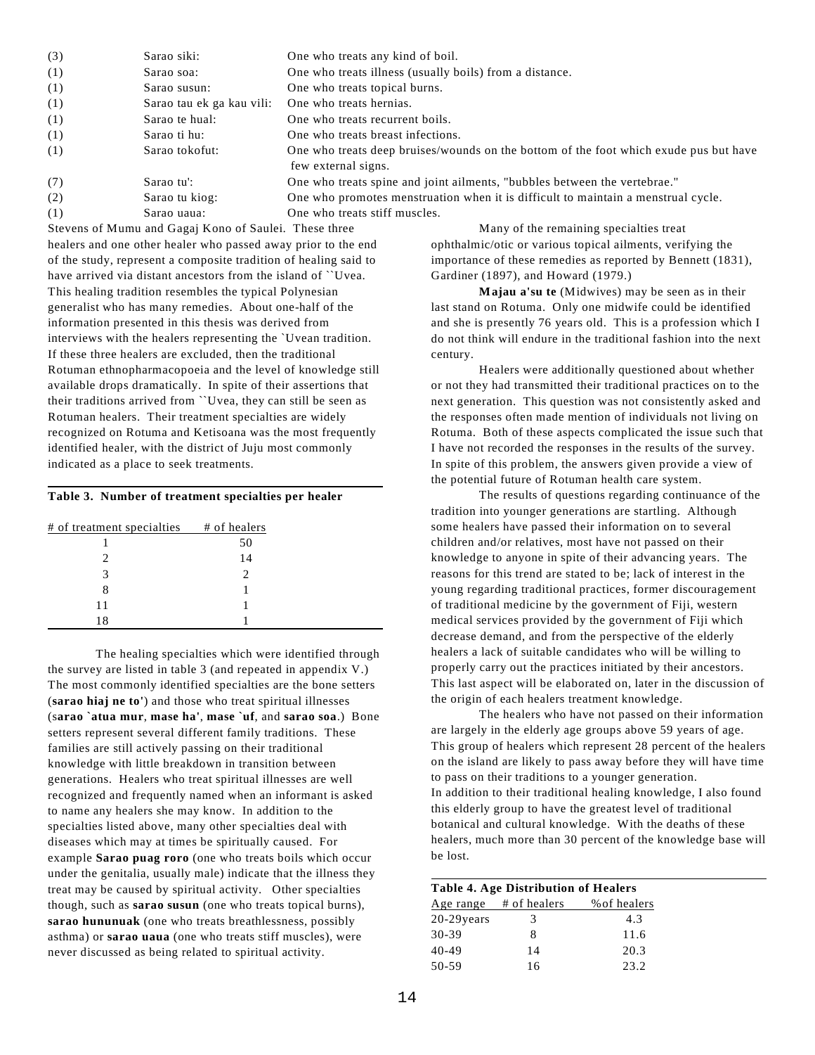| | | |
|---|---|---|
| (3) | Sarao siki: | One who treats any kind of boil. |
| (1) | Sarao soa: | One who treats illness (usually boils) from a distance. |
| (1) | Sarao susun: | One who treats topical burns. |
| (1) | Sarao tau ek ga kau vili: | One who treats hernias. |
| (1) | Sarao te hual: | One who treats recurrent boils. |
| (1) | Sarao ti hu: | One who treats breast infections. |
| (1) | Sarao tokofut: | One who treats deep bruises/wounds on the bottom of the foot which exude pus but have few external signs. |
| (7) | Sarao tu': | One who treats spine and joint ailments, "bubbles between the vertebrae." |
| (2) | Sarao tu kiog: | One who promotes menstruation when it is difficult to maintain a menstrual cycle. |
| (1) | Sarao uaua: | One who treats stiff muscles. |

Stevens of Mumu and Gagaj Kono of Saulei. These three healers and one other healer who passed away prior to the end of the study, represent a composite tradition of healing said to have arrived via distant ancestors from the island of ``Uvea. This healing tradition resembles the typical Polynesian generalist who has many remedies. About one-half of the information presented in this thesis was derived from interviews with the healers representing the `Uvean tradition. If these three healers are excluded, then the traditional Rotuman ethnopharmacopoeia and the level of knowledge still available drops dramatically. In spite of their assertions that their traditions arrived from ``Uvea, they can still be seen as Rotuman healers. Their treatment specialties are widely recognized on Rotuma and Ketisoana was the most frequently identified healer, with the district of Juju most commonly indicated as a place to seek treatments.

**Table 3. Number of treatment specialties per healer**

| # of treatment specialties | # of healers |
|---|---|
| 1 | 50 |
| 2 | 14 |
| 3 | 2 |
| 8 | 1 |
| 11 | 1 |
| 18 | 1 |

The healing specialties which were identified through the survey are listed in table 3 (and repeated in appendix V.) The most commonly identified specialties are the bone setters (**sarao hiaj ne to'**) and those who treat spiritual illnesses (s**arao `atua mur**, **mase ha'**, **mase `uf**, and **sarao soa**.) Bone setters represent several different family traditions. These families are still actively passing on their traditional knowledge with little breakdown in transition between generations. Healers who treat spiritual illnesses are well recognized and frequently named when an informant is asked to name any healers she may know. In addition to the specialties listed above, many other specialties deal with diseases which may at times be spiritually caused. For example **Sarao puag roro** (one who treats boils which occur under the genitalia, usually male) indicate that the illness they treat may be caused by spiritual activity. Other specialties though, such as **sarao susun** (one who treats topical burns), **sarao hununuak** (one who treats breathlessness, possibly asthma) or **sarao uaua** (one who treats stiff muscles), were never discussed as being related to spiritual activity.

Many of the remaining specialties treat ophthalmic/otic or various topical ailments, verifying the importance of these remedies as reported by Bennett (1831), Gardiner (1897), and Howard (1979.)

**Majau a'su te** (Midwives) may be seen as in their last stand on Rotuma. Only one midwife could be identified and she is presently 76 years old. This is a profession which I do not think will endure in the traditional fashion into the next century.

Healers were additionally questioned about whether or not they had transmitted their traditional practices on to the next generation. This question was not consistently asked and the responses often made mention of individuals not living on Rotuma. Both of these aspects complicated the issue such that I have not recorded the responses in the results of the survey. In spite of this problem, the answers given provide a view of the potential future of Rotuman health care system.

The results of questions regarding continuance of the tradition into younger generations are startling. Although some healers have passed their information on to several children and/or relatives, most have not passed on their knowledge to anyone in spite of their advancing years. The reasons for this trend are stated to be; lack of interest in the young regarding traditional practices, former discouragement of traditional medicine by the government of Fiji, western medical services provided by the government of Fiji which decrease demand, and from the perspective of the elderly healers a lack of suitable candidates who will be willing to properly carry out the practices initiated by their ancestors. This last aspect will be elaborated on, later in the discussion of the origin of each healers treatment knowledge.

The healers who have not passed on their information are largely in the elderly age groups above 59 years of age. This group of healers which represent 28 percent of the healers on the island are likely to pass away before they will have time to pass on their traditions to a younger generation.
In addition to their traditional healing knowledge, I also found this elderly group to have the greatest level of traditional botanical and cultural knowledge. With the deaths of these healers, much more than 30 percent of the knowledge base will be lost.

**Table 4. Age Distribution of Healers**

| Age range | # of healers | %of healers |
|---|---|---|
| 20-29years | 3 | 4.3 |
| 30-39 | 8 | 11.6 |
| 40-49 | 14 | 20.3 |
| 50-59 | 16 | 23.2 |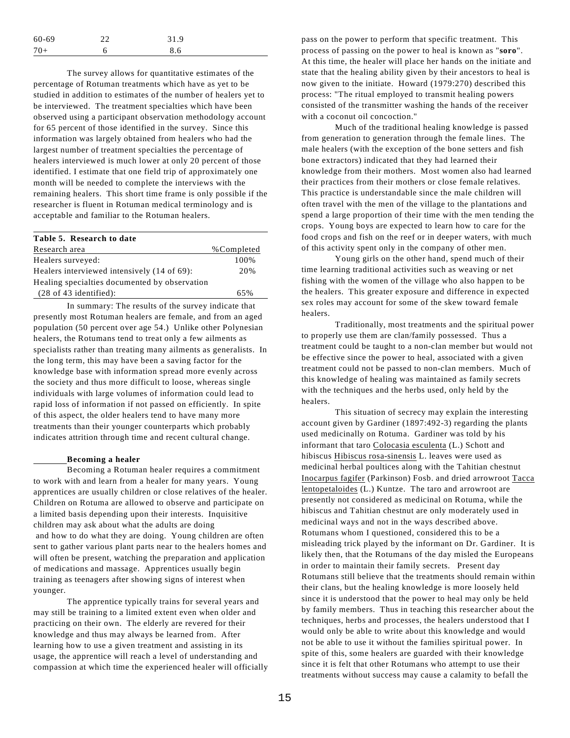| | | |
|---|---|---|
| 60-69 | 22 | 31.9 |
| 70+ | 6 | 8.6 |

The survey allows for quantitative estimates of the percentage of Rotuman treatments which have as yet to be studied in addition to estimates of the number of healers yet to be interviewed. The treatment specialties which have been observed using a participant observation methodology account for 65 percent of those identified in the survey. Since this information was largely obtained from healers who had the largest number of treatment specialties the percentage of healers interviewed is much lower at only 20 percent of those identified. I estimate that one field trip of approximately one month will be needed to complete the interviews with the remaining healers. This short time frame is only possible if the researcher is fluent in Rotuman medical terminology and is acceptable and familiar to the Rotuman healers.

**Table 5. Research to date**

| Research area | %Completed |
|---|---|
| Healers surveyed: | 100% |
| Healers interviewed intensively (14 of 69): | 20% |
| Healing specialties documented by observation (28 of 43 identified): | 65% |

In summary: The results of the survey indicate that presently most Rotuman healers are female, and from an aged population (50 percent over age 54.) Unlike other Polynesian healers, the Rotumans tend to treat only a few ailments as specialists rather than treating many ailments as generalists. In the long term, this may have been a saving factor for the knowledge base with information spread more evenly across the society and thus more difficult to loose, whereas single individuals with large volumes of information could lead to rapid loss of information if not passed on efficiently. In spite of this aspect, the older healers tend to have many more treatments than their younger counterparts which probably indicates attrition through time and recent cultural change.

**Becoming a healer**

Becoming a Rotuman healer requires a commitment to work with and learn from a healer for many years. Young apprentices are usually children or close relatives of the healer. Children on Rotuma are allowed to observe and participate on a limited basis depending upon their interests. Inquisitive children may ask about what the adults are doing and how to do what they are doing. Young children are often sent to gather various plant parts near to the healers homes and will often be present, watching the preparation and application of medications and massage. Apprentices usually begin training as teenagers after showing signs of interest when younger.

The apprentice typically trains for several years and may still be training to a limited extent even when older and practicing on their own. The elderly are revered for their knowledge and thus may always be learned from. After learning how to use a given treatment and assisting in its usage, the apprentice will reach a level of understanding and compassion at which time the experienced healer will officially pass on the power to perform that specific treatment. This process of passing on the power to heal is known as "**soro**". At this time, the healer will place her hands on the initiate and state that the healing ability given by their ancestors to heal is now given to the initiate. Howard (1979:270) described this process: "The ritual employed to transmit healing powers consisted of the transmitter washing the hands of the receiver with a coconut oil concoction."

Much of the traditional healing knowledge is passed from generation to generation through the female lines. The male healers (with the exception of the bone setters and fish bone extractors) indicated that they had learned their knowledge from their mothers. Most women also had learned their practices from their mothers or close female relatives. This practice is understandable since the male children will often travel with the men of the village to the plantations and spend a large proportion of their time with the men tending the crops. Young boys are expected to learn how to care for the food crops and fish on the reef or in deeper waters, with much of this activity spent only in the company of other men.

Young girls on the other hand, spend much of their time learning traditional activities such as weaving or net fishing with the women of the village who also happen to be the healers. This greater exposure and difference in expected sex roles may account for some of the skew toward female healers.

Traditionally, most treatments and the spiritual power to properly use them are clan/family possessed. Thus a treatment could be taught to a non-clan member but would not be effective since the power to heal, associated with a given treatment could not be passed to non-clan members. Much of this knowledge of healing was maintained as family secrets with the techniques and the herbs used, only held by the healers.

This situation of secrecy may explain the interesting account given by Gardiner (1897:492-3) regarding the plants used medicinally on Rotuma. Gardiner was told by his informant that taro Colocasia esculenta (L.) Schott and hibiscus Hibiscus rosa-sinensis L. leaves were used as medicinal herbal poultices along with the Tahitian chestnut Inocarpus fagifer (Parkinson) Fosb. and dried arrowroot Tacca lentopetaloides (L.) Kuntze. The taro and arrowroot are presently not considered as medicinal on Rotuma, while the hibiscus and Tahitian chestnut are only moderately used in medicinal ways and not in the ways described above. Rotumans whom I questioned, considered this to be a misleading trick played by the informant on Dr. Gardiner. It is likely then, that the Rotumans of the day misled the Europeans in order to maintain their family secrets. Present day Rotumans still believe that the treatments should remain within their clans, but the healing knowledge is more loosely held since it is understood that the power to heal may only be held by family members. Thus in teaching this researcher about the techniques, herbs and processes, the healers understood that I would only be able to write about this knowledge and would not be able to use it without the families spiritual power. In spite of this, some healers are guarded with their knowledge since it is felt that other Rotumans who attempt to use their treatments without success may cause a calamity to befall the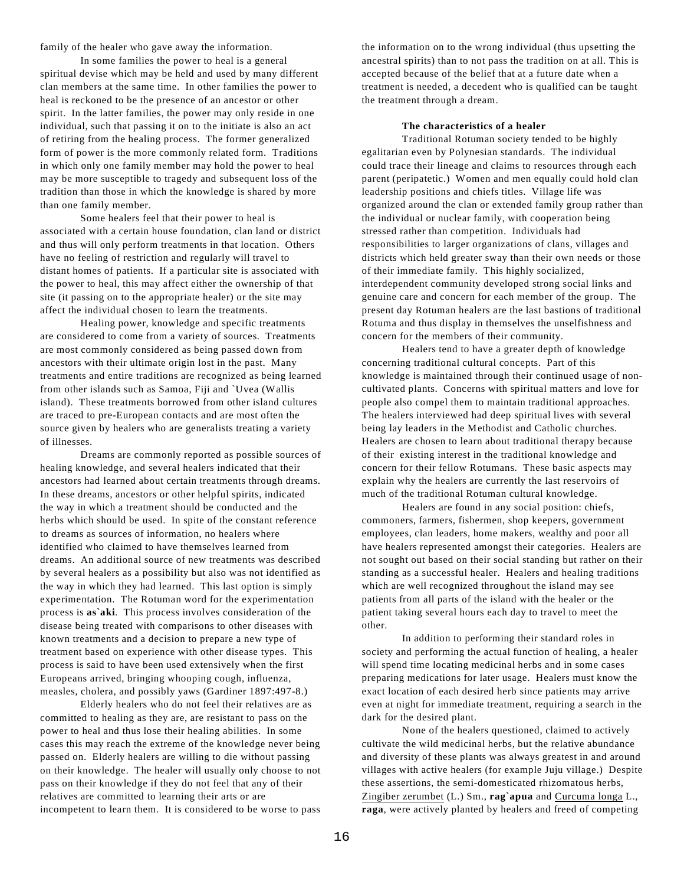family of the healer who gave away the information.

In some families the power to heal is a general spiritual devise which may be held and used by many different clan members at the same time. In other families the power to heal is reckoned to be the presence of an ancestor or other spirit. In the latter families, the power may only reside in one individual, such that passing it on to the initiate is also an act of retiring from the healing process. The former generalized form of power is the more commonly related form. Traditions in which only one family member may hold the power to heal may be more susceptible to tragedy and subsequent loss of the tradition than those in which the knowledge is shared by more than one family member.

Some healers feel that their power to heal is associated with a certain house foundation, clan land or district and thus will only perform treatments in that location. Others have no feeling of restriction and regularly will travel to distant homes of patients. If a particular site is associated with the power to heal, this may affect either the ownership of that site (it passing on to the appropriate healer) or the site may affect the individual chosen to learn the treatments.

Healing power, knowledge and specific treatments are considered to come from a variety of sources. Treatments are most commonly considered as being passed down from ancestors with their ultimate origin lost in the past. Many treatments and entire traditions are recognized as being learned from other islands such as Samoa, Fiji and `Uvea (Wallis island). These treatments borrowed from other island cultures are traced to pre-European contacts and are most often the source given by healers who are generalists treating a variety of illnesses.

Dreams are commonly reported as possible sources of healing knowledge, and several healers indicated that their ancestors had learned about certain treatments through dreams. In these dreams, ancestors or other helpful spirits, indicated the way in which a treatment should be conducted and the herbs which should be used. In spite of the constant reference to dreams as sources of information, no healers where identified who claimed to have themselves learned from dreams. An additional source of new treatments was described by several healers as a possibility but also was not identified as the way in which they had learned. This last option is simply experimentation. The Rotuman word for the experimentation process is **as`aki**. This process involves consideration of the disease being treated with comparisons to other diseases with known treatments and a decision to prepare a new type of treatment based on experience with other disease types. This process is said to have been used extensively when the first Europeans arrived, bringing whooping cough, influenza, measles, cholera, and possibly yaws (Gardiner 1897:497-8.)

Elderly healers who do not feel their relatives are as committed to healing as they are, are resistant to pass on the power to heal and thus lose their healing abilities. In some cases this may reach the extreme of the knowledge never being passed on. Elderly healers are willing to die without passing on their knowledge. The healer will usually only choose to not pass on their knowledge if they do not feel that any of their relatives are committed to learning their arts or are incompetent to learn them. It is considered to be worse to pass the information on to the wrong individual (thus upsetting the ancestral spirits) than to not pass the tradition on at all. This is accepted because of the belief that at a future date when a treatment is needed, a decedent who is qualified can be taught the treatment through a dream.

**The characteristics of a healer**

Traditional Rotuman society tended to be highly egalitarian even by Polynesian standards. The individual could trace their lineage and claims to resources through each parent (peripatetic.) Women and men equally could hold clan leadership positions and chiefs titles. Village life was organized around the clan or extended family group rather than the individual or nuclear family, with cooperation being stressed rather than competition. Individuals had responsibilities to larger organizations of clans, villages and districts which held greater sway than their own needs or those of their immediate family. This highly socialized, interdependent community developed strong social links and genuine care and concern for each member of the group. The present day Rotuman healers are the last bastions of traditional Rotuma and thus display in themselves the unselfishness and concern for the members of their community.

Healers tend to have a greater depth of knowledge concerning traditional cultural concepts. Part of this knowledge is maintained through their continued usage of non-cultivated plants. Concerns with spiritual matters and love for people also compel them to maintain traditional approaches. The healers interviewed had deep spiritual lives with several being lay leaders in the Methodist and Catholic churches. Healers are chosen to learn about traditional therapy because of their existing interest in the traditional knowledge and concern for their fellow Rotumans. These basic aspects may explain why the healers are currently the last reservoirs of much of the traditional Rotuman cultural knowledge.

Healers are found in any social position: chiefs, commoners, farmers, fishermen, shop keepers, government employees, clan leaders, home makers, wealthy and poor all have healers represented amongst their categories. Healers are not sought out based on their social standing but rather on their standing as a successful healer. Healers and healing traditions which are well recognized throughout the island may see patients from all parts of the island with the healer or the patient taking several hours each day to travel to meet the other.

In addition to performing their standard roles in society and performing the actual function of healing, a healer will spend time locating medicinal herbs and in some cases preparing medications for later usage. Healers must know the exact location of each desired herb since patients may arrive even at night for immediate treatment, requiring a search in the dark for the desired plant.

None of the healers questioned, claimed to actively cultivate the wild medicinal herbs, but the relative abundance and diversity of these plants was always greatest in and around villages with active healers (for example Juju village.) Despite these assertions, the semi-domesticated rhizomatous herbs, Zingiber zerumbet (L.) Sm., **rag`apua** and Curcuma longa L., **raga**, were actively planted by healers and freed of competing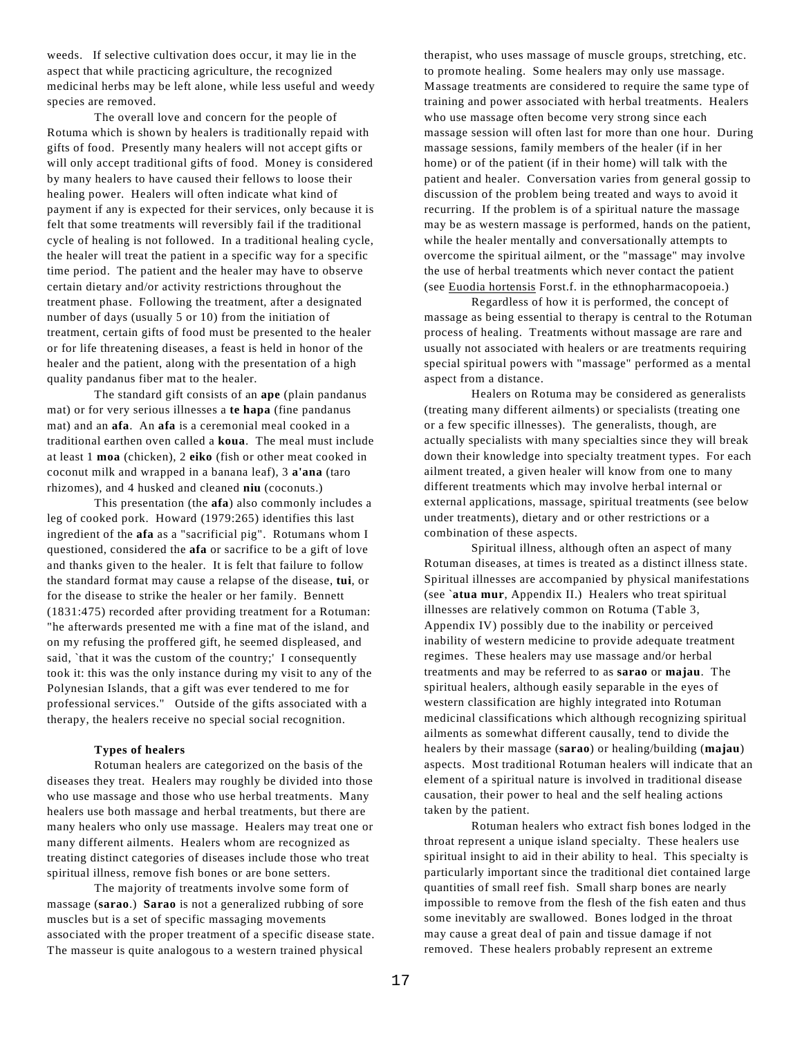weeds. If selective cultivation does occur, it may lie in the aspect that while practicing agriculture, the recognized medicinal herbs may be left alone, while less useful and weedy species are removed.

The overall love and concern for the people of Rotuma which is shown by healers is traditionally repaid with gifts of food. Presently many healers will not accept gifts or will only accept traditional gifts of food. Money is considered by many healers to have caused their fellows to loose their healing power. Healers will often indicate what kind of payment if any is expected for their services, only because it is felt that some treatments will reversibly fail if the traditional cycle of healing is not followed. In a traditional healing cycle, the healer will treat the patient in a specific way for a specific time period. The patient and the healer may have to observe certain dietary and/or activity restrictions throughout the treatment phase. Following the treatment, after a designated number of days (usually 5 or 10) from the initiation of treatment, certain gifts of food must be presented to the healer or for life threatening diseases, a feast is held in honor of the healer and the patient, along with the presentation of a high quality pandanus fiber mat to the healer.

The standard gift consists of an **ape** (plain pandanus mat) or for very serious illnesses a **te hapa** (fine pandanus mat) and an **afa**. An **afa** is a ceremonial meal cooked in a traditional earthen oven called a **koua**. The meal must include at least 1 **moa** (chicken), 2 **eiko** (fish or other meat cooked in coconut milk and wrapped in a banana leaf), 3 **a'ana** (taro rhizomes), and 4 husked and cleaned **niu** (coconuts.)

This presentation (the **afa**) also commonly includes a leg of cooked pork. Howard (1979:265) identifies this last ingredient of the **afa** as a "sacrificial pig". Rotumans whom I questioned, considered the **afa** or sacrifice to be a gift of love and thanks given to the healer. It is felt that failure to follow the standard format may cause a relapse of the disease, **tui**, or for the disease to strike the healer or her family. Bennett (1831:475) recorded after providing treatment for a Rotuman: "he afterwards presented me with a fine mat of the island, and on my refusing the proffered gift, he seemed displeased, and said, `that it was the custom of the country;' I consequently took it: this was the only instance during my visit to any of the Polynesian Islands, that a gift was ever tendered to me for professional services." Outside of the gifts associated with a therapy, the healers receive no special social recognition.

### Types of healers

Rotuman healers are categorized on the basis of the diseases they treat. Healers may roughly be divided into those who use massage and those who use herbal treatments. Many healers use both massage and herbal treatments, but there are many healers who only use massage. Healers may treat one or many different ailments. Healers whom are recognized as treating distinct categories of diseases include those who treat spiritual illness, remove fish bones or are bone setters.

The majority of treatments involve some form of massage (**sarao**.) **Sarao** is not a generalized rubbing of sore muscles but is a set of specific massaging movements associated with the proper treatment of a specific disease state. The masseur is quite analogous to a western trained physical therapist, who uses massage of muscle groups, stretching, etc. to promote healing. Some healers may only use massage. Massage treatments are considered to require the same type of training and power associated with herbal treatments. Healers who use massage often become very strong since each massage session will often last for more than one hour. During massage sessions, family members of the healer (if in her home) or of the patient (if in their home) will talk with the patient and healer. Conversation varies from general gossip to discussion of the problem being treated and ways to avoid it recurring. If the problem is of a spiritual nature the massage may be as western massage is performed, hands on the patient, while the healer mentally and conversationally attempts to overcome the spiritual ailment, or the "massage" may involve the use of herbal treatments which never contact the patient (see <u>Euodia hortensis</u> Forst.f. in the ethnopharmacopoeia.)

Regardless of how it is performed, the concept of massage as being essential to therapy is central to the Rotuman process of healing. Treatments without massage are rare and usually not associated with healers or are treatments requiring special spiritual powers with "massage" performed as a mental aspect from a distance.

Healers on Rotuma may be considered as generalists (treating many different ailments) or specialists (treating one or a few specific illnesses). The generalists, though, are actually specialists with many specialties since they will break down their knowledge into specialty treatment types. For each ailment treated, a given healer will know from one to many different treatments which may involve herbal internal or external applications, massage, spiritual treatments (see below under treatments), dietary and or other restrictions or a combination of these aspects.

Spiritual illness, although often an aspect of many Rotuman diseases, at times is treated as a distinct illness state. Spiritual illnesses are accompanied by physical manifestations (see **`atua mur**, Appendix II.) Healers who treat spiritual illnesses are relatively common on Rotuma (Table 3, Appendix IV) possibly due to the inability or perceived inability of western medicine to provide adequate treatment regimes. These healers may use massage and/or herbal treatments and may be referred to as **sarao** or **majau**. The spiritual healers, although easily separable in the eyes of western classification are highly integrated into Rotuman medicinal classifications which although recognizing spiritual ailments as somewhat different causally, tend to divide the healers by their massage (**sarao**) or healing/building (**majau**) aspects. Most traditional Rotuman healers will indicate that an element of a spiritual nature is involved in traditional disease causation, their power to heal and the self healing actions taken by the patient.

Rotuman healers who extract fish bones lodged in the throat represent a unique island specialty. These healers use spiritual insight to aid in their ability to heal. This specialty is particularly important since the traditional diet contained large quantities of small reef fish. Small sharp bones are nearly impossible to remove from the flesh of the fish eaten and thus some inevitably are swallowed. Bones lodged in the throat may cause a great deal of pain and tissue damage if not removed. These healers probably represent an extreme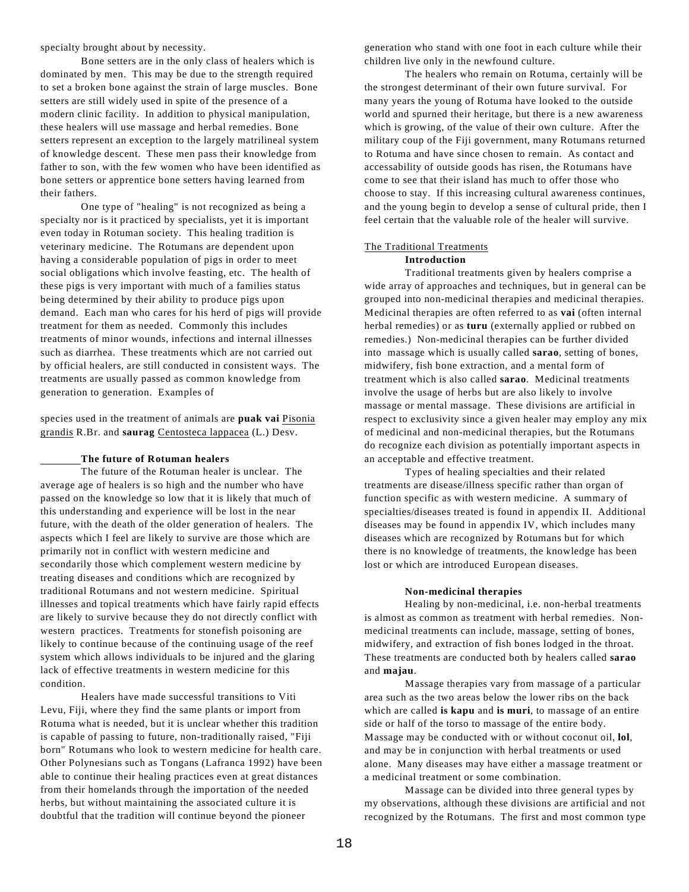specialty brought about by necessity.

Bone setters are in the only class of healers which is dominated by men. This may be due to the strength required to set a broken bone against the strain of large muscles. Bone setters are still widely used in spite of the presence of a modern clinic facility. In addition to physical manipulation, these healers will use massage and herbal remedies. Bone setters represent an exception to the largely matrilineal system of knowledge descent. These men pass their knowledge from father to son, with the few women who have been identified as bone setters or apprentice bone setters having learned from their fathers.

One type of "healing" is not recognized as being a specialty nor is it practiced by specialists, yet it is important even today in Rotuman society. This healing tradition is veterinary medicine. The Rotumans are dependent upon having a considerable population of pigs in order to meet social obligations which involve feasting, etc. The health of these pigs is very important with much of a families status being determined by their ability to produce pigs upon demand. Each man who cares for his herd of pigs will provide treatment for them as needed. Commonly this includes treatments of minor wounds, infections and internal illnesses such as diarrhea. These treatments which are not carried out by official healers, are still conducted in consistent ways. The treatments are usually passed as common knowledge from generation to generation. Examples of

species used in the treatment of animals are **puak vai** Pisonia grandis R.Br. and **saurag** Centosteca lappacea (L.) Desv.

**The future of Rotuman healers**

The future of the Rotuman healer is unclear. The average age of healers is so high and the number who have passed on the knowledge so low that it is likely that much of this understanding and experience will be lost in the near future, with the death of the older generation of healers. The aspects which I feel are likely to survive are those which are primarily not in conflict with western medicine and secondarily those which complement western medicine by treating diseases and conditions which are recognized by traditional Rotumans and not western medicine. Spiritual illnesses and topical treatments which have fairly rapid effects are likely to survive because they do not directly conflict with western practices. Treatments for stonefish poisoning are likely to continue because of the continuing usage of the reef system which allows individuals to be injured and the glaring lack of effective treatments in western medicine for this condition.

Healers have made successful transitions to Viti Levu, Fiji, where they find the same plants or import from Rotuma what is needed, but it is unclear whether this tradition is capable of passing to future, non-traditionally raised, "Fiji born" Rotumans who look to western medicine for health care. Other Polynesians such as Tongans (Lafranca 1992) have been able to continue their healing practices even at great distances from their homelands through the importation of the needed herbs, but without maintaining the associated culture it is doubtful that the tradition will continue beyond the pioneer generation who stand with one foot in each culture while their children live only in the newfound culture.

The healers who remain on Rotuma, certainly will be the strongest determinant of their own future survival. For many years the young of Rotuma have looked to the outside world and spurned their heritage, but there is a new awareness which is growing, of the value of their own culture. After the military coup of the Fiji government, many Rotumans returned to Rotuma and have since chosen to remain. As contact and accessability of outside goods has risen, the Rotumans have come to see that their island has much to offer those who choose to stay. If this increasing cultural awareness continues, and the young begin to develop a sense of cultural pride, then I feel certain that the valuable role of the healer will survive.

## The Traditional Treatments

**Introduction**

Traditional treatments given by healers comprise a wide array of approaches and techniques, but in general can be grouped into non-medicinal therapies and medicinal therapies. Medicinal therapies are often referred to as **vai** (often internal herbal remedies) or as **turu** (externally applied or rubbed on remedies.) Non-medicinal therapies can be further divided into massage which is usually called **sarao**, setting of bones, midwifery, fish bone extraction, and a mental form of treatment which is also called **sarao**. Medicinal treatments involve the usage of herbs but are also likely to involve massage or mental massage. These divisions are artificial in respect to exclusivity since a given healer may employ any mix of medicinal and non-medicinal therapies, but the Rotumans do recognize each division as potentially important aspects in an acceptable and effective treatment.

Types of healing specialties and their related treatments are disease/illness specific rather than organ of function specific as with western medicine. A summary of specialties/diseases treated is found in appendix II. Additional diseases may be found in appendix IV, which includes many diseases which are recognized by Rotumans but for which there is no knowledge of treatments, the knowledge has been lost or which are introduced European diseases.

**Non-medicinal therapies**

Healing by non-medicinal, i.e. non-herbal treatments is almost as common as treatment with herbal remedies. Non-medicinal treatments can include, massage, setting of bones, midwifery, and extraction of fish bones lodged in the throat. These treatments are conducted both by healers called **sarao** and **majau**.

Massage therapies vary from massage of a particular area such as the two areas below the lower ribs on the back which are called **is kapu** and **is muri**, to massage of an entire side or half of the torso to massage of the entire body. Massage may be conducted with or without coconut oil, **lol**, and may be in conjunction with herbal treatments or used alone. Many diseases may have either a massage treatment or a medicinal treatment or some combination.

Massage can be divided into three general types by my observations, although these divisions are artificial and not recognized by the Rotumans. The first and most common type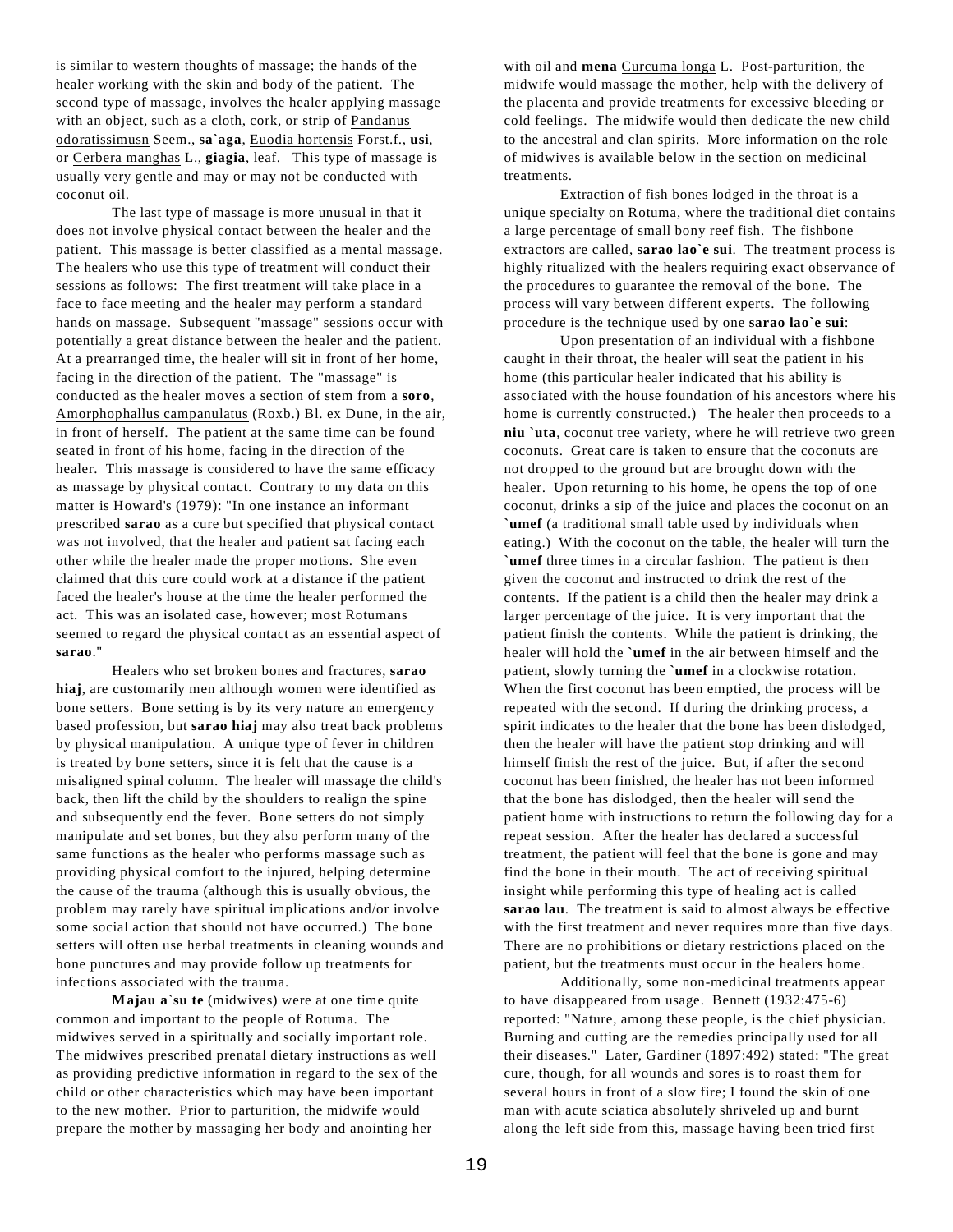is similar to western thoughts of massage; the hands of the healer working with the skin and body of the patient. The second type of massage, involves the healer applying massage with an object, such as a cloth, cork, or strip of Pandanus odoratissimusn Seem., **sa`aga**, Euodia hortensis Forst.f., **usi**, or Cerbera manghas L., **giagia**, leaf. This type of massage is usually very gentle and may or may not be conducted with coconut oil.

The last type of massage is more unusual in that it does not involve physical contact between the healer and the patient. This massage is better classified as a mental massage. The healers who use this type of treatment will conduct their sessions as follows: The first treatment will take place in a face to face meeting and the healer may perform a standard hands on massage. Subsequent "massage" sessions occur with potentially a great distance between the healer and the patient. At a prearranged time, the healer will sit in front of her home, facing in the direction of the patient. The "massage" is conducted as the healer moves a section of stem from a **soro**, Amorphophallus campanulatus (Roxb.) Bl. ex Dune, in the air, in front of herself. The patient at the same time can be found seated in front of his home, facing in the direction of the healer. This massage is considered to have the same efficacy as massage by physical contact. Contrary to my data on this matter is Howard's (1979): "In one instance an informant prescribed **sarao** as a cure but specified that physical contact was not involved, that the healer and patient sat facing each other while the healer made the proper motions. She even claimed that this cure could work at a distance if the patient faced the healer's house at the time the healer performed the act. This was an isolated case, however; most Rotumans seemed to regard the physical contact as an essential aspect of **sarao**."

Healers who set broken bones and fractures, **sarao hiaj**, are customarily men although women were identified as bone setters. Bone setting is by its very nature an emergency based profession, but **sarao hiaj** may also treat back problems by physical manipulation. A unique type of fever in children is treated by bone setters, since it is felt that the cause is a misaligned spinal column. The healer will massage the child's back, then lift the child by the shoulders to realign the spine and subsequently end the fever. Bone setters do not simply manipulate and set bones, but they also perform many of the same functions as the healer who performs massage such as providing physical comfort to the injured, helping determine the cause of the trauma (although this is usually obvious, the problem may rarely have spiritual implications and/or involve some social action that should not have occurred.) The bone setters will often use herbal treatments in cleaning wounds and bone punctures and may provide follow up treatments for infections associated with the trauma.

**Majau a`su te** (midwives) were at one time quite common and important to the people of Rotuma. The midwives served in a spiritually and socially important role. The midwives prescribed prenatal dietary instructions as well as providing predictive information in regard to the sex of the child or other characteristics which may have been important to the new mother. Prior to parturition, the midwife would prepare the mother by massaging her body and anointing her with oil and **mena** Curcuma longa L. Post-parturition, the midwife would massage the mother, help with the delivery of the placenta and provide treatments for excessive bleeding or cold feelings. The midwife would then dedicate the new child to the ancestral and clan spirits. More information on the role of midwives is available below in the section on medicinal treatments.

Extraction of fish bones lodged in the throat is a unique specialty on Rotuma, where the traditional diet contains a large percentage of small bony reef fish. The fishbone extractors are called, **sarao lao`e sui**. The treatment process is highly ritualized with the healers requiring exact observance of the procedures to guarantee the removal of the bone. The process will vary between different experts. The following procedure is the technique used by one **sarao lao`e sui**:

Upon presentation of an individual with a fishbone caught in their throat, the healer will seat the patient in his home (this particular healer indicated that his ability is associated with the house foundation of his ancestors where his home is currently constructed.) The healer then proceeds to a **niu `uta**, coconut tree variety, where he will retrieve two green coconuts. Great care is taken to ensure that the coconuts are not dropped to the ground but are brought down with the healer. Upon returning to his home, he opens the top of one coconut, drinks a sip of the juice and places the coconut on an **`umef** (a traditional small table used by individuals when eating.) With the coconut on the table, the healer will turn the **`umef** three times in a circular fashion. The patient is then given the coconut and instructed to drink the rest of the contents. If the patient is a child then the healer may drink a larger percentage of the juice. It is very important that the patient finish the contents. While the patient is drinking, the healer will hold the **`umef** in the air between himself and the patient, slowly turning the **`umef** in a clockwise rotation. When the first coconut has been emptied, the process will be repeated with the second. If during the drinking process, a spirit indicates to the healer that the bone has been dislodged, then the healer will have the patient stop drinking and will himself finish the rest of the juice. But, if after the second coconut has been finished, the healer has not been informed that the bone has dislodged, then the healer will send the patient home with instructions to return the following day for a repeat session. After the healer has declared a successful treatment, the patient will feel that the bone is gone and may find the bone in their mouth. The act of receiving spiritual insight while performing this type of healing act is called **sarao lau**. The treatment is said to almost always be effective with the first treatment and never requires more than five days. There are no prohibitions or dietary restrictions placed on the patient, but the treatments must occur in the healers home.

Additionally, some non-medicinal treatments appear to have disappeared from usage. Bennett (1932:475-6) reported: "Nature, among these people, is the chief physician. Burning and cutting are the remedies principally used for all their diseases." Later, Gardiner (1897:492) stated: "The great cure, though, for all wounds and sores is to roast them for several hours in front of a slow fire; I found the skin of one man with acute sciatica absolutely shriveled up and burnt along the left side from this, massage having been tried first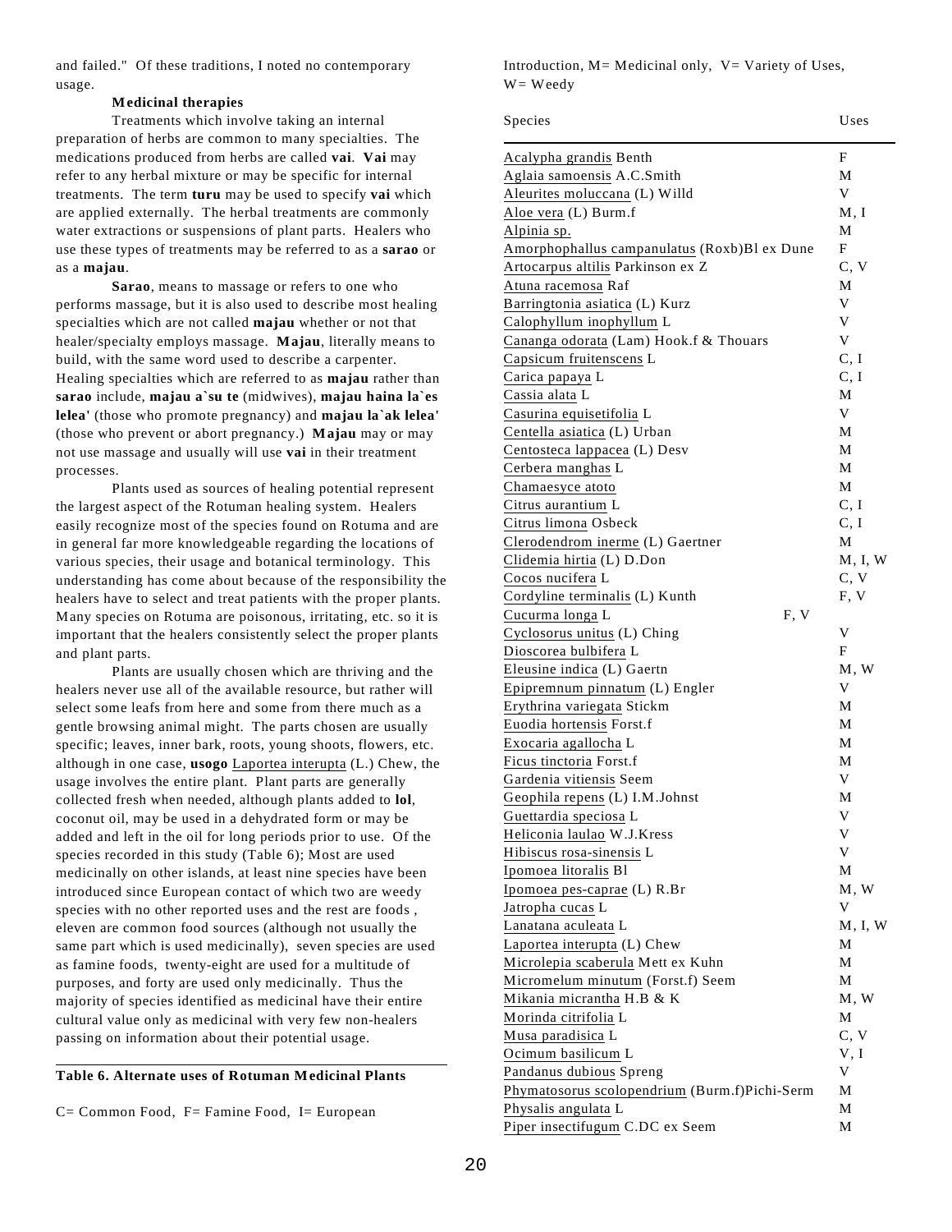and failed." Of these traditions, I noted no contemporary usage.

### Medicinal therapies

Treatments which involve taking an internal preparation of herbs are common to many specialties. The medications produced from herbs are called **vai**. **Vai** may refer to any herbal mixture or may be specific for internal treatments. The term **turu** may be used to specify **vai** which are applied externally. The herbal treatments are commonly water extractions or suspensions of plant parts. Healers who use these types of treatments may be referred to as a **sarao** or as a **majau**.

**Sarao**, means to massage or refers to one who performs massage, but it is also used to describe most healing specialties which are not called **majau** whether or not that healer/specialty employs massage. **Majau**, literally means to build, with the same word used to describe a carpenter. Healing specialties which are referred to as **majau** rather than **sarao** include, **majau a`su te** (midwives), **majau haina la`es lelea'** (those who promote pregnancy) and **majau la`ak lelea'** (those who prevent or abort pregnancy.) **Majau** may or may not use massage and usually will use **vai** in their treatment processes.

Plants used as sources of healing potential represent the largest aspect of the Rotuman healing system. Healers easily recognize most of the species found on Rotuma and are in general far more knowledgeable regarding the locations of various species, their usage and botanical terminology. This understanding has come about because of the responsibility the healers have to select and treat patients with the proper plants. Many species on Rotuma are poisonous, irritating, etc. so it is important that the healers consistently select the proper plants and plant parts.

Plants are usually chosen which are thriving and the healers never use all of the available resource, but rather will select some leafs from here and some from there much as a gentle browsing animal might. The parts chosen are usually specific; leaves, inner bark, roots, young shoots, flowers, etc. although in one case, **usogo** Laportea interupta (L.) Chew, the usage involves the entire plant. Plant parts are generally collected fresh when needed, although plants added to **lol**, coconut oil, may be used in a dehydrated form or may be added and left in the oil for long periods prior to use. Of the species recorded in this study (Table 6); Most are used medicinally on other islands, at least nine species have been introduced since European contact of which two are weedy species with no other reported uses and the rest are foods , eleven are common food sources (although not usually the same part which is used medicinally), seven species are used as famine foods, twenty-eight are used for a multitude of purposes, and forty are used only medicinally. Thus the majority of species identified as medicinal have their entire cultural value only as medicinal with very few non-healers passing on information about their potential usage.

**Table 6. Alternate uses of Rotuman Medicinal Plants**

C= Common Food, F= Famine Food, I= European Introduction, M= Medicinal only, V= Variety of Uses, W= Weedy

| Species | Uses |
|---|---|
| Acalypha grandis Benth | F |
| Aglaia samoensis A.C.Smith | M |
| Aleurites moluccana (L) Willd | V |
| Aloe vera (L) Burm.f | M, I |
| Alpinia sp. | M |
| Amorphophallus campanulatus (Roxb)Bl ex Dune | F |
| Artocarpus altilis Parkinson ex Z | C, V |
| Atuna racemosa Raf | M |
| Barringtonia asiatica (L) Kurz | V |
| Calophyllum inophyllum L | V |
| Cananga odorata (Lam) Hook.f & Thouars | V |
| Capsicum fruitenscens L | C, I |
| Carica papaya L | C, I |
| Cassia alata L | M |
| Casurina equisetifolia L | V |
| Centella asiatica (L) Urban | M |
| Centosteca lappacea (L) Desv | M |
| Cerbera manghas L | M |
| Chamaesyce atoto | M |
| Citrus aurantium L | C, I |
| Citrus limona Osbeck | C, I |
| Clerodendrom inerme (L) Gaertner | M |
| Clidemia hirtia (L) D.Don | M, I, W |
| Cocos nucifera L | C, V |
| Cordyline terminalis (L) Kunth | F, V |
| Cucurma longa L | F, V |
| Cyclosorus unitus (L) Ching | V |
| Dioscorea bulbifera L | F |
| Eleusine indica (L) Gaertn | M, W |
| Epipremnum pinnatum (L) Engler | V |
| Erythrina variegata Stickm | M |
| Euodia hortensis Forst.f | M |
| Exocaria agallocha L | M |
| Ficus tinctoria Forst.f | M |
| Gardenia vitiensis Seem | V |
| Geophila repens (L) I.M.Johnst | M |
| Guettardia speciosa L | V |
| Heliconia laulao W.J.Kress | V |
| Hibiscus rosa-sinensis L | V |
| Ipomoea litoralis Bl | M |
| Ipomoea pes-caprae (L) R.Br | M, W |
| Jatropha cucas L | V |
| Lanatana aculeata L | M, I, W |
| Laportea interupta (L) Chew | M |
| Microlepia scaberula Mett ex Kuhn | M |
| Micromelum minutum (Forst.f) Seem | M |
| Mikania micrantha H.B & K | M, W |
| Morinda citrifolia L | M |
| Musa paradisica L | C, V |
| Ocimum basilicum L | V, I |
| Pandanus dubious Spreng | V |
| Phymatosorus scolopendrium (Burm.f)Pichi-Serm | M |
| Physalis angulata L | M |
| Piper insectifugum C.DC ex Seem | M |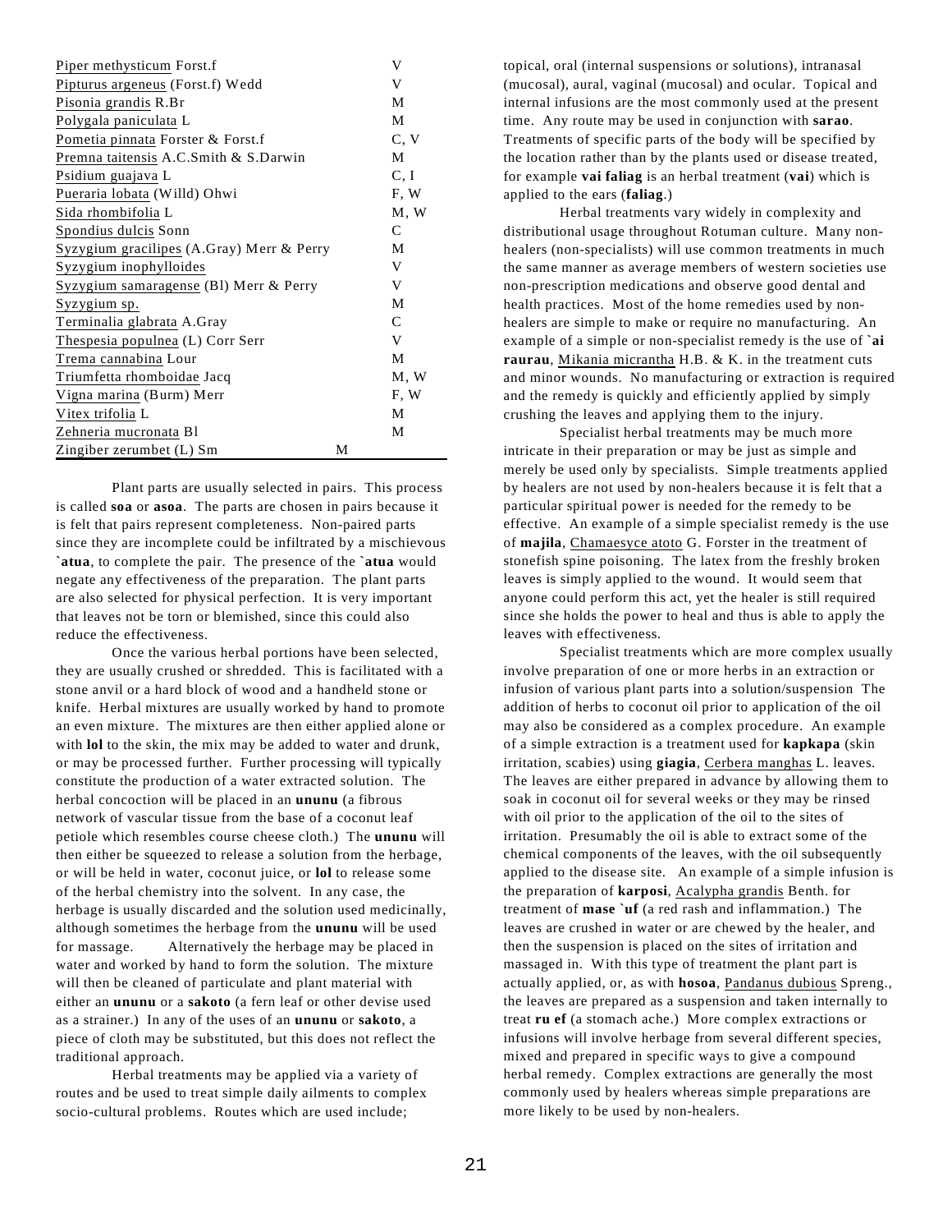| | |
|---|---|
| Piper methysticum Forst.f | V |
| Pipturus argeneus (Forst.f) Wedd | V |
| Pisonia grandis R.Br | M |
| Polygala paniculata L | M |
| Pometia pinnata Forster & Forst.f | C, V |
| Premna taitensis A.C.Smith & S.Darwin | M |
| Psidium guajava L | C, I |
| Pueraria lobata (Willd) Ohwi | F, W |
| Sida rhombifolia L | M, W |
| Spondius dulcis Sonn | C |
| Syzygium gracilipes (A.Gray) Merr & Perry | M |
| Syzygium inophylloides | V |
| Syzygium samaragense (Bl) Merr & Perry | V |
| Syzygium sp. | M |
| Terminalia glabrata A.Gray | C |
| Thespesia populnea (L) Corr Serr | V |
| Trema cannabina Lour | M |
| Triumfetta rhomboidae Jacq | M, W |
| Vigna marina (Burm) Merr | F, W |
| Vitex trifolia L | M |
| Zehneria mucronata Bl | M |
| Zingiber zerumbet (L) Sm | M |

Plant parts are usually selected in pairs. This process is called **soa** or **asoa**. The parts are chosen in pairs because it is felt that pairs represent completeness. Non-paired parts since they are incomplete could be infiltrated by a mischievous **`atua**, to complete the pair. The presence of the **`atua** would negate any effectiveness of the preparation. The plant parts are also selected for physical perfection. It is very important that leaves not be torn or blemished, since this could also reduce the effectiveness.

Once the various herbal portions have been selected, they are usually crushed or shredded. This is facilitated with a stone anvil or a hard block of wood and a handheld stone or knife. Herbal mixtures are usually worked by hand to promote an even mixture. The mixtures are then either applied alone or with **lol** to the skin, the mix may be added to water and drunk, or may be processed further. Further processing will typically constitute the production of a water extracted solution. The herbal concoction will be placed in an **ununu** (a fibrous network of vascular tissue from the base of a coconut leaf petiole which resembles course cheese cloth.) The **ununu** will then either be squeezed to release a solution from the herbage, or will be held in water, coconut juice, or **lol** to release some of the herbal chemistry into the solvent. In any case, the herbage is usually discarded and the solution used medicinally, although sometimes the herbage from the **ununu** will be used for massage. Alternatively the herbage may be placed in water and worked by hand to form the solution. The mixture will then be cleaned of particulate and plant material with either an **ununu** or a **sakoto** (a fern leaf or other devise used as a strainer.) In any of the uses of an **ununu** or **sakoto**, a piece of cloth may be substituted, but this does not reflect the traditional approach.

Herbal treatments may be applied via a variety of routes and be used to treat simple daily ailments to complex socio-cultural problems. Routes which are used include; topical, oral (internal suspensions or solutions), intranasal (mucosal), aural, vaginal (mucosal) and ocular. Topical and internal infusions are the most commonly used at the present time. Any route may be used in conjunction with **sarao**. Treatments of specific parts of the body will be specified by the location rather than by the plants used or disease treated, for example **vai faliag** is an herbal treatment (**vai**) which is applied to the ears (**faliag**.)

Herbal treatments vary widely in complexity and distributional usage throughout Rotuman culture. Many non-healers (non-specialists) will use common treatments in much the same manner as average members of western societies use non-prescription medications and observe good dental and health practices. Most of the home remedies used by non-healers are simple to make or require no manufacturing. An example of a simple or non-specialist remedy is the use of **`ai raurau**, Mikania micrantha H.B. & K. in the treatment cuts and minor wounds. No manufacturing or extraction is required and the remedy is quickly and efficiently applied by simply crushing the leaves and applying them to the injury.

Specialist herbal treatments may be much more intricate in their preparation or may be just as simple and merely be used only by specialists. Simple treatments applied by healers are not used by non-healers because it is felt that a particular spiritual power is needed for the remedy to be effective. An example of a simple specialist remedy is the use of **majila**, Chamaesyce atoto G. Forster in the treatment of stonefish spine poisoning. The latex from the freshly broken leaves is simply applied to the wound. It would seem that anyone could perform this act, yet the healer is still required since she holds the power to heal and thus is able to apply the leaves with effectiveness.

Specialist treatments which are more complex usually involve preparation of one or more herbs in an extraction or infusion of various plant parts into a solution/suspension The addition of herbs to coconut oil prior to application of the oil may also be considered as a complex procedure. An example of a simple extraction is a treatment used for **kapkapa** (skin irritation, scabies) using **giagia**, Cerbera manghas L. leaves. The leaves are either prepared in advance by allowing them to soak in coconut oil for several weeks or they may be rinsed with oil prior to the application of the oil to the sites of irritation. Presumably the oil is able to extract some of the chemical components of the leaves, with the oil subsequently applied to the disease site. An example of a simple infusion is the preparation of **karposi**, Acalypha grandis Benth. for treatment of **mase `uf** (a red rash and inflammation.) The leaves are crushed in water or are chewed by the healer, and then the suspension is placed on the sites of irritation and massaged in. With this type of treatment the plant part is actually applied, or, as with **hosoa**, Pandanus dubious Spreng., the leaves are prepared as a suspension and taken internally to treat **ru ef** (a stomach ache.) More complex extractions or infusions will involve herbage from several different species, mixed and prepared in specific ways to give a compound herbal remedy. Complex extractions are generally the most commonly used by healers whereas simple preparations are more likely to be used by non-healers.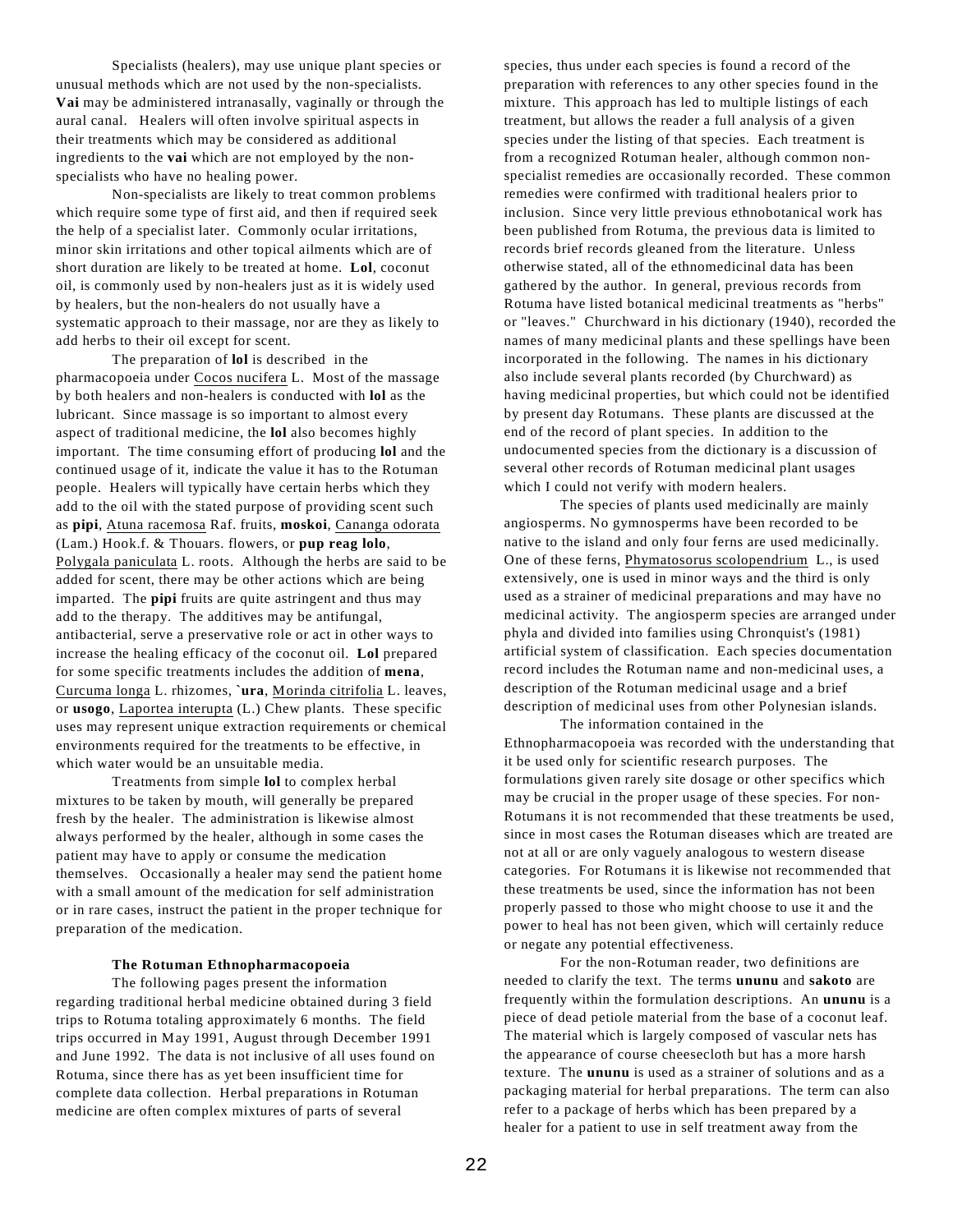Specialists (healers), may use unique plant species or unusual methods which are not used by the non-specialists. **Vai** may be administered intranasally, vaginally or through the aural canal. Healers will often involve spiritual aspects in their treatments which may be considered as additional ingredients to the **vai** which are not employed by the non-specialists who have no healing power.

Non-specialists are likely to treat common problems which require some type of first aid, and then if required seek the help of a specialist later. Commonly ocular irritations, minor skin irritations and other topical ailments which are of short duration are likely to be treated at home. **Lol**, coconut oil, is commonly used by non-healers just as it is widely used by healers, but the non-healers do not usually have a systematic approach to their massage, nor are they as likely to add herbs to their oil except for scent.

The preparation of **lol** is described in the pharmacopoeia under Cocos nucifera L. Most of the massage by both healers and non-healers is conducted with **lol** as the lubricant. Since massage is so important to almost every aspect of traditional medicine, the **lol** also becomes highly important. The time consuming effort of producing **lol** and the continued usage of it, indicate the value it has to the Rotuman people. Healers will typically have certain herbs which they add to the oil with the stated purpose of providing scent such as **pipi**, Atuna racemosa Raf. fruits, **moskoi**, Cananga odorata (Lam.) Hook.f. & Thouars. flowers, or **pup reag lolo**, Polygala paniculata L. roots. Although the herbs are said to be added for scent, there may be other actions which are being imparted. The **pipi** fruits are quite astringent and thus may add to the therapy. The additives may be antifungal, antibacterial, serve a preservative role or act in other ways to increase the healing efficacy of the coconut oil. **Lol** prepared for some specific treatments includes the addition of **mena**, Curcuma longa L. rhizomes, **`ura**, Morinda citrifolia L. leaves, or **usogo**, Laportea interupta (L.) Chew plants. These specific uses may represent unique extraction requirements or chemical environments required for the treatments to be effective, in which water would be an unsuitable media.

Treatments from simple **lol** to complex herbal mixtures to be taken by mouth, will generally be prepared fresh by the healer. The administration is likewise almost always performed by the healer, although in some cases the patient may have to apply or consume the medication themselves. Occasionally a healer may send the patient home with a small amount of the medication for self administration or in rare cases, instruct the patient in the proper technique for preparation of the medication.

### The Rotuman Ethnopharmacopoeia

The following pages present the information regarding traditional herbal medicine obtained during 3 field trips to Rotuma totaling approximately 6 months. The field trips occurred in May 1991, August through December 1991 and June 1992. The data is not inclusive of all uses found on Rotuma, since there has as yet been insufficient time for complete data collection. Herbal preparations in Rotuman medicine are often complex mixtures of parts of several species, thus under each species is found a record of the preparation with references to any other species found in the mixture. This approach has led to multiple listings of each treatment, but allows the reader a full analysis of a given species under the listing of that species. Each treatment is from a recognized Rotuman healer, although common non-specialist remedies are occasionally recorded. These common remedies were confirmed with traditional healers prior to inclusion. Since very little previous ethnobotanical work has been published from Rotuma, the previous data is limited to records brief records gleaned from the literature. Unless otherwise stated, all of the ethnomedicinal data has been gathered by the author. In general, previous records from Rotuma have listed botanical medicinal treatments as "herbs" or "leaves." Churchward in his dictionary (1940), recorded the names of many medicinal plants and these spellings have been incorporated in the following. The names in his dictionary also include several plants recorded (by Churchward) as having medicinal properties, but which could not be identified by present day Rotumans. These plants are discussed at the end of the record of plant species. In addition to the undocumented species from the dictionary is a discussion of several other records of Rotuman medicinal plant usages which I could not verify with modern healers.

The species of plants used medicinally are mainly angiosperms. No gymnosperms have been recorded to be native to the island and only four ferns are used medicinally. One of these ferns, Phymatosorus scolopendrium L., is used extensively, one is used in minor ways and the third is only used as a strainer of medicinal preparations and may have no medicinal activity. The angiosperm species are arranged under phyla and divided into families using Chronquist's (1981) artificial system of classification. Each species documentation record includes the Rotuman name and non-medicinal uses, a description of the Rotuman medicinal usage and a brief description of medicinal uses from other Polynesian islands.

The information contained in the Ethnopharmacopoeia was recorded with the understanding that it be used only for scientific research purposes. The formulations given rarely site dosage or other specifics which may be crucial in the proper usage of these species. For non-Rotumans it is not recommended that these treatments be used, since in most cases the Rotuman diseases which are treated are not at all or are only vaguely analogous to western disease categories. For Rotumans it is likewise not recommended that these treatments be used, since the information has not been properly passed to those who might choose to use it and the power to heal has not been given, which will certainly reduce or negate any potential effectiveness.

For the non-Rotuman reader, two definitions are needed to clarify the text. The terms **ununu** and **sakoto** are frequently within the formulation descriptions. An **ununu** is a piece of dead petiole material from the base of a coconut leaf. The material which is largely composed of vascular nets has the appearance of course cheesecloth but has a more harsh texture. The **ununu** is used as a strainer of solutions and as a packaging material for herbal preparations. The term can also refer to a package of herbs which has been prepared by a healer for a patient to use in self treatment away from the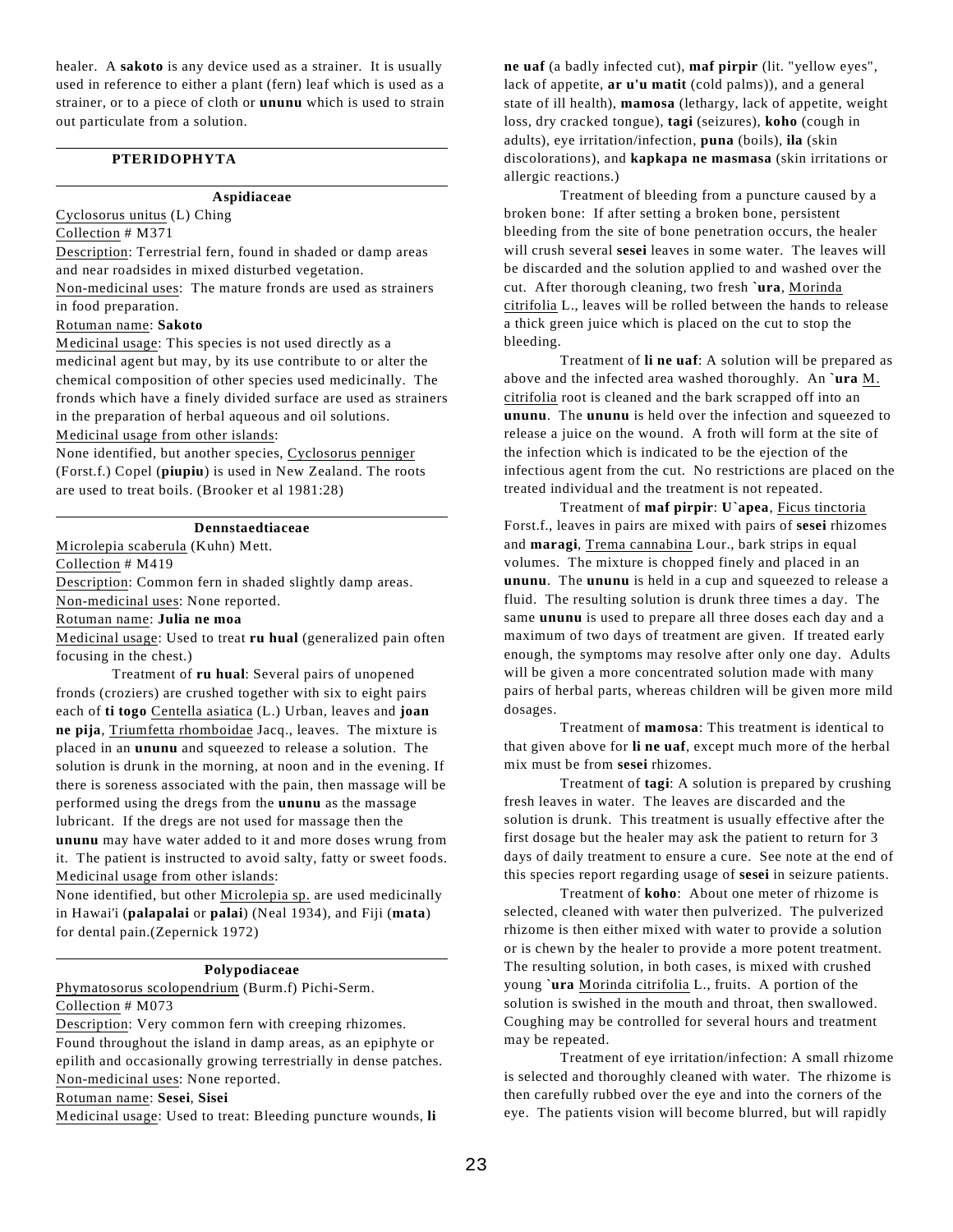healer. A **sakoto** is any device used as a strainer. It is usually used in reference to either a plant (fern) leaf which is used as a strainer, or to a piece of cloth or **ununu** which is used to strain out particulate from a solution.

## PTERIDOPHYTA

### Aspidiaceae

Cyclosorus unitus (L) Ching
Collection # M371
Description: Terrestrial fern, found in shaded or damp areas and near roadsides in mixed disturbed vegetation.
Non-medicinal uses: The mature fronds are used as strainers in food preparation.
Rotuman name: **Sakoto**
Medicinal usage: This species is not used directly as a medicinal agent but may, by its use contribute to or alter the chemical composition of other species used medicinally. The fronds which have a finely divided surface are used as strainers in the preparation of herbal aqueous and oil solutions.
Medicinal usage from other islands:
None identified, but another species, Cyclosorus penniger (Forst.f.) Copel (**piupiu**) is used in New Zealand. The roots are used to treat boils. (Brooker et al 1981:28)

### Dennstaedtiaceae

Microlepia scaberula (Kuhn) Mett.
Collection # M419
Description: Common fern in shaded slightly damp areas.
Non-medicinal uses: None reported.
Rotuman name: **Julia ne moa**
Medicinal usage: Used to treat **ru hual** (generalized pain often focusing in the chest.)

Treatment of **ru hual**: Several pairs of unopened fronds (croziers) are crushed together with six to eight pairs each of **ti togo** Centella asiatica (L.) Urban, leaves and **joan ne pija**, Triumfetta rhomboidae Jacq., leaves. The mixture is placed in an **ununu** and squeezed to release a solution. The solution is drunk in the morning, at noon and in the evening. If there is soreness associated with the pain, then massage will be performed using the dregs from the **ununu** as the massage lubricant. If the dregs are not used for massage then the **ununu** may have water added to it and more doses wrung from it. The patient is instructed to avoid salty, fatty or sweet foods.
Medicinal usage from other islands:
None identified, but other Microlepia sp. are used medicinally in Hawai'i (**palapalai** or **palai**) (Neal 1934), and Fiji (**mata**) for dental pain.(Zepernick 1972)

### Polypodiaceae

Phymatosorus scolopendrium (Burm.f) Pichi-Serm.
Collection # M073
Description: Very common fern with creeping rhizomes. Found throughout the island in damp areas, as an epiphyte or epilith and occasionally growing terrestrially in dense patches.
Non-medicinal uses: None reported.
Rotuman name: **Sesei**, **Sisei**
Medicinal usage: Used to treat: Bleeding puncture wounds, **li ne uaf** (a badly infected cut), **maf pirpir** (lit. "yellow eyes", lack of appetite, **ar u'u matit** (cold palms)), and a general state of ill health), **mamosa** (lethargy, lack of appetite, weight loss, dry cracked tongue), **tagi** (seizures), **koho** (cough in adults), eye irritation/infection, **puna** (boils), **ila** (skin discolorations), and **kapkapa ne masmasa** (skin irritations or allergic reactions.)

Treatment of bleeding from a puncture caused by a broken bone: If after setting a broken bone, persistent bleeding from the site of bone penetration occurs, the healer will crush several **sesei** leaves in some water. The leaves will be discarded and the solution applied to and washed over the cut. After thorough cleaning, two fresh **`ura**, Morinda citrifolia L., leaves will be rolled between the hands to release a thick green juice which is placed on the cut to stop the bleeding.

Treatment of **li ne uaf**: A solution will be prepared as above and the infected area washed thoroughly. An **`ura** M. citrifolia root is cleaned and the bark scrapped off into an **ununu**. The **ununu** is held over the infection and squeezed to release a juice on the wound. A froth will form at the site of the infection which is indicated to be the ejection of the infectious agent from the cut. No restrictions are placed on the treated individual and the treatment is not repeated.

Treatment of **maf pirpir**: **U`apea**, Ficus tinctoria Forst.f., leaves in pairs are mixed with pairs of **sesei** rhizomes and **maragi**, Trema cannabina Lour., bark strips in equal volumes. The mixture is chopped finely and placed in an **ununu**. The **ununu** is held in a cup and squeezed to release a fluid. The resulting solution is drunk three times a day. The same **ununu** is used to prepare all three doses each day and a maximum of two days of treatment are given. If treated early enough, the symptoms may resolve after only one day. Adults will be given a more concentrated solution made with many pairs of herbal parts, whereas children will be given more mild dosages.

Treatment of **mamosa**: This treatment is identical to that given above for **li ne uaf**, except much more of the herbal mix must be from **sesei** rhizomes.

Treatment of **tagi**: A solution is prepared by crushing fresh leaves in water. The leaves are discarded and the solution is drunk. This treatment is usually effective after the first dosage but the healer may ask the patient to return for 3 days of daily treatment to ensure a cure. See note at the end of this species report regarding usage of **sesei** in seizure patients.

Treatment of **koho**: About one meter of rhizome is selected, cleaned with water then pulverized. The pulverized rhizome is then either mixed with water to provide a solution or is chewn by the healer to provide a more potent treatment. The resulting solution, in both cases, is mixed with crushed young **`ura** Morinda citrifolia L., fruits. A portion of the solution is swished in the mouth and throat, then swallowed. Coughing may be controlled for several hours and treatment may be repeated.

Treatment of eye irritation/infection: A small rhizome is selected and thoroughly cleaned with water. The rhizome is then carefully rubbed over the eye and into the corners of the eye. The patients vision will become blurred, but will rapidly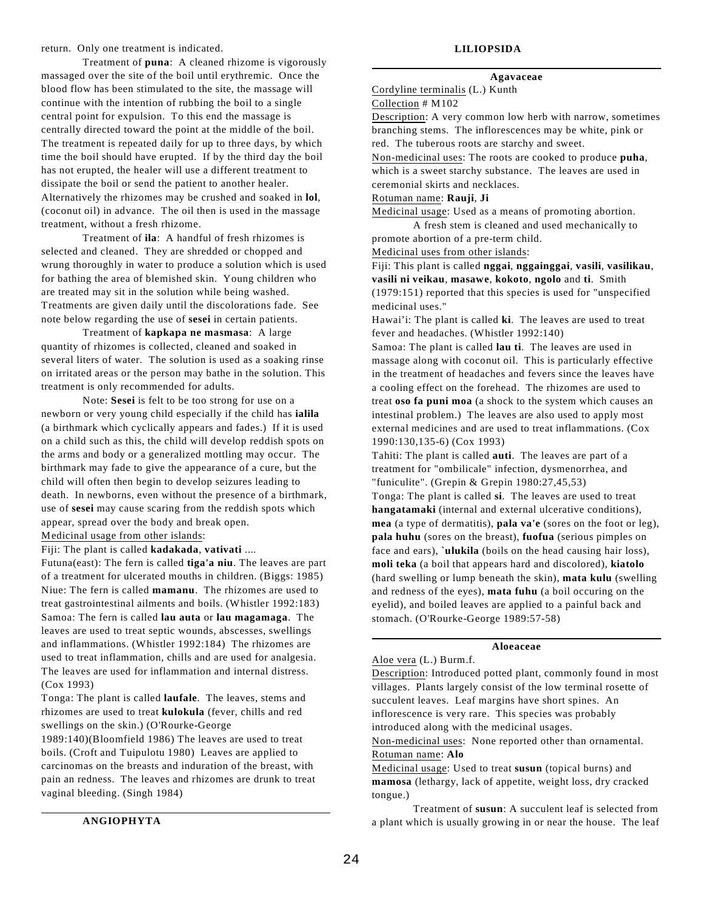return. Only one treatment is indicated.

Treatment of **puna**: A cleaned rhizome is vigorously massaged over the site of the boil until erythremic. Once the blood flow has been stimulated to the site, the massage will continue with the intention of rubbing the boil to a single central point for expulsion. To this end the massage is centrally directed toward the point at the middle of the boil. The treatment is repeated daily for up to three days, by which time the boil should have erupted. If by the third day the boil has not erupted, the healer will use a different treatment to dissipate the boil or send the patient to another healer. Alternatively the rhizomes may be crushed and soaked in **lol**, (coconut oil) in advance. The oil then is used in the massage treatment, without a fresh rhizome.

Treatment of **ila**: A handful of fresh rhizomes is selected and cleaned. They are shredded or chopped and wrung thoroughly in water to produce a solution which is used for bathing the area of blemished skin. Young children who are treated may sit in the solution while being washed. Treatments are given daily until the discolorations fade. See note below regarding the use of **sesei** in certain patients.

Treatment of **kapkapa ne masmasa**: A large quantity of rhizomes is collected, cleaned and soaked in several liters of water. The solution is used as a soaking rinse on irritated areas or the person may bathe in the solution. This treatment is only recommended for adults.

Note: **Sesei** is felt to be too strong for use on a newborn or very young child especially if the child has **ialila** (a birthmark which cyclically appears and fades.) If it is used on a child such as this, the child will develop reddish spots on the arms and body or a generalized mottling may occur. The birthmark may fade to give the appearance of a cure, but the child will often then begin to develop seizures leading to death. In newborns, even without the presence of a birthmark, use of **sesei** may cause scaring from the reddish spots which appear, spread over the body and break open.

Medicinal usage from other islands:

Fiji: The plant is called **kadakada**, **vativati** ....

Futuna(east): The fern is called **tiga'a niu**. The leaves are part of a treatment for ulcerated mouths in children. (Biggs: 1985)

Niue: The fern is called **mamanu**. The rhizomes are used to treat gastrointestinal ailments and boils. (Whistler 1992:183)

Samoa: The fern is called **lau auta** or **lau magamaga**. The leaves are used to treat septic wounds, abscesses, swellings and inflammations. (Whistler 1992:184) The rhizomes are used to treat inflammation, chills and are used for analgesia. The leaves are used for inflammation and internal distress. (Cox 1993)

Tonga: The plant is called **laufale**. The leaves, stems and rhizomes are used to treat **kulokula** (fever, chills and red swellings on the skin.) (O'Rourke-George 1989:140)(Bloomfield 1986) The leaves are used to treat boils. (Croft and Tuipulotu 1980) Leaves are applied to carcinomas on the breasts and induration of the breast, with pain an redness. The leaves and rhizomes are drunk to treat vaginal bleeding. (Singh 1984)

---

## ANGIOPHYTA

## LILIOPSIDA

---

### Agavaceae

Cordyline terminalis (L.) Kunth

Collection # M102

Description: A very common low herb with narrow, sometimes branching stems. The inflorescences may be white, pink or red. The tuberous roots are starchy and sweet.

Non-medicinal uses: The roots are cooked to produce **puha**, which is a sweet starchy substance. The leaves are used in ceremonial skirts and necklaces.

Rotuman name: **Rauji**, **Ji**

Medicinal usage: Used as a means of promoting abortion.

A fresh stem is cleaned and used mechanically to promote abortion of a pre-term child.

Medicinal uses from other islands:

Fiji: This plant is called **nggai**, **nggainggai**, **vasili**, **vasilikau**, **vasili ni veikau**, **masawe**, **kokoto**, **ngolo** and **ti**. Smith (1979:151) reported that this species is used for "unspecified medicinal uses."

Hawai'i: The plant is called **ki**. The leaves are used to treat fever and headaches. (Whistler 1992:140)

Samoa: The plant is called **lau ti**. The leaves are used in massage along with coconut oil. This is particularly effective in the treatment of headaches and fevers since the leaves have a cooling effect on the forehead. The rhizomes are used to treat **oso fa puni moa** (a shock to the system which causes an intestinal problem.) The leaves are also used to apply most external medicines and are used to treat inflammations. (Cox 1990:130,135-6) (Cox 1993)

Tahiti: The plant is called **auti**. The leaves are part of a treatment for "ombilicale" infection, dysmenorrhea, and "funiculite". (Grepin & Grepin 1980:27,45,53)

Tonga: The plant is called **si**. The leaves are used to treat **hangatamaki** (internal and external ulcerative conditions), **mea** (a type of dermatitis), **pala va'e** (sores on the foot or leg), **pala huhu** (sores on the breast), **fuofua** (serious pimples on face and ears), **`ulukila** (boils on the head causing hair loss), **moli teka** (a boil that appears hard and discolored), **kiatolo** (hard swelling or lump beneath the skin), **mata kulu** (swelling and redness of the eyes), **mata fuhu** (a boil occuring on the eyelid), and boiled leaves are applied to a painful back and stomach. (O'Rourke-George 1989:57-58)

---

### Aloeaceae

Aloe vera (L.) Burm.f.

Description: Introduced potted plant, commonly found in most villages. Plants largely consist of the low terminal rosette of succulent leaves. Leaf margins have short spines. An inflorescence is very rare. This species was probably introduced along with the medicinal usages.

Non-medicinal uses: None reported other than ornamental.

Rotuman name: **Alo**

Medicinal usage: Used to treat **susun** (topical burns) and **mamosa** (lethargy, lack of appetite, weight loss, dry cracked tongue.)

Treatment of **susun**: A succulent leaf is selected from a plant which is usually growing in or near the house. The leaf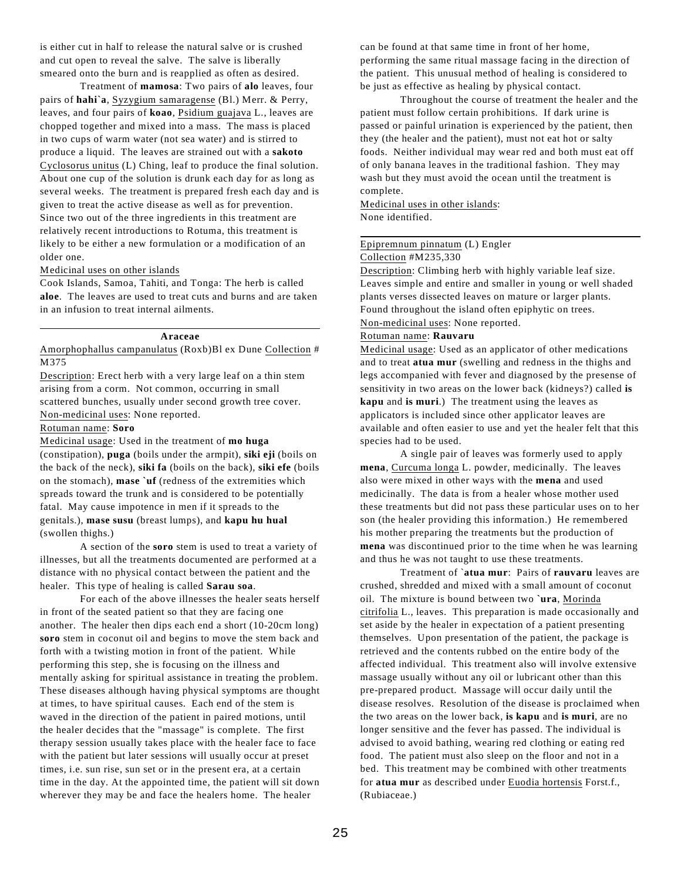is either cut in half to release the natural salve or is crushed and cut open to reveal the salve. The salve is liberally smeared onto the burn and is reapplied as often as desired.

Treatment of **mamosa**: Two pairs of **alo** leaves, four pairs of **hahi`a**, Syzygium samaragense (Bl.) Merr. & Perry, leaves, and four pairs of **koao**, Psidium guajava L., leaves are chopped together and mixed into a mass. The mass is placed in two cups of warm water (not sea water) and is stirred to produce a liquid. The leaves are strained out with a **sakoto** Cyclosorus unitus (L) Ching, leaf to produce the final solution. About one cup of the solution is drunk each day for as long as several weeks. The treatment is prepared fresh each day and is given to treat the active disease as well as for prevention. Since two out of the three ingredients in this treatment are relatively recent introductions to Rotuma, this treatment is likely to be either a new formulation or a modification of an older one.

Medicinal uses on other islands

Cook Islands, Samoa, Tahiti, and Tonga: The herb is called **aloe**. The leaves are used to treat cuts and burns and are taken in an infusion to treat internal ailments.

---

## Araceae

Amorphophallus campanulatus (Roxb)Bl ex Dune Collection # M375

Description: Erect herb with a very large leaf on a thin stem arising from a corm. Not common, occurring in small scattered bunches, usually under second growth tree cover.

Non-medicinal uses: None reported.

Rotuman name: **Soro**

Medicinal usage: Used in the treatment of **mo huga** (constipation), **puga** (boils under the armpit), **siki eji** (boils on the back of the neck), **siki fa** (boils on the back), **siki efe** (boils on the stomach), **mase `uf** (redness of the extremities which spreads toward the trunk and is considered to be potentially fatal. May cause impotence in men if it spreads to the genitals.), **mase susu** (breast lumps), and **kapu hu hual** (swollen thighs.)

A section of the **soro** stem is used to treat a variety of illnesses, but all the treatments documented are performed at a distance with no physical contact between the patient and the healer. This type of healing is called **Sarau soa**.

For each of the above illnesses the healer seats herself in front of the seated patient so that they are facing one another. The healer then dips each end a short (10-20cm long) **soro** stem in coconut oil and begins to move the stem back and forth with a twisting motion in front of the patient. While performing this step, she is focusing on the illness and mentally asking for spiritual assistance in treating the problem. These diseases although having physical symptoms are thought at times, to have spiritual causes. Each end of the stem is waved in the direction of the patient in paired motions, until the healer decides that the "massage" is complete. The first therapy session usually takes place with the healer face to face with the patient but later sessions will usually occur at preset times, i.e. sun rise, sun set or in the present era, at a certain time in the day. At the appointed time, the patient will sit down wherever they may be and face the healers home. The healer can be found at that same time in front of her home, performing the same ritual massage facing in the direction of the patient. This unusual method of healing is considered to be just as effective as healing by physical contact.

Throughout the course of treatment the healer and the patient must follow certain prohibitions. If dark urine is passed or painful urination is experienced by the patient, then they (the healer and the patient), must not eat hot or salty foods. Neither individual may wear red and both must eat off of only banana leaves in the traditional fashion. They may wash but they must avoid the ocean until the treatment is complete.

Medicinal uses in other islands:

None identified.

---

Epipremnum pinnatum (L) Engler

Collection #M235,330

Description: Climbing herb with highly variable leaf size. Leaves simple and entire and smaller in young or well shaded plants verses dissected leaves on mature or larger plants. Found throughout the island often epiphytic on trees.

Non-medicinal uses: None reported.

Rotuman name: **Rauvaru**

Medicinal usage: Used as an applicator of other medications and to treat **atua mur** (swelling and redness in the thighs and legs accompanied with fever and diagnosed by the presense of sensitivity in two areas on the lower back (kidneys?) called **is kapu** and **is muri**.) The treatment using the leaves as applicators is included since other applicator leaves are available and often easier to use and yet the healer felt that this species had to be used.

A single pair of leaves was formerly used to apply **mena**, Curcuma longa L. powder, medicinally. The leaves also were mixed in other ways with the **mena** and used medicinally. The data is from a healer whose mother used these treatments but did not pass these particular uses on to her son (the healer providing this information.) He remembered his mother preparing the treatments but the production of **mena** was discontinued prior to the time when he was learning and thus he was not taught to use these treatments.

Treatment of **`atua mur**: Pairs of **rauvaru** leaves are crushed, shredded and mixed with a small amount of coconut oil. The mixture is bound between two **`ura**, Morinda citrifolia L., leaves. This preparation is made occasionally and set aside by the healer in expectation of a patient presenting themselves. Upon presentation of the patient, the package is retrieved and the contents rubbed on the entire body of the affected individual. This treatment also will involve extensive massage usually without any oil or lubricant other than this pre-prepared product. Massage will occur daily until the disease resolves. Resolution of the disease is proclaimed when the two areas on the lower back, **is kapu** and **is muri**, are no longer sensitive and the fever has passed. The individual is advised to avoid bathing, wearing red clothing or eating red food. The patient must also sleep on the floor and not in a bed. This treatment may be combined with other treatments for **atua mur** as described under Euodia hortensis Forst.f., (Rubiaceae.)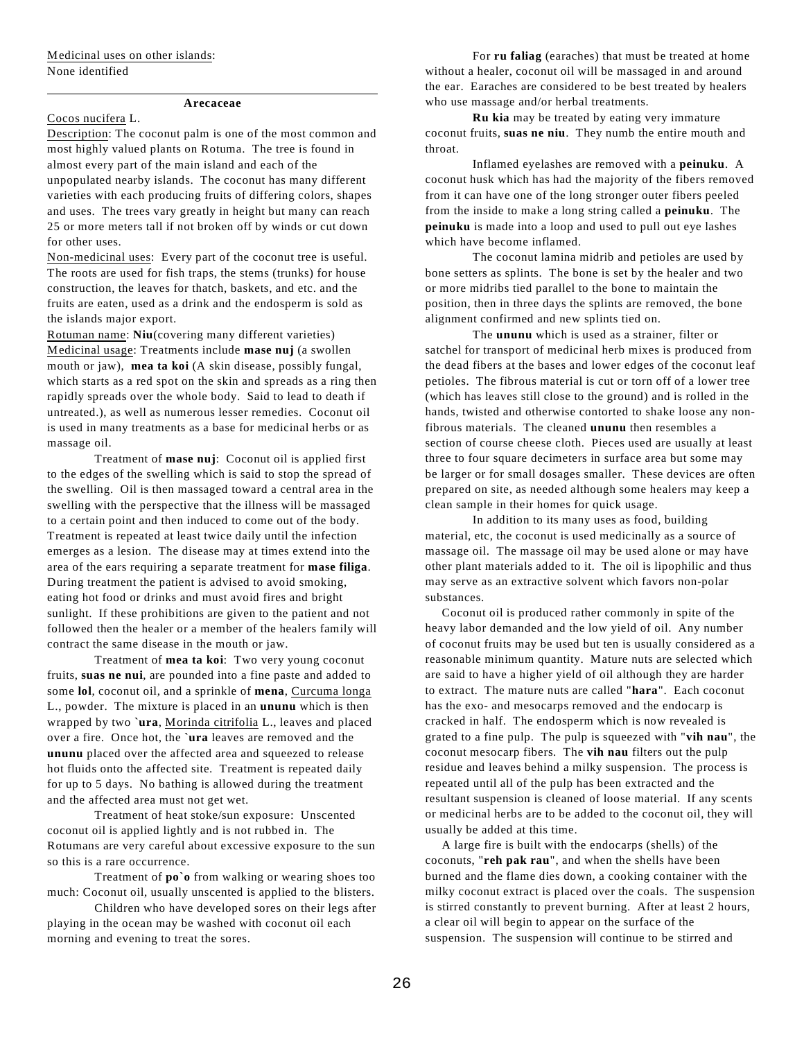Medicinal uses on other islands:
None identified

---

**Arecaceae**

Cocos nucifera L.

Description: The coconut palm is one of the most common and most highly valued plants on Rotuma. The tree is found in almost every part of the main island and each of the unpopulated nearby islands. The coconut has many different varieties with each producing fruits of differing colors, shapes and uses. The trees vary greatly in height but many can reach 25 or more meters tall if not broken off by winds or cut down for other uses.

Non-medicinal uses: Every part of the coconut tree is useful. The roots are used for fish traps, the stems (trunks) for house construction, the leaves for thatch, baskets, and etc. and the fruits are eaten, used as a drink and the endosperm is sold as the islands major export.

Rotuman name: **Niu**(covering many different varieties)

Medicinal usage: Treatments include **mase nuj** (a swollen mouth or jaw), **mea ta koi** (A skin disease, possibly fungal, which starts as a red spot on the skin and spreads as a ring then rapidly spreads over the whole body. Said to lead to death if untreated.), as well as numerous lesser remedies. Coconut oil is used in many treatments as a base for medicinal herbs or as massage oil.

Treatment of **mase nuj**: Coconut oil is applied first to the edges of the swelling which is said to stop the spread of the swelling. Oil is then massaged toward a central area in the swelling with the perspective that the illness will be massaged to a certain point and then induced to come out of the body. Treatment is repeated at least twice daily until the infection emerges as a lesion. The disease may at times extend into the area of the ears requiring a separate treatment for **mase filiga**. During treatment the patient is advised to avoid smoking, eating hot food or drinks and must avoid fires and bright sunlight. If these prohibitions are given to the patient and not followed then the healer or a member of the healers family will contract the same disease in the mouth or jaw.

Treatment of **mea ta koi**: Two very young coconut fruits, **suas ne nui**, are pounded into a fine paste and added to some **lol**, coconut oil, and a sprinkle of **mena**, Curcuma longa L., powder. The mixture is placed in an **ununu** which is then wrapped by two **`ura**, Morinda citrifolia L., leaves and placed over a fire. Once hot, the **`ura** leaves are removed and the **ununu** placed over the affected area and squeezed to release hot fluids onto the affected site. Treatment is repeated daily for up to 5 days. No bathing is allowed during the treatment and the affected area must not get wet.

Treatment of heat stoke/sun exposure: Unscented coconut oil is applied lightly and is not rubbed in. The Rotumans are very careful about excessive exposure to the sun so this is a rare occurrence.

Treatment of **po`o** from walking or wearing shoes too much: Coconut oil, usually unscented is applied to the blisters.

Children who have developed sores on their legs after playing in the ocean may be washed with coconut oil each morning and evening to treat the sores.

For **ru faliag** (earaches) that must be treated at home without a healer, coconut oil will be massaged in and around the ear. Earaches are considered to be best treated by healers who use massage and/or herbal treatments.

**Ru kia** may be treated by eating very immature coconut fruits, **suas ne niu**. They numb the entire mouth and throat.

Inflamed eyelashes are removed with a **peinuku**. A coconut husk which has had the majority of the fibers removed from it can have one of the long stronger outer fibers peeled from the inside to make a long string called a **peinuku**. The **peinuku** is made into a loop and used to pull out eye lashes which have become inflamed.

The coconut lamina midrib and petioles are used by bone setters as splints. The bone is set by the healer and two or more midribs tied parallel to the bone to maintain the position, then in three days the splints are removed, the bone alignment confirmed and new splints tied on.

The **ununu** which is used as a strainer, filter or satchel for transport of medicinal herb mixes is produced from the dead fibers at the bases and lower edges of the coconut leaf petioles. The fibrous material is cut or torn off of a lower tree (which has leaves still close to the ground) and is rolled in the hands, twisted and otherwise contorted to shake loose any non-fibrous materials. The cleaned **ununu** then resembles a section of course cheese cloth. Pieces used are usually at least three to four square decimeters in surface area but some may be larger or for small dosages smaller. These devices are often prepared on site, as needed although some healers may keep a clean sample in their homes for quick usage.

In addition to its many uses as food, building material, etc, the coconut is used medicinally as a source of massage oil. The massage oil may be used alone or may have other plant materials added to it. The oil is lipophilic and thus may serve as an extractive solvent which favors non-polar substances.

Coconut oil is produced rather commonly in spite of the heavy labor demanded and the low yield of oil. Any number of coconut fruits may be used but ten is usually considered as a reasonable minimum quantity. Mature nuts are selected which are said to have a higher yield of oil although they are harder to extract. The mature nuts are called "**hara**". Each coconut has the exo- and mesocarps removed and the endocarp is cracked in half. The endosperm which is now revealed is grated to a fine pulp. The pulp is squeezed with "**vih nau**", the coconut mesocarp fibers. The **vih nau** filters out the pulp residue and leaves behind a milky suspension. The process is repeated until all of the pulp has been extracted and the resultant suspension is cleaned of loose material. If any scents or medicinal herbs are to be added to the coconut oil, they will usually be added at this time.

A large fire is built with the endocarps (shells) of the coconuts, "**reh pak rau**", and when the shells have been burned and the flame dies down, a cooking container with the milky coconut extract is placed over the coals. The suspension is stirred constantly to prevent burning. After at least 2 hours, a clear oil will begin to appear on the surface of the suspension. The suspension will continue to be stirred and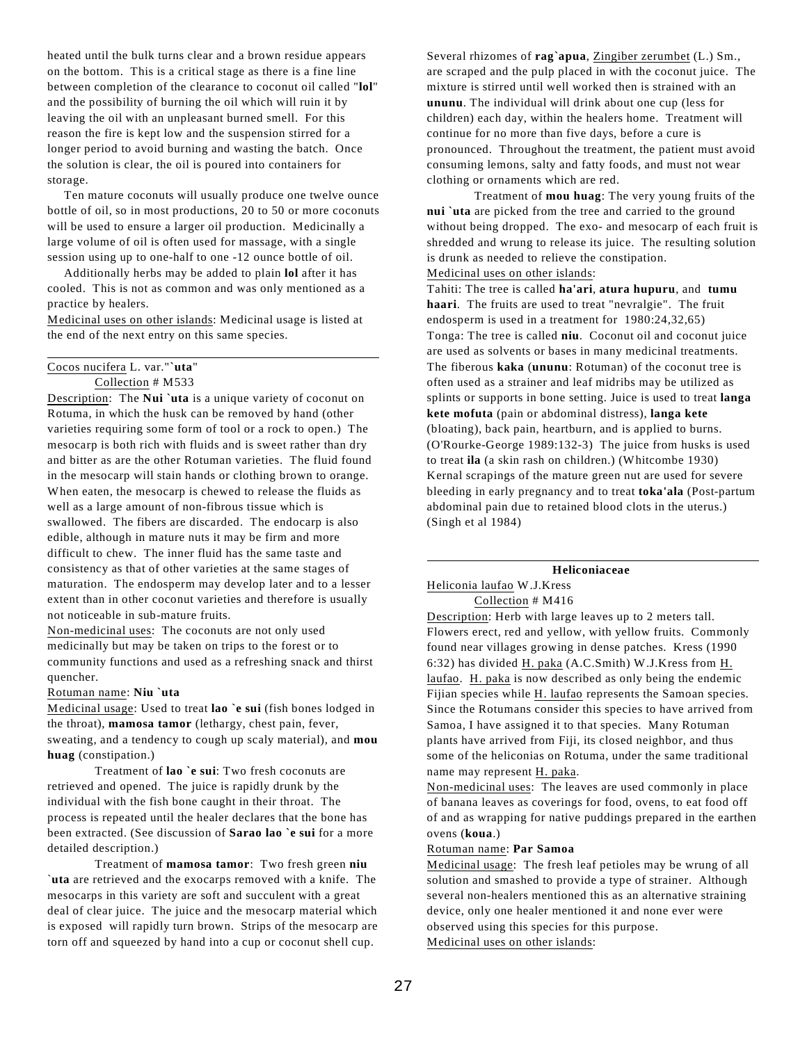heated until the bulk turns clear and a brown residue appears on the bottom. This is a critical stage as there is a fine line between completion of the clearance to coconut oil called "**lol**" and the possibility of burning the oil which will ruin it by leaving the oil with an unpleasant burned smell. For this reason the fire is kept low and the suspension stirred for a longer period to avoid burning and wasting the batch. Once the solution is clear, the oil is poured into containers for storage.

Ten mature coconuts will usually produce one twelve ounce bottle of oil, so in most productions, 20 to 50 or more coconuts will be used to ensure a larger oil production. Medicinally a large volume of oil is often used for massage, with a single session using up to one-half to one -12 ounce bottle of oil.

Additionally herbs may be added to plain **lol** after it has cooled. This is not as common and was only mentioned as a practice by healers.

Medicinal uses on other islands: Medicinal usage is listed at the end of the next entry on this same species.

---

Cocos nucifera L. var."**`uta**"
Collection # M533

Description: The **Nui `uta** is a unique variety of coconut on Rotuma, in which the husk can be removed by hand (other varieties requiring some form of tool or a rock to open.) The mesocarp is both rich with fluids and is sweet rather than dry and bitter as are the other Rotuman varieties. The fluid found in the mesocarp will stain hands or clothing brown to orange. When eaten, the mesocarp is chewed to release the fluids as well as a large amount of non-fibrous tissue which is swallowed. The fibers are discarded. The endocarp is also edible, although in mature nuts it may be firm and more difficult to chew. The inner fluid has the same taste and consistency as that of other varieties at the same stages of maturation. The endosperm may develop later and to a lesser extent than in other coconut varieties and therefore is usually not noticeable in sub-mature fruits.

Non-medicinal uses: The coconuts are not only used medicinally but may be taken on trips to the forest or to community functions and used as a refreshing snack and thirst quencher.

Rotuman name: **Niu `uta**

Medicinal usage: Used to treat **lao `e sui** (fish bones lodged in the throat), **mamosa tamor** (lethargy, chest pain, fever, sweating, and a tendency to cough up scaly material), and **mou huag** (constipation.)

Treatment of **lao `e sui**: Two fresh coconuts are retrieved and opened. The juice is rapidly drunk by the individual with the fish bone caught in their throat. The process is repeated until the healer declares that the bone has been extracted. (See discussion of **Sarao lao `e sui** for a more detailed description.)

Treatment of **mamosa tamor**: Two fresh green **niu `uta** are retrieved and the exocarps removed with a knife. The mesocarps in this variety are soft and succulent with a great deal of clear juice. The juice and the mesocarp material which is exposed will rapidly turn brown. Strips of the mesocarp are torn off and squeezed by hand into a cup or coconut shell cup. Several rhizomes of **rag`apua**, Zingiber zerumbet (L.) Sm., are scraped and the pulp placed in with the coconut juice. The mixture is stirred until well worked then is strained with an **ununu**. The individual will drink about one cup (less for children) each day, within the healers home. Treatment will continue for no more than five days, before a cure is pronounced. Throughout the treatment, the patient must avoid consuming lemons, salty and fatty foods, and must not wear clothing or ornaments which are red.

Treatment of **mou huag**: The very young fruits of the **nui `uta** are picked from the tree and carried to the ground without being dropped. The exo- and mesocarp of each fruit is shredded and wrung to release its juice. The resulting solution is drunk as needed to relieve the constipation.

Medicinal uses on other islands:
Tahiti: The tree is called **ha'ari**, **atura hupuru**, and **tumu haari**. The fruits are used to treat "nevralgie". The fruit endosperm is used in a treatment for 1980:24,32,65)
Tonga: The tree is called **niu**. Coconut oil and coconut juice are used as solvents or bases in many medicinal treatments. The fiberous **kaka** (**ununu**: Rotuman) of the coconut tree is often used as a strainer and leaf midribs may be utilized as splints or supports in bone setting. Juice is used to treat **langa kete mofuta** (pain or abdominal distress), **langa kete** (bloating), back pain, heartburn, and is applied to burns. (O'Rourke-George 1989:132-3) The juice from husks is used to treat **ila** (a skin rash on children.) (Whitcombe 1930) Kernal scrapings of the mature green nut are used for severe bleeding in early pregnancy and to treat **toka'ala** (Post-partum abdominal pain due to retained blood clots in the uterus.) (Singh et al 1984)

---

## Heliconiaceae

Heliconia laufao W.J.Kress
Collection # M416

Description: Herb with large leaves up to 2 meters tall. Flowers erect, red and yellow, with yellow fruits. Commonly found near villages growing in dense patches. Kress (1990 6:32) has divided H. paka (A.C.Smith) W.J.Kress from H. laufao. H. paka is now described as only being the endemic Fijian species while H. laufao represents the Samoan species. Since the Rotumans consider this species to have arrived from Samoa, I have assigned it to that species. Many Rotuman plants have arrived from Fiji, its closed neighbor, and thus some of the heliconias on Rotuma, under the same traditional name may represent H. paka.

Non-medicinal uses: The leaves are used commonly in place of banana leaves as coverings for food, ovens, to eat food off of and as wrapping for native puddings prepared in the earthen ovens (**koua**.)

Rotuman name: **Par Samoa**

Medicinal usage: The fresh leaf petioles may be wrung of all solution and smashed to provide a type of strainer. Although several non-healers mentioned this as an alternative straining device, only one healer mentioned it and none ever were observed using this species for this purpose.

Medicinal uses on other islands: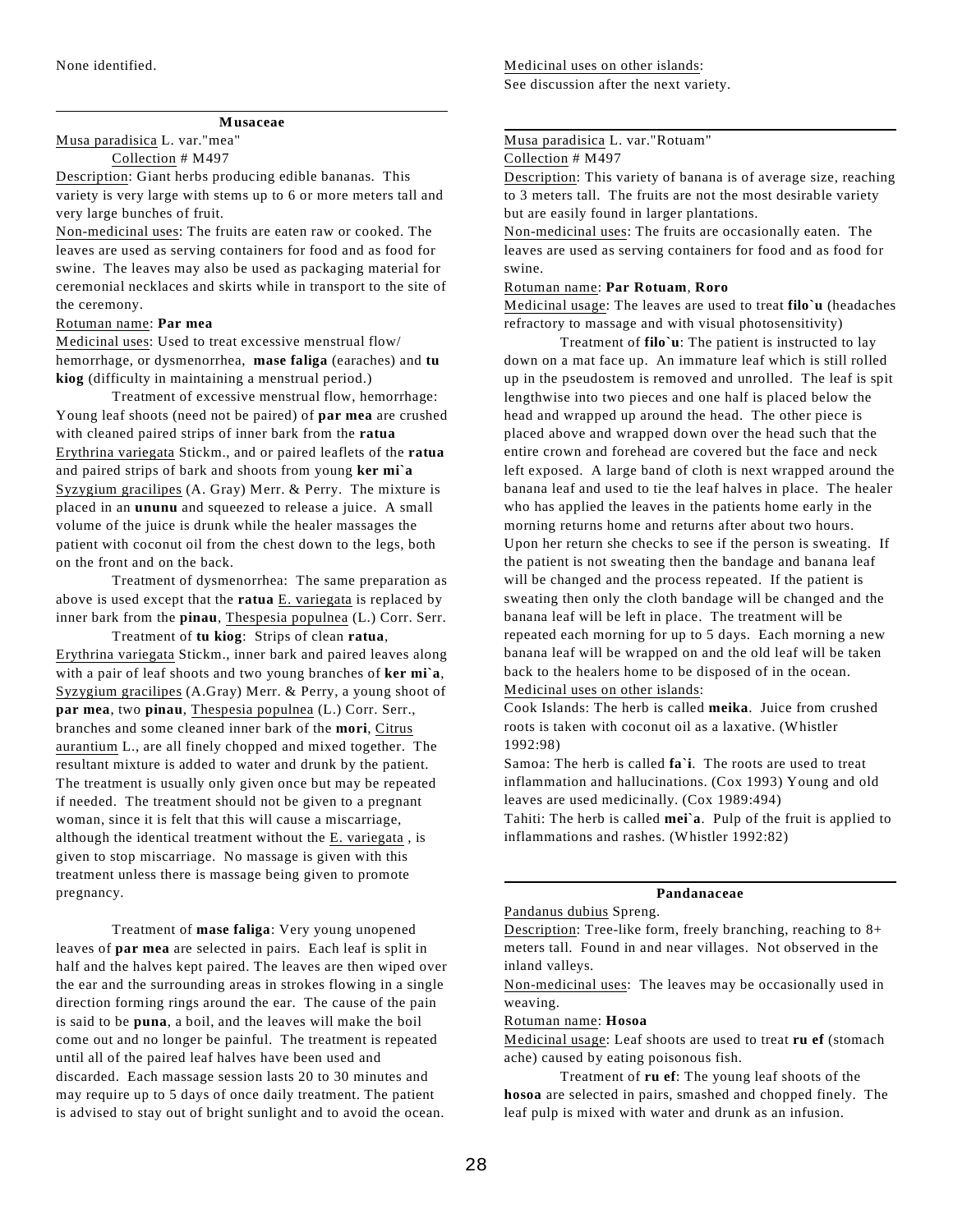None identified.

---

**Musaceae**

Musa paradisica L. var."mea"

Collection # M497

Description: Giant herbs producing edible bananas. This variety is very large with stems up to 6 or more meters tall and very large bunches of fruit.

Non-medicinal uses: The fruits are eaten raw or cooked. The leaves are used as serving containers for food and as food for swine. The leaves may also be used as packaging material for ceremonial necklaces and skirts while in transport to the site of the ceremony.

Rotuman name: **Par mea**

Medicinal uses: Used to treat excessive menstrual flow/ hemorrhage, or dysmenorrhea, **mase faliga** (earaches) and **tu kiog** (difficulty in maintaining a menstrual period.)

Treatment of excessive menstrual flow, hemorrhage: Young leaf shoots (need not be paired) of **par mea** are crushed with cleaned paired strips of inner bark from the **ratua** Erythrina variegata Stickm., and or paired leaflets of the **ratua** and paired strips of bark and shoots from young **ker mi`a** Syzygium gracilipes (A. Gray) Merr. & Perry. The mixture is placed in an **ununu** and squeezed to release a juice. A small volume of the juice is drunk while the healer massages the patient with coconut oil from the chest down to the legs, both on the front and on the back.

Treatment of dysmenorrhea: The same preparation as above is used except that the **ratua** E. variegata is replaced by inner bark from the **pinau**, Thespesia populnea (L.) Corr. Serr.

Treatment of **tu kiog**: Strips of clean **ratua**, Erythrina variegata Stickm., inner bark and paired leaves along with a pair of leaf shoots and two young branches of **ker mi`a**, Syzygium gracilipes (A.Gray) Merr. & Perry, a young shoot of **par mea**, two **pinau**, Thespesia populnea (L.) Corr. Serr., branches and some cleaned inner bark of the **mori**, Citrus aurantium L., are all finely chopped and mixed together. The resultant mixture is added to water and drunk by the patient. The treatment is usually only given once but may be repeated if needed. The treatment should not be given to a pregnant woman, since it is felt that this will cause a miscarriage, although the identical treatment without the E. variegata , is given to stop miscarriage. No massage is given with this treatment unless there is massage being given to promote pregnancy.

Treatment of **mase faliga**: Very young unopened leaves of **par mea** are selected in pairs. Each leaf is split in half and the halves kept paired. The leaves are then wiped over the ear and the surrounding areas in strokes flowing in a single direction forming rings around the ear. The cause of the pain is said to be **puna**, a boil, and the leaves will make the boil come out and no longer be painful. The treatment is repeated until all of the paired leaf halves have been used and discarded. Each massage session lasts 20 to 30 minutes and may require up to 5 days of once daily treatment. The patient is advised to stay out of bright sunlight and to avoid the ocean.

Medicinal uses on other islands:
See discussion after the next variety.

---

Musa paradisica L. var."Rotuam"

Collection # M497

Description: This variety of banana is of average size, reaching to 3 meters tall. The fruits are not the most desirable variety but are easily found in larger plantations.

Non-medicinal uses: The fruits are occasionally eaten. The leaves are used as serving containers for food and as food for swine.

Rotuman name: **Par Rotuam**, **Roro**

Medicinal usage: The leaves are used to treat **filo`u** (headaches refractory to massage and with visual photosensitivity)

Treatment of **filo`u**: The patient is instructed to lay down on a mat face up. An immature leaf which is still rolled up in the pseudostem is removed and unrolled. The leaf is spit lengthwise into two pieces and one half is placed below the head and wrapped up around the head. The other piece is placed above and wrapped down over the head such that the entire crown and forehead are covered but the face and neck left exposed. A large band of cloth is next wrapped around the banana leaf and used to tie the leaf halves in place. The healer who has applied the leaves in the patients home early in the morning returns home and returns after about two hours. Upon her return she checks to see if the person is sweating. If the patient is not sweating then the bandage and banana leaf will be changed and the process repeated. If the patient is sweating then only the cloth bandage will be changed and the banana leaf will be left in place. The treatment will be repeated each morning for up to 5 days. Each morning a new banana leaf will be wrapped on and the old leaf will be taken back to the healers home to be disposed of in the ocean.

Medicinal uses on other islands:

Cook Islands: The herb is called **meika**. Juice from crushed roots is taken with coconut oil as a laxative. (Whistler 1992:98)

Samoa: The herb is called **fa`i**. The roots are used to treat inflammation and hallucinations. (Cox 1993) Young and old leaves are used medicinally. (Cox 1989:494)

Tahiti: The herb is called **mei`a**. Pulp of the fruit is applied to inflammations and rashes. (Whistler 1992:82)

---

**Pandanaceae**

Pandanus dubius Spreng.

Description: Tree-like form, freely branching, reaching to 8+ meters tall. Found in and near villages. Not observed in the inland valleys.

Non-medicinal uses: The leaves may be occasionally used in weaving.

Rotuman name: **Hosoa**

Medicinal usage: Leaf shoots are used to treat **ru ef** (stomach ache) caused by eating poisonous fish.

Treatment of **ru ef**: The young leaf shoots of the **hosoa** are selected in pairs, smashed and chopped finely. The leaf pulp is mixed with water and drunk as an infusion.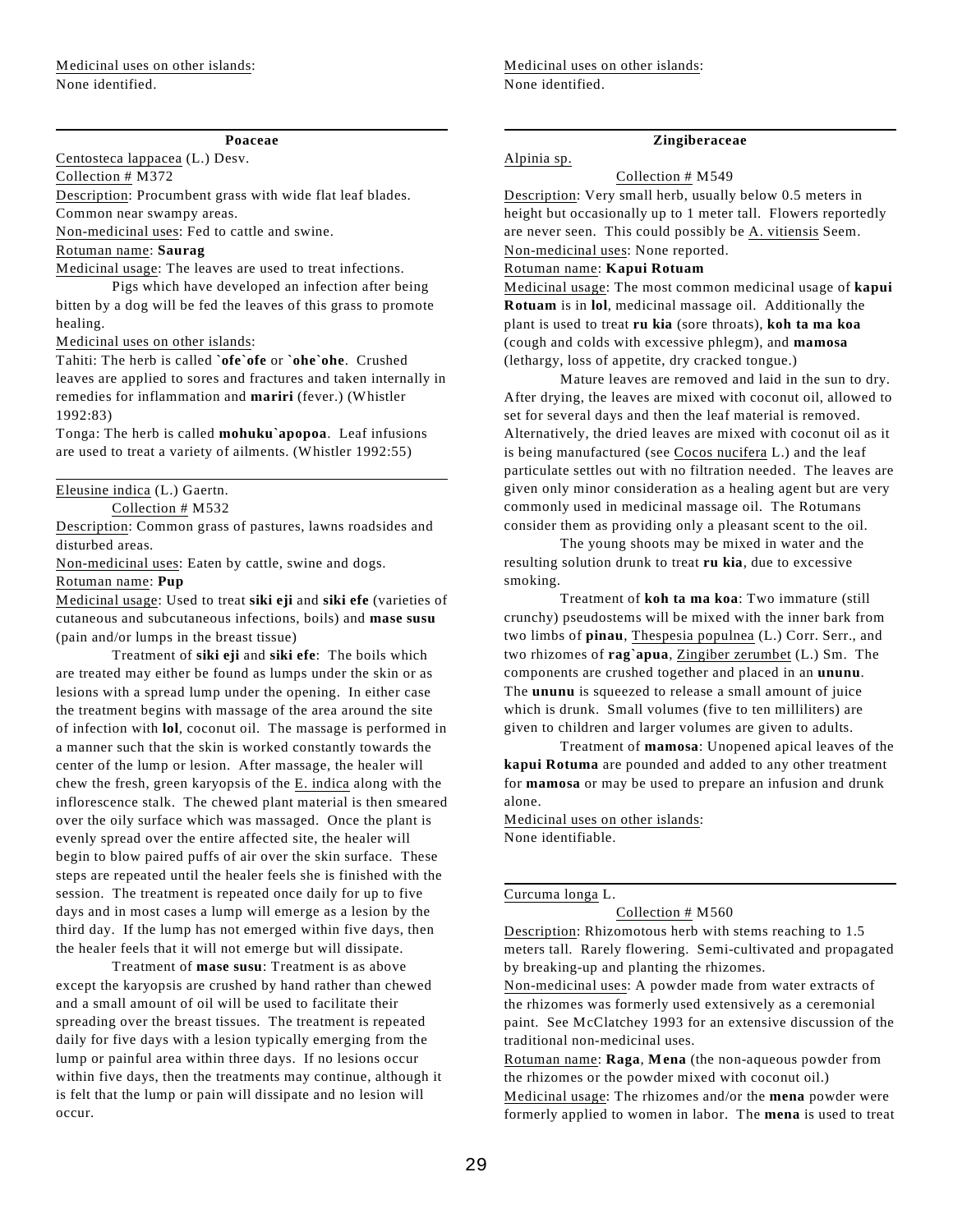Medicinal uses on other islands:
None identified.

---

**Poaceae**

Centosteca lappacea (L.) Desv.
Collection # M372
Description: Procumbent grass with wide flat leaf blades. Common near swampy areas.
Non-medicinal uses: Fed to cattle and swine.
Rotuman name: **Saurag**
Medicinal usage: The leaves are used to treat infections.

Pigs which have developed an infection after being bitten by a dog will be fed the leaves of this grass to promote healing.

Medicinal uses on other islands:
Tahiti: The herb is called **`ofe`ofe** or **`ohe`ohe**. Crushed leaves are applied to sores and fractures and taken internally in remedies for inflammation and **mariri** (fever.) (Whistler 1992:83)
Tonga: The herb is called **mohuku`apopoa**. Leaf infusions are used to treat a variety of ailments. (Whistler 1992:55)

---

Eleusine indica (L.) Gaertn.
Collection # M532
Description: Common grass of pastures, lawns roadsides and disturbed areas.
Non-medicinal uses: Eaten by cattle, swine and dogs.
Rotuman name: **Pup**
Medicinal usage: Used to treat **siki eji** and **siki efe** (varieties of cutaneous and subcutaneous infections, boils) and **mase susu** (pain and/or lumps in the breast tissue)

Treatment of **siki eji** and **siki efe**: The boils which are treated may either be found as lumps under the skin or as lesions with a spread lump under the opening. In either case the treatment begins with massage of the area around the site of infection with **lol**, coconut oil. The massage is performed in a manner such that the skin is worked constantly towards the center of the lump or lesion. After massage, the healer will chew the fresh, green karyopsis of the E. indica along with the inflorescence stalk. The chewed plant material is then smeared over the oily surface which was massaged. Once the plant is evenly spread over the entire affected site, the healer will begin to blow paired puffs of air over the skin surface. These steps are repeated until the healer feels she is finished with the session. The treatment is repeated once daily for up to five days and in most cases a lump will emerge as a lesion by the third day. If the lump has not emerged within five days, then the healer feels that it will not emerge but will dissipate.

Treatment of **mase susu**: Treatment is as above except the karyopsis are crushed by hand rather than chewed and a small amount of oil will be used to facilitate their spreading over the breast tissues. The treatment is repeated daily for five days with a lesion typically emerging from the lump or painful area within three days. If no lesions occur within five days, then the treatments may continue, although it is felt that the lump or pain will dissipate and no lesion will occur.

Medicinal uses on other islands:
None identified.

---

**Zingiberaceae**

Alpinia sp.
Collection # M549
Description: Very small herb, usually below 0.5 meters in height but occasionally up to 1 meter tall. Flowers reportedly are never seen. This could possibly be A. vitiensis Seem.
Non-medicinal uses: None reported.
Rotuman name: **Kapui Rotuam**
Medicinal usage: The most common medicinal usage of **kapui Rotuam** is in **lol**, medicinal massage oil. Additionally the plant is used to treat **ru kia** (sore throats), **koh ta ma koa** (cough and colds with excessive phlegm), and **mamosa** (lethargy, loss of appetite, dry cracked tongue.)

Mature leaves are removed and laid in the sun to dry. After drying, the leaves are mixed with coconut oil, allowed to set for several days and then the leaf material is removed. Alternatively, the dried leaves are mixed with coconut oil as it is being manufactured (see Cocos nucifera L.) and the leaf particulate settles out with no filtration needed. The leaves are given only minor consideration as a healing agent but are very commonly used in medicinal massage oil. The Rotumans consider them as providing only a pleasant scent to the oil.

The young shoots may be mixed in water and the resulting solution drunk to treat **ru kia**, due to excessive smoking.

Treatment of **koh ta ma koa**: Two immature (still crunchy) pseudostems will be mixed with the inner bark from two limbs of **pinau**, Thespesia populnea (L.) Corr. Serr., and two rhizomes of **rag`apua**, Zingiber zerumbet (L.) Sm. The components are crushed together and placed in an **ununu**. The **ununu** is squeezed to release a small amount of juice which is drunk. Small volumes (five to ten milliliters) are given to children and larger volumes are given to adults.

Treatment of **mamosa**: Unopened apical leaves of the **kapui Rotuma** are pounded and added to any other treatment for **mamosa** or may be used to prepare an infusion and drunk alone.

Medicinal uses on other islands:
None identifiable.

---

Curcuma longa L.
Collection # M560
Description: Rhizomotous herb with stems reaching to 1.5 meters tall. Rarely flowering. Semi-cultivated and propagated by breaking-up and planting the rhizomes.
Non-medicinal uses: A powder made from water extracts of the rhizomes was formerly used extensively as a ceremonial paint. See McClatchey 1993 for an extensive discussion of the traditional non-medicinal uses.
Rotuman name: **Raga**, **Mena** (the non-aqueous powder from the rhizomes or the powder mixed with coconut oil.)
Medicinal usage: The rhizomes and/or the **mena** powder were formerly applied to women in labor. The **mena** is used to treat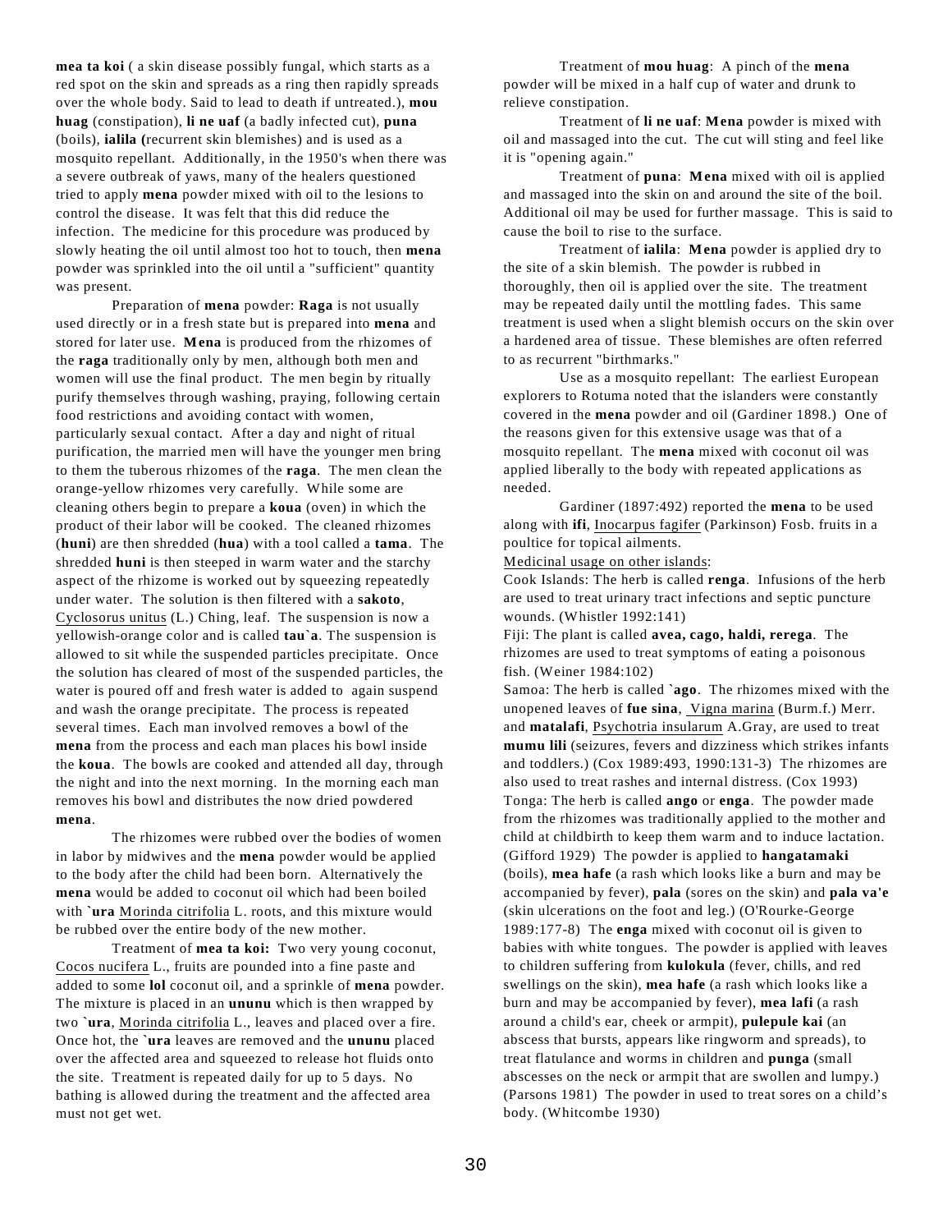**mea ta koi** ( a skin disease possibly fungal, which starts as a red spot on the skin and spreads as a ring then rapidly spreads over the whole body. Said to lead to death if untreated.), **mou huag** (constipation), **li ne uaf** (a badly infected cut), **puna** (boils), **ialila (**recurrent skin blemishes) and is used as a mosquito repellant. Additionally, in the 1950's when there was a severe outbreak of yaws, many of the healers questioned tried to apply **mena** powder mixed with oil to the lesions to control the disease. It was felt that this did reduce the infection. The medicine for this procedure was produced by slowly heating the oil until almost too hot to touch, then **mena** powder was sprinkled into the oil until a "sufficient" quantity was present.

Preparation of **mena** powder: **Raga** is not usually used directly or in a fresh state but is prepared into **mena** and stored for later use. **Mena** is produced from the rhizomes of the **raga** traditionally only by men, although both men and women will use the final product. The men begin by ritually purify themselves through washing, praying, following certain food restrictions and avoiding contact with women, particularly sexual contact. After a day and night of ritual purification, the married men will have the younger men bring to them the tuberous rhizomes of the **raga**. The men clean the orange-yellow rhizomes very carefully. While some are cleaning others begin to prepare a **koua** (oven) in which the product of their labor will be cooked. The cleaned rhizomes (**huni**) are then shredded (**hua**) with a tool called a **tama**. The shredded **huni** is then steeped in warm water and the starchy aspect of the rhizome is worked out by squeezing repeatedly under water. The solution is then filtered with a **sakoto**, Cyclosorus unitus (L.) Ching, leaf. The suspension is now a yellowish-orange color and is called **tau`a**. The suspension is allowed to sit while the suspended particles precipitate. Once the solution has cleared of most of the suspended particles, the water is poured off and fresh water is added to again suspend and wash the orange precipitate. The process is repeated several times. Each man involved removes a bowl of the **mena** from the process and each man places his bowl inside the **koua**. The bowls are cooked and attended all day, through the night and into the next morning. In the morning each man removes his bowl and distributes the now dried powdered **mena**.

The rhizomes were rubbed over the bodies of women in labor by midwives and the **mena** powder would be applied to the body after the child had been born. Alternatively the **mena** would be added to coconut oil which had been boiled with **`ura** Morinda citrifolia L. roots, and this mixture would be rubbed over the entire body of the new mother.

Treatment of **mea ta koi:** Two very young coconut, Cocos nucifera L., fruits are pounded into a fine paste and added to some **lol** coconut oil, and a sprinkle of **mena** powder. The mixture is placed in an **ununu** which is then wrapped by two **`ura**, Morinda citrifolia L., leaves and placed over a fire. Once hot, the **`ura** leaves are removed and the **ununu** placed over the affected area and squeezed to release hot fluids onto the site. Treatment is repeated daily for up to 5 days. No bathing is allowed during the treatment and the affected area must not get wet.

Treatment of **mou huag**: A pinch of the **mena** powder will be mixed in a half cup of water and drunk to relieve constipation.

Treatment of **li ne uaf**: **Mena** powder is mixed with oil and massaged into the cut. The cut will sting and feel like it is "opening again."

Treatment of **puna**: **Mena** mixed with oil is applied and massaged into the skin on and around the site of the boil. Additional oil may be used for further massage. This is said to cause the boil to rise to the surface.

Treatment of **ialila**: **Mena** powder is applied dry to the site of a skin blemish. The powder is rubbed in thoroughly, then oil is applied over the site. The treatment may be repeated daily until the mottling fades. This same treatment is used when a slight blemish occurs on the skin over a hardened area of tissue. These blemishes are often referred to as recurrent "birthmarks."

Use as a mosquito repellant: The earliest European explorers to Rotuma noted that the islanders were constantly covered in the **mena** powder and oil (Gardiner 1898.) One of the reasons given for this extensive usage was that of a mosquito repellant. The **mena** mixed with coconut oil was applied liberally to the body with repeated applications as needed.

Gardiner (1897:492) reported the **mena** to be used along with **ifi**, Inocarpus fagifer (Parkinson) Fosb. fruits in a poultice for topical ailments.

Medicinal usage on other islands:

Cook Islands: The herb is called **renga**. Infusions of the herb are used to treat urinary tract infections and septic puncture wounds. (Whistler 1992:141)

Fiji: The plant is called **avea, cago, haldi, rerega**. The rhizomes are used to treat symptoms of eating a poisonous fish. (Weiner 1984:102)

Samoa: The herb is called **`ago**. The rhizomes mixed with the unopened leaves of **fue sina**, Vigna marina (Burm.f.) Merr. and **matalafi**, Psychotria insularum A.Gray, are used to treat **mumu lili** (seizures, fevers and dizziness which strikes infants and toddlers.) (Cox 1989:493, 1990:131-3) The rhizomes are also used to treat rashes and internal distress. (Cox 1993)

Tonga: The herb is called **ango** or **enga**. The powder made from the rhizomes was traditionally applied to the mother and child at childbirth to keep them warm and to induce lactation. (Gifford 1929) The powder is applied to **hangatamaki** (boils), **mea hafe** (a rash which looks like a burn and may be accompanied by fever), **pala** (sores on the skin) and **pala va'e** (skin ulcerations on the foot and leg.) (O'Rourke-George 1989:177-8) The **enga** mixed with coconut oil is given to babies with white tongues. The powder is applied with leaves to children suffering from **kulokula** (fever, chills, and red swellings on the skin), **mea hafe** (a rash which looks like a burn and may be accompanied by fever), **mea lafi** (a rash around a child's ear, cheek or armpit), **pulepule kai** (an abscess that bursts, appears like ringworm and spreads), to treat flatulance and worms in children and **punga** (small abscesses on the neck or armpit that are swollen and lumpy.) (Parsons 1981) The powder in used to treat sores on a child's body. (Whitcombe 1930)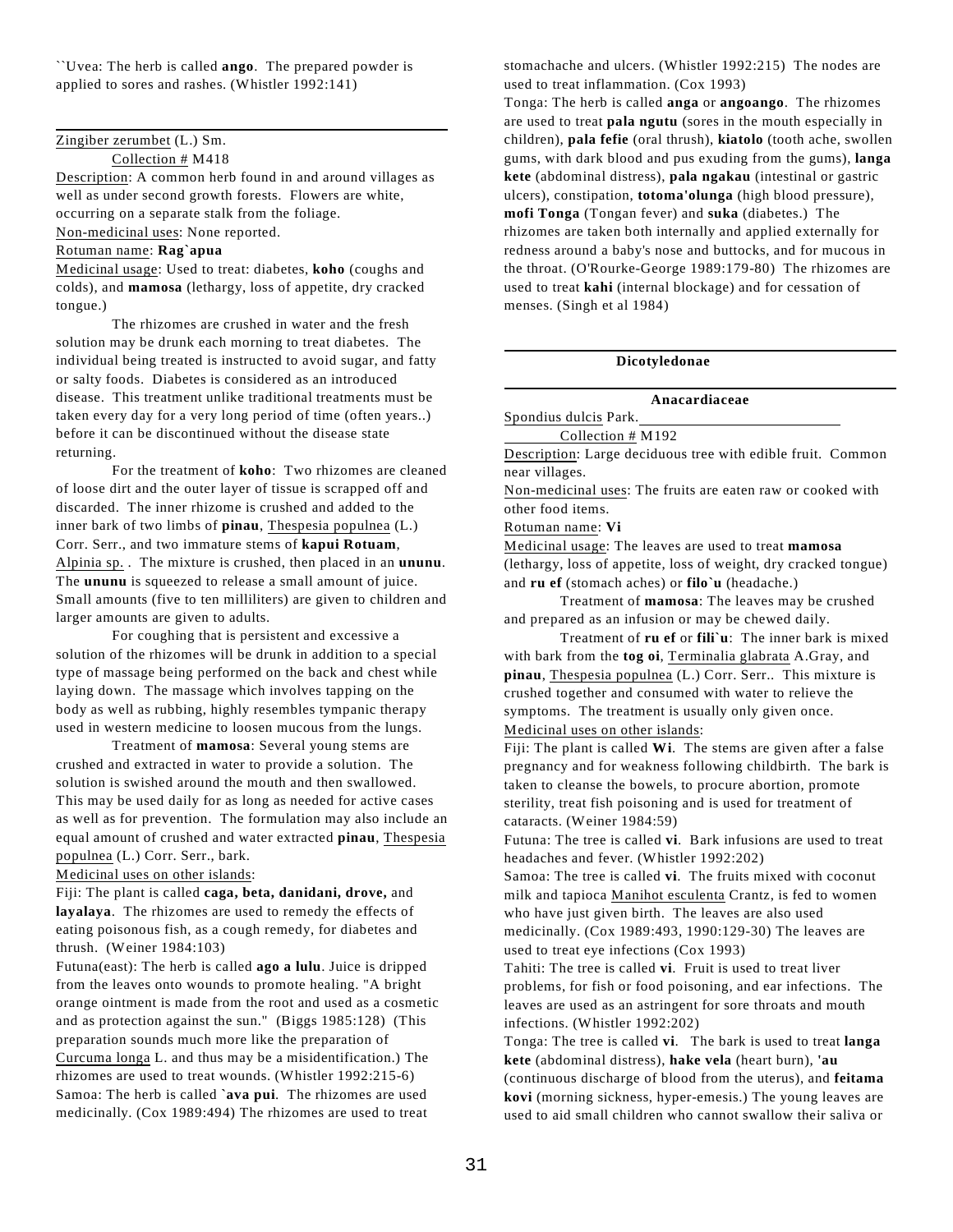``Uvea: The herb is called **ango**. The prepared powder is applied to sores and rashes. (Whistler 1992:141)

---

Zingiber zerumbet (L.) Sm.

Collection # M418

Description: A common herb found in and around villages as well as under second growth forests. Flowers are white, occurring on a separate stalk from the foliage.

Non-medicinal uses: None reported.

Rotuman name: **Rag`apua**

Medicinal usage: Used to treat: diabetes, **koho** (coughs and colds), and **mamosa** (lethargy, loss of appetite, dry cracked tongue.)

The rhizomes are crushed in water and the fresh solution may be drunk each morning to treat diabetes. The individual being treated is instructed to avoid sugar, and fatty or salty foods. Diabetes is considered as an introduced disease. This treatment unlike traditional treatments must be taken every day for a very long period of time (often years..) before it can be discontinued without the disease state returning.

For the treatment of **koho**: Two rhizomes are cleaned of loose dirt and the outer layer of tissue is scrapped off and discarded. The inner rhizome is crushed and added to the inner bark of two limbs of **pinau**, Thespesia populnea (L.) Corr. Serr., and two immature stems of **kapui Rotuam**, Alpinia sp. . The mixture is crushed, then placed in an **ununu**. The **ununu** is squeezed to release a small amount of juice. Small amounts (five to ten milliliters) are given to children and larger amounts are given to adults.

For coughing that is persistent and excessive a solution of the rhizomes will be drunk in addition to a special type of massage being performed on the back and chest while laying down. The massage which involves tapping on the body as well as rubbing, highly resembles tympanic therapy used in western medicine to loosen mucous from the lungs.

Treatment of **mamosa**: Several young stems are crushed and extracted in water to provide a solution. The solution is swished around the mouth and then swallowed. This may be used daily for as long as needed for active cases as well as for prevention. The formulation may also include an equal amount of crushed and water extracted **pinau**, Thespesia populnea (L.) Corr. Serr., bark.

Medicinal uses on other islands:

Fiji: The plant is called **caga, beta, danidani, drove,** and **layalaya**. The rhizomes are used to remedy the effects of eating poisonous fish, as a cough remedy, for diabetes and thrush. (Weiner 1984:103)

Futuna(east): The herb is called **ago a lulu**. Juice is dripped from the leaves onto wounds to promote healing. "A bright orange ointment is made from the root and used as a cosmetic and as protection against the sun." (Biggs 1985:128) (This preparation sounds much more like the preparation of Curcuma longa L. and thus may be a misidentification.) The rhizomes are used to treat wounds. (Whistler 1992:215-6)

Samoa: The herb is called **`ava pui**. The rhizomes are used medicinally. (Cox 1989:494) The rhizomes are used to treat stomachache and ulcers. (Whistler 1992:215) The nodes are used to treat inflammation. (Cox 1993)

Tonga: The herb is called **anga** or **angoango**. The rhizomes are used to treat **pala ngutu** (sores in the mouth especially in children), **pala fefie** (oral thrush), **kiatolo** (tooth ache, swollen gums, with dark blood and pus exuding from the gums), **langa kete** (abdominal distress), **pala ngakau** (intestinal or gastric ulcers), constipation, **totoma'olunga** (high blood pressure), **mofi Tonga** (Tongan fever) and **suka** (diabetes.) The rhizomes are taken both internally and applied externally for redness around a baby's nose and buttocks, and for mucous in the throat. (O'Rourke-George 1989:179-80) The rhizomes are used to treat **kahi** (internal blockage) and for cessation of menses. (Singh et al 1984)

---

**Dicotyledonae**

---

**Anacardiaceae**

Spondius dulcis Park.

Collection # M192

Description: Large deciduous tree with edible fruit. Common near villages.

Non-medicinal uses: The fruits are eaten raw or cooked with other food items.

Rotuman name: **Vi**

Medicinal usage: The leaves are used to treat **mamosa** (lethargy, loss of appetite, loss of weight, dry cracked tongue) and **ru ef** (stomach aches) or **filo`u** (headache.)

Treatment of **mamosa**: The leaves may be crushed and prepared as an infusion or may be chewed daily.

Treatment of **ru ef** or **fili`u**: The inner bark is mixed with bark from the **tog oi**, Terminalia glabrata A.Gray, and **pinau**, Thespesia populnea (L.) Corr. Serr.. This mixture is crushed together and consumed with water to relieve the symptoms. The treatment is usually only given once.

Medicinal uses on other islands:

Fiji: The plant is called **Wi**. The stems are given after a false pregnancy and for weakness following childbirth. The bark is taken to cleanse the bowels, to procure abortion, promote sterility, treat fish poisoning and is used for treatment of cataracts. (Weiner 1984:59)

Futuna: The tree is called **vi**. Bark infusions are used to treat headaches and fever. (Whistler 1992:202)

Samoa: The tree is called **vi**. The fruits mixed with coconut milk and tapioca Manihot esculenta Crantz, is fed to women who have just given birth. The leaves are also used medicinally. (Cox 1989:493, 1990:129-30) The leaves are used to treat eye infections (Cox 1993)

Tahiti: The tree is called **vi**. Fruit is used to treat liver problems, for fish or food poisoning, and ear infections. The leaves are used as an astringent for sore throats and mouth infections. (Whistler 1992:202)

Tonga: The tree is called **vi**. The bark is used to treat **langa kete** (abdominal distress), **hake vela** (heart burn), **'au** (continuous discharge of blood from the uterus), and **feitama kovi** (morning sickness, hyper-emesis.) The young leaves are used to aid small children who cannot swallow their saliva or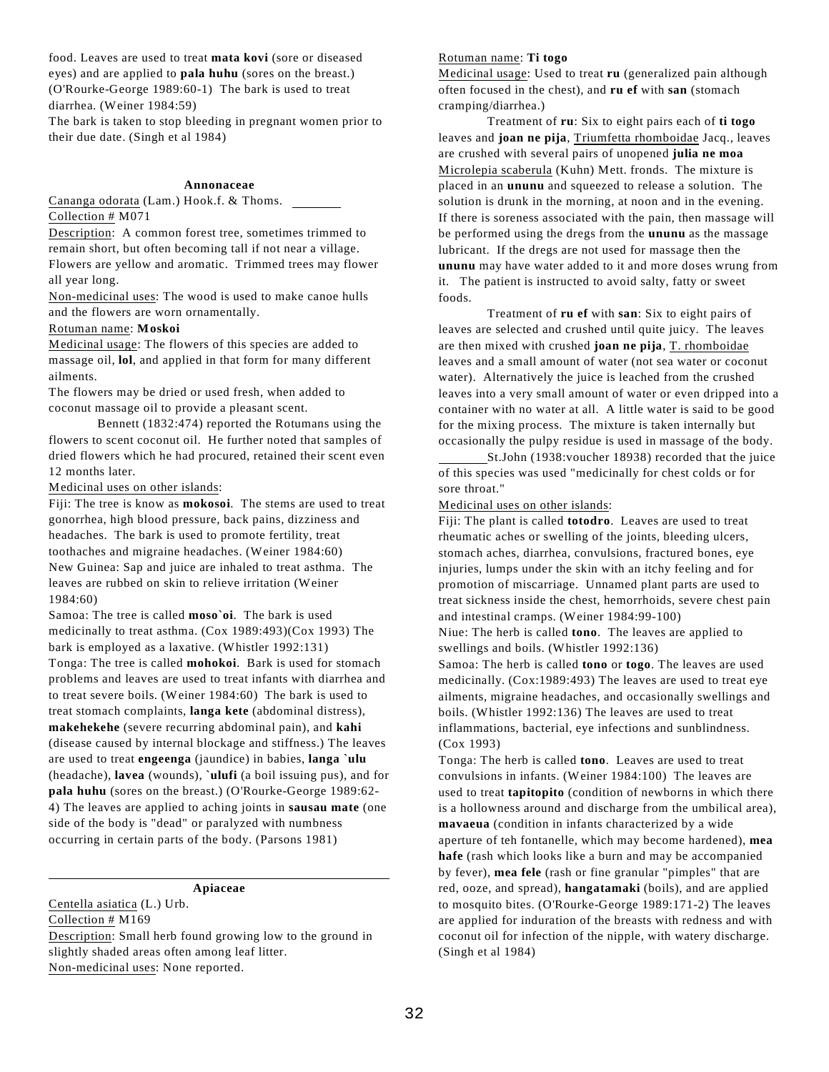food. Leaves are used to treat **mata kovi** (sore or diseased eyes) and are applied to **pala huhu** (sores on the breast.) (O'Rourke-George 1989:60-1) The bark is used to treat diarrhea. (Weiner 1984:59)
The bark is taken to stop bleeding in pregnant women prior to their due date. (Singh et al 1984)

### Annonaceae

Cananga odorata (Lam.) Hook.f. & Thoms.
Collection # M071
Description: A common forest tree, sometimes trimmed to remain short, but often becoming tall if not near a village. Flowers are yellow and aromatic. Trimmed trees may flower all year long.
Non-medicinal uses: The wood is used to make canoe hulls and the flowers are worn ornamentally.
Rotuman name: **Moskoi**
Medicinal usage: The flowers of this species are added to massage oil, **lol**, and applied in that form for many different ailments.
The flowers may be dried or used fresh, when added to coconut massage oil to provide a pleasant scent.

Bennett (1832:474) reported the Rotumans using the flowers to scent coconut oil. He further noted that samples of dried flowers which he had procured, retained their scent even 12 months later.

Medicinal uses on other islands:
Fiji: The tree is know as **mokosoi**. The stems are used to treat gonorrhea, high blood pressure, back pains, dizziness and headaches. The bark is used to promote fertility, treat toothaches and migraine headaches. (Weiner 1984:60)
New Guinea: Sap and juice are inhaled to treat asthma. The leaves are rubbed on skin to relieve irritation (Weiner 1984:60)
Samoa: The tree is called **moso`oi**. The bark is used medicinally to treat asthma. (Cox 1989:493)(Cox 1993) The bark is employed as a laxative. (Whistler 1992:131)
Tonga: The tree is called **mohokoi**. Bark is used for stomach problems and leaves are used to treat infants with diarrhea and to treat severe boils. (Weiner 1984:60) The bark is used to treat stomach complaints, **langa kete** (abdominal distress), **makehekehe** (severe recurring abdominal pain), and **kahi** (disease caused by internal blockage and stiffness.) The leaves are used to treat **engeenga** (jaundice) in babies, **langa `ulu** (headache), **lavea** (wounds), **`ulufi** (a boil issuing pus), and for **pala huhu** (sores on the breast.) (O'Rourke-George 1989:62-4) The leaves are applied to aching joints in **sausau mate** (one side of the body is "dead" or paralyzed with numbness occurring in certain parts of the body. (Parsons 1981)

### Apiaceae

Centella asiatica (L.) Urb.
Collection # M169
Description: Small herb found growing low to the ground in slightly shaded areas often among leaf litter.
Non-medicinal uses: None reported.
Rotuman name: **Ti togo**
Medicinal usage: Used to treat **ru** (generalized pain although often focused in the chest), and **ru ef** with **san** (stomach cramping/diarrhea.)

Treatment of **ru**: Six to eight pairs each of **ti togo** leaves and **joan ne pija**, Triumfetta rhomboidae Jacq., leaves are crushed with several pairs of unopened **julia ne moa** Microlepia scaberula (Kuhn) Mett. fronds. The mixture is placed in an **ununu** and squeezed to release a solution. The solution is drunk in the morning, at noon and in the evening. If there is soreness associated with the pain, then massage will be performed using the dregs from the **ununu** as the massage lubricant. If the dregs are not used for massage then the **ununu** may have water added to it and more doses wrung from it. The patient is instructed to avoid salty, fatty or sweet foods.

Treatment of **ru ef** with **san**: Six to eight pairs of leaves are selected and crushed until quite juicy. The leaves are then mixed with crushed **joan ne pija**, T. rhomboidae leaves and a small amount of water (not sea water or coconut water). Alternatively the juice is leached from the crushed leaves into a very small amount of water or even dripped into a container with no water at all. A little water is said to be good for the mixing process. The mixture is taken internally but occasionally the pulpy residue is used in massage of the body.

St.John (1938:voucher 18938) recorded that the juice of this species was used "medicinally for chest colds or for sore throat."

Medicinal uses on other islands:
Fiji: The plant is called **totodro**. Leaves are used to treat rheumatic aches or swelling of the joints, bleeding ulcers, stomach aches, diarrhea, convulsions, fractured bones, eye injuries, lumps under the skin with an itchy feeling and for promotion of miscarriage. Unnamed plant parts are used to treat sickness inside the chest, hemorrhoids, severe chest pain and intestinal cramps. (Weiner 1984:99-100)
Niue: The herb is called **tono**. The leaves are applied to swellings and boils. (Whistler 1992:136)
Samoa: The herb is called **tono** or **togo**. The leaves are used medicinally. (Cox:1989:493) The leaves are used to treat eye ailments, migraine headaches, and occasionally swellings and boils. (Whistler 1992:136) The leaves are used to treat inflammations, bacterial, eye infections and sunblindness. (Cox 1993)
Tonga: The herb is called **tono**. Leaves are used to treat convulsions in infants. (Weiner 1984:100) The leaves are used to treat **tapitopito** (condition of newborns in which there is a hollowness around and discharge from the umbilical area), **mavaeua** (condition in infants characterized by a wide aperture of teh fontanelle, which may become hardened), **mea hafe** (rash which looks like a burn and may be accompanied by fever), **mea fele** (rash or fine granular "pimples" that are red, ooze, and spread), **hangatamaki** (boils), and are applied to mosquito bites. (O'Rourke-George 1989:171-2) The leaves are applied for induration of the breasts with redness and with coconut oil for infection of the nipple, with watery discharge. (Singh et al 1984)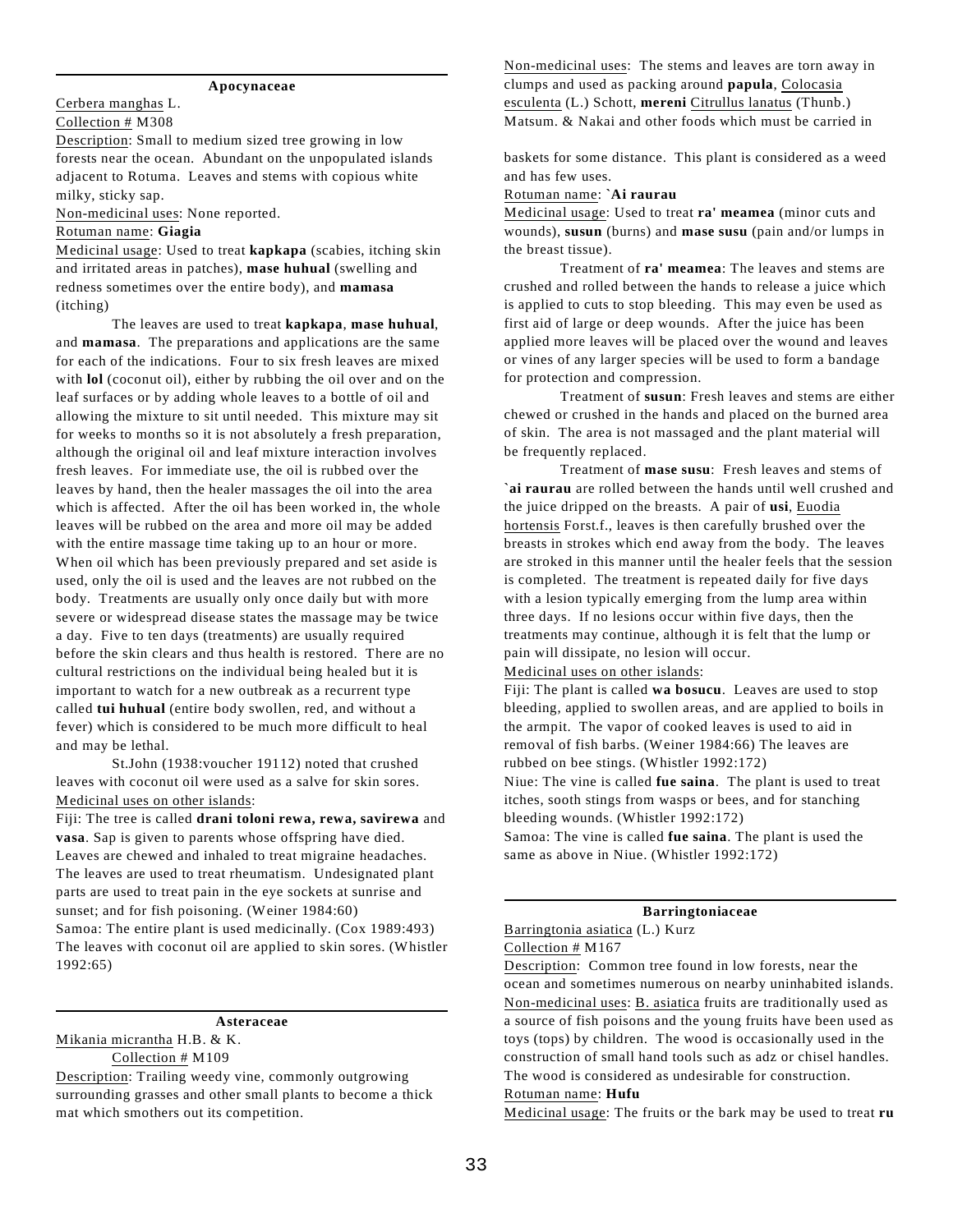### Apocynaceae

Cerbera manghas L.

Collection # M308

Description: Small to medium sized tree growing in low forests near the ocean. Abundant on the unpopulated islands adjacent to Rotuma. Leaves and stems with copious white milky, sticky sap.

Non-medicinal uses: None reported.

Rotuman name: **Giagia**

Medicinal usage: Used to treat **kapkapa** (scabies, itching skin and irritated areas in patches), **mase huhual** (swelling and redness sometimes over the entire body), and **mamasa** (itching)

The leaves are used to treat **kapkapa**, **mase huhual**, and **mamasa**. The preparations and applications are the same for each of the indications. Four to six fresh leaves are mixed with **lol** (coconut oil), either by rubbing the oil over and on the leaf surfaces or by adding whole leaves to a bottle of oil and allowing the mixture to sit until needed. This mixture may sit for weeks to months so it is not absolutely a fresh preparation, although the original oil and leaf mixture interaction involves fresh leaves. For immediate use, the oil is rubbed over the leaves by hand, then the healer massages the oil into the area which is affected. After the oil has been worked in, the whole leaves will be rubbed on the area and more oil may be added with the entire massage time taking up to an hour or more. When oil which has been previously prepared and set aside is used, only the oil is used and the leaves are not rubbed on the body. Treatments are usually only once daily but with more severe or widespread disease states the massage may be twice a day. Five to ten days (treatments) are usually required before the skin clears and thus health is restored. There are no cultural restrictions on the individual being healed but it is important to watch for a new outbreak as a recurrent type called **tui huhual** (entire body swollen, red, and without a fever) which is considered to be much more difficult to heal and may be lethal.

St.John (1938:voucher 19112) noted that crushed leaves with coconut oil were used as a salve for skin sores.

Medicinal uses on other islands:

Fiji: The tree is called **drani toloni rewa, rewa, savirewa** and **vasa**. Sap is given to parents whose offspring have died. Leaves are chewed and inhaled to treat migraine headaches. The leaves are used to treat rheumatism. Undesignated plant parts are used to treat pain in the eye sockets at sunrise and sunset; and for fish poisoning. (Weiner 1984:60)

Samoa: The entire plant is used medicinally. (Cox 1989:493) The leaves with coconut oil are applied to skin sores. (Whistler 1992:65)

### Asteraceae

Mikania micrantha H.B. & K.

Collection # M109

Description: Trailing weedy vine, commonly outgrowing surrounding grasses and other small plants to become a thick mat which smothers out its competition.

Non-medicinal uses: The stems and leaves are torn away in clumps and used as packing around **papula**, Colocasia esculenta (L.) Schott, **mereni** Citrullus lanatus (Thunb.) Matsum. & Nakai and other foods which must be carried in baskets for some distance. This plant is considered as a weed and has few uses.

Rotuman name: **`Ai raurau**

Medicinal usage: Used to treat **ra' meamea** (minor cuts and wounds), **susun** (burns) and **mase susu** (pain and/or lumps in the breast tissue).

Treatment of **ra' meamea**: The leaves and stems are crushed and rolled between the hands to release a juice which is applied to cuts to stop bleeding. This may even be used as first aid of large or deep wounds. After the juice has been applied more leaves will be placed over the wound and leaves or vines of any larger species will be used to form a bandage for protection and compression.

Treatment of **susun**: Fresh leaves and stems are either chewed or crushed in the hands and placed on the burned area of skin. The area is not massaged and the plant material will be frequently replaced.

Treatment of **mase susu**: Fresh leaves and stems of **`ai raurau** are rolled between the hands until well crushed and the juice dripped on the breasts. A pair of **usi**, Euodia hortensis Forst.f., leaves is then carefully brushed over the breasts in strokes which end away from the body. The leaves are stroked in this manner until the healer feels that the session is completed. The treatment is repeated daily for five days with a lesion typically emerging from the lump area within three days. If no lesions occur within five days, then the treatments may continue, although it is felt that the lump or pain will dissipate, no lesion will occur.

Medicinal uses on other islands:

Fiji: The plant is called **wa bosucu**. Leaves are used to stop bleeding, applied to swollen areas, and are applied to boils in the armpit. The vapor of cooked leaves is used to aid in removal of fish barbs. (Weiner 1984:66) The leaves are rubbed on bee stings. (Whistler 1992:172)

Niue: The vine is called **fue saina**. The plant is used to treat itches, sooth stings from wasps or bees, and for stanching bleeding wounds. (Whistler 1992:172)

Samoa: The vine is called **fue saina**. The plant is used the same as above in Niue. (Whistler 1992:172)

### Barringtoniaceae

Barringtonia asiatica (L.) Kurz

Collection # M167

Description: Common tree found in low forests, near the ocean and sometimes numerous on nearby uninhabited islands.

Non-medicinal uses: B. asiatica fruits are traditionally used as a source of fish poisons and the young fruits have been used as toys (tops) by children. The wood is occasionally used in the construction of small hand tools such as adz or chisel handles. The wood is considered as undesirable for construction.

Rotuman name: **Hufu**

Medicinal usage: The fruits or the bark may be used to treat **ru**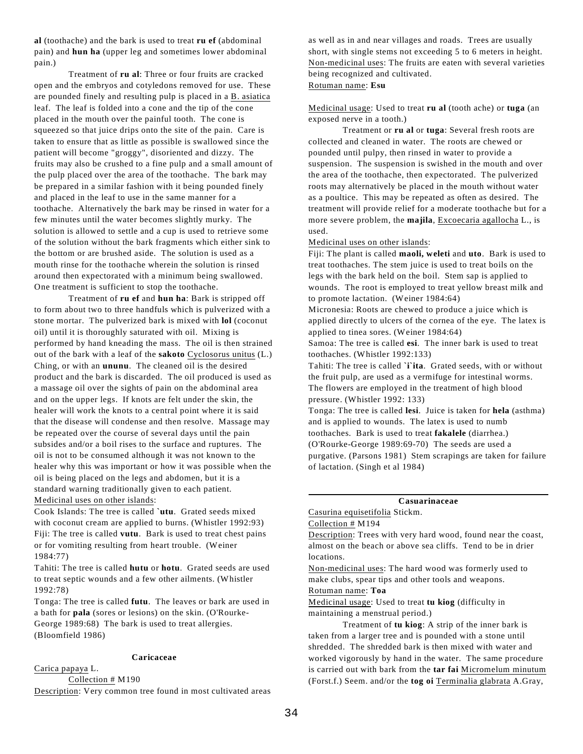**al** (toothache) and the bark is used to treat **ru ef** (abdominal pain) and **hun ha** (upper leg and sometimes lower abdominal pain.)

Treatment of **ru al**: Three or four fruits are cracked open and the embryos and cotyledons removed for use. These are pounded finely and resulting pulp is placed in a B. asiatica leaf. The leaf is folded into a cone and the tip of the cone placed in the mouth over the painful tooth. The cone is squeezed so that juice drips onto the site of the pain. Care is taken to ensure that as little as possible is swallowed since the patient will become "groggy", disoriented and dizzy. The fruits may also be crushed to a fine pulp and a small amount of the pulp placed over the area of the toothache. The bark may be prepared in a similar fashion with it being pounded finely and placed in the leaf to use in the same manner for a toothache. Alternatively the bark may be rinsed in water for a few minutes until the water becomes slightly murky. The solution is allowed to settle and a cup is used to retrieve some of the solution without the bark fragments which either sink to the bottom or are brushed aside. The solution is used as a mouth rinse for the toothache wherein the solution is rinsed around then expectorated with a minimum being swallowed. One treatment is sufficient to stop the toothache.

Treatment of **ru ef** and **hun ha**: Bark is stripped off to form about two to three handfuls which is pulverized with a stone mortar. The pulverized bark is mixed with **lol** (coconut oil) until it is thoroughly saturated with oil. Mixing is performed by hand kneading the mass. The oil is then strained out of the bark with a leaf of the **sakoto** Cyclosorus unitus (L.) Ching, or with an **ununu**. The cleaned oil is the desired product and the bark is discarded. The oil produced is used as a massage oil over the sights of pain on the abdominal area and on the upper legs. If knots are felt under the skin, the healer will work the knots to a central point where it is said that the disease will condense and then resolve. Massage may be repeated over the course of several days until the pain subsides and/or a boil rises to the surface and ruptures. The oil is not to be consumed although it was not known to the healer why this was important or how it was possible when the oil is being placed on the legs and abdomen, but it is a standard warning traditionally given to each patient.

Medicinal uses on other islands:

Cook Islands: The tree is called **`utu**. Grated seeds mixed with coconut cream are applied to burns. (Whistler 1992:93)

Fiji: The tree is called **vutu**. Bark is used to treat chest pains or for vomiting resulting from heart trouble. (Weiner 1984:77)

Tahiti: The tree is called **hutu** or **hotu**. Grated seeds are used to treat septic wounds and a few other ailments. (Whistler 1992:78)

Tonga: The tree is called **futu**. The leaves or bark are used in a bath for **pala** (sores or lesions) on the skin. (O'Rourke-George 1989:68) The bark is used to treat allergies. (Bloomfield 1986)

### Caricaceae

Carica papaya L.

Collection # M190

Description: Very common tree found in most cultivated areas as well as in and near villages and roads. Trees are usually short, with single stems not exceeding 5 to 6 meters in height.

Non-medicinal uses: The fruits are eaten with several varieties being recognized and cultivated.

Rotuman name: **Esu**

Medicinal usage: Used to treat **ru al** (tooth ache) or **tuga** (an exposed nerve in a tooth.)

Treatment or **ru al** or **tuga**: Several fresh roots are collected and cleaned in water. The roots are chewed or pounded until pulpy, then rinsed in water to provide a suspension. The suspension is swished in the mouth and over the area of the toothache, then expectorated. The pulverized roots may alternatively be placed in the mouth without water as a poultice. This may be repeated as often as desired. The treatment will provide relief for a moderate toothache but for a more severe problem, the **majila**, Excoecaria agallocha L., is used.

Medicinal uses on other islands:

Fiji: The plant is called **maoli, weleti** and **uto**. Bark is used to treat toothaches. The stem juice is used to treat boils on the legs with the bark held on the boil. Stem sap is applied to wounds. The root is employed to treat yellow breast milk and to promote lactation. (Weiner 1984:64)

Micronesia: Roots are chewed to produce a juice which is applied directly to ulcers of the cornea of the eye. The latex is applied to tinea sores. (Weiner 1984:64)

Samoa: The tree is called **esi**. The inner bark is used to treat toothaches. (Whistler 1992:133)

Tahiti: The tree is called **`i`ita**. Grated seeds, with or without the fruit pulp, are used as a vermifuge for intestinal worms. The flowers are employed in the treatment of high blood pressure. (Whistler 1992: 133)

Tonga: The tree is called **lesi**. Juice is taken for **hela** (asthma) and is applied to wounds. The latex is used to numb toothaches. Bark is used to treat **fakalele** (diarrhea.) (O'Rourke-George 1989:69-70) The seeds are used a purgative. (Parsons 1981) Stem scrapings are taken for failure of lactation. (Singh et al 1984)

### Casuarinaceae

Casurina equisetifolia Stickm.

Collection # M194

Description: Trees with very hard wood, found near the coast, almost on the beach or above sea cliffs. Tend to be in drier locations.

Non-medicinal uses: The hard wood was formerly used to make clubs, spear tips and other tools and weapons.

Rotuman name: **Toa**

Medicinal usage: Used to treat **tu kiog** (difficulty in maintaining a menstrual period.)

Treatment of **tu kiog**: A strip of the inner bark is taken from a larger tree and is pounded with a stone until shredded. The shredded bark is then mixed with water and worked vigorously by hand in the water. The same procedure is carried out with bark from the **tar fai** Micromelum minutum (Forst.f.) Seem. and/or the **tog oi** Terminalia glabrata A.Gray,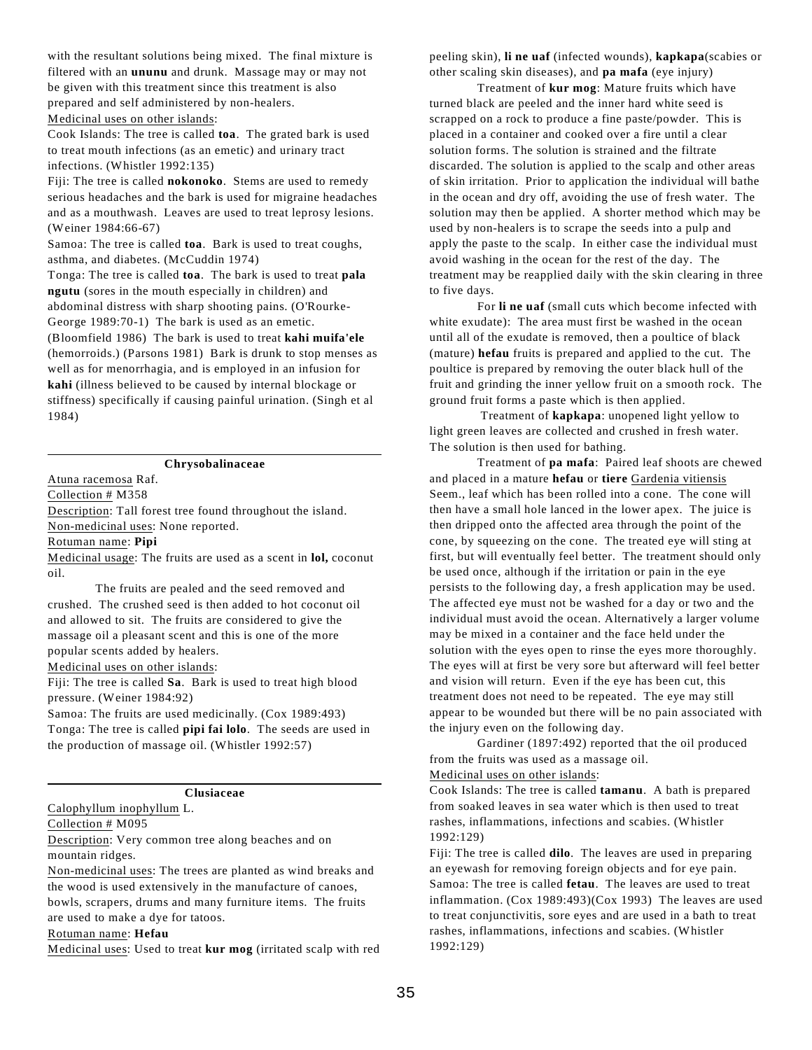with the resultant solutions being mixed. The final mixture is filtered with an **ununu** and drunk. Massage may or may not be given with this treatment since this treatment is also prepared and self administered by non-healers.

Medicinal uses on other islands:

Cook Islands: The tree is called **toa**. The grated bark is used to treat mouth infections (as an emetic) and urinary tract infections. (Whistler 1992:135)

Fiji: The tree is called **nokonoko**. Stems are used to remedy serious headaches and the bark is used for migraine headaches and as a mouthwash. Leaves are used to treat leprosy lesions. (Weiner 1984:66-67)

Samoa: The tree is called **toa**. Bark is used to treat coughs, asthma, and diabetes. (McCuddin 1974)

Tonga: The tree is called **toa**. The bark is used to treat **pala ngutu** (sores in the mouth especially in children) and abdominal distress with sharp shooting pains. (O'Rourke-George 1989:70-1) The bark is used as an emetic. (Bloomfield 1986) The bark is used to treat **kahi muifa'ele** (hemorroids.) (Parsons 1981) Bark is drunk to stop menses as well as for menorrhagia, and is employed in an infusion for **kahi** (illness believed to be caused by internal blockage or stiffness) specifically if causing painful urination. (Singh et al 1984)

---

### Chrysobalinaceae

Atuna racemosa Raf.

Collection # M358

Description: Tall forest tree found throughout the island.

Non-medicinal uses: None reported.

Rotuman name: **Pipi**

Medicinal usage: The fruits are used as a scent in **lol,** coconut oil.

The fruits are pealed and the seed removed and crushed. The crushed seed is then added to hot coconut oil and allowed to sit. The fruits are considered to give the massage oil a pleasant scent and this is one of the more popular scents added by healers.

Medicinal uses on other islands:

Fiji: The tree is called **Sa**. Bark is used to treat high blood pressure. (Weiner 1984:92)

Samoa: The fruits are used medicinally. (Cox 1989:493)

Tonga: The tree is called **pipi fai lolo**. The seeds are used in the production of massage oil. (Whistler 1992:57)

---

### Clusiaceae

Calophyllum inophyllum L.

Collection # M095

Description: Very common tree along beaches and on mountain ridges.

Non-medicinal uses: The trees are planted as wind breaks and the wood is used extensively in the manufacture of canoes, bowls, scrapers, drums and many furniture items. The fruits are used to make a dye for tatoos.

Rotuman name: **Hefau**

Medicinal uses: Used to treat **kur mog** (irritated scalp with red peeling skin), **li ne uaf** (infected wounds), **kapkapa**(scabies or other scaling skin diseases), and **pa mafa** (eye injury)

Treatment of **kur mog**: Mature fruits which have turned black are peeled and the inner hard white seed is scrapped on a rock to produce a fine paste/powder. This is placed in a container and cooked over a fire until a clear solution forms. The solution is strained and the filtrate discarded. The solution is applied to the scalp and other areas of skin irritation. Prior to application the individual will bathe in the ocean and dry off, avoiding the use of fresh water. The solution may then be applied. A shorter method which may be used by non-healers is to scrape the seeds into a pulp and apply the paste to the scalp. In either case the individual must avoid washing in the ocean for the rest of the day. The treatment may be reapplied daily with the skin clearing in three to five days.

For **li ne uaf** (small cuts which become infected with white exudate): The area must first be washed in the ocean until all of the exudate is removed, then a poultice of black (mature) **hefau** fruits is prepared and applied to the cut. The poultice is prepared by removing the outer black hull of the fruit and grinding the inner yellow fruit on a smooth rock. The ground fruit forms a paste which is then applied.

Treatment of **kapkapa**: unopened light yellow to light green leaves are collected and crushed in fresh water. The solution is then used for bathing.

Treatment of **pa mafa**: Paired leaf shoots are chewed and placed in a mature **hefau** or **tiere** Gardenia vitiensis Seem., leaf which has been rolled into a cone. The cone will then have a small hole lanced in the lower apex. The juice is then dripped onto the affected area through the point of the cone, by squeezing on the cone. The treated eye will sting at first, but will eventually feel better. The treatment should only be used once, although if the irritation or pain in the eye persists to the following day, a fresh application may be used. The affected eye must not be washed for a day or two and the individual must avoid the ocean. Alternatively a larger volume may be mixed in a container and the face held under the solution with the eyes open to rinse the eyes more thoroughly. The eyes will at first be very sore but afterward will feel better and vision will return. Even if the eye has been cut, this treatment does not need to be repeated. The eye may still appear to be wounded but there will be no pain associated with the injury even on the following day.

Gardiner (1897:492) reported that the oil produced from the fruits was used as a massage oil.

Medicinal uses on other islands:

Cook Islands: The tree is called **tamanu**. A bath is prepared from soaked leaves in sea water which is then used to treat rashes, inflammations, infections and scabies. (Whistler 1992:129)

Fiji: The tree is called **dilo**. The leaves are used in preparing an eyewash for removing foreign objects and for eye pain.

Samoa: The tree is called **fetau**. The leaves are used to treat inflammation. (Cox 1989:493)(Cox 1993) The leaves are used to treat conjunctivitis, sore eyes and are used in a bath to treat rashes, inflammations, infections and scabies. (Whistler 1992:129)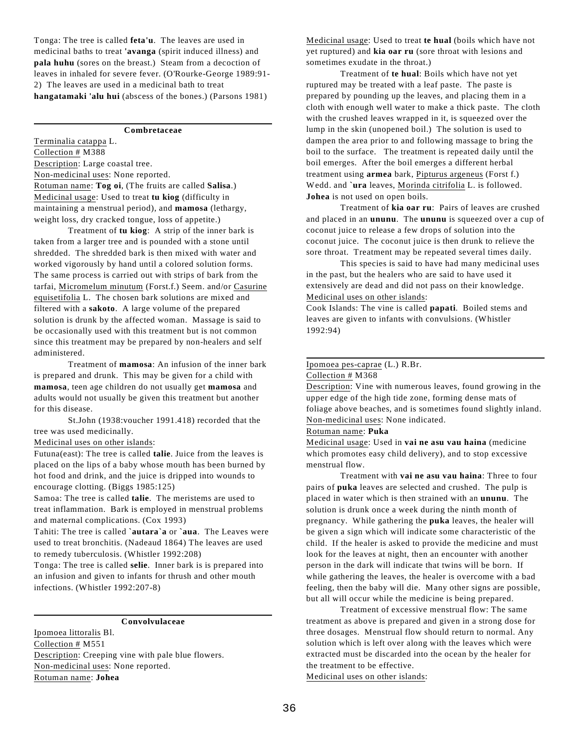Tonga: The tree is called **feta'u**. The leaves are used in medicinal baths to treat **'avanga** (spirit induced illness) and **pala huhu** (sores on the breast.) Steam from a decoction of leaves in inhaled for severe fever. (O'Rourke-George 1989:91-2) The leaves are used in a medicinal bath to treat **hangatamaki 'alu hui** (abscess of the bones.) (Parsons 1981)

---

**Combretaceae**

Terminalia catappa L.
Collection # M388
Description: Large coastal tree.
Non-medicinal uses: None reported.
Rotuman name: **Tog oi**, (The fruits are called **Salisa**.)
Medicinal usage: Used to treat **tu kiog** (difficulty in maintaining a menstrual period), and **mamosa** (lethargy, weight loss, dry cracked tongue, loss of appetite.)

Treatment of **tu kiog**: A strip of the inner bark is taken from a larger tree and is pounded with a stone until shredded. The shredded bark is then mixed with water and worked vigorously by hand until a colored solution forms. The same process is carried out with strips of bark from the tarfai, Micromelum minutum (Forst.f.) Seem. and/or Casurine equisetifolia L. The chosen bark solutions are mixed and filtered with a **sakoto**. A large volume of the prepared solution is drunk by the affected woman. Massage is said to be occasionally used with this treatment but is not common since this treatment may be prepared by non-healers and self administered.

Treatment of **mamosa**: An infusion of the inner bark is prepared and drunk. This may be given for a child with **mamosa**, teen age children do not usually get **mamosa** and adults would not usually be given this treatment but another for this disease.

St.John (1938:voucher 1991.418) recorded that the tree was used medicinally.

Medicinal uses on other islands:
Futuna(east): The tree is called **talie**. Juice from the leaves is placed on the lips of a baby whose mouth has been burned by hot food and drink, and the juice is dripped into wounds to encourage clotting. (Biggs 1985:125)
Samoa: The tree is called **talie**. The meristems are used to treat inflammation. Bark is employed in menstrual problems and maternal complications. (Cox 1993)
Tahiti: The tree is called **`autara`a** or **`aua**. The Leaves were used to treat bronchitis. (Nadeaud 1864) The leaves are used to remedy tuberculosis. (Whistler 1992:208)
Tonga: The tree is called **selie**. Inner bark is is prepared into an infusion and given to infants for thrush and other mouth infections. (Whistler 1992:207-8)

---

**Convolvulaceae**

Ipomoea littoralis Bl.
Collection # M551
Description: Creeping vine with pale blue flowers.
Non-medicinal uses: None reported.
Rotuman name: **Johea**
Medicinal usage: Used to treat **te hual** (boils which have not yet ruptured) and **kia oar ru** (sore throat with lesions and sometimes exudate in the throat.)

Treatment of **te hual**: Boils which have not yet ruptured may be treated with a leaf paste. The paste is prepared by pounding up the leaves, and placing them in a cloth with enough well water to make a thick paste. The cloth with the crushed leaves wrapped in it, is squeezed over the lump in the skin (unopened boil.) The solution is used to dampen the area prior to and following massage to bring the boil to the surface. The treatment is repeated daily until the boil emerges. After the boil emerges a different herbal treatment using **armea** bark, Pipturus argeneus (Forst f.) Wedd. and **`ura** leaves, Morinda citrifolia L. is followed. **Johea** is not used on open boils.

Treatment of **kia oar ru**: Pairs of leaves are crushed and placed in an **ununu**. The **ununu** is squeezed over a cup of coconut juice to release a few drops of solution into the coconut juice. The coconut juice is then drunk to relieve the sore throat. Treatment may be repeated several times daily.

This species is said to have had many medicinal uses in the past, but the healers who are said to have used it extensively are dead and did not pass on their knowledge.

Medicinal uses on other islands:
Cook Islands: The vine is called **papati**. Boiled stems and leaves are given to infants with convulsions. (Whistler 1992:94)

---

Ipomoea pes-caprae (L.) R.Br.
Collection # M368
Description: Vine with numerous leaves, found growing in the upper edge of the high tide zone, forming dense mats of foliage above beaches, and is sometimes found slightly inland.
Non-medicinal uses: None indicated.
Rotuman name: **Puka**
Medicinal usage: Used in **vai ne asu vau haina** (medicine which promotes easy child delivery), and to stop excessive menstrual flow.

Treatment with **vai ne asu vau haina**: Three to four pairs of **puka** leaves are selected and crushed. The pulp is placed in water which is then strained with an **ununu**. The solution is drunk once a week during the ninth month of pregnancy. While gathering the **puka** leaves, the healer will be given a sign which will indicate some characteristic of the child. If the healer is asked to provide the medicine and must look for the leaves at night, then an encounter with another person in the dark will indicate that twins will be born. If while gathering the leaves, the healer is overcome with a bad feeling, then the baby will die. Many other signs are possible, but all will occur while the medicine is being prepared.

Treatment of excessive menstrual flow: The same treatment as above is prepared and given in a strong dose for three dosages. Menstrual flow should return to normal. Any solution which is left over along with the leaves which were extracted must be discarded into the ocean by the healer for the treatment to be effective.

Medicinal uses on other islands: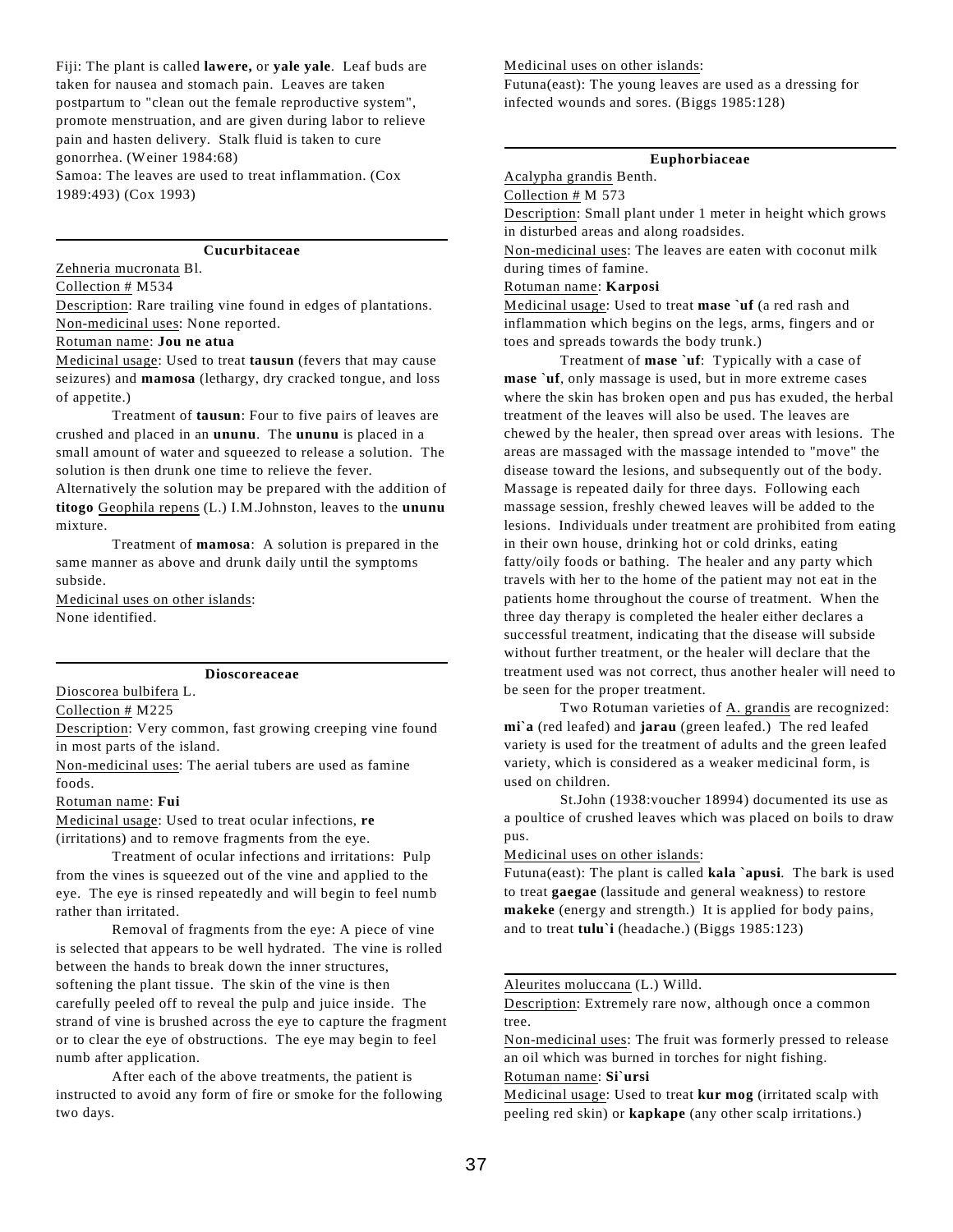Fiji: The plant is called **lawere,** or **yale yale**. Leaf buds are taken for nausea and stomach pain. Leaves are taken postpartum to "clean out the female reproductive system", promote menstruation, and are given during labor to relieve pain and hasten delivery. Stalk fluid is taken to cure gonorrhea. (Weiner 1984:68)
Samoa: The leaves are used to treat inflammation. (Cox 1989:493) (Cox 1993)

---

### Cucurbitaceae

Zehneria mucronata Bl.
Collection # M534
Description: Rare trailing vine found in edges of plantations.
Non-medicinal uses: None reported.
Rotuman name: **Jou ne atua**
Medicinal usage: Used to treat **tausun** (fevers that may cause seizures) and **mamosa** (lethargy, dry cracked tongue, and loss of appetite.)

Treatment of **tausun**: Four to five pairs of leaves are crushed and placed in an **ununu**. The **ununu** is placed in a small amount of water and squeezed to release a solution. The solution is then drunk one time to relieve the fever. Alternatively the solution may be prepared with the addition of **titogo** Geophila repens (L.) I.M.Johnston, leaves to the **ununu** mixture.

Treatment of **mamosa**: A solution is prepared in the same manner as above and drunk daily until the symptoms subside.

Medicinal uses on other islands:
None identified.

---

### Dioscoreaceae

Dioscorea bulbifera L.
Collection # M225
Description: Very common, fast growing creeping vine found in most parts of the island.
Non-medicinal uses: The aerial tubers are used as famine foods.
Rotuman name: **Fui**
Medicinal usage: Used to treat ocular infections, **re** (irritations) and to remove fragments from the eye.

Treatment of ocular infections and irritations: Pulp from the vines is squeezed out of the vine and applied to the eye. The eye is rinsed repeatedly and will begin to feel numb rather than irritated.

Removal of fragments from the eye: A piece of vine is selected that appears to be well hydrated. The vine is rolled between the hands to break down the inner structures, softening the plant tissue. The skin of the vine is then carefully peeled off to reveal the pulp and juice inside. The strand of vine is brushed across the eye to capture the fragment or to clear the eye of obstructions. The eye may begin to feel numb after application.

After each of the above treatments, the patient is instructed to avoid any form of fire or smoke for the following two days.

Medicinal uses on other islands:
Futuna(east): The young leaves are used as a dressing for infected wounds and sores. (Biggs 1985:128)

---

### Euphorbiaceae

Acalypha grandis Benth.
Collection # M 573
Description: Small plant under 1 meter in height which grows in disturbed areas and along roadsides.
Non-medicinal uses: The leaves are eaten with coconut milk during times of famine.
Rotuman name: **Karposi**
Medicinal usage: Used to treat **mase `uf** (a red rash and inflammation which begins on the legs, arms, fingers and or toes and spreads towards the body trunk.)

Treatment of **mase `uf**: Typically with a case of **mase `uf**, only massage is used, but in more extreme cases where the skin has broken open and pus has exuded, the herbal treatment of the leaves will also be used. The leaves are chewed by the healer, then spread over areas with lesions. The areas are massaged with the massage intended to "move" the disease toward the lesions, and subsequently out of the body. Massage is repeated daily for three days. Following each massage session, freshly chewed leaves will be added to the lesions. Individuals under treatment are prohibited from eating in their own house, drinking hot or cold drinks, eating fatty/oily foods or bathing. The healer and any party which travels with her to the home of the patient may not eat in the patients home throughout the course of treatment. When the three day therapy is completed the healer either declares a successful treatment, indicating that the disease will subside without further treatment, or the healer will declare that the treatment used was not correct, thus another healer will need to be seen for the proper treatment.

Two Rotuman varieties of A. grandis are recognized: **mi`a** (red leafed) and **jarau** (green leafed.) The red leafed variety is used for the treatment of adults and the green leafed variety, which is considered as a weaker medicinal form, is used on children.

St.John (1938:voucher 18994) documented its use as a poultice of crushed leaves which was placed on boils to draw pus.

Medicinal uses on other islands:
Futuna(east): The plant is called **kala `apusi**. The bark is used to treat **gaegae** (lassitude and general weakness) to restore **makeke** (energy and strength.) It is applied for body pains, and to treat **tulu`i** (headache.) (Biggs 1985:123)

---

Aleurites moluccana (L.) Willd.
Description: Extremely rare now, although once a common tree.
Non-medicinal uses: The fruit was formerly pressed to release an oil which was burned in torches for night fishing.
Rotuman name: **Si`ursi**
Medicinal usage: Used to treat **kur mog** (irritated scalp with peeling red skin) or **kapkape** (any other scalp irritations.)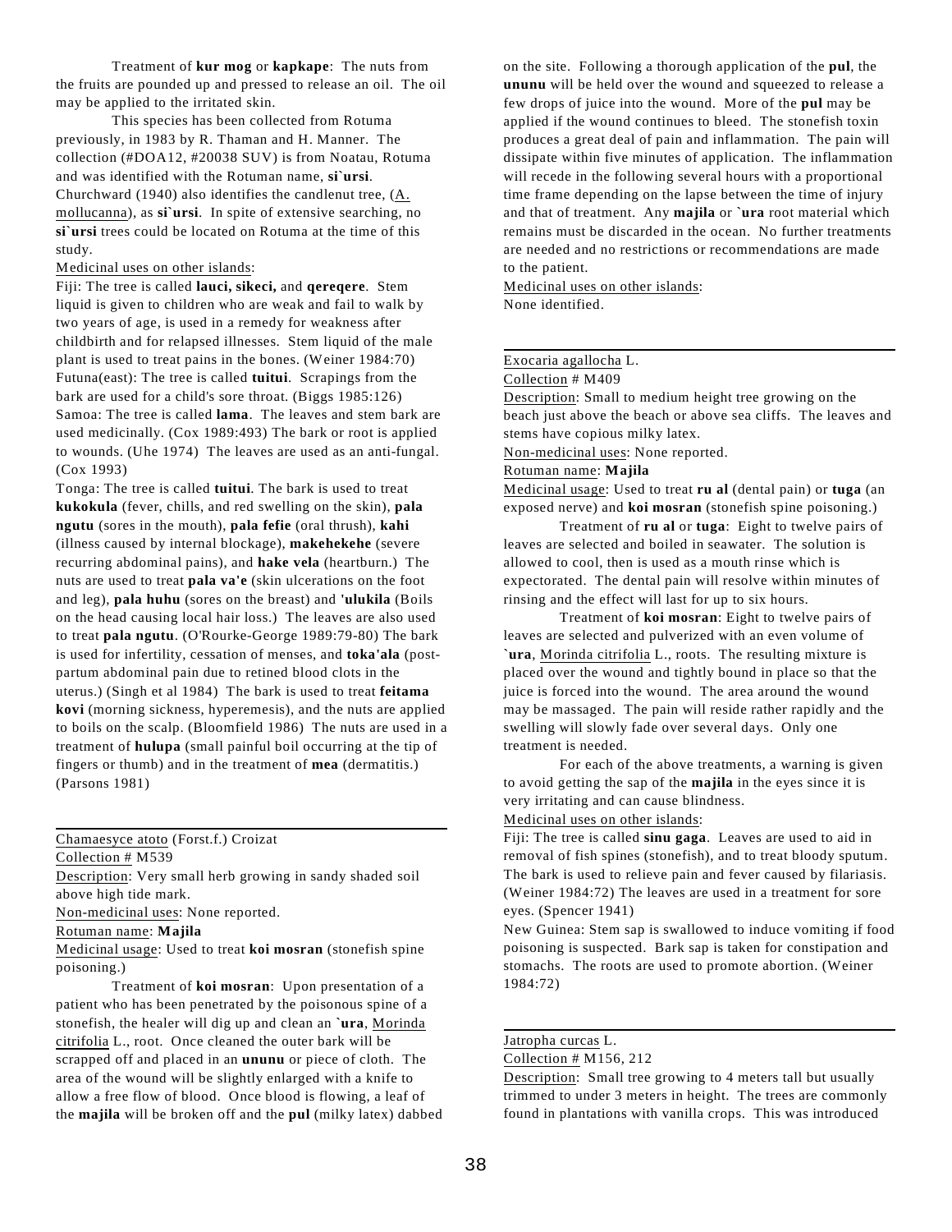Treatment of **kur mog** or **kapkape**: The nuts from the fruits are pounded up and pressed to release an oil. The oil may be applied to the irritated skin.

This species has been collected from Rotuma previously, in 1983 by R. Thaman and H. Manner. The collection (#DOA12, #20038 SUV) is from Noatau, Rotuma and was identified with the Rotuman name, **si`ursi**. Churchward (1940) also identifies the candlenut tree, (A. mollucanna), as **si`ursi**. In spite of extensive searching, no **si`ursi** trees could be located on Rotuma at the time of this study.

Medicinal uses on other islands:

Fiji: The tree is called **lauci, sikeci,** and **qereqere**. Stem liquid is given to children who are weak and fail to walk by two years of age, is used in a remedy for weakness after childbirth and for relapsed illnesses. Stem liquid of the male plant is used to treat pains in the bones. (Weiner 1984:70)

Futuna(east): The tree is called **tuitui**. Scrapings from the bark are used for a child's sore throat. (Biggs 1985:126)

Samoa: The tree is called **lama**. The leaves and stem bark are used medicinally. (Cox 1989:493) The bark or root is applied to wounds. (Uhe 1974) The leaves are used as an anti-fungal. (Cox 1993)

Tonga: The tree is called **tuitui**. The bark is used to treat **kukokula** (fever, chills, and red swelling on the skin), **pala ngutu** (sores in the mouth), **pala fefie** (oral thrush), **kahi** (illness caused by internal blockage), **makehekehe** (severe recurring abdominal pains), and **hake vela** (heartburn.) The nuts are used to treat **pala va'e** (skin ulcerations on the foot and leg), **pala huhu** (sores on the breast) and **'ulukila** (Boils on the head causing local hair loss.) The leaves are also used to treat **pala ngutu**. (O'Rourke-George 1989:79-80) The bark is used for infertility, cessation of menses, and **toka'ala** (post-partum abdominal pain due to retined blood clots in the uterus.) (Singh et al 1984) The bark is used to treat **feitama kovi** (morning sickness, hyperemesis), and the nuts are applied to boils on the scalp. (Bloomfield 1986) The nuts are used in a treatment of **hulupa** (small painful boil occurring at the tip of fingers or thumb) and in the treatment of **mea** (dermatitis.) (Parsons 1981)

---

Chamaesyce atoto (Forst.f.) Croizat

Collection # M539

Description: Very small herb growing in sandy shaded soil above high tide mark.

Non-medicinal uses: None reported.

Rotuman name: **Majila**

Medicinal usage: Used to treat **koi mosran** (stonefish spine poisoning.)

Treatment of **koi mosran**: Upon presentation of a patient who has been penetrated by the poisonous spine of a stonefish, the healer will dig up and clean an **`ura**, Morinda citrifolia L., root. Once cleaned the outer bark will be scrapped off and placed in an **ununu** or piece of cloth. The area of the wound will be slightly enlarged with a knife to allow a free flow of blood. Once blood is flowing, a leaf of the **majila** will be broken off and the **pul** (milky latex) dabbed on the site. Following a thorough application of the **pul**, the **ununu** will be held over the wound and squeezed to release a few drops of juice into the wound. More of the **pul** may be applied if the wound continues to bleed. The stonefish toxin produces a great deal of pain and inflammation. The pain will dissipate within five minutes of application. The inflammation will recede in the following several hours with a proportional time frame depending on the lapse between the time of injury and that of treatment. Any **majila** or **`ura** root material which remains must be discarded in the ocean. No further treatments are needed and no restrictions or recommendations are made to the patient.

Medicinal uses on other islands:

None identified.

---

Exocaria agallocha L.

Collection # M409

Description: Small to medium height tree growing on the beach just above the beach or above sea cliffs. The leaves and stems have copious milky latex.

Non-medicinal uses: None reported.

Rotuman name: **Majila**

Medicinal usage: Used to treat **ru al** (dental pain) or **tuga** (an exposed nerve) and **koi mosran** (stonefish spine poisoning.)

Treatment of **ru al** or **tuga**: Eight to twelve pairs of leaves are selected and boiled in seawater. The solution is allowed to cool, then is used as a mouth rinse which is expectorated. The dental pain will resolve within minutes of rinsing and the effect will last for up to six hours.

Treatment of **koi mosran**: Eight to twelve pairs of leaves are selected and pulverized with an even volume of **`ura**, Morinda citrifolia L., roots. The resulting mixture is placed over the wound and tightly bound in place so that the juice is forced into the wound. The area around the wound may be massaged. The pain will reside rather rapidly and the swelling will slowly fade over several days. Only one treatment is needed.

For each of the above treatments, a warning is given to avoid getting the sap of the **majila** in the eyes since it is very irritating and can cause blindness.

Medicinal uses on other islands:

Fiji: The tree is called **sinu gaga**. Leaves are used to aid in removal of fish spines (stonefish), and to treat bloody sputum. The bark is used to relieve pain and fever caused by filariasis. (Weiner 1984:72) The leaves are used in a treatment for sore eyes. (Spencer 1941)

New Guinea: Stem sap is swallowed to induce vomiting if food poisoning is suspected. Bark sap is taken for constipation and stomachs. The roots are used to promote abortion. (Weiner 1984:72)

---

Jatropha curcas L.

Collection # M156, 212

Description: Small tree growing to 4 meters tall but usually trimmed to under 3 meters in height. The trees are commonly found in plantations with vanilla crops. This was introduced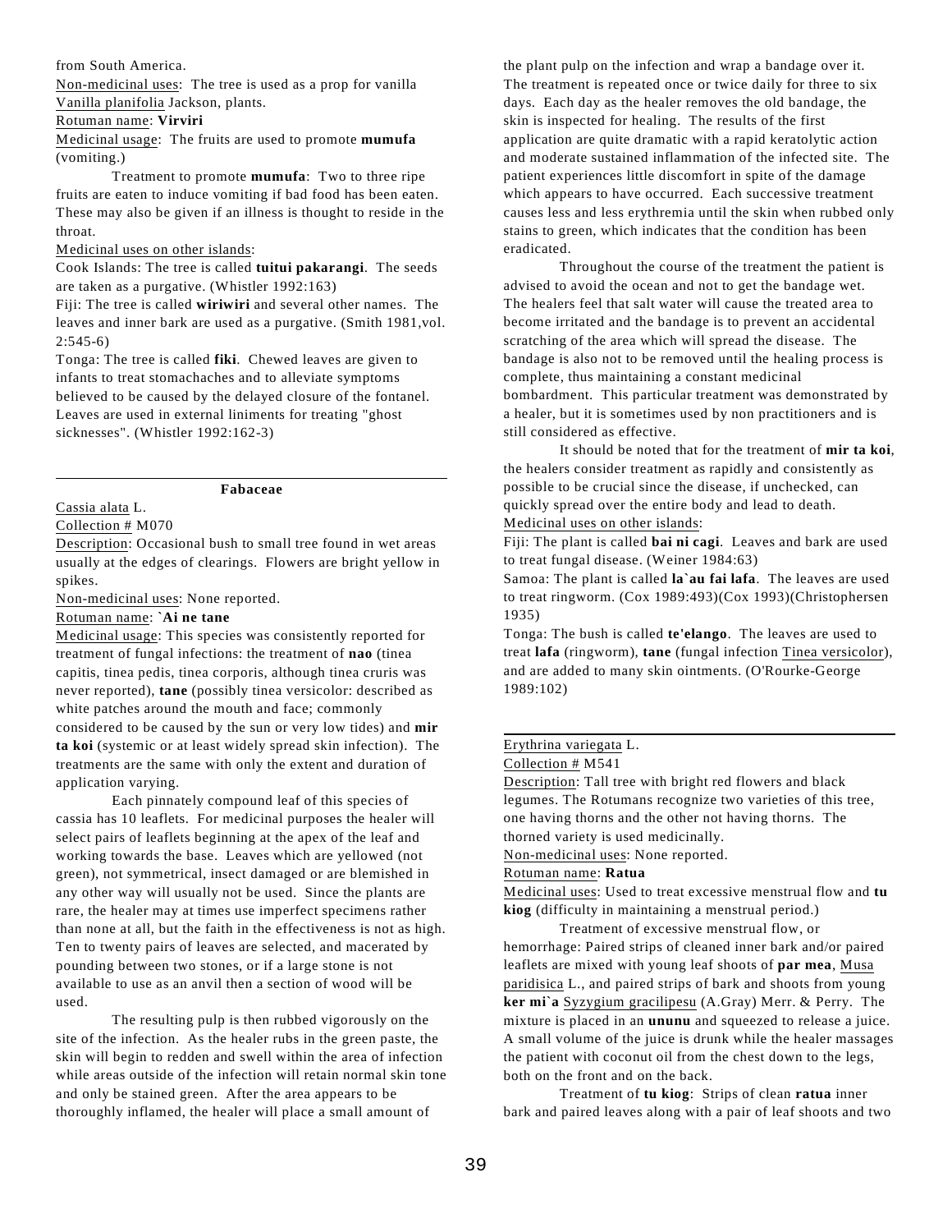from South America.

Non-medicinal uses: The tree is used as a prop for vanilla Vanilla planifolia Jackson, plants.

Rotuman name: **Virviri**

Medicinal usage: The fruits are used to promote **mumufa** (vomiting.)

Treatment to promote **mumufa**: Two to three ripe fruits are eaten to induce vomiting if bad food has been eaten. These may also be given if an illness is thought to reside in the throat.

Medicinal uses on other islands:

Cook Islands: The tree is called **tuitui pakarangi**. The seeds are taken as a purgative. (Whistler 1992:163)

Fiji: The tree is called **wiriwiri** and several other names. The leaves and inner bark are used as a purgative. (Smith 1981,vol. 2:545-6)

Tonga: The tree is called **fiki**. Chewed leaves are given to infants to treat stomachaches and to alleviate symptoms believed to be caused by the delayed closure of the fontanel. Leaves are used in external liniments for treating "ghost sicknesses". (Whistler 1992:162-3)

---

## Fabaceae

Cassia alata L.

Collection # M070

Description: Occasional bush to small tree found in wet areas usually at the edges of clearings. Flowers are bright yellow in spikes.

Non-medicinal uses: None reported.

Rotuman name: **`Ai ne tane**

Medicinal usage: This species was consistently reported for treatment of fungal infections: the treatment of **nao** (tinea capitis, tinea pedis, tinea corporis, although tinea cruris was never reported), **tane** (possibly tinea versicolor: described as white patches around the mouth and face; commonly considered to be caused by the sun or very low tides) and **mir ta koi** (systemic or at least widely spread skin infection). The treatments are the same with only the extent and duration of application varying.

Each pinnately compound leaf of this species of cassia has 10 leaflets. For medicinal purposes the healer will select pairs of leaflets beginning at the apex of the leaf and working towards the base. Leaves which are yellowed (not green), not symmetrical, insect damaged or are blemished in any other way will usually not be used. Since the plants are rare, the healer may at times use imperfect specimens rather than none at all, but the faith in the effectiveness is not as high. Ten to twenty pairs of leaves are selected, and macerated by pounding between two stones, or if a large stone is not available to use as an anvil then a section of wood will be used.

The resulting pulp is then rubbed vigorously on the site of the infection. As the healer rubs in the green paste, the skin will begin to redden and swell within the area of infection while areas outside of the infection will retain normal skin tone and only be stained green. After the area appears to be thoroughly inflamed, the healer will place a small amount of the plant pulp on the infection and wrap a bandage over it. The treatment is repeated once or twice daily for three to six days. Each day as the healer removes the old bandage, the skin is inspected for healing. The results of the first application are quite dramatic with a rapid keratolytic action and moderate sustained inflammation of the infected site. The patient experiences little discomfort in spite of the damage which appears to have occurred. Each successive treatment causes less and less erythremia until the skin when rubbed only stains to green, which indicates that the condition has been eradicated.

Throughout the course of the treatment the patient is advised to avoid the ocean and not to get the bandage wet. The healers feel that salt water will cause the treated area to become irritated and the bandage is to prevent an accidental scratching of the area which will spread the disease. The bandage is also not to be removed until the healing process is complete, thus maintaining a constant medicinal bombardment. This particular treatment was demonstrated by a healer, but it is sometimes used by non practitioners and is still considered as effective.

It should be noted that for the treatment of **mir ta koi**, the healers consider treatment as rapidly and consistently as possible to be crucial since the disease, if unchecked, can quickly spread over the entire body and lead to death.

Medicinal uses on other islands:

Fiji: The plant is called **bai ni cagi**. Leaves and bark are used to treat fungal disease. (Weiner 1984:63)

Samoa: The plant is called **la`au fai lafa**. The leaves are used to treat ringworm. (Cox 1989:493)(Cox 1993)(Christophersen 1935)

Tonga: The bush is called **te'elango**. The leaves are used to treat **lafa** (ringworm), **tane** (fungal infection Tinea versicolor), and are added to many skin ointments. (O'Rourke-George 1989:102)

---

Erythrina variegata L.

Collection # M541

Description: Tall tree with bright red flowers and black legumes. The Rotumans recognize two varieties of this tree, one having thorns and the other not having thorns. The thorned variety is used medicinally.

Non-medicinal uses: None reported.

Rotuman name: **Ratua**

Medicinal uses: Used to treat excessive menstrual flow and **tu kiog** (difficulty in maintaining a menstrual period.)

Treatment of excessive menstrual flow, or hemorrhage: Paired strips of cleaned inner bark and/or paired leaflets are mixed with young leaf shoots of **par mea**, Musa paridisica L., and paired strips of bark and shoots from young **ker mi`a** Syzygium gracilipesu (A.Gray) Merr. & Perry. The mixture is placed in an **ununu** and squeezed to release a juice. A small volume of the juice is drunk while the healer massages the patient with coconut oil from the chest down to the legs, both on the front and on the back.

Treatment of **tu kiog**: Strips of clean **ratua** inner bark and paired leaves along with a pair of leaf shoots and two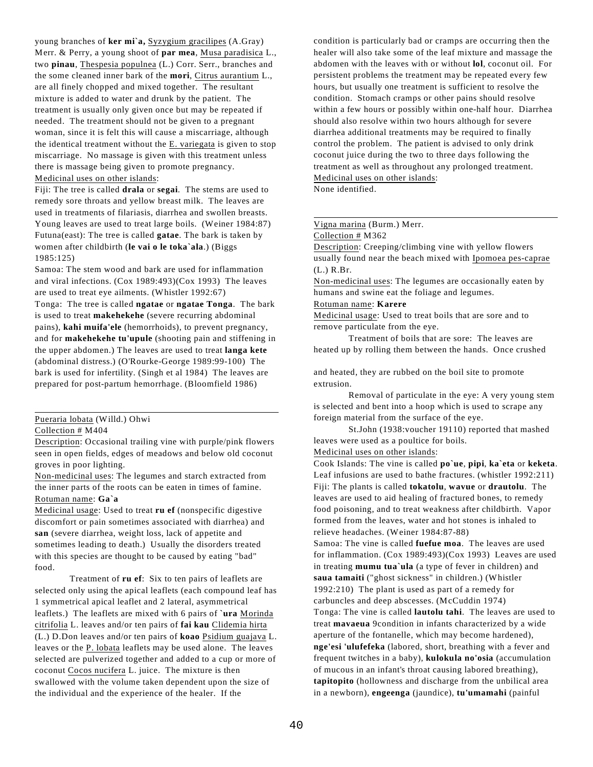young branches of **ker mi`a,** Syzygium gracilipes (A.Gray) Merr. & Perry, a young shoot of **par mea**, Musa paradisica L., two **pinau**, Thespesia populnea (L.) Corr. Serr., branches and the some cleaned inner bark of the **mori**, Citrus aurantium L., are all finely chopped and mixed together. The resultant mixture is added to water and drunk by the patient. The treatment is usually only given once but may be repeated if needed. The treatment should not be given to a pregnant woman, since it is felt this will cause a miscarriage, although the identical treatment without the E. variegata is given to stop miscarriage. No massage is given with this treatment unless there is massage being given to promote pregnancy.

Medicinal uses on other islands:

Fiji: The tree is called **drala** or **segai**. The stems are used to remedy sore throats and yellow breast milk. The leaves are used in treatments of filariasis, diarrhea and swollen breasts. Young leaves are used to treat large boils. (Weiner 1984:87)

Futuna(east): The tree is called **gatae**. The bark is taken by women after childbirth (**le vai o le toka`ala**.) (Biggs 1985:125)

Samoa: The stem wood and bark are used for inflammation and viral infections. (Cox 1989:493)(Cox 1993) The leaves are used to treat eye ailments. (Whistler 1992:67)

Tonga: The tree is called **ngatae** or **ngatae Tonga**. The bark is used to treat **makehekehe** (severe recurring abdominal pains), **kahi muifa'ele** (hemorrhoids), to prevent pregnancy, and for **makehekehe tu'upule** (shooting pain and stiffening in the upper abdomen.) The leaves are used to treat **langa kete** (abdominal distress.) (O'Rourke-George 1989:99-100) The bark is used for infertility. (Singh et al 1984) The leaves are prepared for post-partum hemorrhage. (Bloomfield 1986)

---

Pueraria lobata (Willd.) Ohwi

Collection # M404

Description: Occasional trailing vine with purple/pink flowers seen in open fields, edges of meadows and below old coconut groves in poor lighting.

Non-medicinal uses: The legumes and starch extracted from the inner parts of the roots can be eaten in times of famine.

Rotuman name: **Ga`a**

Medicinal usage: Used to treat **ru ef** (nonspecific digestive discomfort or pain sometimes associated with diarrhea) and **san** (severe diarrhea, weight loss, lack of appetite and sometimes leading to death.) Usually the disorders treated with this species are thought to be caused by eating "bad" food.

Treatment of **ru ef**: Six to ten pairs of leaflets are selected only using the apical leaflets (each compound leaf has 1 symmetrical apical leaflet and 2 lateral, asymmetrical leaflets.) The leaflets are mixed with 6 pairs of **`ura** Morinda citrifolia L. leaves and/or ten pairs of **fai kau** Clidemia hirta (L.) D.Don leaves and/or ten pairs of **koao** Psidium guajava L. leaves or the P. lobata leaflets may be used alone. The leaves selected are pulverized together and added to a cup or more of coconut Cocos nucifera L. juice. The mixture is then swallowed with the volume taken dependent upon the size of the individual and the experience of the healer. If the condition is particularly bad or cramps are occurring then the healer will also take some of the leaf mixture and massage the abdomen with the leaves with or without **lol**, coconut oil. For persistent problems the treatment may be repeated every few hours, but usually one treatment is sufficient to resolve the condition. Stomach cramps or other pains should resolve within a few hours or possibly within one-half hour. Diarrhea should also resolve within two hours although for severe diarrhea additional treatments may be required to finally control the problem. The patient is advised to only drink coconut juice during the two to three days following the treatment as well as throughout any prolonged treatment.

Medicinal uses on other islands:

None identified.

---

Vigna marina (Burm.) Merr.

Collection # M362

Description: Creeping/climbing vine with yellow flowers usually found near the beach mixed with Ipomoea pes-caprae (L.) R.Br.

Non-medicinal uses: The legumes are occasionally eaten by humans and swine eat the foliage and legumes.

Rotuman name: **Karere**

Medicinal usage: Used to treat boils that are sore and to remove particulate from the eye.

Treatment of boils that are sore: The leaves are heated up by rolling them between the hands. Once crushed and heated, they are rubbed on the boil site to promote extrusion.

Removal of particulate in the eye: A very young stem is selected and bent into a hoop which is used to scrape any foreign material from the surface of the eye.

St.John (1938:voucher 19110) reported that mashed leaves were used as a poultice for boils.

Medicinal uses on other islands:

Cook Islands: The vine is called **po`ue**, **pipi**, **ka`eta** or **keketa**. Leaf infusions are used to bathe fractures. (whistler 1992:211)

Fiji: The plants is called **tokatolu**, **wavue** or **drautolu**. The leaves are used to aid healing of fractured bones, to remedy food poisoning, and to treat weakness after childbirth. Vapor formed from the leaves, water and hot stones is inhaled to relieve headaches. (Weiner 1984:87-88)

Samoa: The vine is called **fuefue moa**. The leaves are used for inflammation. (Cox 1989:493)(Cox 1993) Leaves are used in treating **mumu tua`ula** (a type of fever in children) and **saua tamaiti** ("ghost sickness" in children.) (Whistler 1992:210) The plant is used as part of a remedy for carbuncles and deep abscesses. (McCuddin 1974)

Tonga: The vine is called **lautolu tahi**. The leaves are used to treat **mavaeua** 9condition in infants characterized by a wide aperture of the fontanelle, which may become hardened), **nge'esi 'ulufefeka** (labored, short, breathing with a fever and frequent twitches in a baby), **kulokula no'osia** (accumulation of mucous in an infant's throat causing labored breathing), **tapitopito** (hollowness and discharge from the unbilical area in a newborn), **engeenga** (jaundice), **tu'umamahi** (painful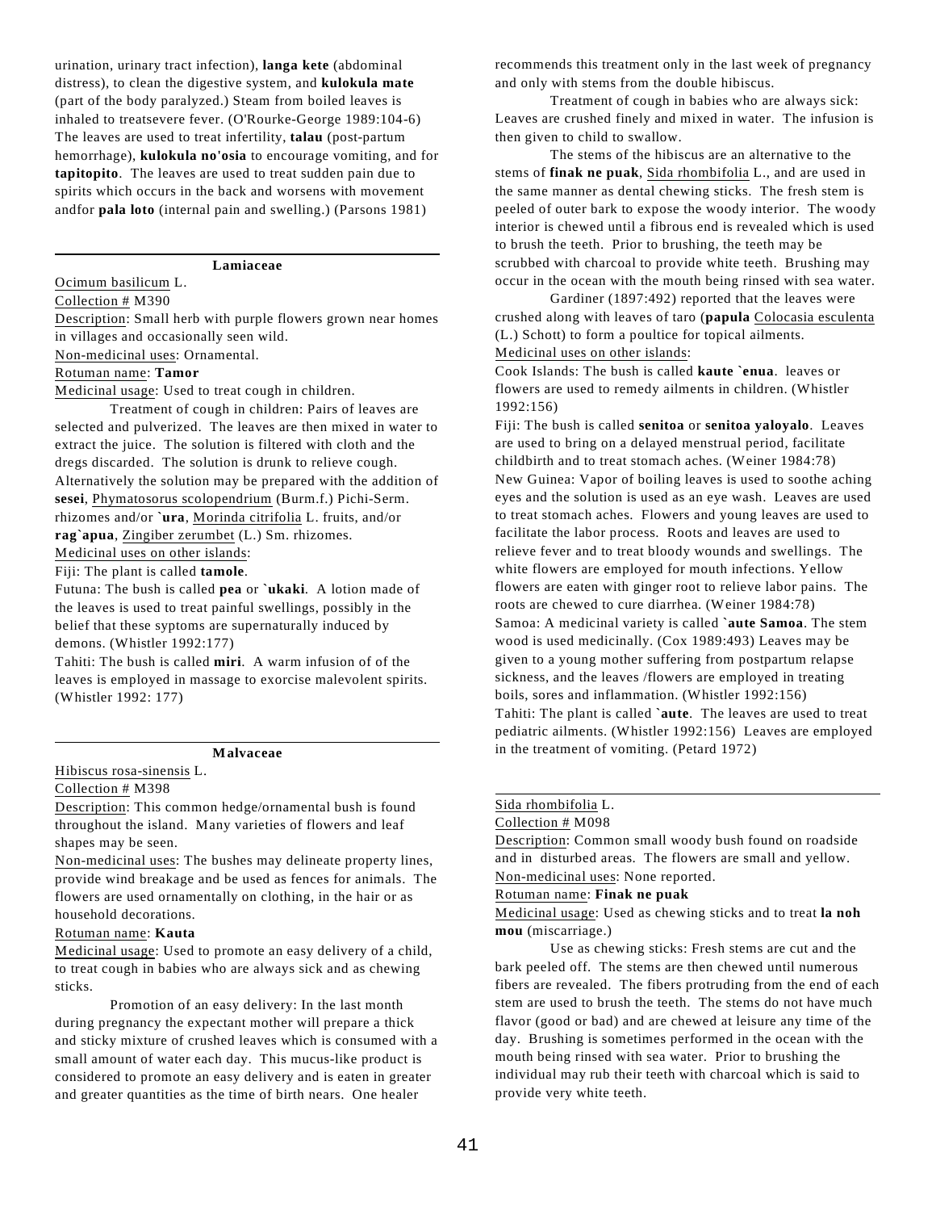urination, urinary tract infection), **langa kete** (abdominal distress), to clean the digestive system, and **kulokula mate** (part of the body paralyzed.) Steam from boiled leaves is inhaled to treatsevere fever. (O'Rourke-George 1989:104-6) The leaves are used to treat infertility, **talau** (post-partum hemorrhage), **kulokula no'osia** to encourage vomiting, and for **tapitopito**. The leaves are used to treat sudden pain due to spirits which occurs in the back and worsens with movement andfor **pala loto** (internal pain and swelling.) (Parsons 1981)

---

## Lamiaceae

Ocimum basilicum L.

Collection # M390

Description: Small herb with purple flowers grown near homes in villages and occasionally seen wild.

Non-medicinal uses: Ornamental.

Rotuman name: **Tamor**

Medicinal usage: Used to treat cough in children.

Treatment of cough in children: Pairs of leaves are selected and pulverized. The leaves are then mixed in water to extract the juice. The solution is filtered with cloth and the dregs discarded. The solution is drunk to relieve cough. Alternatively the solution may be prepared with the addition of **sesei**, Phymatosorus scolopendrium (Burm.f.) Pichi-Serm. rhizomes and/or **`ura**, Morinda citrifolia L. fruits, and/or **rag`apua**, Zingiber zerumbet (L.) Sm. rhizomes.

Medicinal uses on other islands:

Fiji: The plant is called **tamole**.

Futuna: The bush is called **pea** or **`ukaki**. A lotion made of the leaves is used to treat painful swellings, possibly in the belief that these syptoms are supernaturally induced by demons. (Whistler 1992:177)

Tahiti: The bush is called **miri**. A warm infusion of of the leaves is employed in massage to exorcise malevolent spirits. (Whistler 1992: 177)

---

## Malvaceae

Hibiscus rosa-sinensis L.

Collection # M398

Description: This common hedge/ornamental bush is found throughout the island. Many varieties of flowers and leaf shapes may be seen.

Non-medicinal uses: The bushes may delineate property lines, provide wind breakage and be used as fences for animals. The flowers are used ornamentally on clothing, in the hair or as household decorations.

Rotuman name: **Kauta**

Medicinal usage: Used to promote an easy delivery of a child, to treat cough in babies who are always sick and as chewing sticks.

Promotion of an easy delivery: In the last month during pregnancy the expectant mother will prepare a thick and sticky mixture of crushed leaves which is consumed with a small amount of water each day. This mucus-like product is considered to promote an easy delivery and is eaten in greater and greater quantities as the time of birth nears. One healer recommends this treatment only in the last week of pregnancy and only with stems from the double hibiscus.

Treatment of cough in babies who are always sick: Leaves are crushed finely and mixed in water. The infusion is then given to child to swallow.

The stems of the hibiscus are an alternative to the stems of **finak ne puak**, Sida rhombifolia L., and are used in the same manner as dental chewing sticks. The fresh stem is peeled of outer bark to expose the woody interior. The woody interior is chewed until a fibrous end is revealed which is used to brush the teeth. Prior to brushing, the teeth may be scrubbed with charcoal to provide white teeth. Brushing may occur in the ocean with the mouth being rinsed with sea water.

Gardiner (1897:492) reported that the leaves were crushed along with leaves of taro (**papula** Colocasia esculenta (L.) Schott) to form a poultice for topical ailments.

Medicinal uses on other islands:

Cook Islands: The bush is called **kaute `enua**. leaves or flowers are used to remedy ailments in children. (Whistler 1992:156)

Fiji: The bush is called **senitoa** or **senitoa yaloyalo**. Leaves are used to bring on a delayed menstrual period, facilitate childbirth and to treat stomach aches. (Weiner 1984:78)

New Guinea: Vapor of boiling leaves is used to soothe aching eyes and the solution is used as an eye wash. Leaves are used to treat stomach aches. Flowers and young leaves are used to facilitate the labor process. Roots and leaves are used to relieve fever and to treat bloody wounds and swellings. The white flowers are employed for mouth infections. Yellow flowers are eaten with ginger root to relieve labor pains. The roots are chewed to cure diarrhea. (Weiner 1984:78)

Samoa: A medicinal variety is called **`aute Samoa**. The stem wood is used medicinally. (Cox 1989:493) Leaves may be given to a young mother suffering from postpartum relapse sickness, and the leaves /flowers are employed in treating boils, sores and inflammation. (Whistler 1992:156)

Tahiti: The plant is called **`aute**. The leaves are used to treat pediatric ailments. (Whistler 1992:156) Leaves are employed in the treatment of vomiting. (Petard 1972)

---

Sida rhombifolia L.

Collection # M098

Description: Common small woody bush found on roadside and in disturbed areas. The flowers are small and yellow.

Non-medicinal uses: None reported.

Rotuman name: **Finak ne puak**

Medicinal usage: Used as chewing sticks and to treat **la noh mou** (miscarriage.)

Use as chewing sticks: Fresh stems are cut and the bark peeled off. The stems are then chewed until numerous fibers are revealed. The fibers protruding from the end of each stem are used to brush the teeth. The stems do not have much flavor (good or bad) and are chewed at leisure any time of the day. Brushing is sometimes performed in the ocean with the mouth being rinsed with sea water. Prior to brushing the individual may rub their teeth with charcoal which is said to provide very white teeth.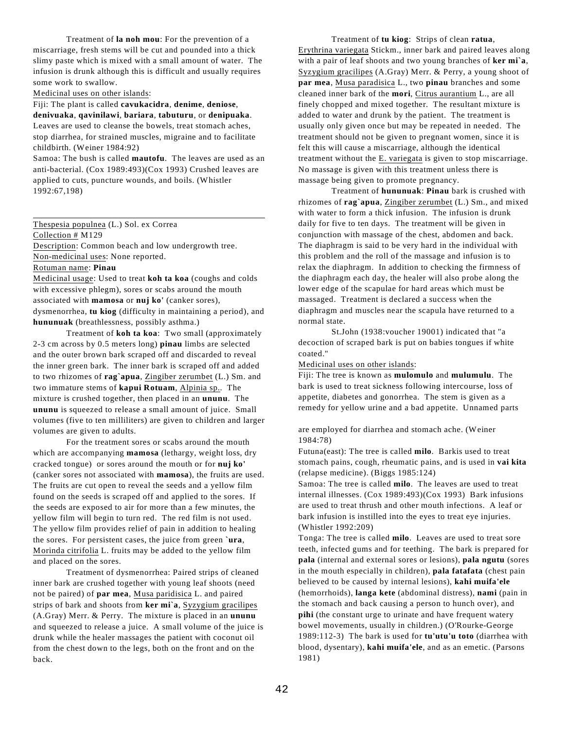Treatment of **la noh mou**: For the prevention of a miscarriage, fresh stems will be cut and pounded into a thick slimy paste which is mixed with a small amount of water. The infusion is drunk although this is difficult and usually requires some work to swallow.

Medicinal uses on other islands:

Fiji: The plant is called **cavukacidra**, **denime**, **deniose**, **denivuaka**, **qavinilawi**, **bariara**, **tabuturu**, or **denipuaka**. Leaves are used to cleanse the bowels, treat stomach aches, stop diarrhea, for strained muscles, migraine and to facilitate childbirth. (Weiner 1984:92)

Samoa: The bush is called **mautofu**. The leaves are used as an anti-bacterial. (Cox 1989:493)(Cox 1993) Crushed leaves are applied to cuts, puncture wounds, and boils. (Whistler 1992:67,198)

---

Thespesia populnea (L.) Sol. ex Correa

Collection # M129

Description: Common beach and low undergrowth tree.

Non-medicinal uses: None reported.

Rotuman name: **Pinau**

Medicinal usage: Used to treat **koh ta koa** (coughs and colds with excessive phlegm), sores or scabs around the mouth associated with **mamosa** or **nuj ko'** (canker sores), dysmenorrhea, **tu kiog** (difficulty in maintaining a period), and **hununuak** (breathlessness, possibly asthma.)

Treatment of **koh ta koa**: Two small (approximately 2-3 cm across by 0.5 meters long) **pinau** limbs are selected and the outer brown bark scraped off and discarded to reveal the inner green bark. The inner bark is scraped off and added to two rhizomes of **rag`apua**, Zingiber zerumbet (L.) Sm. and two immature stems of **kapui Rotuam**, Alpinia sp.. The mixture is crushed together, then placed in an **ununu**. The **ununu** is squeezed to release a small amount of juice. Small volumes (five to ten milliliters) are given to children and larger volumes are given to adults.

For the treatment sores or scabs around the mouth which are accompanying **mamosa** (lethargy, weight loss, dry cracked tongue) or sores around the mouth or for **nuj ko'** (canker sores not associated with **mamosa**), the fruits are used. The fruits are cut open to reveal the seeds and a yellow film found on the seeds is scraped off and applied to the sores. If the seeds are exposed to air for more than a few minutes, the yellow film will begin to turn red. The red film is not used. The yellow film provides relief of pain in addition to healing the sores. For persistent cases, the juice from green **`ura**, Morinda citrifolia L. fruits may be added to the yellow film and placed on the sores.

Treatment of dysmenorrhea: Paired strips of cleaned inner bark are crushed together with young leaf shoots (need not be paired) of **par mea**, Musa paridisica L. and paired strips of bark and shoots from **ker mi`a**, Syzygium gracilipes (A.Gray) Merr. & Perry. The mixture is placed in an **ununu** and squeezed to release a juice. A small volume of the juice is drunk while the healer massages the patient with coconut oil from the chest down to the legs, both on the front and on the back.

Treatment of **tu kiog**: Strips of clean **ratua**, Erythrina variegata Stickm., inner bark and paired leaves along with a pair of leaf shoots and two young branches of **ker mi`a**, Syzygium gracilipes (A.Gray) Merr. & Perry, a young shoot of **par mea**, Musa paradisica L., two **pinau** branches and some cleaned inner bark of the **mori**, Citrus aurantium L., are all finely chopped and mixed together. The resultant mixture is added to water and drunk by the patient. The treatment is usually only given once but may be repeated in needed. The treatment should not be given to pregnant women, since it is felt this will cause a miscarriage, although the identical treatment without the E. variegata is given to stop miscarriage. No massage is given with this treatment unless there is massage being given to promote pregnancy.

Treatment of **hununuak**: **Pinau** bark is crushed with rhizomes of **rag`apua**, Zingiber zerumbet (L.) Sm., and mixed with water to form a thick infusion. The infusion is drunk daily for five to ten days. The treatment will be given in conjunction with massage of the chest, abdomen and back. The diaphragm is said to be very hard in the individual with this problem and the roll of the massage and infusion is to relax the diaphragm. In addition to checking the firmness of the diaphragm each day, the healer will also probe along the lower edge of the scapulae for hard areas which must be massaged. Treatment is declared a success when the diaphragm and muscles near the scapula have returned to a normal state.

St.John (1938:voucher 19001) indicated that "a decoction of scraped bark is put on babies tongues if white coated."

Medicinal uses on other islands:

Fiji: The tree is known as **mulomulo** and **mulumulu**. The bark is used to treat sickness following intercourse, loss of appetite, diabetes and gonorrhea. The stem is given as a remedy for yellow urine and a bad appetite. Unnamed parts are employed for diarrhea and stomach ache. (Weiner 1984:78)

Futuna(east): The tree is called **milo**. Barkis used to treat stomach pains, cough, rheumatic pains, and is used in **vai kita** (relapse medicine). (Biggs 1985:124)

Samoa: The tree is called **milo**. The leaves are used to treat internal illnesses. (Cox 1989:493)(Cox 1993) Bark infusions are used to treat thrush and other mouth infections. A leaf or bark infusion is instilled into the eyes to treat eye injuries. (Whistler 1992:209)

Tonga: The tree is called **milo**. Leaves are used to treat sore teeth, infected gums and for teething. The bark is prepared for **pala** (internal and external sores or lesions), **pala ngutu** (sores in the mouth especially in children), **pala fatafata** (chest pain believed to be caused by internal lesions), **kahi muifa'ele** (hemorrhoids), **langa kete** (abdominal distress), **nami** (pain in the stomach and back causing a person to hunch over), and **pihi** (the constant urge to urinate and have frequent watery bowel movements, usually in children.) (O'Rourke-George 1989:112-3) The bark is used for **tu'utu'u toto** (diarrhea with blood, dysentary), **kahi muifa'ele**, and as an emetic. (Parsons 1981)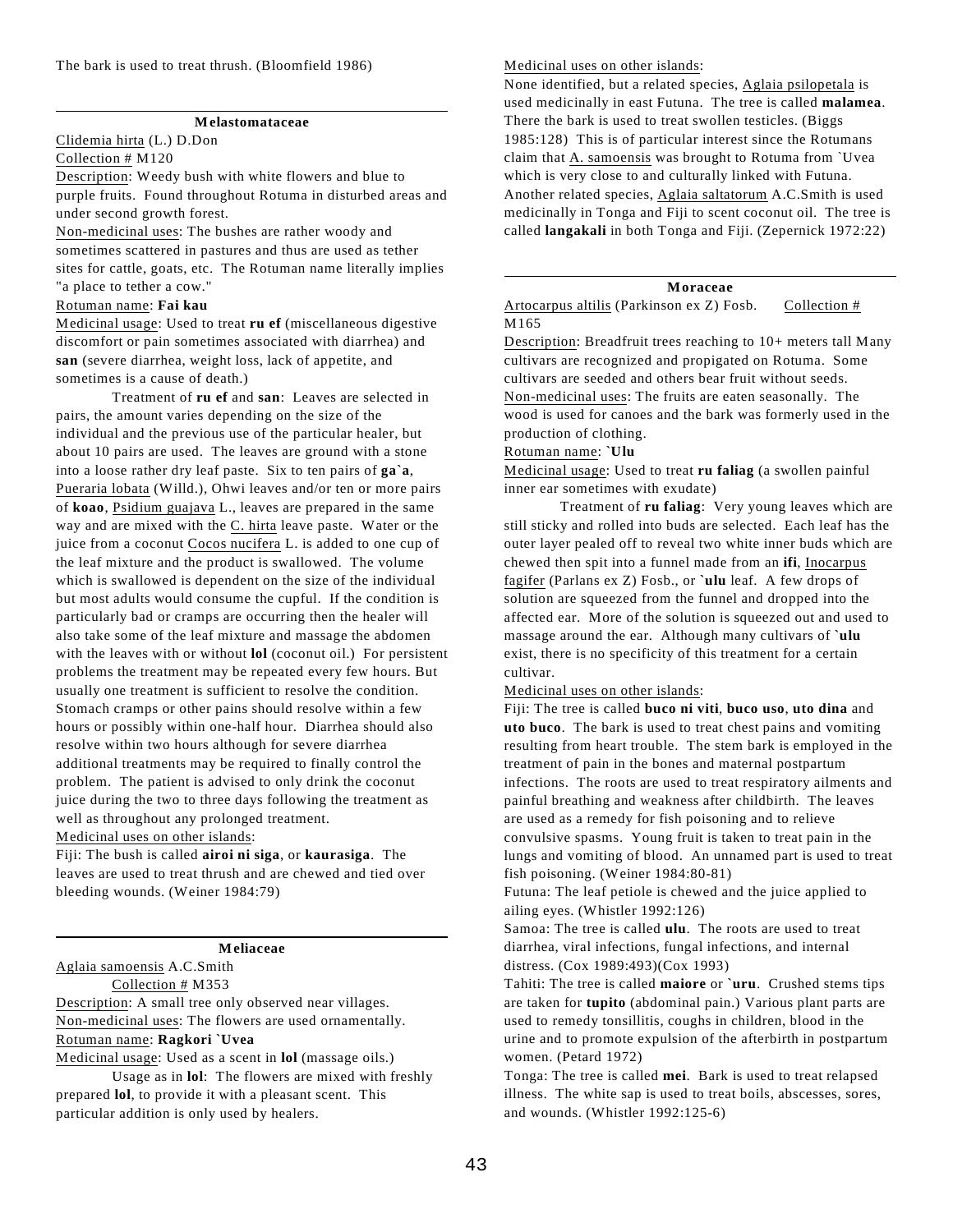The bark is used to treat thrush. (Bloomfield 1986)

---

### Melastomataceae

Clidemia hirta (L.) D.Don
Collection # M120
Description: Weedy bush with white flowers and blue to purple fruits. Found throughout Rotuma in disturbed areas and under second growth forest.
Non-medicinal uses: The bushes are rather woody and sometimes scattered in pastures and thus are used as tether sites for cattle, goats, etc. The Rotuman name literally implies "a place to tether a cow."
Rotuman name: **Fai kau**
Medicinal usage: Used to treat **ru ef** (miscellaneous digestive discomfort or pain sometimes associated with diarrhea) and **san** (severe diarrhea, weight loss, lack of appetite, and sometimes is a cause of death.)

Treatment of **ru ef** and **san**: Leaves are selected in pairs, the amount varies depending on the size of the individual and the previous use of the particular healer, but about 10 pairs are used. The leaves are ground with a stone into a loose rather dry leaf paste. Six to ten pairs of **ga`a**, Pueraria lobata (Willd.), Ohwi leaves and/or ten or more pairs of **koao**, Psidium guajava L., leaves are prepared in the same way and are mixed with the C. hirta leave paste. Water or the juice from a coconut Cocos nucifera L. is added to one cup of the leaf mixture and the product is swallowed. The volume which is swallowed is dependent on the size of the individual but most adults would consume the cupful. If the condition is particularly bad or cramps are occurring then the healer will also take some of the leaf mixture and massage the abdomen with the leaves with or without **lol** (coconut oil.) For persistent problems the treatment may be repeated every few hours. But usually one treatment is sufficient to resolve the condition. Stomach cramps or other pains should resolve within a few hours or possibly within one-half hour. Diarrhea should also resolve within two hours although for severe diarrhea additional treatments may be required to finally control the problem. The patient is advised to only drink the coconut juice during the two to three days following the treatment as well as throughout any prolonged treatment.
Medicinal uses on other islands:
Fiji: The bush is called **airoi ni siga**, or **kaurasiga**. The leaves are used to treat thrush and are chewed and tied over bleeding wounds. (Weiner 1984:79)

---

### Meliaceae

Aglaia samoensis A.C.Smith
Collection # M353
Description: A small tree only observed near villages.
Non-medicinal uses: The flowers are used ornamentally.
Rotuman name: **Ragkori `Uvea**
Medicinal usage: Used as a scent in **lol** (massage oils.)

Usage as in **lol**: The flowers are mixed with freshly prepared **lol**, to provide it with a pleasant scent. This particular addition is only used by healers.

Medicinal uses on other islands:
None identified, but a related species, Aglaia psilopetala is used medicinally in east Futuna. The tree is called **malamea**. There the bark is used to treat swollen testicles. (Biggs 1985:128) This is of particular interest since the Rotumans claim that A. samoensis was brought to Rotuma from `Uvea which is very close to and culturally linked with Futuna. Another related species, Aglaia saltatorum A.C.Smith is used medicinally in Tonga and Fiji to scent coconut oil. The tree is called **langakali** in both Tonga and Fiji. (Zepernick 1972:22)

---

### Moraceae

Artocarpus altilis (Parkinson ex Z) Fosb. Collection # M165
Description: Breadfruit trees reaching to 10+ meters tall Many cultivars are recognized and propigated on Rotuma. Some cultivars are seeded and others bear fruit without seeds.
Non-medicinal uses: The fruits are eaten seasonally. The wood is used for canoes and the bark was formerly used in the production of clothing.
Rotuman name: **`Ulu**
Medicinal usage: Used to treat **ru faliag** (a swollen painful inner ear sometimes with exudate)

Treatment of **ru faliag**: Very young leaves which are still sticky and rolled into buds are selected. Each leaf has the outer layer pealed off to reveal two white inner buds which are chewed then spit into a funnel made from an **ifi**, Inocarpus fagifer (Parlans ex Z) Fosb., or **`ulu** leaf. A few drops of solution are squeezed from the funnel and dropped into the affected ear. More of the solution is squeezed out and used to massage around the ear. Although many cultivars of **`ulu** exist, there is no specificity of this treatment for a certain cultivar.
Medicinal uses on other islands:
Fiji: The tree is called **buco ni viti**, **buco uso**, **uto dina** and **uto buco**. The bark is used to treat chest pains and vomiting resulting from heart trouble. The stem bark is employed in the treatment of pain in the bones and maternal postpartum infections. The roots are used to treat respiratory ailments and painful breathing and weakness after childbirth. The leaves are used as a remedy for fish poisoning and to relieve convulsive spasms. Young fruit is taken to treat pain in the lungs and vomiting of blood. An unnamed part is used to treat fish poisoning. (Weiner 1984:80-81)
Futuna: The leaf petiole is chewed and the juice applied to ailing eyes. (Whistler 1992:126)
Samoa: The tree is called **ulu**. The roots are used to treat diarrhea, viral infections, fungal infections, and internal distress. (Cox 1989:493)(Cox 1993)
Tahiti: The tree is called **maiore** or **`uru**. Crushed stems tips are taken for **tupito** (abdominal pain.) Various plant parts are used to remedy tonsillitis, coughs in children, blood in the urine and to promote expulsion of the afterbirth in postpartum women. (Petard 1972)
Tonga: The tree is called **mei**. Bark is used to treat relapsed illness. The white sap is used to treat boils, abscesses, sores, and wounds. (Whistler 1992:125-6)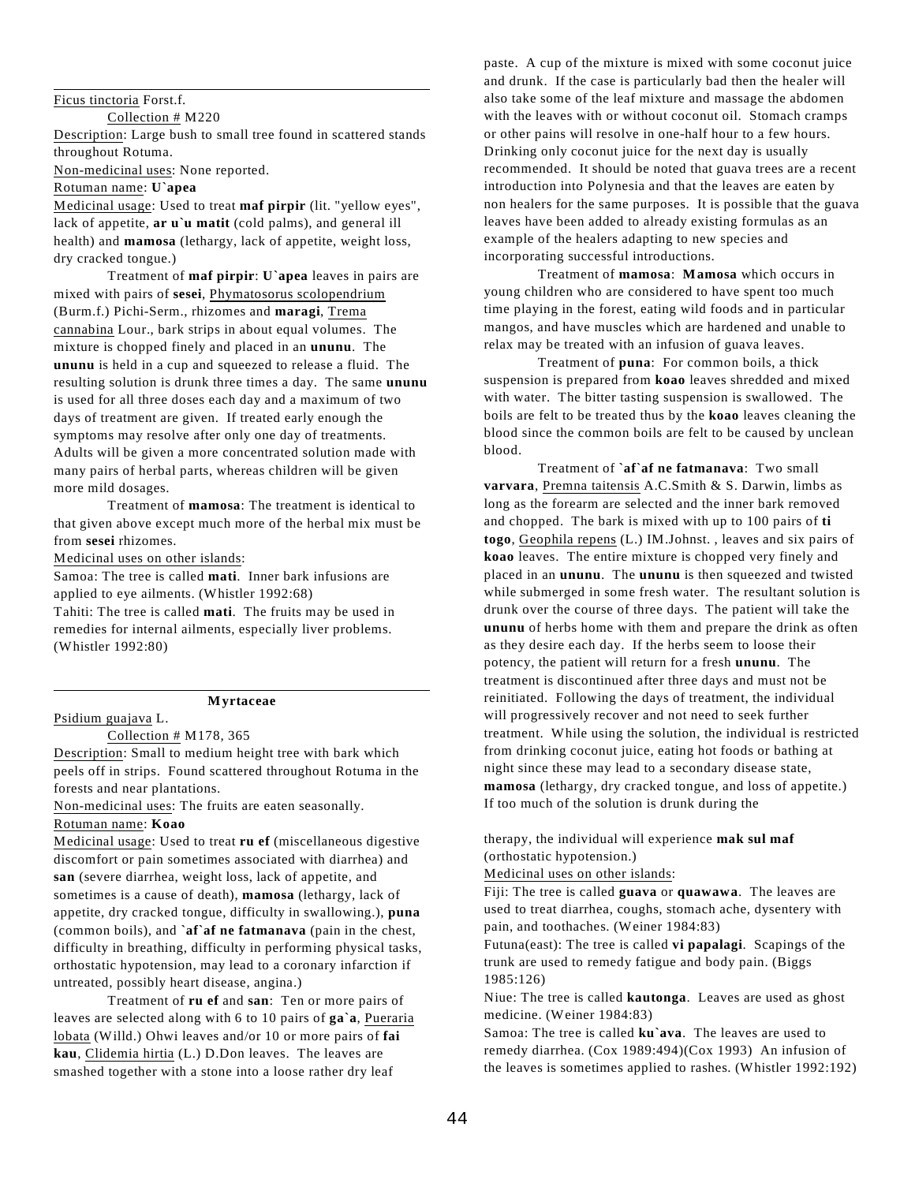Ficus tinctoria Forst.f.

Collection # M220

Description: Large bush to small tree found in scattered stands throughout Rotuma.

Non-medicinal uses: None reported.

Rotuman name: **U`apea**

Medicinal usage: Used to treat **maf pirpir** (lit. "yellow eyes", lack of appetite, **ar u`u matit** (cold palms), and general ill health) and **mamosa** (lethargy, lack of appetite, weight loss, dry cracked tongue.)

Treatment of **maf pirpir**: **U`apea** leaves in pairs are mixed with pairs of **sesei**, Phymatosorus scolopendrium (Burm.f.) Pichi-Serm., rhizomes and **maragi**, Trema cannabina Lour., bark strips in about equal volumes. The mixture is chopped finely and placed in an **ununu**. The **ununu** is held in a cup and squeezed to release a fluid. The resulting solution is drunk three times a day. The same **ununu** is used for all three doses each day and a maximum of two days of treatment are given. If treated early enough the symptoms may resolve after only one day of treatments. Adults will be given a more concentrated solution made with many pairs of herbal parts, whereas children will be given more mild dosages.

Treatment of **mamosa**: The treatment is identical to that given above except much more of the herbal mix must be from **sesei** rhizomes.

Medicinal uses on other islands:

Samoa: The tree is called **mati**. Inner bark infusions are applied to eye ailments. (Whistler 1992:68)

Tahiti: The tree is called **mati**. The fruits may be used in remedies for internal ailments, especially liver problems. (Whistler 1992:80)

## Myrtaceae

Psidium guajava L.

Collection # M178, 365

Description: Small to medium height tree with bark which peels off in strips. Found scattered throughout Rotuma in the forests and near plantations.

Non-medicinal uses: The fruits are eaten seasonally.

Rotuman name: **Koao**

Medicinal usage: Used to treat **ru ef** (miscellaneous digestive discomfort or pain sometimes associated with diarrhea) and **san** (severe diarrhea, weight loss, lack of appetite, and sometimes is a cause of death), **mamosa** (lethargy, lack of appetite, dry cracked tongue, difficulty in swallowing.), **puna** (common boils), and **`af`af ne fatmanava** (pain in the chest, difficulty in breathing, difficulty in performing physical tasks, orthostatic hypotension, may lead to a coronary infarction if untreated, possibly heart disease, angina.)

Treatment of **ru ef** and **san**: Ten or more pairs of leaves are selected along with 6 to 10 pairs of **ga`a**, Pueraria lobata (Willd.) Ohwi leaves and/or 10 or more pairs of **fai kau**, Clidemia hirtia (L.) D.Don leaves. The leaves are smashed together with a stone into a loose rather dry leaf paste. A cup of the mixture is mixed with some coconut juice and drunk. If the case is particularly bad then the healer will also take some of the leaf mixture and massage the abdomen with the leaves with or without coconut oil. Stomach cramps or other pains will resolve in one-half hour to a few hours. Drinking only coconut juice for the next day is usually recommended. It should be noted that guava trees are a recent introduction into Polynesia and that the leaves are eaten by non healers for the same purposes. It is possible that the guava leaves have been added to already existing formulas as an example of the healers adapting to new species and incorporating successful introductions.

Treatment of **mamosa**: **Mamosa** which occurs in young children who are considered to have spent too much time playing in the forest, eating wild foods and in particular mangos, and have muscles which are hardened and unable to relax may be treated with an infusion of guava leaves.

Treatment of **puna**: For common boils, a thick suspension is prepared from **koao** leaves shredded and mixed with water. The bitter tasting suspension is swallowed. The boils are felt to be treated thus by the **koao** leaves cleaning the blood since the common boils are felt to be caused by unclean blood.

Treatment of **`af`af ne fatmanava**: Two small **varvara**, Premna taitensis A.C.Smith & S. Darwin, limbs as long as the forearm are selected and the inner bark removed and chopped. The bark is mixed with up to 100 pairs of **ti togo**, Geophila repens (L.) IM.Johnst. , leaves and six pairs of **koao** leaves. The entire mixture is chopped very finely and placed in an **ununu**. The **ununu** is then squeezed and twisted while submerged in some fresh water. The resultant solution is drunk over the course of three days. The patient will take the **ununu** of herbs home with them and prepare the drink as often as they desire each day. If the herbs seem to loose their potency, the patient will return for a fresh **ununu**. The treatment is discontinued after three days and must not be reinitiated. Following the days of treatment, the individual will progressively recover and not need to seek further treatment. While using the solution, the individual is restricted from drinking coconut juice, eating hot foods or bathing at night since these may lead to a secondary disease state, **mamosa** (lethargy, dry cracked tongue, and loss of appetite.) If too much of the solution is drunk during the therapy, the individual will experience **mak sul maf** (orthostatic hypotension.)

Medicinal uses on other islands:

Fiji: The tree is called **guava** or **quawawa**. The leaves are used to treat diarrhea, coughs, stomach ache, dysentery with pain, and toothaches. (Weiner 1984:83)

Futuna(east): The tree is called **vi papalagi**. Scapings of the trunk are used to remedy fatigue and body pain. (Biggs 1985:126)

Niue: The tree is called **kautonga**. Leaves are used as ghost medicine. (Weiner 1984:83)

Samoa: The tree is called **ku`ava**. The leaves are used to remedy diarrhea. (Cox 1989:494)(Cox 1993) An infusion of the leaves is sometimes applied to rashes. (Whistler 1992:192)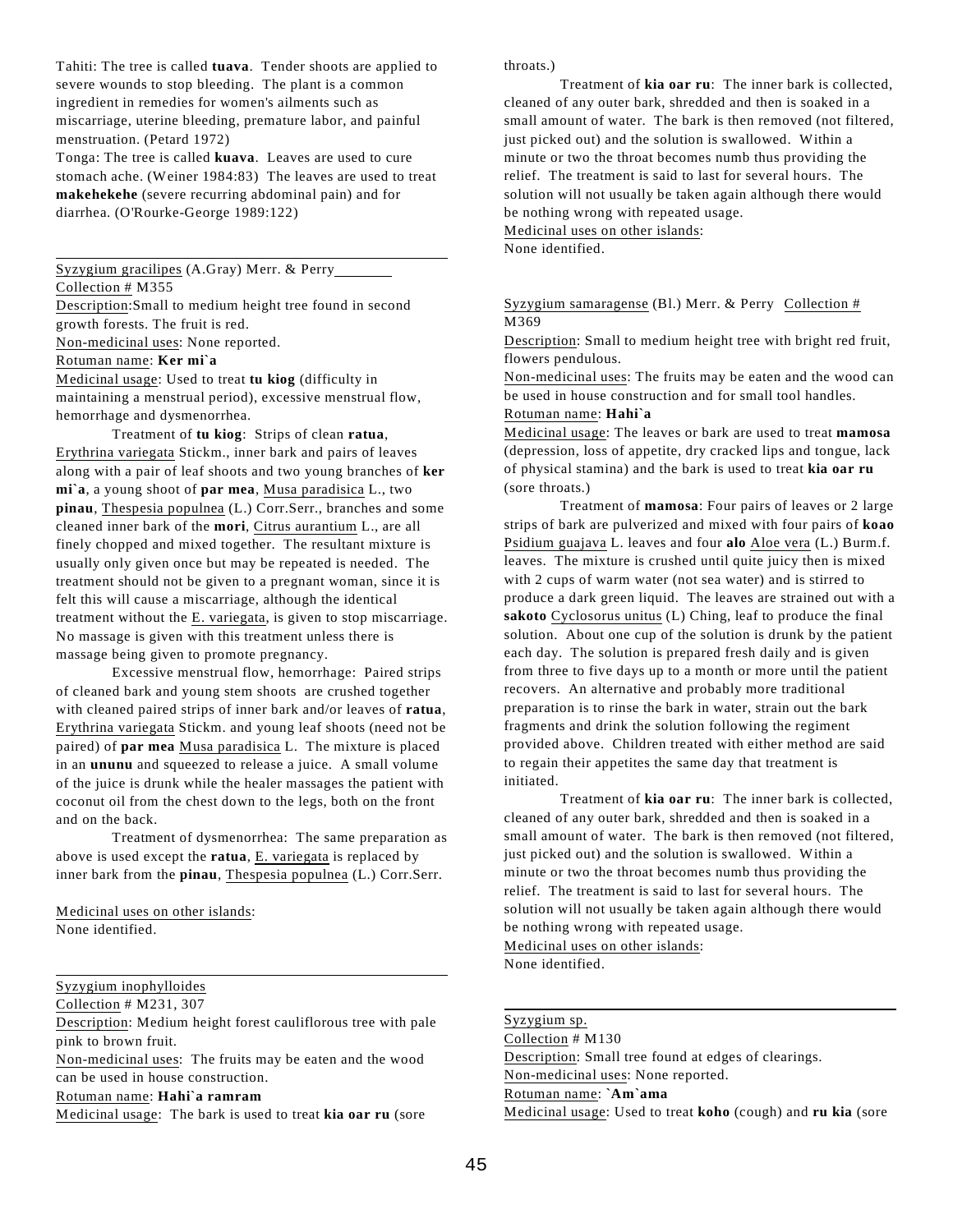Tahiti: The tree is called **tuava**. Tender shoots are applied to severe wounds to stop bleeding. The plant is a common ingredient in remedies for women's ailments such as miscarriage, uterine bleeding, premature labor, and painful menstruation. (Petard 1972)

Tonga: The tree is called **kuava**. Leaves are used to cure stomach ache. (Weiner 1984:83) The leaves are used to treat **makehekehe** (severe recurring abdominal pain) and for diarrhea. (O'Rourke-George 1989:122)

---

Syzygium gracilipes (A.Gray) Merr. & Perry

Collection # M355

Description: Small to medium height tree found in second growth forests. The fruit is red.

Non-medicinal uses: None reported.

Rotuman name: **Ker mi`a**

Medicinal usage: Used to treat **tu kiog** (difficulty in maintaining a menstrual period), excessive menstrual flow, hemorrhage and dysmenorrhea.

Treatment of **tu kiog**: Strips of clean **ratua**, Erythrina variegata Stickm., inner bark and pairs of leaves along with a pair of leaf shoots and two young branches of **ker mi`a**, a young shoot of **par mea**, Musa paradisica L., two **pinau**, Thespesia populnea (L.) Corr.Serr., branches and some cleaned inner bark of the **mori**, Citrus aurantium L., are all finely chopped and mixed together. The resultant mixture is usually only given once but may be repeated is needed. The treatment should not be given to a pregnant woman, since it is felt this will cause a miscarriage, although the identical treatment without the E. variegata, is given to stop miscarriage. No massage is given with this treatment unless there is massage being given to promote pregnancy.

Excessive menstrual flow, hemorrhage: Paired strips of cleaned bark and young stem shoots are crushed together with cleaned paired strips of inner bark and/or leaves of **ratua**, Erythrina variegata Stickm. and young leaf shoots (need not be paired) of **par mea** Musa paradisica L. The mixture is placed in an **ununu** and squeezed to release a juice. A small volume of the juice is drunk while the healer massages the patient with coconut oil from the chest down to the legs, both on the front and on the back.

Treatment of dysmenorrhea: The same preparation as above is used except the **ratua**, E. variegata is replaced by inner bark from the **pinau**, Thespesia populnea (L.) Corr.Serr.

Medicinal uses on other islands:
None identified.

---

Syzygium inophylloides

Collection # M231, 307

Description: Medium height forest cauliflorous tree with pale pink to brown fruit.

Non-medicinal uses: The fruits may be eaten and the wood can be used in house construction.

Rotuman name: **Hahi`a ramram**

Medicinal usage: The bark is used to treat **kia oar ru** (sore throats.)

Treatment of **kia oar ru**: The inner bark is collected, cleaned of any outer bark, shredded and then is soaked in a small amount of water. The bark is then removed (not filtered, just picked out) and the solution is swallowed. Within a minute or two the throat becomes numb thus providing the relief. The treatment is said to last for several hours. The solution will not usually be taken again although there would be nothing wrong with repeated usage.

Medicinal uses on other islands:
None identified.

---

Syzygium samaragense (Bl.) Merr. & Perry Collection # M369

Description: Small to medium height tree with bright red fruit, flowers pendulous.

Non-medicinal uses: The fruits may be eaten and the wood can be used in house construction and for small tool handles.

Rotuman name: **Hahi`a**

Medicinal usage: The leaves or bark are used to treat **mamosa** (depression, loss of appetite, dry cracked lips and tongue, lack of physical stamina) and the bark is used to treat **kia oar ru** (sore throats.)

Treatment of **mamosa**: Four pairs of leaves or 2 large strips of bark are pulverized and mixed with four pairs of **koao** Psidium guajava L. leaves and four **alo** Aloe vera (L.) Burm.f. leaves. The mixture is crushed until quite juicy then is mixed with 2 cups of warm water (not sea water) and is stirred to produce a dark green liquid. The leaves are strained out with a **sakoto** Cyclosorus unitus (L) Ching, leaf to produce the final solution. About one cup of the solution is drunk by the patient each day. The solution is prepared fresh daily and is given from three to five days up to a month or more until the patient recovers. An alternative and probably more traditional preparation is to rinse the bark in water, strain out the bark fragments and drink the solution following the regiment provided above. Children treated with either method are said to regain their appetites the same day that treatment is initiated.

Treatment of **kia oar ru**: The inner bark is collected, cleaned of any outer bark, shredded and then is soaked in a small amount of water. The bark is then removed (not filtered, just picked out) and the solution is swallowed. Within a minute or two the throat becomes numb thus providing the relief. The treatment is said to last for several hours. The solution will not usually be taken again although there would be nothing wrong with repeated usage.

Medicinal uses on other islands:
None identified.

---

Syzygium sp.

Collection # M130

Description: Small tree found at edges of clearings.

Non-medicinal uses: None reported.

Rotuman name: **`Am`ama**

Medicinal usage: Used to treat **koho** (cough) and **ru kia** (sore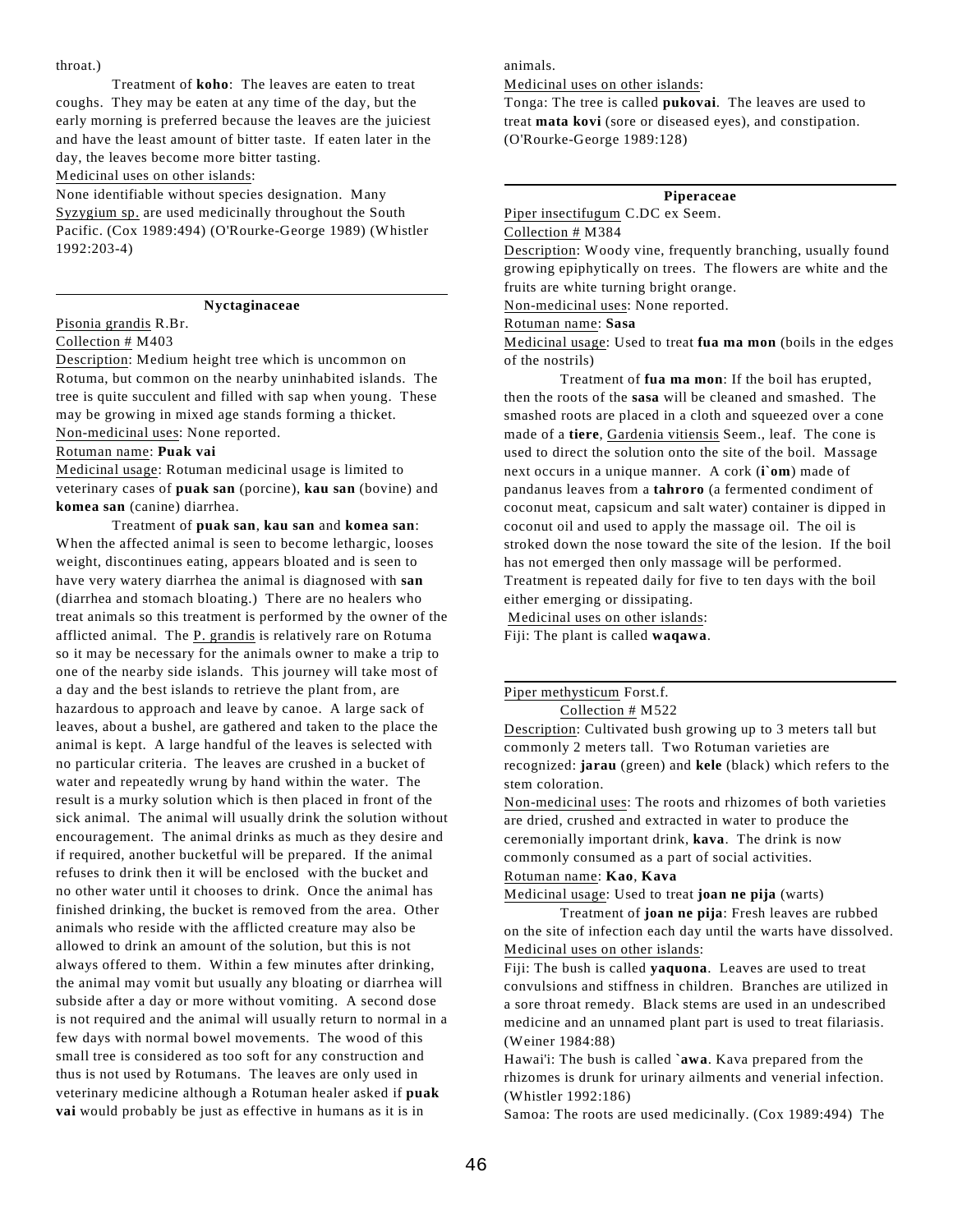throat.)

Treatment of **koho**: The leaves are eaten to treat coughs. They may be eaten at any time of the day, but the early morning is preferred because the leaves are the juiciest and have the least amount of bitter taste. If eaten later in the day, the leaves become more bitter tasting.

Medicinal uses on other islands:
None identifiable without species designation. Many Syzygium sp. are used medicinally throughout the South Pacific. (Cox 1989:494) (O'Rourke-George 1989) (Whistler 1992:203-4)

---

**Nyctaginaceae**

Pisonia grandis R.Br.
Collection # M403

Description: Medium height tree which is uncommon on Rotuma, but common on the nearby uninhabited islands. The tree is quite succulent and filled with sap when young. These may be growing in mixed age stands forming a thicket.

Non-medicinal uses: None reported.

Rotuman name: **Puak vai**

Medicinal usage: Rotuman medicinal usage is limited to veterinary cases of **puak san** (porcine), **kau san** (bovine) and **komea san** (canine) diarrhea.

Treatment of **puak san**, **kau san** and **komea san**: When the affected animal is seen to become lethargic, looses weight, discontinues eating, appears bloated and is seen to have very watery diarrhea the animal is diagnosed with **san** (diarrhea and stomach bloating.) There are no healers who treat animals so this treatment is performed by the owner of the afflicted animal. The P. grandis is relatively rare on Rotuma so it may be necessary for the animals owner to make a trip to one of the nearby side islands. This journey will take most of a day and the best islands to retrieve the plant from, are hazardous to approach and leave by canoe. A large sack of leaves, about a bushel, are gathered and taken to the place the animal is kept. A large handful of the leaves is selected with no particular criteria. The leaves are crushed in a bucket of water and repeatedly wrung by hand within the water. The result is a murky solution which is then placed in front of the sick animal. The animal will usually drink the solution without encouragement. The animal drinks as much as they desire and if required, another bucketful will be prepared. If the animal refuses to drink then it will be enclosed with the bucket and no other water until it chooses to drink. Once the animal has finished drinking, the bucket is removed from the area. Other animals who reside with the afflicted creature may also be allowed to drink an amount of the solution, but this is not always offered to them. Within a few minutes after drinking, the animal may vomit but usually any bloating or diarrhea will subside after a day or more without vomiting. A second dose is not required and the animal will usually return to normal in a few days with normal bowel movements. The wood of this small tree is considered as too soft for any construction and thus is not used by Rotumans. The leaves are only used in veterinary medicine although a Rotuman healer asked if **puak vai** would probably be just as effective in humans as it is in animals.

Medicinal uses on other islands:
Tonga: The tree is called **pukovai**. The leaves are used to treat **mata kovi** (sore or diseased eyes), and constipation. (O'Rourke-George 1989:128)

---

**Piperaceae**

Piper insectifugum C.DC ex Seem.
Collection # M384

Description: Woody vine, frequently branching, usually found growing epiphytically on trees. The flowers are white and the fruits are white turning bright orange.

Non-medicinal uses: None reported.

Rotuman name: **Sasa**

Medicinal usage: Used to treat **fua ma mon** (boils in the edges of the nostrils)

Treatment of **fua ma mon**: If the boil has erupted, then the roots of the **sasa** will be cleaned and smashed. The smashed roots are placed in a cloth and squeezed over a cone made of a **tiere**, Gardenia vitiensis Seem., leaf. The cone is used to direct the solution onto the site of the boil. Massage next occurs in a unique manner. A cork (**i`om**) made of pandanus leaves from a **tahroro** (a fermented condiment of coconut meat, capsicum and salt water) container is dipped in coconut oil and used to apply the massage oil. The oil is stroked down the nose toward the site of the lesion. If the boil has not emerged then only massage will be performed. Treatment is repeated daily for five to ten days with the boil either emerging or dissipating.

Medicinal uses on other islands:
Fiji: The plant is called **waqawa**.

---

Piper methysticum Forst.f.
Collection # M522

Description: Cultivated bush growing up to 3 meters tall but commonly 2 meters tall. Two Rotuman varieties are recognized: **jarau** (green) and **kele** (black) which refers to the stem coloration.

Non-medicinal uses: The roots and rhizomes of both varieties are dried, crushed and extracted in water to produce the ceremonially important drink, **kava**. The drink is now commonly consumed as a part of social activities.

Rotuman name: **Kao**, **Kava**

Medicinal usage: Used to treat **joan ne pija** (warts)

Treatment of **joan ne pija**: Fresh leaves are rubbed on the site of infection each day until the warts have dissolved.

Medicinal uses on other islands:
Fiji: The bush is called **yaquona**. Leaves are used to treat convulsions and stiffness in children. Branches are utilized in a sore throat remedy. Black stems are used in an undescribed medicine and an unnamed plant part is used to treat filariasis. (Weiner 1984:88)

Hawai'i: The bush is called **`awa**. Kava prepared from the rhizomes is drunk for urinary ailments and venerial infection. (Whistler 1992:186)

Samoa: The roots are used medicinally. (Cox 1989:494) The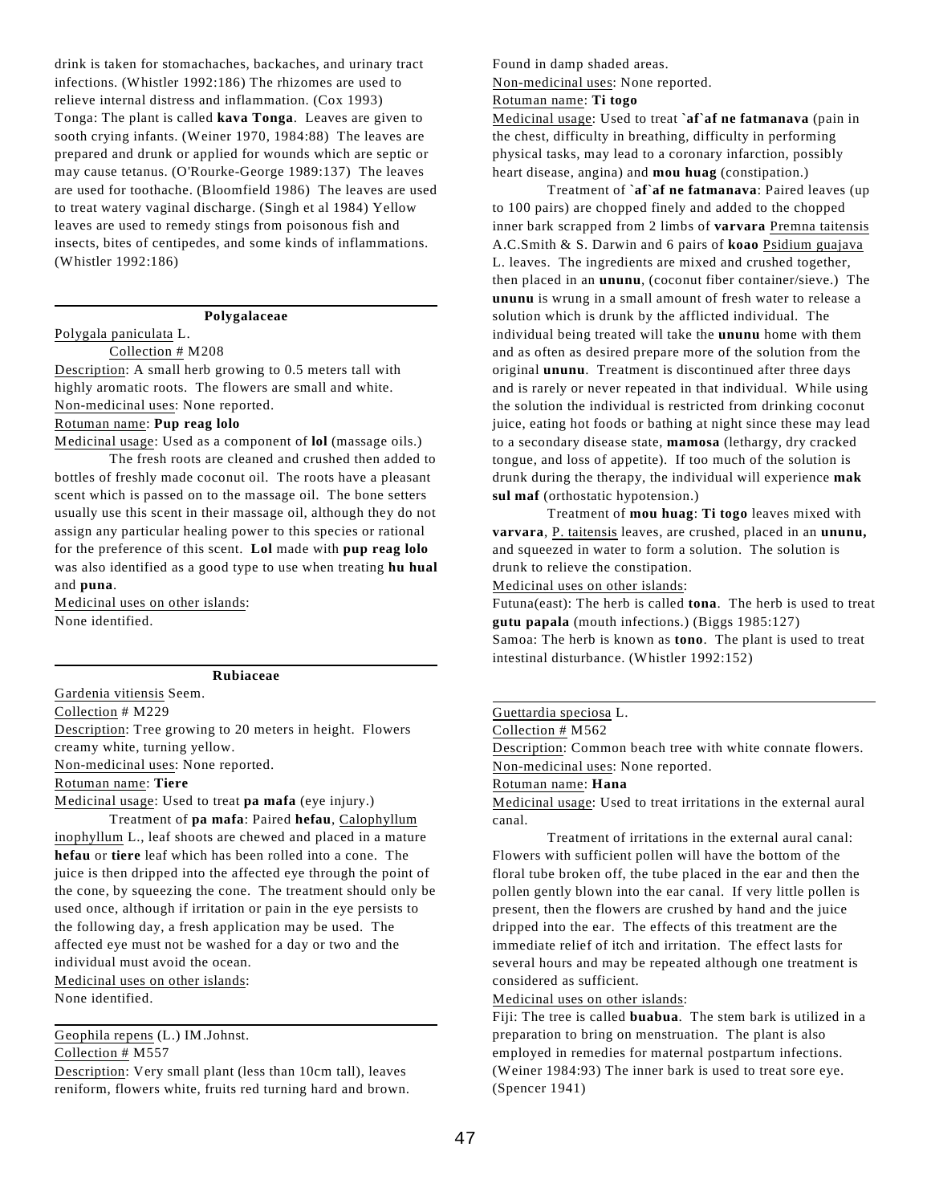drink is taken for stomachaches, backaches, and urinary tract infections. (Whistler 1992:186) The rhizomes are used to relieve internal distress and inflammation. (Cox 1993)
Tonga: The plant is called **kava Tonga**. Leaves are given to sooth crying infants. (Weiner 1970, 1984:88) The leaves are prepared and drunk or applied for wounds which are septic or may cause tetanus. (O'Rourke-George 1989:137) The leaves are used for toothache. (Bloomfield 1986) The leaves are used to treat watery vaginal discharge. (Singh et al 1984) Yellow leaves are used to remedy stings from poisonous fish and insects, bites of centipedes, and some kinds of inflammations. (Whistler 1992:186)

---

### Polygalaceae

Polygala paniculata L.
Collection # M208
Description: A small herb growing to 0.5 meters tall with highly aromatic roots. The flowers are small and white.
Non-medicinal uses: None reported.
Rotuman name: **Pup reag lolo**
Medicinal usage: Used as a component of **lol** (massage oils.)
The fresh roots are cleaned and crushed then added to bottles of freshly made coconut oil. The roots have a pleasant scent which is passed on to the massage oil. The bone setters usually use this scent in their massage oil, although they do not assign any particular healing power to this species or rational for the preference of this scent. **Lol** made with **pup reag lolo** was also identified as a good type to use when treating **hu hual** and **puna**.
Medicinal uses on other islands:
None identified.

---

### Rubiaceae

Gardenia vitiensis Seem.
Collection # M229
Description: Tree growing to 20 meters in height. Flowers creamy white, turning yellow.
Non-medicinal uses: None reported.
Rotuman name: **Tiere**
Medicinal usage: Used to treat **pa mafa** (eye injury.)
Treatment of **pa mafa**: Paired **hefau**, Calophyllum inophyllum L., leaf shoots are chewed and placed in a mature **hefau** or **tiere** leaf which has been rolled into a cone. The juice is then dripped into the affected eye through the point of the cone, by squeezing the cone. The treatment should only be used once, although if irritation or pain in the eye persists to the following day, a fresh application may be used. The affected eye must not be washed for a day or two and the individual must avoid the ocean.
Medicinal uses on other islands:
None identified.

---

Geophila repens (L.) IM.Johnst.
Collection # M557
Description: Very small plant (less than 10cm tall), leaves reniform, flowers white, fruits red turning hard and brown. Found in damp shaded areas.
Non-medicinal uses: None reported.
Rotuman name: **Ti togo**
Medicinal usage: Used to treat **`af`af ne fatmanava** (pain in the chest, difficulty in breathing, difficulty in performing physical tasks, may lead to a coronary infarction, possibly heart disease, angina) and **mou huag** (constipation.)
Treatment of **`af`af ne fatmanava**: Paired leaves (up to 100 pairs) are chopped finely and added to the chopped inner bark scrapped from 2 limbs of **varvara** Premna taitensis A.C.Smith & S. Darwin and 6 pairs of **koao** Psidium guajava L. leaves. The ingredients are mixed and crushed together, then placed in an **ununu**, (coconut fiber container/sieve.) The **ununu** is wrung in a small amount of fresh water to release a solution which is drunk by the afflicted individual. The individual being treated will take the **ununu** home with them and as often as desired prepare more of the solution from the original **ununu**. Treatment is discontinued after three days and is rarely or never repeated in that individual. While using the solution the individual is restricted from drinking coconut juice, eating hot foods or bathing at night since these may lead to a secondary disease state, **mamosa** (lethargy, dry cracked tongue, and loss of appetite). If too much of the solution is drunk during the therapy, the individual will experience **mak sul maf** (orthostatic hypotension.)
Treatment of **mou huag**: **Ti togo** leaves mixed with **varvara**, P. taitensis leaves, are crushed, placed in an **ununu,** and squeezed in water to form a solution. The solution is drunk to relieve the constipation.
Medicinal uses on other islands:
Futuna(east): The herb is called **tona**. The herb is used to treat **gutu papala** (mouth infections.) (Biggs 1985:127)
Samoa: The herb is known as **tono**. The plant is used to treat intestinal disturbance. (Whistler 1992:152)

---

Guettardia speciosa L.
Collection # M562
Description: Common beach tree with white connate flowers.
Non-medicinal uses: None reported.
Rotuman name: **Hana**
Medicinal usage: Used to treat irritations in the external aural canal.
Treatment of irritations in the external aural canal: Flowers with sufficient pollen will have the bottom of the floral tube broken off, the tube placed in the ear and then the pollen gently blown into the ear canal. If very little pollen is present, then the flowers are crushed by hand and the juice dripped into the ear. The effects of this treatment are the immediate relief of itch and irritation. The effect lasts for several hours and may be repeated although one treatment is considered as sufficient.
Medicinal uses on other islands:
Fiji: The tree is called **buabua**. The stem bark is utilized in a preparation to bring on menstruation. The plant is also employed in remedies for maternal postpartum infections. (Weiner 1984:93) The inner bark is used to treat sore eye. (Spencer 1941)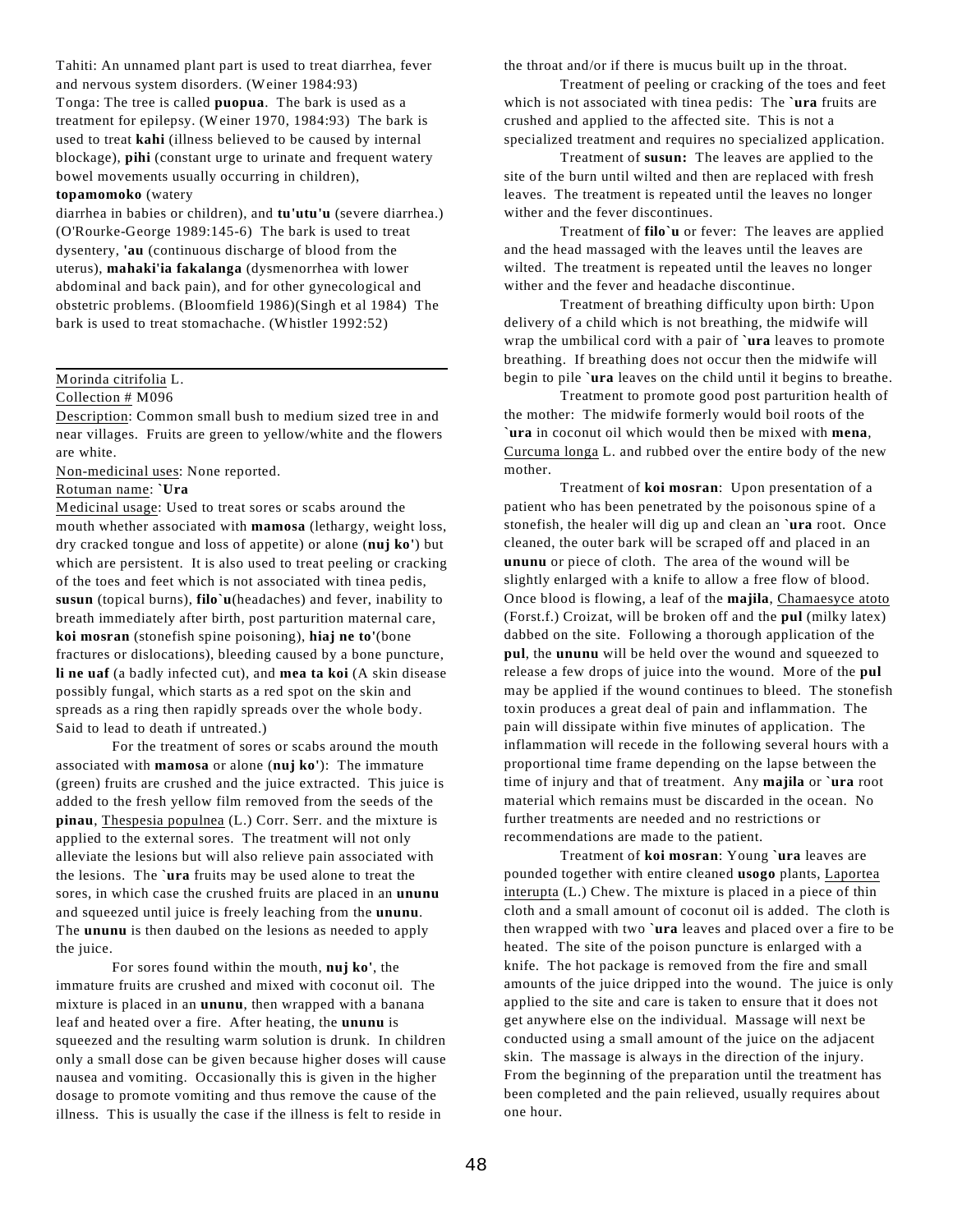Tahiti: An unnamed plant part is used to treat diarrhea, fever and nervous system disorders. (Weiner 1984:93)
Tonga: The tree is called **puopua**. The bark is used as a treatment for epilepsy. (Weiner 1970, 1984:93) The bark is used to treat **kahi** (illness believed to be caused by internal blockage), **pihi** (constant urge to urinate and frequent watery bowel movements usually occurring in children), **topamomoko** (watery diarrhea in babies or children), and **tu'utu'u** (severe diarrhea.) (O'Rourke-George 1989:145-6) The bark is used to treat dysentery, **'au** (continuous discharge of blood from the uterus), **mahaki'ia fakalanga** (dysmenorrhea with lower abdominal and back pain), and for other gynecological and obstetric problems. (Bloomfield 1986)(Singh et al 1984) The bark is used to treat stomachache. (Whistler 1992:52)

---

Morinda citrifolia L.

Collection # M096

Description: Common small bush to medium sized tree in and near villages. Fruits are green to yellow/white and the flowers are white.

Non-medicinal uses: None reported.

Rotuman name: **`Ura**

Medicinal usage: Used to treat sores or scabs around the mouth whether associated with **mamosa** (lethargy, weight loss, dry cracked tongue and loss of appetite) or alone (**nuj ko'**) but which are persistent. It is also used to treat peeling or cracking of the toes and feet which is not associated with tinea pedis, **susun** (topical burns), **filo`u**(headaches) and fever, inability to breath immediately after birth, post parturition maternal care, **koi mosran** (stonefish spine poisoning), **hiaj ne to'**(bone fractures or dislocations), bleeding caused by a bone puncture, **li ne uaf** (a badly infected cut), and **mea ta koi** (A skin disease possibly fungal, which starts as a red spot on the skin and spreads as a ring then rapidly spreads over the whole body. Said to lead to death if untreated.)

For the treatment of sores or scabs around the mouth associated with **mamosa** or alone (**nuj ko'**): The immature (green) fruits are crushed and the juice extracted. This juice is added to the fresh yellow film removed from the seeds of the **pinau**, Thespesia populnea (L.) Corr. Serr. and the mixture is applied to the external sores. The treatment will not only alleviate the lesions but will also relieve pain associated with the lesions. The **`ura** fruits may be used alone to treat the sores, in which case the crushed fruits are placed in an **ununu** and squeezed until juice is freely leaching from the **ununu**. The **ununu** is then daubed on the lesions as needed to apply the juice.

For sores found within the mouth, **nuj ko'**, the immature fruits are crushed and mixed with coconut oil. The mixture is placed in an **ununu**, then wrapped with a banana leaf and heated over a fire. After heating, the **ununu** is squeezed and the resulting warm solution is drunk. In children only a small dose can be given because higher doses will cause nausea and vomiting. Occasionally this is given in the higher dosage to promote vomiting and thus remove the cause of the illness. This is usually the case if the illness is felt to reside in the throat and/or if there is mucus built up in the throat.

Treatment of peeling or cracking of the toes and feet which is not associated with tinea pedis: The **`ura** fruits are crushed and applied to the affected site. This is not a specialized treatment and requires no specialized application.

Treatment of **susun:** The leaves are applied to the site of the burn until wilted and then are replaced with fresh leaves. The treatment is repeated until the leaves no longer wither and the fever discontinues.

Treatment of **filo`u** or fever: The leaves are applied and the head massaged with the leaves until the leaves are wilted. The treatment is repeated until the leaves no longer wither and the fever and headache discontinue.

Treatment of breathing difficulty upon birth: Upon delivery of a child which is not breathing, the midwife will wrap the umbilical cord with a pair of **`ura** leaves to promote breathing. If breathing does not occur then the midwife will begin to pile **`ura** leaves on the child until it begins to breathe.

Treatment to promote good post parturition health of the mother: The midwife formerly would boil roots of the **`ura** in coconut oil which would then be mixed with **mena**, Curcuma longa L. and rubbed over the entire body of the new mother.

Treatment of **koi mosran**: Upon presentation of a patient who has been penetrated by the poisonous spine of a stonefish, the healer will dig up and clean an **`ura** root. Once cleaned, the outer bark will be scraped off and placed in an **ununu** or piece of cloth. The area of the wound will be slightly enlarged with a knife to allow a free flow of blood. Once blood is flowing, a leaf of the **majila**, Chamaesyce atoto (Forst.f.) Croizat, will be broken off and the **pul** (milky latex) dabbed on the site. Following a thorough application of the **pul**, the **ununu** will be held over the wound and squeezed to release a few drops of juice into the wound. More of the **pul** may be applied if the wound continues to bleed. The stonefish toxin produces a great deal of pain and inflammation. The pain will dissipate within five minutes of application. The inflammation will recede in the following several hours with a proportional time frame depending on the lapse between the time of injury and that of treatment. Any **majila** or **`ura** root material which remains must be discarded in the ocean. No further treatments are needed and no restrictions or recommendations are made to the patient.

Treatment of **koi mosran**: Young **`ura** leaves are pounded together with entire cleaned **usogo** plants, Laportea interupta (L.) Chew. The mixture is placed in a piece of thin cloth and a small amount of coconut oil is added. The cloth is then wrapped with two **`ura** leaves and placed over a fire to be heated. The site of the poison puncture is enlarged with a knife. The hot package is removed from the fire and small amounts of the juice dripped into the wound. The juice is only applied to the site and care is taken to ensure that it does not get anywhere else on the individual. Massage will next be conducted using a small amount of the juice on the adjacent skin. The massage is always in the direction of the injury. From the beginning of the preparation until the treatment has been completed and the pain relieved, usually requires about one hour.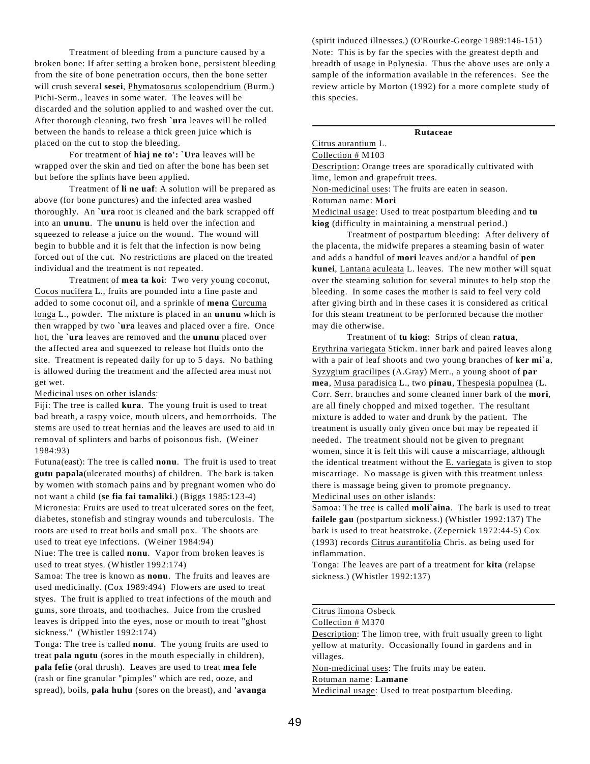Treatment of bleeding from a puncture caused by a broken bone: If after setting a broken bone, persistent bleeding from the site of bone penetration occurs, then the bone setter will crush several **sesei**, Phymatosorus scolopendrium (Burm.) Pichi-Serm., leaves in some water. The leaves will be discarded and the solution applied to and washed over the cut. After thorough cleaning, two fresh **`ura** leaves will be rolled between the hands to release a thick green juice which is placed on the cut to stop the bleeding.

For treatment of **hiaj ne to': `Ura** leaves will be wrapped over the skin and tied on after the bone has been set but before the splints have been applied.

Treatment of **li ne uaf**: A solution will be prepared as above (for bone punctures) and the infected area washed thoroughly. An **`ura** root is cleaned and the bark scrapped off into an **ununu**. The **ununu** is held over the infection and squeezed to release a juice on the wound. The wound will begin to bubble and it is felt that the infection is now being forced out of the cut. No restrictions are placed on the treated individual and the treatment is not repeated.

Treatment of **mea ta koi**: Two very young coconut, Cocos nucifera L., fruits are pounded into a fine paste and added to some coconut oil, and a sprinkle of **mena** Curcuma longa L., powder. The mixture is placed in an **ununu** which is then wrapped by two **`ura** leaves and placed over a fire. Once hot, the **`ura** leaves are removed and the **ununu** placed over the affected area and squeezed to release hot fluids onto the site. Treatment is repeated daily for up to 5 days. No bathing is allowed during the treatment and the affected area must not get wet.

Medicinal uses on other islands:

Fiji: The tree is called **kura**. The young fruit is used to treat bad breath, a raspy voice, mouth ulcers, and hemorrhoids. The stems are used to treat hernias and the leaves are used to aid in removal of splinters and barbs of poisonous fish. (Weiner 1984:93)

Futuna(east): The tree is called **nonu**. The fruit is used to treat **gutu papala**(ulcerated mouths) of children. The bark is taken by women with stomach pains and by pregnant women who do not want a child (**se fia fai tamaliki**.) (Biggs 1985:123-4)

Micronesia: Fruits are used to treat ulcerated sores on the feet, diabetes, stonefish and stingray wounds and tuberculosis. The roots are used to treat boils and small pox. The shoots are used to treat eye infections. (Weiner 1984:94)

Niue: The tree is called **nonu**. Vapor from broken leaves is used to treat styes. (Whistler 1992:174)

Samoa: The tree is known as **nonu**. The fruits and leaves are used medicinally. (Cox 1989:494) Flowers are used to treat styes. The fruit is applied to treat infections of the mouth and gums, sore throats, and toothaches. Juice from the crushed leaves is dripped into the eyes, nose or mouth to treat "ghost sickness." (Whistler 1992:174)

Tonga: The tree is called **nonu**. The young fruits are used to treat **pala ngutu** (sores in the mouth especially in children), **pala fefie** (oral thrush). Leaves are used to treat **mea fele** (rash or fine granular "pimples" which are red, ooze, and spread), boils, **pala huhu** (sores on the breast), and **'avanga** (spirit induced illnesses.) (O'Rourke-George 1989:146-151)

Note: This is by far the species with the greatest depth and breadth of usage in Polynesia. Thus the above uses are only a sample of the information available in the references. See the review article by Morton (1992) for a more complete study of this species.

---

## Rutaceae

Citrus aurantium L.
Collection # M103
Description: Orange trees are sporadically cultivated with lime, lemon and grapefruit trees.
Non-medicinal uses: The fruits are eaten in season.
Rotuman name: **Mori**
Medicinal usage: Used to treat postpartum bleeding and **tu kiog** (difficulty in maintaining a menstrual period.)

Treatment of postpartum bleeding: After delivery of the placenta, the midwife prepares a steaming basin of water and adds a handful of **mori** leaves and/or a handful of **pen kunei**, Lantana aculeata L. leaves. The new mother will squat over the steaming solution for several minutes to help stop the bleeding. In some cases the mother is said to feel very cold after giving birth and in these cases it is considered as critical for this steam treatment to be performed because the mother may die otherwise.

Treatment of **tu kiog**: Strips of clean **ratua**, Erythrina variegata Stickm. inner bark and paired leaves along with a pair of leaf shoots and two young branches of **ker mi`a**, Syzygium gracilipes (A.Gray) Merr., a young shoot of **par mea**, Musa paradisica L., two **pinau**, Thespesia populnea (L. Corr. Serr. branches and some cleaned inner bark of the **mori**, are all finely chopped and mixed together. The resultant mixture is added to water and drunk by the patient. The treatment is usually only given once but may be repeated if needed. The treatment should not be given to pregnant women, since it is felt this will cause a miscarriage, although the identical treatment without the E. variegata is given to stop miscarriage. No massage is given with this treatment unless there is massage being given to promote pregnancy.

Medicinal uses on other islands:

Samoa: The tree is called **moli`aina**. The bark is used to treat **failele gau** (postpartum sickness.) (Whistler 1992:137) The bark is used to treat heatstroke. (Zepernick 1972:44-5) Cox (1993) records Citrus aurantifolia Chris. as being used for inflammation.

Tonga: The leaves are part of a treatment for **kita** (relapse sickness.) (Whistler 1992:137)

---

Citrus limona Osbeck
Collection # M370
Description: The limon tree, with fruit usually green to light yellow at maturity. Occasionally found in gardens and in villages.
Non-medicinal uses: The fruits may be eaten.
Rotuman name: **Lamane**
Medicinal usage: Used to treat postpartum bleeding.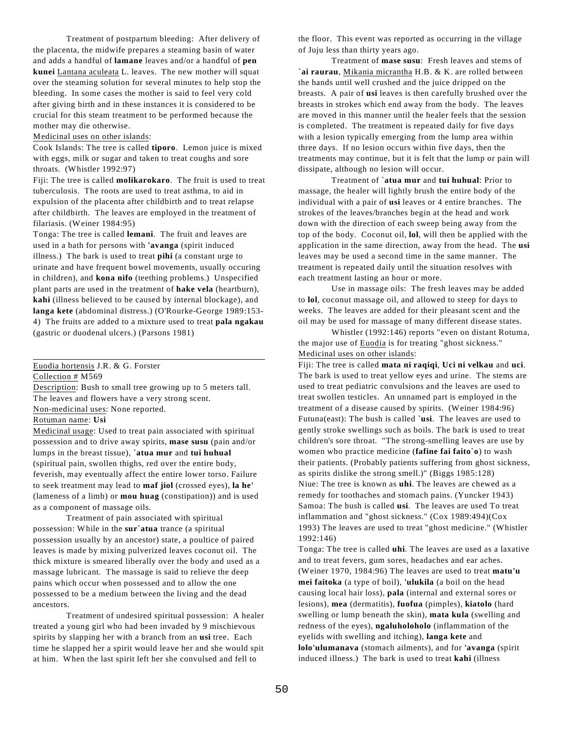Treatment of postpartum bleeding: After delivery of the placenta, the midwife prepares a steaming basin of water and adds a handful of **lamane** leaves and/or a handful of **pen kunei** Lantana aculeata L. leaves. The new mother will squat over the steaming solution for several minutes to help stop the bleeding. In some cases the mother is said to feel very cold after giving birth and in these instances it is considered to be crucial for this steam treatment to be performed because the mother may die otherwise.

Medicinal uses on other islands:

Cook Islands: The tree is called **tiporo**. Lemon juice is mixed with eggs, milk or sugar and taken to treat coughs and sore throats. (Whistler 1992:97)

Fiji: The tree is called **molikarokaro**. The fruit is used to treat tuberculosis. The roots are used to treat asthma, to aid in expulsion of the placenta after childbirth and to treat relapse after childbirth. The leaves are employed in the treatment of filariasis. (Weiner 1984:95)

Tonga: The tree is called **lemani**. The fruit and leaves are used in a bath for persons with **'avanga** (spirit induced illness.) The bark is used to treat **pihi** (a constant urge to urinate and have frequent bowel movements, usually occuring in children), and **kona nifo** (teething problems.) Unspecified plant parts are used in the treatment of **hake vela** (heartburn), **kahi** (illness believed to be caused by internal blockage), and **langa kete** (abdominal distress.) (O'Rourke-George 1989:153-4) The fruits are added to a mixture used to treat **pala ngakau** (gastric or duodenal ulcers.) (Parsons 1981)

---

Euodia hortensis J.R. & G. Forster

Collection # M569

Description: Bush to small tree growing up to 5 meters tall. The leaves and flowers have a very strong scent.

Non-medicinal uses: None reported.

Rotuman name: **Usi**

Medicinal usage: Used to treat pain associated with spiritual possession and to drive away spirits, **mase susu** (pain and/or lumps in the breast tissue), **`atua mur** and **tui huhual** (spiritual pain, swollen thighs, red over the entire body, feverish, may eventually affect the entire lower torso. Failure to seek treatment may lead to **maf jiol** (crossed eyes), **la he'** (lameness of a limb) or **mou huag** (constipation)) and is used as a component of massage oils.

Treatment of pain associated with spiritual possession: While in the **sur`atua** trance (a spiritual possession usually by an ancestor) state, a poultice of paired leaves is made by mixing pulverized leaves coconut oil. The thick mixture is smeared liberally over the body and used as a massage lubricant. The massage is said to relieve the deep pains which occur when possessed and to allow the one possessed to be a medium between the living and the dead ancestors.

Treatment of undesired spiritual possession: A healer treated a young girl who had been invaded by 9 mischievous spirits by slapping her with a branch from an **usi** tree. Each time he slapped her a spirit would leave her and she would spit at him. When the last spirit left her she convulsed and fell to the floor. This event was reported as occurring in the village of Juju less than thirty years ago.

Treatment of **mase susu**: Fresh leaves and stems of **`ai raurau**, Mikania micrantha H.B. & K. are rolled between the hands until well crushed and the juice dripped on the breasts. A pair of **usi** leaves is then carefully brushed over the breasts in strokes which end away from the body. The leaves are moved in this manner until the healer feels that the session is completed. The treatment is repeated daily for five days with a lesion typically emerging from the lump area within three days. If no lesion occurs within five days, then the treatments may continue, but it is felt that the lump or pain will dissipate, although no lesion will occur.

Treatment of **`atua mur** and **tui huhual**: Prior to massage, the healer will lightly brush the entire body of the individual with a pair of **usi** leaves or 4 entire branches. The strokes of the leaves/branches begin at the head and work down with the direction of each sweep being away from the top of the body. Coconut oil, **lol**, will then be applied with the application in the same direction, away from the head. The **usi** leaves may be used a second time in the same manner. The treatment is repeated daily until the situation resolves with each treatment lasting an hour or more.

Use in massage oils: The fresh leaves may be added to **lol**, coconut massage oil, and allowed to steep for days to weeks. The leaves are added for their pleasant scent and the oil may be used for massage of many different disease states.

Whistler (1992:146) reports "even on distant Rotuma, the major use of Euodia is for treating "ghost sickness."

Medicinal uses on other islands:

Fiji: The tree is called **mata ni raqiqi**, **Uci ni velkau** and **uci**. The bark is used to treat yellow eyes and urine. The stems are used to treat pediatric convulsions and the leaves are used to treat swollen testicles. An unnamed part is employed in the treatment of a disease caused by spirits. (Weiner 1984:96)

Futuna(east): The bush is called **`usi**. The leaves are used to gently stroke swellings such as boils. The bark is used to treat children's sore throat. "The strong-smelling leaves are use by women who practice medicine (**fafine fai faito`o**) to wash their patients. (Probably patients suffering from ghost sickness, as spirits dislike the strong smell.)" (Biggs 1985:128)

Niue: The tree is known as **uhi**. The leaves are chewed as a remedy for toothaches and stomach pains. (Yuncker 1943)

Samoa: The bush is called **usi**. The leaves are used To treat inflammation and "ghost sickness." (Cox 1989:494)(Cox 1993) The leaves are used to treat "ghost medicine." (Whistler 1992:146)

Tonga: The tree is called **uhi**. The leaves are used as a laxative and to treat fevers, gum sores, headaches and ear aches. (Weiner 1970, 1984:96) The leaves are used to treat **matu'u mei faitoka** (a type of boil), **'ulukila** (a boil on the head causing local hair loss), **pala** (internal and external sores or lesions), **mea** (dermatitis), **fuofua** (pimples), **kiatolo** (hard swelling or lump beneath the skin), **mata kula** (swelling and redness of the eyes), **ngaluholoholo** (inflammation of the eyelids with swelling and itching), **langa kete** and **lolo'ulumanava** (stomach ailments), and for **'avanga** (spirit induced illness.) The bark is used to treat **kahi** (illness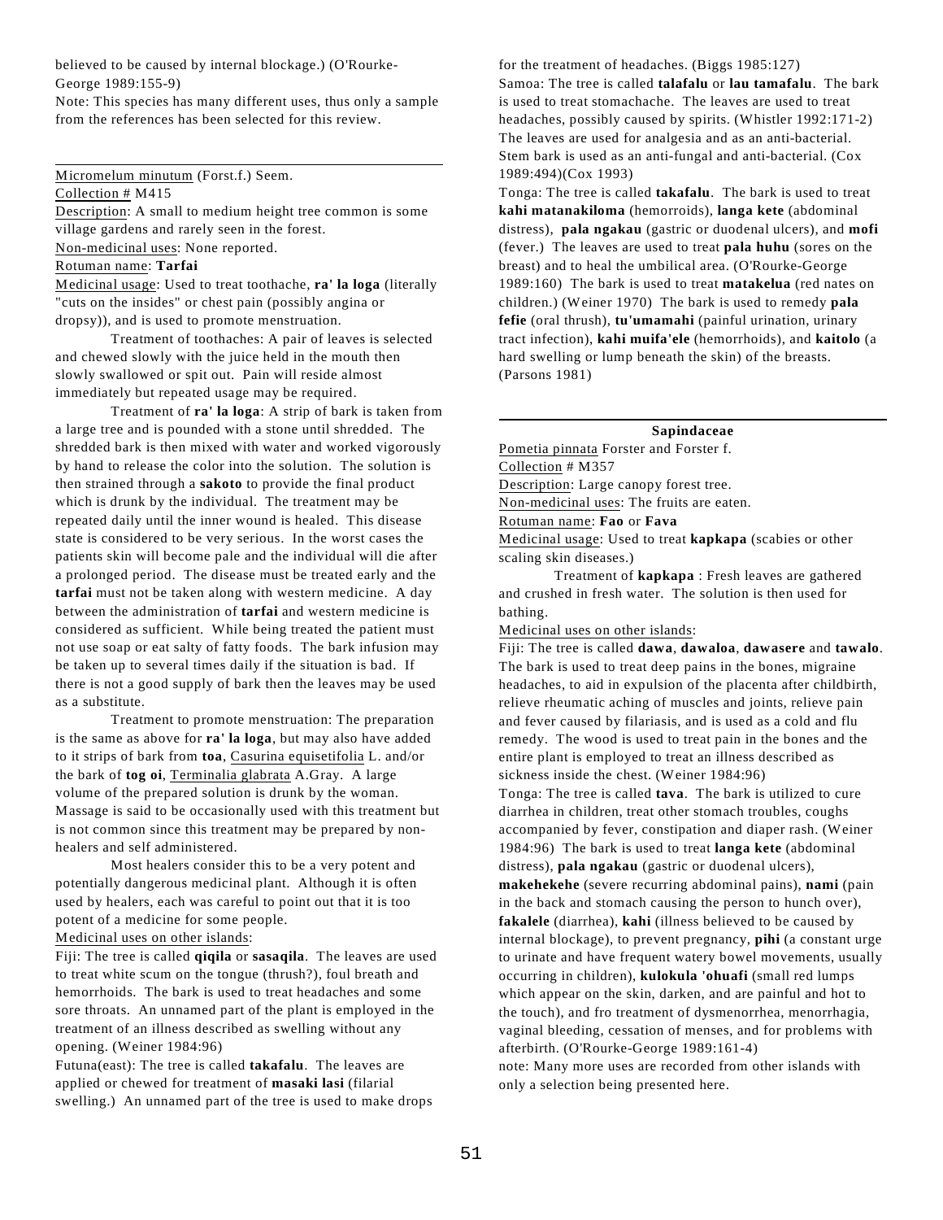believed to be caused by internal blockage.) (O'Rourke-George 1989:155-9)

Note: This species has many different uses, thus only a sample from the references has been selected for this review.

---

Micromelum minutum (Forst.f.) Seem.

Collection # M415

Description: A small to medium height tree common is some village gardens and rarely seen in the forest.

Non-medicinal uses: None reported.

Rotuman name: **Tarfai**

Medicinal usage: Used to treat toothache, **ra' la loga** (literally "cuts on the insides" or chest pain (possibly angina or dropsy)), and is used to promote menstruation.

Treatment of toothaches: A pair of leaves is selected and chewed slowly with the juice held in the mouth then slowly swallowed or spit out. Pain will reside almost immediately but repeated usage may be required.

Treatment of **ra' la loga**: A strip of bark is taken from a large tree and is pounded with a stone until shredded. The shredded bark is then mixed with water and worked vigorously by hand to release the color into the solution. The solution is then strained through a **sakoto** to provide the final product which is drunk by the individual. The treatment may be repeated daily until the inner wound is healed. This disease state is considered to be very serious. In the worst cases the patients skin will become pale and the individual will die after a prolonged period. The disease must be treated early and the **tarfai** must not be taken along with western medicine. A day between the administration of **tarfai** and western medicine is considered as sufficient. While being treated the patient must not use soap or eat salty of fatty foods. The bark infusion may be taken up to several times daily if the situation is bad. If there is not a good supply of bark then the leaves may be used as a substitute.

Treatment to promote menstruation: The preparation is the same as above for **ra' la loga**, but may also have added to it strips of bark from **toa**, Casurina equisetifolia L. and/or the bark of **tog oi**, Terminalia glabrata A.Gray. A large volume of the prepared solution is drunk by the woman. Massage is said to be occasionally used with this treatment but is not common since this treatment may be prepared by non-healers and self administered.

Most healers consider this to be a very potent and potentially dangerous medicinal plant. Although it is often used by healers, each was careful to point out that it is too potent of a medicine for some people.

Medicinal uses on other islands:

Fiji: The tree is called **qiqila** or **sasaqila**. The leaves are used to treat white scum on the tongue (thrush?), foul breath and hemorrhoids. The bark is used to treat headaches and some sore throats. An unnamed part of the plant is employed in the treatment of an illness described as swelling without any opening. (Weiner 1984:96)

Futuna(east): The tree is called **takafalu**. The leaves are applied or chewed for treatment of **masaki lasi** (filarial swelling.) An unnamed part of the tree is used to make drops for the treatment of headaches. (Biggs 1985:127)

Samoa: The tree is called **talafalu** or **lau tamafalu**. The bark is used to treat stomachache. The leaves are used to treat headaches, possibly caused by spirits. (Whistler 1992:171-2) The leaves are used for analgesia and as an anti-bacterial. Stem bark is used as an anti-fungal and anti-bacterial. (Cox 1989:494)(Cox 1993)

Tonga: The tree is called **takafalu**. The bark is used to treat **kahi matanakiloma** (hemorroids), **langa kete** (abdominal distress), **pala ngakau** (gastric or duodenal ulcers), and **mofi** (fever.) The leaves are used to treat **pala huhu** (sores on the breast) and to heal the umbilical area. (O'Rourke-George 1989:160) The bark is used to treat **matakelua** (red nates on children.) (Weiner 1970) The bark is used to remedy **pala fefie** (oral thrush), **tu'umamahi** (painful urination, urinary tract infection), **kahi muifa'ele** (hemorrhoids), and **kaitolo** (a hard swelling or lump beneath the skin) of the breasts. (Parsons 1981)

---

## Sapindaceae

Pometia pinnata Forster and Forster f.

Collection # M357

Description: Large canopy forest tree.

Non-medicinal uses: The fruits are eaten.

Rotuman name: **Fao** or **Fava**

Medicinal usage: Used to treat **kapkapa** (scabies or other scaling skin diseases.)

Treatment of **kapkapa** : Fresh leaves are gathered and crushed in fresh water. The solution is then used for bathing.

Medicinal uses on other islands:

Fiji: The tree is called **dawa**, **dawaloa**, **dawasere** and **tawalo**. The bark is used to treat deep pains in the bones, migraine headaches, to aid in expulsion of the placenta after childbirth, relieve rheumatic aching of muscles and joints, relieve pain and fever caused by filariasis, and is used as a cold and flu remedy. The wood is used to treat pain in the bones and the entire plant is employed to treat an illness described as sickness inside the chest. (Weiner 1984:96)

Tonga: The tree is called **tava**. The bark is utilized to cure diarrhea in children, treat other stomach troubles, coughs accompanied by fever, constipation and diaper rash. (Weiner 1984:96) The bark is used to treat **langa kete** (abdominal distress), **pala ngakau** (gastric or duodenal ulcers), **makehekehe** (severe recurring abdominal pains), **nami** (pain in the back and stomach causing the person to hunch over), **fakalele** (diarrhea), **kahi** (illness believed to be caused by internal blockage), to prevent pregnancy, **pihi** (a constant urge to urinate and have frequent watery bowel movements, usually occurring in children), **kulokula 'ohuafi** (small red lumps which appear on the skin, darken, and are painful and hot to the touch), and fro treatment of dysmenorrhea, menorrhagia, vaginal bleeding, cessation of menses, and for problems with afterbirth. (O'Rourke-George 1989:161-4)

note: Many more uses are recorded from other islands with only a selection being presented here.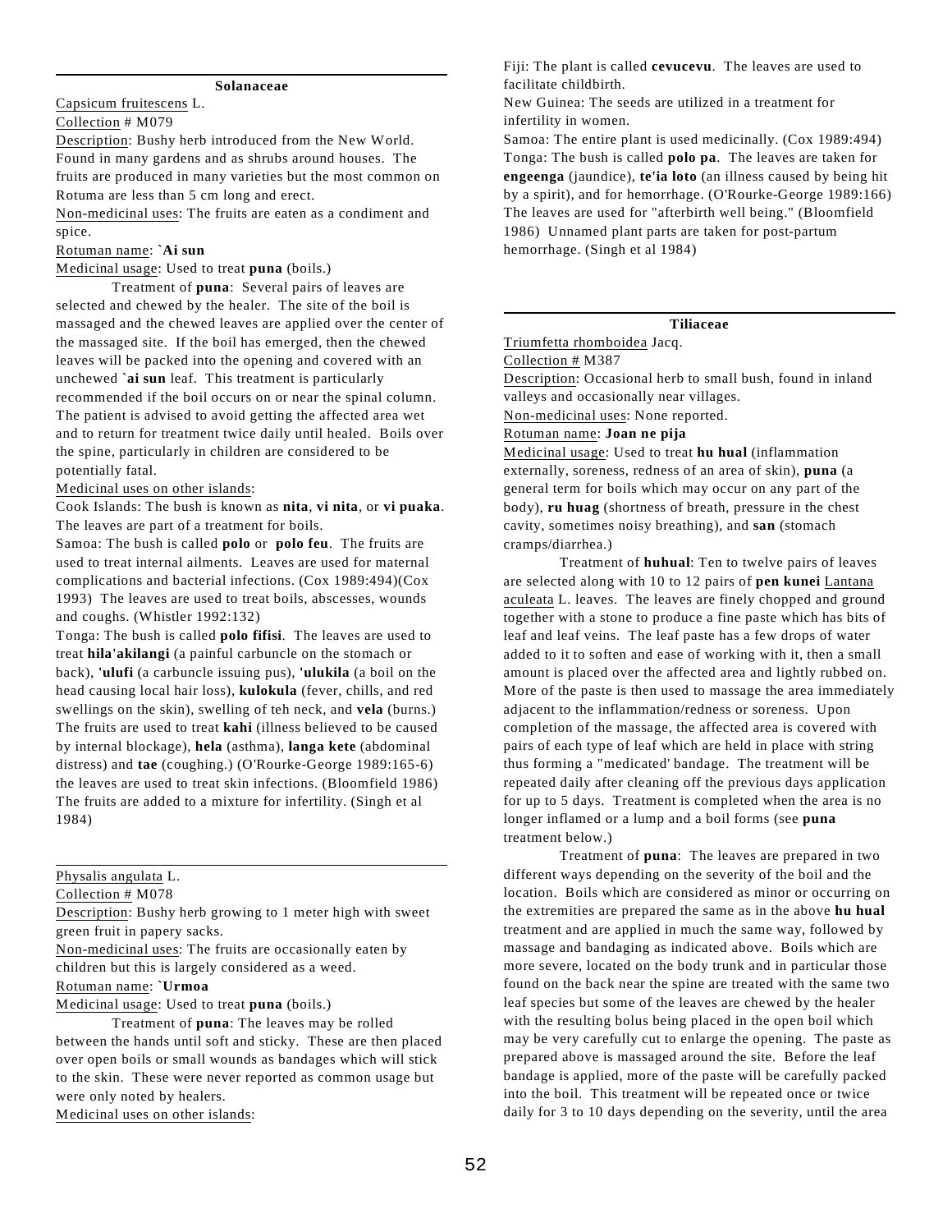## Solanaceae

Capsicum fruitescens L.

Collection # M079

Description: Bushy herb introduced from the New World. Found in many gardens and as shrubs around houses. The fruits are produced in many varieties but the most common on Rotuma are less than 5 cm long and erect.

Non-medicinal uses: The fruits are eaten as a condiment and spice.

Rotuman name: **`Ai sun**

Medicinal usage: Used to treat **puna** (boils.)

Treatment of **puna**: Several pairs of leaves are selected and chewed by the healer. The site of the boil is massaged and the chewed leaves are applied over the center of the massaged site. If the boil has emerged, then the chewed leaves will be packed into the opening and covered with an unchewed **`ai sun** leaf. This treatment is particularly recommended if the boil occurs on or near the spinal column. The patient is advised to avoid getting the affected area wet and to return for treatment twice daily until healed. Boils over the spine, particularly in children are considered to be potentially fatal.

Medicinal uses on other islands:

Cook Islands: The bush is known as **nita**, **vi nita**, or **vi puaka**. The leaves are part of a treatment for boils.

Samoa: The bush is called **polo** or **polo feu**. The fruits are used to treat internal ailments. Leaves are used for maternal complications and bacterial infections. (Cox 1989:494)(Cox 1993) The leaves are used to treat boils, abscesses, wounds and coughs. (Whistler 1992:132)

Tonga: The bush is called **polo fifisi**. The leaves are used to treat **hila'akilangi** (a painful carbuncle on the stomach or back), **'ulufi** (a carbuncle issuing pus), **'ulukila** (a boil on the head causing local hair loss), **kulokula** (fever, chills, and red swellings on the skin), swelling of teh neck, and **vela** (burns.) The fruits are used to treat **kahi** (illness believed to be caused by internal blockage), **hela** (asthma), **langa kete** (abdominal distress) and **tae** (coughing.) (O'Rourke-George 1989:165-6) the leaves are used to treat skin infections. (Bloomfield 1986) The fruits are added to a mixture for infertility. (Singh et al 1984)

---

Physalis angulata L.

Collection # M078

Description: Bushy herb growing to 1 meter high with sweet green fruit in papery sacks.

Non-medicinal uses: The fruits are occasionally eaten by children but this is largely considered as a weed.

Rotuman name: **`Urmoa**

Medicinal usage: Used to treat **puna** (boils.)

Treatment of **puna**: The leaves may be rolled between the hands until soft and sticky. These are then placed over open boils or small wounds as bandages which will stick to the skin. These were never reported as common usage but were only noted by healers.

Medicinal uses on other islands:

Fiji: The plant is called **cevucevu**. The leaves are used to facilitate childbirth.

New Guinea: The seeds are utilized in a treatment for infertility in women.

Samoa: The entire plant is used medicinally. (Cox 1989:494)

Tonga: The bush is called **polo pa**. The leaves are taken for **engeenga** (jaundice), **te'ia loto** (an illness caused by being hit by a spirit), and for hemorrhage. (O'Rourke-George 1989:166) The leaves are used for "afterbirth well being." (Bloomfield 1986) Unnamed plant parts are taken for post-partum hemorrhage. (Singh et al 1984)

## Tiliaceae

Triumfetta rhomboidea Jacq.

Collection # M387

Description: Occasional herb to small bush, found in inland valleys and occasionally near villages.

Non-medicinal uses: None reported.

Rotuman name: **Joan ne pija**

Medicinal usage: Used to treat **hu hual** (inflammation externally, soreness, redness of an area of skin), **puna** (a general term for boils which may occur on any part of the body), **ru huag** (shortness of breath, pressure in the chest cavity, sometimes noisy breathing), and **san** (stomach cramps/diarrhea.)

Treatment of **huhual**: Ten to twelve pairs of leaves are selected along with 10 to 12 pairs of **pen kunei** Lantana aculeata L. leaves. The leaves are finely chopped and ground together with a stone to produce a fine paste which has bits of leaf and leaf veins. The leaf paste has a few drops of water added to it to soften and ease of working with it, then a small amount is placed over the affected area and lightly rubbed on. More of the paste is then used to massage the area immediately adjacent to the inflammation/redness or soreness. Upon completion of the massage, the affected area is covered with pairs of each type of leaf which are held in place with string thus forming a "medicated' bandage. The treatment will be repeated daily after cleaning off the previous days application for up to 5 days. Treatment is completed when the area is no longer inflamed or a lump and a boil forms (see **puna** treatment below.)

Treatment of **puna**: The leaves are prepared in two different ways depending on the severity of the boil and the location. Boils which are considered as minor or occurring on the extremities are prepared the same as in the above **hu hual** treatment and are applied in much the same way, followed by massage and bandaging as indicated above. Boils which are more severe, located on the body trunk and in particular those found on the back near the spine are treated with the same two leaf species but some of the leaves are chewed by the healer with the resulting bolus being placed in the open boil which may be very carefully cut to enlarge the opening. The paste as prepared above is massaged around the site. Before the leaf bandage is applied, more of the paste will be carefully packed into the boil. This treatment will be repeated once or twice daily for 3 to 10 days depending on the severity, until the area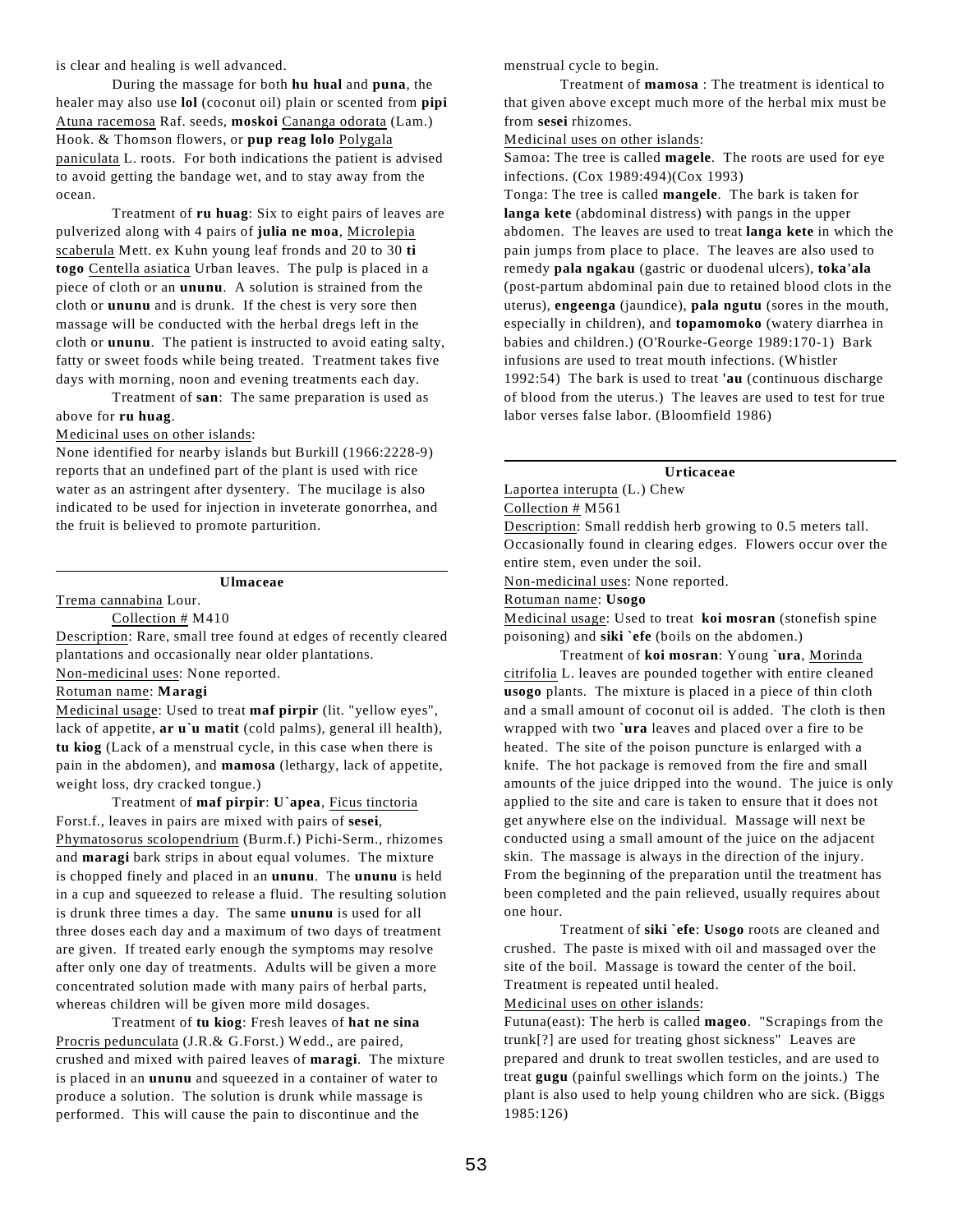is clear and healing is well advanced.

During the massage for both **hu hual** and **puna**, the healer may also use **lol** (coconut oil) plain or scented from **pipi** Atuna racemosa Raf. seeds, **moskoi** Cananga odorata (Lam.) Hook. & Thomson flowers, or **pup reag lolo** Polygala paniculata L. roots. For both indications the patient is advised to avoid getting the bandage wet, and to stay away from the ocean.

Treatment of **ru huag**: Six to eight pairs of leaves are pulverized along with 4 pairs of **julia ne moa**, Microlepia scaberula Mett. ex Kuhn young leaf fronds and 20 to 30 **ti togo** Centella asiatica Urban leaves. The pulp is placed in a piece of cloth or an **ununu**. A solution is strained from the cloth or **ununu** and is drunk. If the chest is very sore then massage will be conducted with the herbal dregs left in the cloth or **ununu**. The patient is instructed to avoid eating salty, fatty or sweet foods while being treated. Treatment takes five days with morning, noon and evening treatments each day.

Treatment of **san**: The same preparation is used as above for **ru huag**.

Medicinal uses on other islands:
None identified for nearby islands but Burkill (1966:2228-9) reports that an undefined part of the plant is used with rice water as an astringent after dysentery. The mucilage is also indicated to be used for injection in inveterate gonorrhea, and the fruit is believed to promote parturition.

---

### Ulmaceae

Trema cannabina Lour.
Collection # M410
Description: Rare, small tree found at edges of recently cleared plantations and occasionally near older plantations.
Non-medicinal uses: None reported.
Rotuman name: **Maragi**
Medicinal usage: Used to treat **maf pirpir** (lit. "yellow eyes", lack of appetite, **ar u`u matit** (cold palms), general ill health), **tu kiog** (Lack of a menstrual cycle, in this case when there is pain in the abdomen), and **mamosa** (lethargy, lack of appetite, weight loss, dry cracked tongue.)

Treatment of **maf pirpir**: **U`apea**, Ficus tinctoria Forst.f., leaves in pairs are mixed with pairs of **sesei**, Phymatosorus scolopendrium (Burm.f.) Pichi-Serm., rhizomes and **maragi** bark strips in about equal volumes. The mixture is chopped finely and placed in an **ununu**. The **ununu** is held in a cup and squeezed to release a fluid. The resulting solution is drunk three times a day. The same **ununu** is used for all three doses each day and a maximum of two days of treatment are given. If treated early enough the symptoms may resolve after only one day of treatments. Adults will be given a more concentrated solution made with many pairs of herbal parts, whereas children will be given more mild dosages.

Treatment of **tu kiog**: Fresh leaves of **hat ne sina** Procris pedunculata (J.R.& G.Forst.) Wedd., are paired, crushed and mixed with paired leaves of **maragi**. The mixture is placed in an **ununu** and squeezed in a container of water to produce a solution. The solution is drunk while massage is performed. This will cause the pain to discontinue and the menstrual cycle to begin.

Treatment of **mamosa** : The treatment is identical to that given above except much more of the herbal mix must be from **sesei** rhizomes.

Medicinal uses on other islands:
Samoa: The tree is called **magele**. The roots are used for eye infections. (Cox 1989:494)(Cox 1993)
Tonga: The tree is called **mangele**. The bark is taken for **langa kete** (abdominal distress) with pangs in the upper abdomen. The leaves are used to treat **langa kete** in which the pain jumps from place to place. The leaves are also used to remedy **pala ngakau** (gastric or duodenal ulcers), **toka'ala** (post-partum abdominal pain due to retained blood clots in the uterus), **engeenga** (jaundice), **pala ngutu** (sores in the mouth, especially in children), and **topamomoko** (watery diarrhea in babies and children.) (O'Rourke-George 1989:170-1) Bark infusions are used to treat mouth infections. (Whistler 1992:54) The bark is used to treat **'au** (continuous discharge of blood from the uterus.) The leaves are used to test for true labor verses false labor. (Bloomfield 1986)

---

### Urticaceae

Laportea interupta (L.) Chew
Collection # M561
Description: Small reddish herb growing to 0.5 meters tall. Occasionally found in clearing edges. Flowers occur over the entire stem, even under the soil.
Non-medicinal uses: None reported.
Rotuman name: **Usogo**
Medicinal usage: Used to treat **koi mosran** (stonefish spine poisoning) and **siki `efe** (boils on the abdomen.)

Treatment of **koi mosran**: Young **`ura**, Morinda citrifolia L. leaves are pounded together with entire cleaned **usogo** plants. The mixture is placed in a piece of thin cloth and a small amount of coconut oil is added. The cloth is then wrapped with two **`ura** leaves and placed over a fire to be heated. The site of the poison puncture is enlarged with a knife. The hot package is removed from the fire and small amounts of the juice dripped into the wound. The juice is only applied to the site and care is taken to ensure that it does not get anywhere else on the individual. Massage will next be conducted using a small amount of the juice on the adjacent skin. The massage is always in the direction of the injury. From the beginning of the preparation until the treatment has been completed and the pain relieved, usually requires about one hour.

Treatment of **siki `efe**: **Usogo** roots are cleaned and crushed. The paste is mixed with oil and massaged over the site of the boil. Massage is toward the center of the boil. Treatment is repeated until healed.

Medicinal uses on other islands:
Futuna(east): The herb is called **mageo**. "Scrapings from the trunk[?] are used for treating ghost sickness" Leaves are prepared and drunk to treat swollen testicles, and are used to treat **gugu** (painful swellings which form on the joints.) The plant is also used to help young children who are sick. (Biggs 1985:126)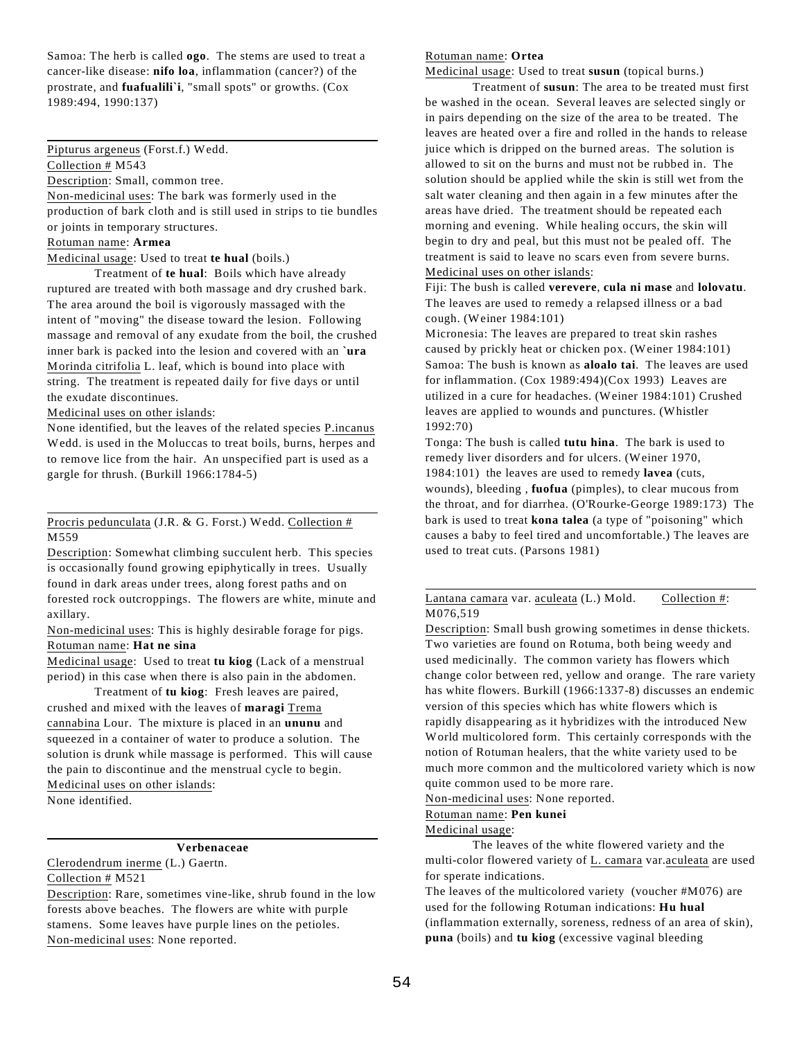Samoa: The herb is called **ogo**. The stems are used to treat a cancer-like disease: **nifo loa**, inflammation (cancer?) of the prostrate, and **fuafualili`i**, "small spots" or growths. (Cox 1989:494, 1990:137)

---

Pipturus argeneus (Forst.f.) Wedd.
Collection # M543
Description: Small, common tree.
Non-medicinal uses: The bark was formerly used in the production of bark cloth and is still used in strips to tie bundles or joints in temporary structures.
Rotuman name: **Armea**
Medicinal usage: Used to treat **te hual** (boils.)

Treatment of **te hual**: Boils which have already ruptured are treated with both massage and dry crushed bark. The area around the boil is vigorously massaged with the intent of "moving" the disease toward the lesion. Following massage and removal of any exudate from the boil, the crushed inner bark is packed into the lesion and covered with an **`ura** Morinda citrifolia L. leaf, which is bound into place with string. The treatment is repeated daily for five days or until the exudate discontinues.

Medicinal uses on other islands:
None identified, but the leaves of the related species P.incanus Wedd. is used in the Moluccas to treat boils, burns, herpes and to remove lice from the hair. An unspecified part is used as a gargle for thrush. (Burkill 1966:1784-5)

---

Procris pedunculata (J.R. & G. Forst.) Wedd. Collection # M559
Description: Somewhat climbing succulent herb. This species is occasionally found growing epiphytically in trees. Usually found in dark areas under trees, along forest paths and on forested rock outcroppings. The flowers are white, minute and axillary.
Non-medicinal uses: This is highly desirable forage for pigs.
Rotuman name: **Hat ne sina**
Medicinal usage: Used to treat **tu kiog** (Lack of a menstrual period) in this case when there is also pain in the abdomen.

Treatment of **tu kiog**: Fresh leaves are paired, crushed and mixed with the leaves of **maragi** Trema cannabina Lour. The mixture is placed in an **ununu** and squeezed in a container of water to produce a solution. The solution is drunk while massage is performed. This will cause the pain to discontinue and the menstrual cycle to begin.

Medicinal uses on other islands:
None identified.

---

**Verbenaceae**

Clerodendrum inerme (L.) Gaertn.
Collection # M521
Description: Rare, sometimes vine-like, shrub found in the low forests above beaches. The flowers are white with purple stamens. Some leaves have purple lines on the petioles.
Non-medicinal uses: None reported.
Rotuman name: **Ortea**
Medicinal usage: Used to treat **susun** (topical burns.)

Treatment of **susun**: The area to be treated must first be washed in the ocean. Several leaves are selected singly or in pairs depending on the size of the area to be treated. The leaves are heated over a fire and rolled in the hands to release juice which is dripped on the burned areas. The solution is allowed to sit on the burns and must not be rubbed in. The solution should be applied while the skin is still wet from the salt water cleaning and then again in a few minutes after the areas have dried. The treatment should be repeated each morning and evening. While healing occurs, the skin will begin to dry and peal, but this must not be pealed off. The treatment is said to leave no scars even from severe burns.

Medicinal uses on other islands:
Fiji: The bush is called **verevere**, **cula ni mase** and **lolovatu**. The leaves are used to remedy a relapsed illness or a bad cough. (Weiner 1984:101)
Micronesia: The leaves are prepared to treat skin rashes caused by prickly heat or chicken pox. (Weiner 1984:101)
Samoa: The bush is known as **aloalo tai**. The leaves are used for inflammation. (Cox 1989:494)(Cox 1993) Leaves are utilized in a cure for headaches. (Weiner 1984:101) Crushed leaves are applied to wounds and punctures. (Whistler 1992:70)
Tonga: The bush is called **tutu hina**. The bark is used to remedy liver disorders and for ulcers. (Weiner 1970, 1984:101) the leaves are used to remedy **lavea** (cuts, wounds), bleeding , **fuofua** (pimples), to clear mucous from the throat, and for diarrhea. (O'Rourke-George 1989:173) The bark is used to treat **kona talea** (a type of "poisoning" which causes a baby to feel tired and uncomfortable.) The leaves are used to treat cuts. (Parsons 1981)

---

Lantana camara var. aculeata (L.) Mold. Collection #: M076,519
Description: Small bush growing sometimes in dense thickets. Two varieties are found on Rotuma, both being weedy and used medicinally. The common variety has flowers which change color between red, yellow and orange. The rare variety has white flowers. Burkill (1966:1337-8) discusses an endemic version of this species which has white flowers which is rapidly disappearing as it hybridizes with the introduced New World multicolored form. This certainly corresponds with the notion of Rotuman healers, that the white variety used to be much more common and the multicolored variety which is now quite common used to be more rare.
Non-medicinal uses: None reported.
Rotuman name: **Pen kunei**
Medicinal usage:

The leaves of the white flowered variety and the multi-color flowered variety of L. camara var.aculeata are used for sperate indications.

The leaves of the multicolored variety (voucher #M076) are used for the following Rotuman indications: **Hu hual** (inflammation externally, soreness, redness of an area of skin), **puna** (boils) and **tu kiog** (excessive vaginal bleeding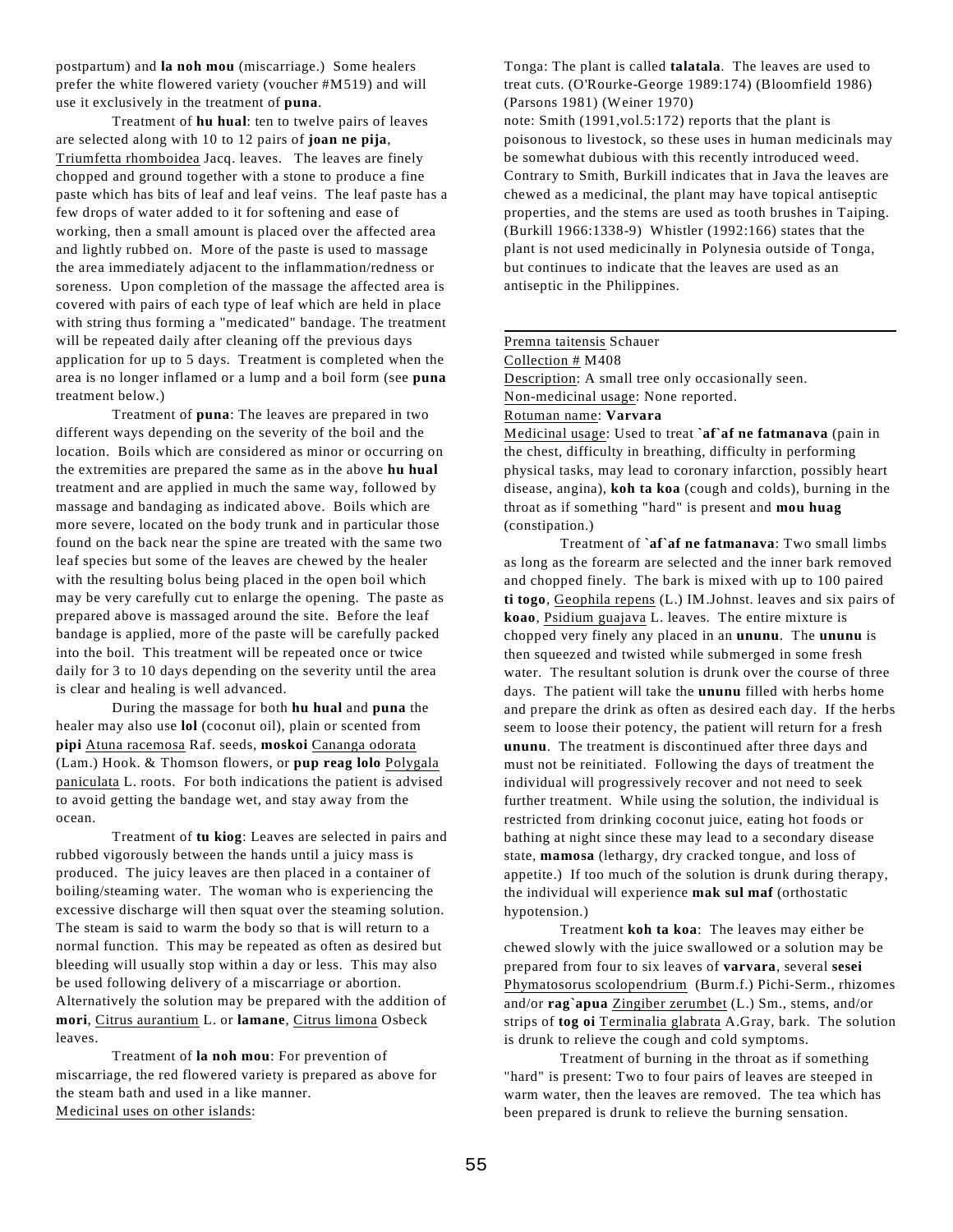postpartum) and **la noh mou** (miscarriage.) Some healers prefer the white flowered variety (voucher #M519) and will use it exclusively in the treatment of **puna**.

Treatment of **hu hual**: ten to twelve pairs of leaves are selected along with 10 to 12 pairs of **joan ne pija**, Triumfetta rhomboidea Jacq. leaves. The leaves are finely chopped and ground together with a stone to produce a fine paste which has bits of leaf and leaf veins. The leaf paste has a few drops of water added to it for softening and ease of working, then a small amount is placed over the affected area and lightly rubbed on. More of the paste is used to massage the area immediately adjacent to the inflammation/redness or soreness. Upon completion of the massage the affected area is covered with pairs of each type of leaf which are held in place with string thus forming a "medicated" bandage. The treatment will be repeated daily after cleaning off the previous days application for up to 5 days. Treatment is completed when the area is no longer inflamed or a lump and a boil form (see **puna** treatment below.)

Treatment of **puna**: The leaves are prepared in two different ways depending on the severity of the boil and the location. Boils which are considered as minor or occurring on the extremities are prepared the same as in the above **hu hual** treatment and are applied in much the same way, followed by massage and bandaging as indicated above. Boils which are more severe, located on the body trunk and in particular those found on the back near the spine are treated with the same two leaf species but some of the leaves are chewed by the healer with the resulting bolus being placed in the open boil which may be very carefully cut to enlarge the opening. The paste as prepared above is massaged around the site. Before the leaf bandage is applied, more of the paste will be carefully packed into the boil. This treatment will be repeated once or twice daily for 3 to 10 days depending on the severity until the area is clear and healing is well advanced.

During the massage for both **hu hual** and **puna** the healer may also use **lol** (coconut oil), plain or scented from **pipi** Atuna racemosa Raf. seeds, **moskoi** Cananga odorata (Lam.) Hook. & Thomson flowers, or **pup reag lolo** Polygala paniculata L. roots. For both indications the patient is advised to avoid getting the bandage wet, and stay away from the ocean.

Treatment of **tu kiog**: Leaves are selected in pairs and rubbed vigorously between the hands until a juicy mass is produced. The juicy leaves are then placed in a container of boiling/steaming water. The woman who is experiencing the excessive discharge will then squat over the steaming solution. The steam is said to warm the body so that is will return to a normal function. This may be repeated as often as desired but bleeding will usually stop within a day or less. This may also be used following delivery of a miscarriage or abortion. Alternatively the solution may be prepared with the addition of **mori**, Citrus aurantium L. or **lamane**, Citrus limona Osbeck leaves.

Treatment of **la noh mou**: For prevention of miscarriage, the red flowered variety is prepared as above for the steam bath and used in a like manner.

Medicinal uses on other islands:

Tonga: The plant is called **talatala**. The leaves are used to treat cuts. (O'Rourke-George 1989:174) (Bloomfield 1986) (Parsons 1981) (Weiner 1970)

note: Smith (1991,vol.5:172) reports that the plant is poisonous to livestock, so these uses in human medicinals may be somewhat dubious with this recently introduced weed. Contrary to Smith, Burkill indicates that in Java the leaves are chewed as a medicinal, the plant may have topical antiseptic properties, and the stems are used as tooth brushes in Taiping. (Burkill 1966:1338-9) Whistler (1992:166) states that the plant is not used medicinally in Polynesia outside of Tonga, but continues to indicate that the leaves are used as an antiseptic in the Philippines.

---

Premna taitensis Schauer

Collection # M408

Description: A small tree only occasionally seen.

Non-medicinal usage: None reported.

Rotuman name: **Varvara**

Medicinal usage: Used to treat **`af`af ne fatmanava** (pain in the chest, difficulty in breathing, difficulty in performing physical tasks, may lead to coronary infarction, possibly heart disease, angina), **koh ta koa** (cough and colds), burning in the throat as if something "hard" is present and **mou huag** (constipation.)

Treatment of **`af`af ne fatmanava**: Two small limbs as long as the forearm are selected and the inner bark removed and chopped finely. The bark is mixed with up to 100 paired **ti togo**, Geophila repens (L.) IM.Johnst. leaves and six pairs of **koao**, Psidium guajava L. leaves. The entire mixture is chopped very finely any placed in an **ununu**. The **ununu** is then squeezed and twisted while submerged in some fresh water. The resultant solution is drunk over the course of three days. The patient will take the **ununu** filled with herbs home and prepare the drink as often as desired each day. If the herbs seem to loose their potency, the patient will return for a fresh **ununu**. The treatment is discontinued after three days and must not be reinitiated. Following the days of treatment the individual will progressively recover and not need to seek further treatment. While using the solution, the individual is restricted from drinking coconut juice, eating hot foods or bathing at night since these may lead to a secondary disease state, **mamosa** (lethargy, dry cracked tongue, and loss of appetite.) If too much of the solution is drunk during therapy, the individual will experience **mak sul maf** (orthostatic hypotension.)

Treatment **koh ta koa**: The leaves may either be chewed slowly with the juice swallowed or a solution may be prepared from four to six leaves of **varvara**, several **sesei** Phymatosorus scolopendrium (Burm.f.) Pichi-Serm., rhizomes and/or **rag`apua** Zingiber zerumbet (L.) Sm., stems, and/or strips of **tog oi** Terminalia glabrata A.Gray, bark. The solution is drunk to relieve the cough and cold symptoms.

Treatment of burning in the throat as if something "hard" is present: Two to four pairs of leaves are steeped in warm water, then the leaves are removed. The tea which has been prepared is drunk to relieve the burning sensation.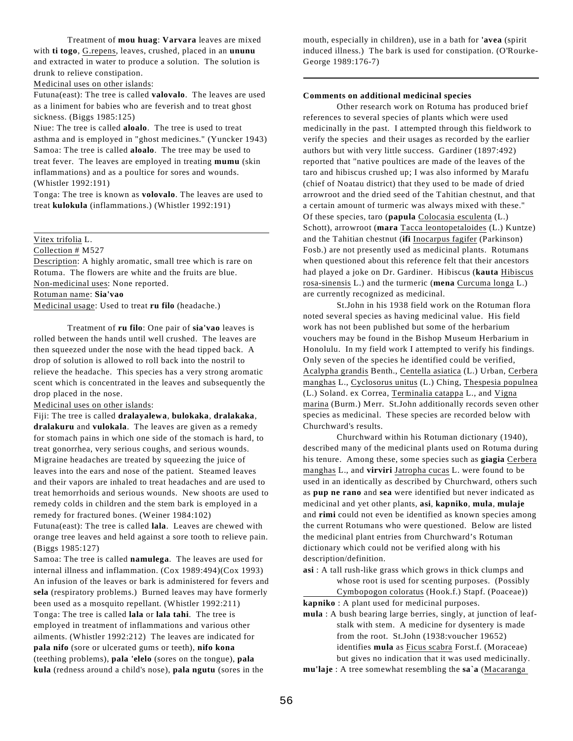Treatment of **mou huag**: **Varvara** leaves are mixed with **ti togo**, G.repens, leaves, crushed, placed in an **ununu** and extracted in water to produce a solution. The solution is drunk to relieve constipation.

Medicinal uses on other islands:

Futuna(east): The tree is called **valovalo**. The leaves are used as a liniment for babies who are feverish and to treat ghost sickness. (Biggs 1985:125)

Niue: The tree is called **aloalo**. The tree is used to treat asthma and is employed in "ghost medicines." (Yuncker 1943)

Samoa: The tree is called **aloalo**. The tree may be used to treat fever. The leaves are employed in treating **mumu** (skin inflammations) and as a poultice for sores and wounds. (Whistler 1992:191)

Tonga: The tree is known as **volovalo**. The leaves are used to treat **kulokula** (inflammations.) (Whistler 1992:191)

---

Vitex trifolia L.

Collection # M527

Description: A highly aromatic, small tree which is rare on Rotuma. The flowers are white and the fruits are blue.

Non-medicinal uses: None reported.

Rotuman name: **Sia'vao**

Medicinal usage: Used to treat **ru filo** (headache.)

Treatment of **ru filo**: One pair of **sia'vao** leaves is rolled between the hands until well crushed. The leaves are then squeezed under the nose with the head tipped back. A drop of solution is allowed to roll back into the nostril to relieve the headache. This species has a very strong aromatic scent which is concentrated in the leaves and subsequently the drop placed in the nose.

Medicinal uses on other islands:

Fiji: The tree is called **dralayalewa**, **bulokaka**, **dralakaka**, **dralakuru** and **vulokala**. The leaves are given as a remedy for stomach pains in which one side of the stomach is hard, to treat gonorrhea, very serious coughs, and serious wounds. Migraine headaches are treated by squeezing the juice of leaves into the ears and nose of the patient. Steamed leaves and their vapors are inhaled to treat headaches and are used to treat hemorrhoids and serious wounds. New shoots are used to remedy colds in children and the stem bark is employed in a remedy for fractured bones. (Weiner 1984:102)

Futuna(east): The tree is called **lala**. Leaves are chewed with orange tree leaves and held against a sore tooth to relieve pain. (Biggs 1985:127)

Samoa: The tree is called **namulega**. The leaves are used for internal illness and inflammation. (Cox 1989:494)(Cox 1993) An infusion of the leaves or bark is administered for fevers and **sela** (respiratory problems.) Burned leaves may have formerly been used as a mosquito repellant. (Whistler 1992:211)

Tonga: The tree is called **lala** or **lala tahi**. The tree is employed in treatment of inflammations and various other ailments. (Whistler 1992:212) The leaves are indicated for **pala nifo** (sore or ulcerated gums or teeth), **nifo kona** (teething problems), **pala 'elelo** (sores on the tongue), **pala kula** (redness around a child's nose), **pala ngutu** (sores in the mouth, especially in children), use in a bath for **'avea** (spirit induced illness.) The bark is used for constipation. (O'Rourke-George 1989:176-7)

---

**Comments on additional medicinal species**

Other research work on Rotuma has produced brief references to several species of plants which were used medicinally in the past. I attempted through this fieldwork to verify the species and their usages as recorded by the earlier authors but with very little success. Gardiner (1897:492) reported that "native poultices are made of the leaves of the taro and hibiscus crushed up; I was also informed by Marafu (chief of Noatau district) that they used to be made of dried arrowroot and the dried seed of the Tahitian chestnut, and that a certain amount of turmeric was always mixed with these." Of these species, taro (**papula** Colocasia esculenta (L.) Schott), arrowroot (**mara** Tacca leontopetaloides (L.) Kuntze) and the Tahitian chestnut (**ifi** Inocarpus fagifer (Parkinson) Fosb.) are not presently used as medicinal plants. Rotumans when questioned about this reference felt that their ancestors had played a joke on Dr. Gardiner. Hibiscus (**kauta** Hibiscus rosa-sinensis L.) and the turmeric (**mena** Curcuma longa L.) are currently recognized as medicinal.

St.John in his 1938 field work on the Rotuman flora noted several species as having medicinal value. His field work has not been published but some of the herbarium vouchers may be found in the Bishop Museum Herbarium in Honolulu. In my field work I attempted to verify his findings. Only seven of the species he identified could be verified, Acalypha grandis Benth., Centella asiatica (L.) Urban, Cerbera manghas L., Cyclosorus unitus (L.) Ching, Thespesia populnea (L.) Soland. ex Correa, Terminalia catappa L., and Vigna marina (Burm.) Merr. St.John additionally records seven other species as medicinal. These species are recorded below with Churchward's results.

Churchward within his Rotuman dictionary (1940), described many of the medicinal plants used on Rotuma during his tenure. Among these, some species such as **giagia** Cerbera manghas L., and **virviri** Jatropha cucas L. were found to be used in an identically as described by Churchward, others such as **pup ne rano** and **sea** were identified but never indicated as medicinal and yet other plants, **asi**, **kapniko**, **mula**, **mulaje** and **rimi** could not even be identified as known species among the current Rotumans who were questioned. Below are listed the medicinal plant entries from Churchward's Rotuman dictionary which could not be verified along with his description/definition.

**asi** : A tall rush-like grass which grows in thick clumps and whose root is used for scenting purposes. (Possibly Cymbopogon coloratus (Hook.f.) Stapf. (Poaceae))

**kapniko** : A plant used for medicinal purposes.

**mula** : A bush bearing large berries, singly, at junction of leaf-stalk with stem. A medicine for dysentery is made from the root. St.John (1938:voucher 19652) identifies **mula** as Ficus scabra Forst.f. (Moraceae) but gives no indication that it was used medicinally.

**mu'laje** : A tree somewhat resembling the **sa`a** (Macaranga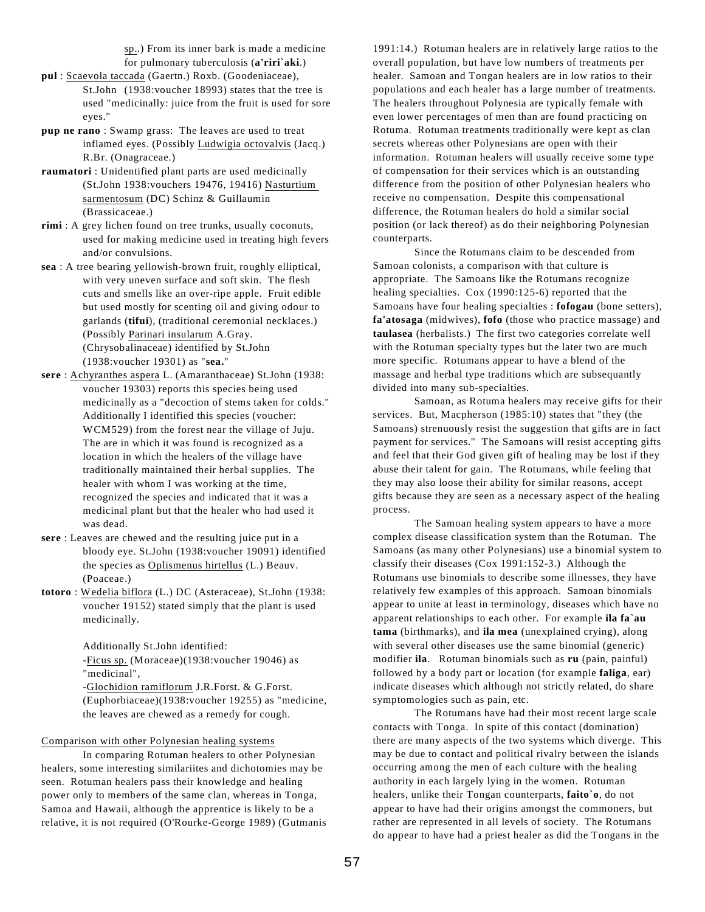sp..) From its inner bark is made a medicine for pulmonary tuberculosis (**a'riri`aki**.)

**pul** : Scaevola taccada (Gaertn.) Roxb. (Goodeniaceae), St.John (1938:voucher 18993) states that the tree is used "medicinally: juice from the fruit is used for sore eyes."

**pup ne rano** : Swamp grass: The leaves are used to treat inflamed eyes. (Possibly Ludwigia octovalvis (Jacq.) R.Br. (Onagraceae.)

**raumatori** : Unidentified plant parts are used medicinally (St.John 1938:vouchers 19476, 19416) Nasturtium sarmentosum (DC) Schinz & Guillaumin (Brassicaceae.)

**rimi** : A grey lichen found on tree trunks, usually coconuts, used for making medicine used in treating high fevers and/or convulsions.

**sea** : A tree bearing yellowish-brown fruit, roughly elliptical, with very uneven surface and soft skin. The flesh cuts and smells like an over-ripe apple. Fruit edible but used mostly for scenting oil and giving odour to garlands (**tifui**), (traditional ceremonial necklaces.) (Possibly Parinari insularum A.Gray. (Chrysobalinaceae) identified by St.John (1938:voucher 19301) as "**sea.**"

**sere** : Achyranthes aspera L. (Amaranthaceae) St.John (1938: voucher 19303) reports this species being used medicinally as a "decoction of stems taken for colds." Additionally I identified this species (voucher: WCM529) from the forest near the village of Juju. The are in which it was found is recognized as a location in which the healers of the village have traditionally maintained their herbal supplies. The healer with whom I was working at the time, recognized the species and indicated that it was a medicinal plant but that the healer who had used it was dead.

**sere** : Leaves are chewed and the resulting juice put in a bloody eye. St.John (1938:voucher 19091) identified the species as Oplismenus hirtellus (L.) Beauv. (Poaceae.)

**totoro** : Wedelia biflora (L.) DC (Asteraceae), St.John (1938: voucher 19152) stated simply that the plant is used medicinally.

Additionally St.John identified:
-Ficus sp. (Moraceae)(1938:voucher 19046) as "medicinal",
-Glochidion ramiflorum J.R.Forst. & G.Forst. (Euphorbiaceae)(1938:voucher 19255) as "medicine, the leaves are chewed as a remedy for cough.

## Comparison with other Polynesian healing systems

In comparing Rotuman healers to other Polynesian healers, some interesting similariites and dichotomies may be seen. Rotuman healers pass their knowledge and healing power only to members of the same clan, whereas in Tonga, Samoa and Hawaii, although the apprentice is likely to be a relative, it is not required (O'Rourke-George 1989) (Gutmanis 1991:14.) Rotuman healers are in relatively large ratios to the overall population, but have low numbers of treatments per healer. Samoan and Tongan healers are in low ratios to their populations and each healer has a large number of treatments. The healers throughout Polynesia are typically female with even lower percentages of men than are found practicing on Rotuma. Rotuman treatments traditionally were kept as clan secrets whereas other Polynesians are open with their information. Rotuman healers will usually receive some type of compensation for their services which is an outstanding difference from the position of other Polynesian healers who receive no compensation. Despite this compensational difference, the Rotuman healers do hold a similar social position (or lack thereof) as do their neighboring Polynesian counterparts.

Since the Rotumans claim to be descended from Samoan colonists, a comparison with that culture is appropriate. The Samoans like the Rotumans recognize healing specialties. Cox (1990:125-6) reported that the Samoans have four healing specialties : **fofogau** (bone setters), **fa'atosaga** (midwives), **fofo** (those who practice massage) and **taulasea** (herbalists.) The first two categories correlate well with the Rotuman specialty types but the later two are much more specific. Rotumans appear to have a blend of the massage and herbal type traditions which are subsequantly divided into many sub-specialties.

Samoan, as Rotuma healers may receive gifts for their services. But, Macpherson (1985:10) states that "they (the Samoans) strenuously resist the suggestion that gifts are in fact payment for services." The Samoans will resist accepting gifts and feel that their God given gift of healing may be lost if they abuse their talent for gain. The Rotumans, while feeling that they may also loose their ability for similar reasons, accept gifts because they are seen as a necessary aspect of the healing process.

The Samoan healing system appears to have a more complex disease classification system than the Rotuman. The Samoans (as many other Polynesians) use a binomial system to classify their diseases (Cox 1991:152-3.) Although the Rotumans use binomials to describe some illnesses, they have relatively few examples of this approach. Samoan binomials appear to unite at least in terminology, diseases which have no apparent relationships to each other. For example **ila fa`au tama** (birthmarks), and **ila mea** (unexplained crying), along with several other diseases use the same binomial (generic) modifier **ila**. Rotuman binomials such as **ru** (pain, painful) followed by a body part or location (for example **faliga**, ear) indicate diseases which although not strictly related, do share symptomologies such as pain, etc.

The Rotumans have had their most recent large scale contacts with Tonga. In spite of this contact (domination) there are many aspects of the two systems which diverge. This may be due to contact and political rivalry between the islands occurring among the men of each culture with the healing authority in each largely lying in the women. Rotuman healers, unlike their Tongan counterparts, **faito`o**, do not appear to have had their origins amongst the commoners, but rather are represented in all levels of society. The Rotumans do appear to have had a priest healer as did the Tongans in the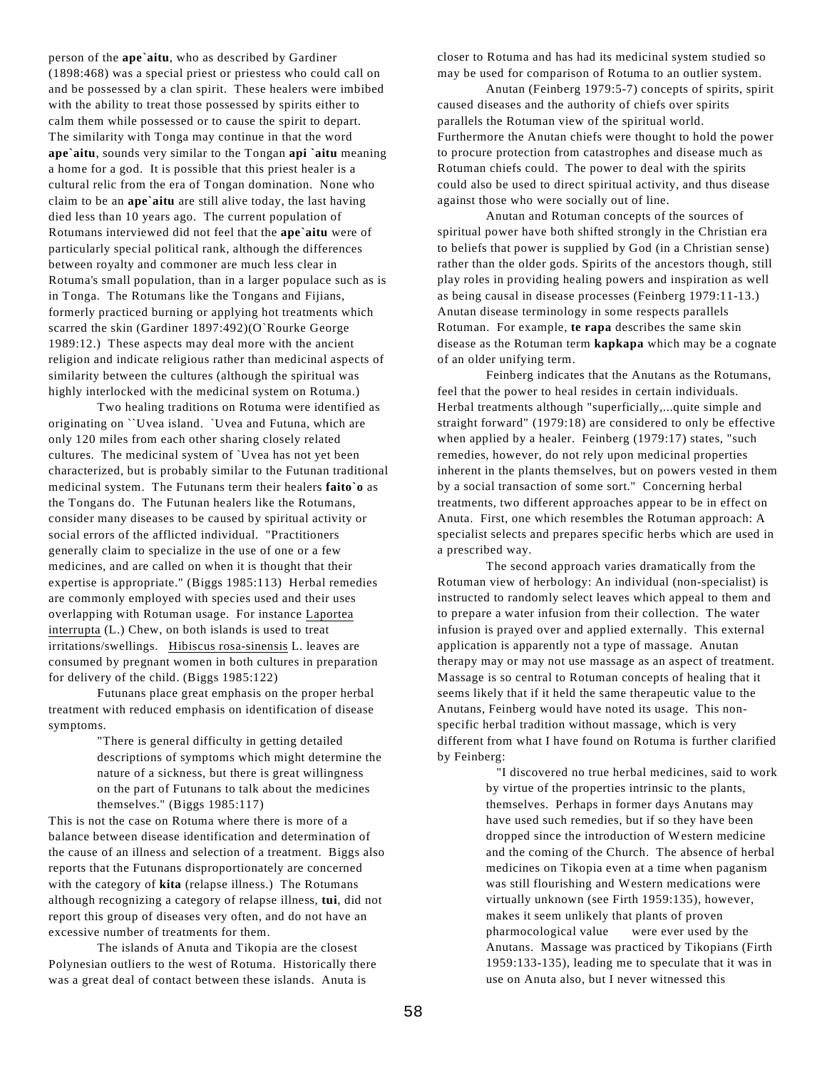person of the **ape`aitu**, who as described by Gardiner (1898:468) was a special priest or priestess who could call on and be possessed by a clan spirit. These healers were imbibed with the ability to treat those possessed by spirits either to calm them while possessed or to cause the spirit to depart. The similarity with Tonga may continue in that the word **ape`aitu**, sounds very similar to the Tongan **api `aitu** meaning a home for a god. It is possible that this priest healer is a cultural relic from the era of Tongan domination. None who claim to be an **ape`aitu** are still alive today, the last having died less than 10 years ago. The current population of Rotumans interviewed did not feel that the **ape`aitu** were of particularly special political rank, although the differences between royalty and commoner are much less clear in Rotuma's small population, than in a larger populace such as is in Tonga. The Rotumans like the Tongans and Fijians, formerly practiced burning or applying hot treatments which scarred the skin (Gardiner 1897:492)(O`Rourke George 1989:12.) These aspects may deal more with the ancient religion and indicate religious rather than medicinal aspects of similarity between the cultures (although the spiritual was highly interlocked with the medicinal system on Rotuma.)

Two healing traditions on Rotuma were identified as originating on ``Uvea island. `Uvea and Futuna, which are only 120 miles from each other sharing closely related cultures. The medicinal system of `Uvea has not yet been characterized, but is probably similar to the Futunan traditional medicinal system. The Futunans term their healers **faito`o** as the Tongans do. The Futunan healers like the Rotumans, consider many diseases to be caused by spiritual activity or social errors of the afflicted individual. "Practitioners generally claim to specialize in the use of one or a few medicines, and are called on when it is thought that their expertise is appropriate." (Biggs 1985:113) Herbal remedies are commonly employed with species used and their uses overlapping with Rotuman usage. For instance Laportea interrupta (L.) Chew, on both islands is used to treat irritations/swellings. Hibiscus rosa-sinensis L. leaves are consumed by pregnant women in both cultures in preparation for delivery of the child. (Biggs 1985:122)

Futunans place great emphasis on the proper herbal treatment with reduced emphasis on identification of disease symptoms.

> "There is general difficulty in getting detailed descriptions of symptoms which might determine the nature of a sickness, but there is great willingness on the part of Futunans to talk about the medicines themselves." (Biggs 1985:117)

This is not the case on Rotuma where there is more of a balance between disease identification and determination of the cause of an illness and selection of a treatment. Biggs also reports that the Futunans disproportionately are concerned with the category of **kita** (relapse illness.) The Rotumans although recognizing a category of relapse illness, **tui**, did not report this group of diseases very often, and do not have an excessive number of treatments for them.

The islands of Anuta and Tikopia are the closest Polynesian outliers to the west of Rotuma. Historically there was a great deal of contact between these islands. Anuta is closer to Rotuma and has had its medicinal system studied so may be used for comparison of Rotuma to an outlier system.

Anutan (Feinberg 1979:5-7) concepts of spirits, spirit caused diseases and the authority of chiefs over spirits parallels the Rotuman view of the spiritual world. Furthermore the Anutan chiefs were thought to hold the power to procure protection from catastrophes and disease much as Rotuman chiefs could. The power to deal with the spirits could also be used to direct spiritual activity, and thus disease against those who were socially out of line.

Anutan and Rotuman concepts of the sources of spiritual power have both shifted strongly in the Christian era to beliefs that power is supplied by God (in a Christian sense) rather than the older gods. Spirits of the ancestors though, still play roles in providing healing powers and inspiration as well as being causal in disease processes (Feinberg 1979:11-13.) Anutan disease terminology in some respects parallels Rotuman. For example, **te rapa** describes the same skin disease as the Rotuman term **kapkapa** which may be a cognate of an older unifying term.

Feinberg indicates that the Anutans as the Rotumans, feel that the power to heal resides in certain individuals. Herbal treatments although "superficially,...quite simple and straight forward" (1979:18) are considered to only be effective when applied by a healer. Feinberg (1979:17) states, "such remedies, however, do not rely upon medicinal properties inherent in the plants themselves, but on powers vested in them by a social transaction of some sort." Concerning herbal treatments, two different approaches appear to be in effect on Anuta. First, one which resembles the Rotuman approach: A specialist selects and prepares specific herbs which are used in a prescribed way.

The second approach varies dramatically from the Rotuman view of herbology: An individual (non-specialist) is instructed to randomly select leaves which appeal to them and to prepare a water infusion from their collection. The water infusion is prayed over and applied externally. This external application is apparently not a type of massage. Anutan therapy may or may not use massage as an aspect of treatment. Massage is so central to Rotuman concepts of healing that it seems likely that if it held the same therapeutic value to the Anutans, Feinberg would have noted its usage. This non-specific herbal tradition without massage, which is very different from what I have found on Rotuma is further clarified by Feinberg:

> "I discovered no true herbal medicines, said to work by virtue of the properties intrinsic to the plants, themselves. Perhaps in former days Anutans may have used such remedies, but if so they have been dropped since the introduction of Western medicine and the coming of the Church. The absence of herbal medicines on Tikopia even at a time when paganism was still flourishing and Western medications were virtually unknown (see Firth 1959:135), however, makes it seem unlikely that plants of proven pharmocological value were ever used by the Anutans. Massage was practiced by Tikopians (Firth 1959:133-135), leading me to speculate that it was in use on Anuta also, but I never witnessed this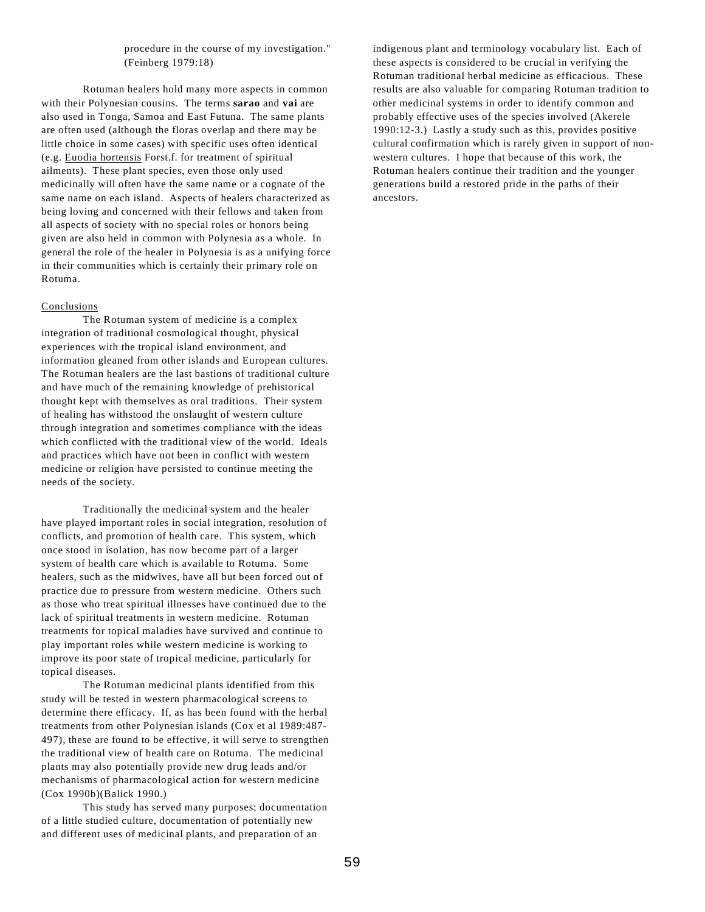procedure in the course of my investigation." (Feinberg 1979:18)

Rotuman healers hold many more aspects in common with their Polynesian cousins. The terms **sarao** and **vai** are also used in Tonga, Samoa and East Futuna. The same plants are often used (although the floras overlap and there may be little choice in some cases) with specific uses often identical (e.g. Euodia hortensis Forst.f. for treatment of spiritual ailments). These plant species, even those only used medicinally will often have the same name or a cognate of the same name on each island. Aspects of healers characterized as being loving and concerned with their fellows and taken from all aspects of society with no special roles or honors being given are also held in common with Polynesia as a whole. In general the role of the healer in Polynesia is as a unifying force in their communities which is certainly their primary role on Rotuma.

## Conclusions

The Rotuman system of medicine is a complex integration of traditional cosmological thought, physical experiences with the tropical island environment, and information gleaned from other islands and European cultures. The Rotuman healers are the last bastions of traditional culture and have much of the remaining knowledge of prehistorical thought kept with themselves as oral traditions. Their system of healing has withstood the onslaught of western culture through integration and sometimes compliance with the ideas which conflicted with the traditional view of the world. Ideals and practices which have not been in conflict with western medicine or religion have persisted to continue meeting the needs of the society.

Traditionally the medicinal system and the healer have played important roles in social integration, resolution of conflicts, and promotion of health care. This system, which once stood in isolation, has now become part of a larger system of health care which is available to Rotuma. Some healers, such as the midwives, have all but been forced out of practice due to pressure from western medicine. Others such as those who treat spiritual illnesses have continued due to the lack of spiritual treatments in western medicine. Rotuman treatments for topical maladies have survived and continue to play important roles while western medicine is working to improve its poor state of tropical medicine, particularly for topical diseases.

The Rotuman medicinal plants identified from this study will be tested in western pharmacological screens to determine there efficacy. If, as has been found with the herbal treatments from other Polynesian islands (Cox et al 1989:487-497), these are found to be effective, it will serve to strengthen the traditional view of health care on Rotuma. The medicinal plants may also potentially provide new drug leads and/or mechanisms of pharmacological action for western medicine (Cox 1990b)(Balick 1990.)

This study has served many purposes; documentation of a little studied culture, documentation of potentially new and different uses of medicinal plants, and preparation of an indigenous plant and terminology vocabulary list. Each of these aspects is considered to be crucial in verifying the Rotuman traditional herbal medicine as efficacious. These results are also valuable for comparing Rotuman tradition to other medicinal systems in order to identify common and probably effective uses of the species involved (Akerele 1990:12-3.) Lastly a study such as this, provides positive cultural confirmation which is rarely given in support of non-western cultures. I hope that because of this work, the Rotuman healers continue their tradition and the younger generations build a restored pride in the paths of their ancestors.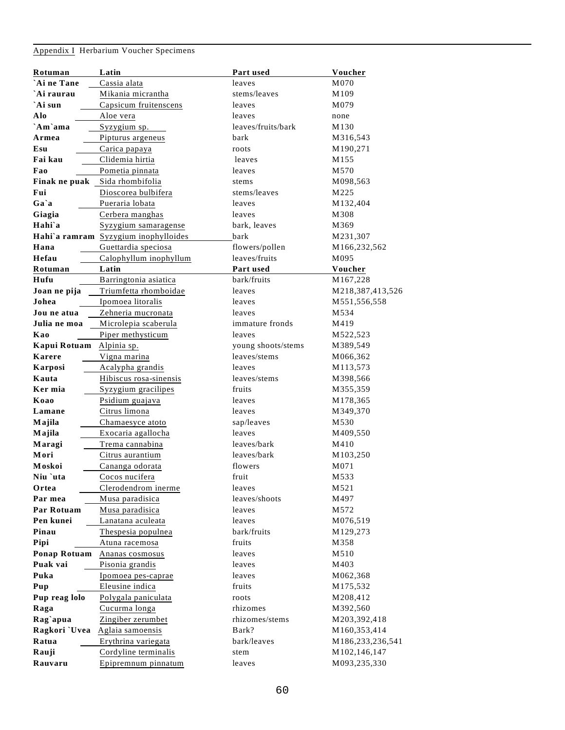Appendix I Herbarium Voucher Specimens

| Rotuman | Latin | Part used | Voucher |
|---|---|---|---|
| **`Ai ne Tane** | Cassia alata | leaves | M070 |
| **`Ai raurau** | Mikania micrantha | stems/leaves | M109 |
| **`Ai sun** | Capsicum fruitenscens | leaves | M079 |
| **Alo** | Aloe vera | leaves | none |
| **`Am`ama** | Syzygium sp. | leaves/fruits/bark | M130 |
| **Armea** | Pipturus argeneus | bark | M316,543 |
| **Esu** | Carica papaya | roots | M190,271 |
| **Fai kau** | Clidemia hirtia | leaves | M155 |
| **Fao** | Pometia pinnata | leaves | M570 |
| **Finak ne puak** | Sida rhombifolia | stems | M098,563 |
| **Fui** | Dioscorea bulbifera | stems/leaves | M225 |
| **Ga`a** | Pueraria lobata | leaves | M132,404 |
| **Giagia** | Cerbera manghas | leaves | M308 |
| **Hahi`a** | Syzygium samaragense | bark, leaves | M369 |
| **Hahi`a ramram** | Syzygium inophylloides | bark | M231,307 |
| **Hana** | Guettardia speciosa | flowers/pollen | M166,232,562 |
| **Hefau** | Calophyllum inophyllum | leaves/fruits | M095 |
| **Rotuman** | **Latin** | **Part used** | **Voucher** |
| **Hufu** | Barringtonia asiatica | bark/fruits | M167,228 |
| **Joan ne pija** | Triumfetta rhomboidae | leaves | M218,387,413,526 |
| **Johea** | Ipomoea litoralis | leaves | M551,556,558 |
| **Jou ne atua** | Zehneria mucronata | leaves | M534 |
| **Julia ne moa** | Microlepia scaberula | immature fronds | M419 |
| **Kao** | Piper methysticum | leaves | M522,523 |
| **Kapui Rotuam** | Alpinia sp. | young shoots/stems | M389,549 |
| **Karere** | Vigna marina | leaves/stems | M066,362 |
| **Karposi** | Acalypha grandis | leaves | M113,573 |
| **Kauta** | Hibiscus rosa-sinensis | leaves/stems | M398,566 |
| **Ker mia** | Syzygium gracilipes | fruits | M355,359 |
| **Koao** | Psidium guajava | leaves | M178,365 |
| **Lamane** | Citrus limona | leaves | M349,370 |
| **Majila** | Chamaesyce atoto | sap/leaves | M530 |
| **Majila** | Exocaria agallocha | leaves | M409,550 |
| **Maragi** | Trema cannabina | leaves/bark | M410 |
| **Mori** | Citrus aurantium | leaves/bark | M103,250 |
| **Moskoi** | Cananga odorata | flowers | M071 |
| **Niu `uta** | Cocos nucifera | fruit | M533 |
| **Ortea** | Clerodendrom inerme | leaves | M521 |
| **Par mea** | Musa paradisica | leaves/shoots | M497 |
| **Par Rotuam** | Musa paradisica | leaves | M572 |
| **Pen kunei** | Lanatana aculeata | leaves | M076,519 |
| **Pinau** | Thespesia populnea | bark/fruits | M129,273 |
| **Pipi** | Atuna racemosa | fruits | M358 |
| **Ponap Rotuam** | Ananas cosmosus | leaves | M510 |
| **Puak vai** | Pisonia grandis | leaves | M403 |
| **Puka** | Ipomoea pes-caprae | leaves | M062,368 |
| **Pup** | Eleusine indica | fruits | M175,532 |
| **Pup reag lolo** | Polygala paniculata | roots | M208,412 |
| **Raga** | Cucurma longa | rhizomes | M392,560 |
| **Rag`apua** | Zingiber zerumbet | rhizomes/stems | M203,392,418 |
| **Ragkori `Uvea** | Aglaia samoensis | Bark? | M160,353,414 |
| **Ratua** | Erythrina variegata | bark/leaves | M186,233,236,541 |
| **Rauji** | Cordyline terminalis | stem | M102,146,147 |
| **Rauvaru** | Epipremnum pinnatum | leaves | M093,235,330 |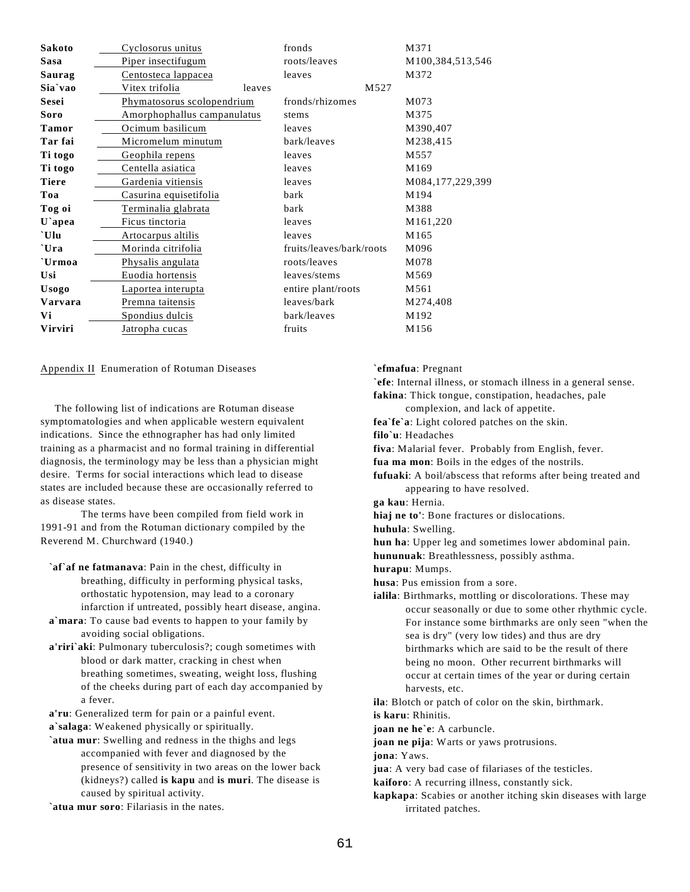| | | | |
|---|---|---|---|
| **Sakoto** | Cyclosorus unitus | fronds | M371 |
| **Sasa** | Piper insectifugum | roots/leaves | M100,384,513,546 |
| **Saurag** | Centosteca lappacea | leaves | M372 |
| **Sia`vao** | Vitex trifolia | leaves | M527 |
| **Sesei** | Phymatosorus scolopendrium | fronds/rhizomes | M073 |
| **Soro** | Amorphophallus campanulatus | stems | M375 |
| **Tamor** | Ocimum basilicum | leaves | M390,407 |
| **Tar fai** | Micromelum minutum | bark/leaves | M238,415 |
| **Ti togo** | Geophila repens | leaves | M557 |
| **Ti togo** | Centella asiatica | leaves | M169 |
| **Tiere** | Gardenia vitiensis | leaves | M084,177,229,399 |
| **Toa** | Casurina equisetifolia | bark | M194 |
| **Tog oi** | Terminalia glabrata | bark | M388 |
| **U`apea** | Ficus tinctoria | leaves | M161,220 |
| **`Ulu** | Artocarpus altilis | leaves | M165 |
| **`Ura** | Morinda citrifolia | fruits/leaves/bark/roots | M096 |
| **`Urmoa** | Physalis angulata | roots/leaves | M078 |
| **Usi** | Euodia hortensis | leaves/stems | M569 |
| **Usogo** | Laportea interupta | entire plant/roots | M561 |
| **Varvara** | Premna taitensis | leaves/bark | M274,408 |
| **Vi** | Spondius dulcis | bark/leaves | M192 |
| **Virviri** | Jatropha cucas | fruits | M156 |

## Appendix II Enumeration of Rotuman Diseases

The following list of indications are Rotuman disease symptomatologies and when applicable western equivalent indications. Since the ethnographer has had only limited training as a pharmacist and no formal training in differential diagnosis, the terminology may be less than a physician might desire. Terms for social interactions which lead to disease states are included because these are occasionally referred to as disease states.

The terms have been compiled from field work in 1991-91 and from the Rotuman dictionary compiled by the Reverend M. Churchward (1940.)

**`af`af ne fatmanava**: Pain in the chest, difficulty in breathing, difficulty in performing physical tasks, orthostatic hypotension, may lead to a coronary infarction if untreated, possibly heart disease, angina.

**a`mara**: To cause bad events to happen to your family by avoiding social obligations.

**a'riri`aki**: Pulmonary tuberculosis?; cough sometimes with blood or dark matter, cracking in chest when breathing sometimes, sweating, weight loss, flushing of the cheeks during part of each day accompanied by a fever.

**a'ru**: Generalized term for pain or a painful event.

**a`salaga**: Weakened physically or spiritually.

**`atua mur**: Swelling and redness in the thighs and legs accompanied with fever and diagnosed by the presence of sensitivity in two areas on the lower back (kidneys?) called **is kapu** and **is muri**. The disease is caused by spiritual activity.

**`atua mur soro**: Filariasis in the nates.

**`efmafua**: Pregnant

**`efe**: Internal illness, or stomach illness in a general sense.

**fakina**: Thick tongue, constipation, headaches, pale complexion, and lack of appetite.

**fea`fe`a**: Light colored patches on the skin.

**filo`u**: Headaches

**fiva**: Malarial fever. Probably from English, fever.

**fua ma mon**: Boils in the edges of the nostrils.

**fufuaki**: A boil/abscess that reforms after being treated and appearing to have resolved.

**ga kau**: Hernia.

**hiaj ne to'**: Bone fractures or dislocations.

**huhula**: Swelling.

**hun ha**: Upper leg and sometimes lower abdominal pain.

**hununuak**: Breathlessness, possibly asthma.

**hurapu**: Mumps.

**husa**: Pus emission from a sore.

**ialila**: Birthmarks, mottling or discolorations. These may occur seasonally or due to some other rhythmic cycle. For instance some birthmarks are only seen "when the sea is dry" (very low tides) and thus are dry birthmarks which are said to be the result of there being no moon. Other recurrent birthmarks will occur at certain times of the year or during certain harvests, etc.

**ila**: Blotch or patch of color on the skin, birthmark.

**is karu**: Rhinitis.

**joan ne he`e**: A carbuncle.

**joan ne pija**: Warts or yaws protrusions.

**jona**: Yaws.

**jua**: A very bad case of filariases of the testicles.

**kaiforo**: A recurring illness, constantly sick.

**kapkapa**: Scabies or another itching skin diseases with large irritated patches.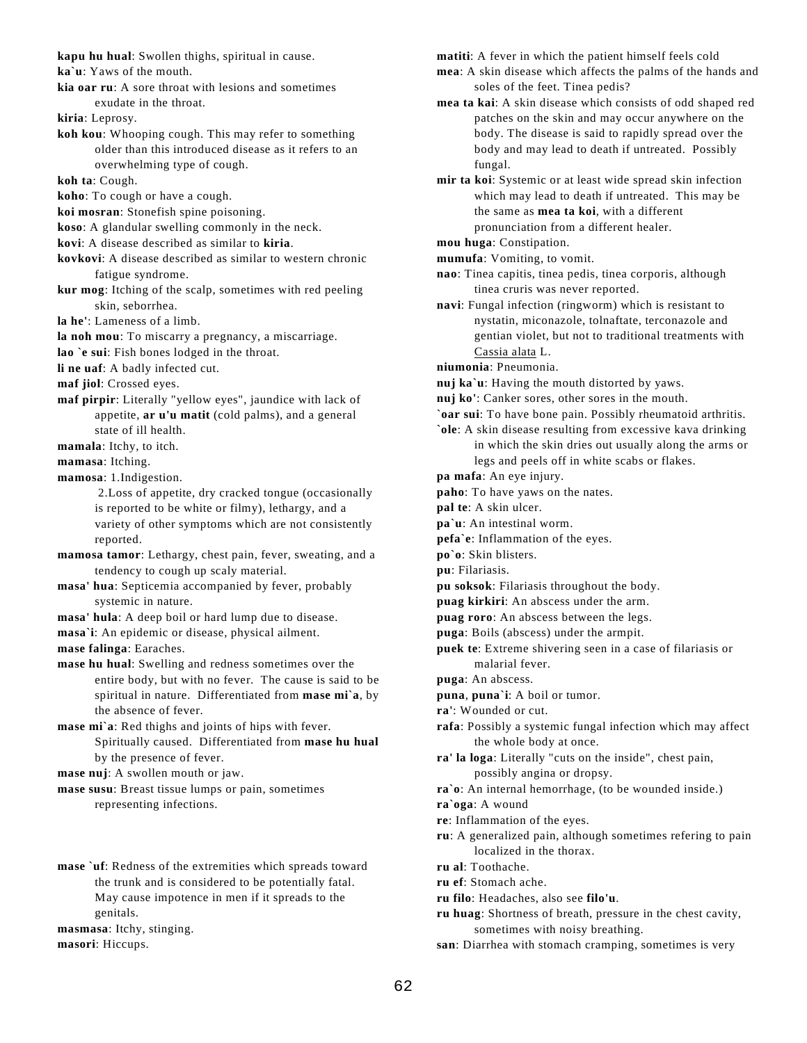**kapu hu hual**: Swollen thighs, spiritual in cause.

**ka`u**: Yaws of the mouth.

**kia oar ru**: A sore throat with lesions and sometimes exudate in the throat.

**kiria**: Leprosy.

**koh kou**: Whooping cough. This may refer to something older than this introduced disease as it refers to an overwhelming type of cough.

**koh ta**: Cough.

**koho**: To cough or have a cough.

**koi mosran**: Stonefish spine poisoning.

**koso**: A glandular swelling commonly in the neck.

**kovi**: A disease described as similar to **kiria**.

**kovkovi**: A disease described as similar to western chronic fatigue syndrome.

**kur mog**: Itching of the scalp, sometimes with red peeling skin, seborrhea.

**la he'**: Lameness of a limb.

**la noh mou**: To miscarry a pregnancy, a miscarriage.

**lao `e sui**: Fish bones lodged in the throat.

**li ne uaf**: A badly infected cut.

**maf jiol**: Crossed eyes.

**maf pirpir**: Literally "yellow eyes", jaundice with lack of appetite, **ar u'u matit** (cold palms), and a general state of ill health.

**mamala**: Itchy, to itch.

**mamasa**: Itching.

**mamosa**: 1.Indigestion.
2.Loss of appetite, dry cracked tongue (occasionally is reported to be white or filmy), lethargy, and a variety of other symptoms which are not consistently reported.

**mamosa tamor**: Lethargy, chest pain, fever, sweating, and a tendency to cough up scaly material.

**masa' hua**: Septicemia accompanied by fever, probably systemic in nature.

**masa' hula**: A deep boil or hard lump due to disease.

**masa`i**: An epidemic or disease, physical ailment.

**mase falinga**: Earaches.

**mase hu hual**: Swelling and redness sometimes over the entire body, but with no fever. The cause is said to be spiritual in nature. Differentiated from **mase mi`a**, by the absence of fever.

**mase mi`a**: Red thighs and joints of hips with fever. Spiritually caused. Differentiated from **mase hu hual** by the presence of fever.

**mase nuj**: A swollen mouth or jaw.

**mase susu**: Breast tissue lumps or pain, sometimes representing infections.

**mase `uf**: Redness of the extremities which spreads toward the trunk and is considered to be potentially fatal. May cause impotence in men if it spreads to the genitals.

**masmasa**: Itchy, stinging.

**masori**: Hiccups.

**matiti**: A fever in which the patient himself feels cold

**mea**: A skin disease which affects the palms of the hands and soles of the feet. Tinea pedis?

**mea ta kai**: A skin disease which consists of odd shaped red patches on the skin and may occur anywhere on the body. The disease is said to rapidly spread over the body and may lead to death if untreated. Possibly fungal.

**mir ta koi**: Systemic or at least wide spread skin infection which may lead to death if untreated. This may be the same as **mea ta koi**, with a different pronunciation from a different healer.

**mou huga**: Constipation.

**mumufa**: Vomiting, to vomit.

**nao**: Tinea capitis, tinea pedis, tinea corporis, although tinea cruris was never reported.

**navi**: Fungal infection (ringworm) which is resistant to nystatin, miconazole, tolnaftate, terconazole and gentian violet, but not to traditional treatments with Cassia alata L.

**niumonia**: Pneumonia.

**nuj ka`u**: Having the mouth distorted by yaws.

**nuj ko'**: Canker sores, other sores in the mouth.

**`oar sui**: To have bone pain. Possibly rheumatoid arthritis.

**`ole**: A skin disease resulting from excessive kava drinking in which the skin dries out usually along the arms or legs and peels off in white scabs or flakes.

**pa mafa**: An eye injury.

**paho**: To have yaws on the nates.

**pal te**: A skin ulcer.

**pa`u**: An intestinal worm.

**pefa`e**: Inflammation of the eyes.

**po`o**: Skin blisters.

**pu**: Filariasis.

**pu soksok**: Filariasis throughout the body.

**puag kirkiri**: An abscess under the arm.

**puag roro**: An abscess between the legs.

**puga**: Boils (abscess) under the armpit.

**puek te**: Extreme shivering seen in a case of filariasis or malarial fever.

**puga**: An abscess.

**puna**, **puna`i**: A boil or tumor.

**ra'**: Wounded or cut.

**rafa**: Possibly a systemic fungal infection which may affect the whole body at once.

**ra' la loga**: Literally "cuts on the inside", chest pain, possibly angina or dropsy.

**ra`o**: An internal hemorrhage, (to be wounded inside.)

**ra`oga**: A wound

**re**: Inflammation of the eyes.

**ru**: A generalized pain, although sometimes refering to pain localized in the thorax.

**ru al**: Toothache.

**ru ef**: Stomach ache.

**ru filo**: Headaches, also see **filo'u**.

**ru huag**: Shortness of breath, pressure in the chest cavity, sometimes with noisy breathing.

**san**: Diarrhea with stomach cramping, sometimes is very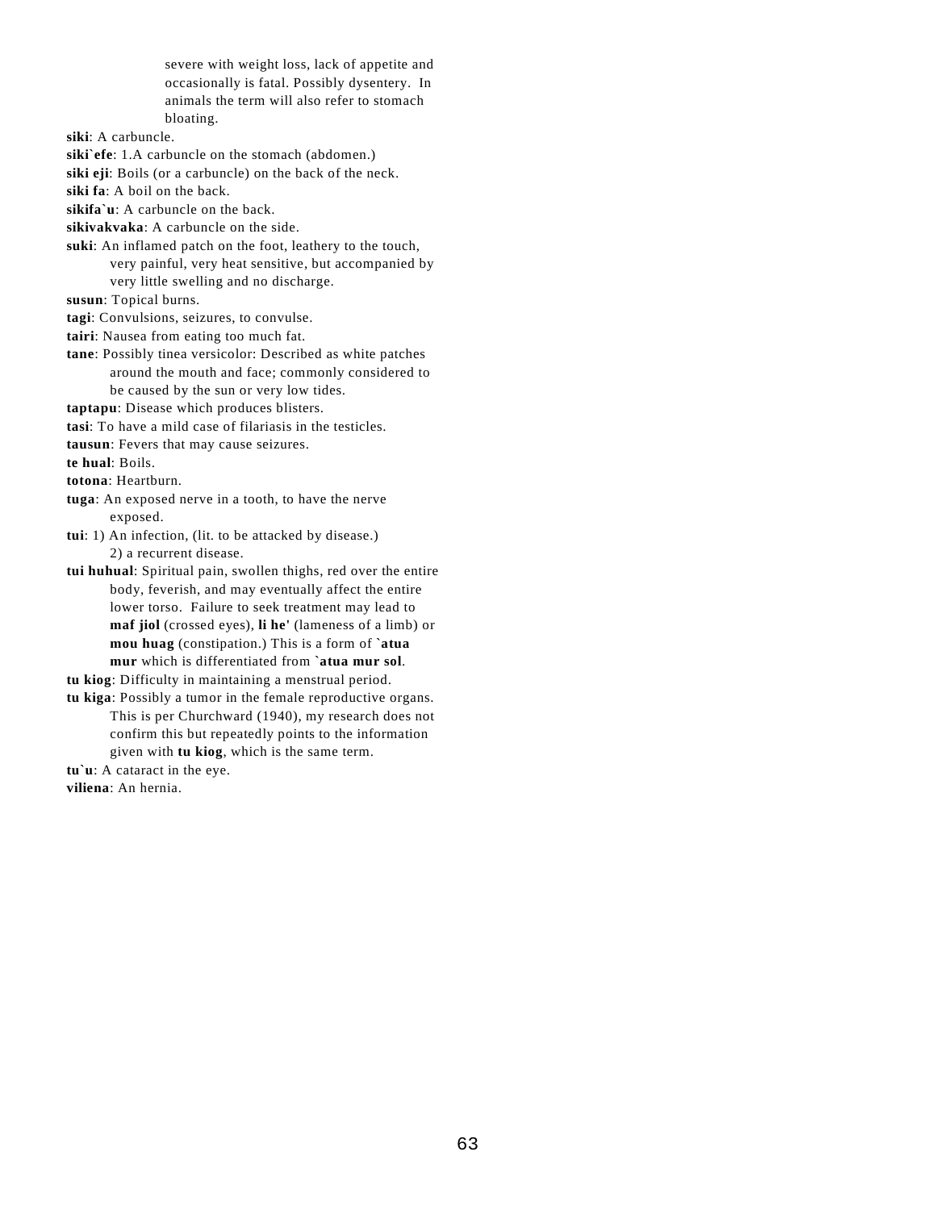severe with weight loss, lack of appetite and occasionally is fatal. Possibly dysentery. In animals the term will also refer to stomach bloating.

**siki**: A carbuncle.

**siki`efe**: 1.A carbuncle on the stomach (abdomen.)

**siki eji**: Boils (or a carbuncle) on the back of the neck.

**siki fa**: A boil on the back.

**sikifa`u**: A carbuncle on the back.

**sikivakvaka**: A carbuncle on the side.

**suki**: An inflamed patch on the foot, leathery to the touch, very painful, very heat sensitive, but accompanied by very little swelling and no discharge.

**susun**: Topical burns.

**tagi**: Convulsions, seizures, to convulse.

**tairi**: Nausea from eating too much fat.

**tane**: Possibly tinea versicolor: Described as white patches around the mouth and face; commonly considered to be caused by the sun or very low tides.

**taptapu**: Disease which produces blisters.

**tasi**: To have a mild case of filariasis in the testicles.

**tausun**: Fevers that may cause seizures.

**te hual**: Boils.

**totona**: Heartburn.

**tuga**: An exposed nerve in a tooth, to have the nerve exposed.

**tui**: 1) An infection, (lit. to be attacked by disease.) 2) a recurrent disease.

**tui huhual**: Spiritual pain, swollen thighs, red over the entire body, feverish, and may eventually affect the entire lower torso. Failure to seek treatment may lead to **maf jiol** (crossed eyes), **li he'** (lameness of a limb) or **mou huag** (constipation.) This is a form of **`atua mur** which is differentiated from **`atua mur sol**.

**tu kiog**: Difficulty in maintaining a menstrual period.

**tu kiga**: Possibly a tumor in the female reproductive organs. This is per Churchward (1940), my research does not confirm this but repeatedly points to the information given with **tu kiog**, which is the same term.

**tu`u**: A cataract in the eye.

**viliena**: An hernia.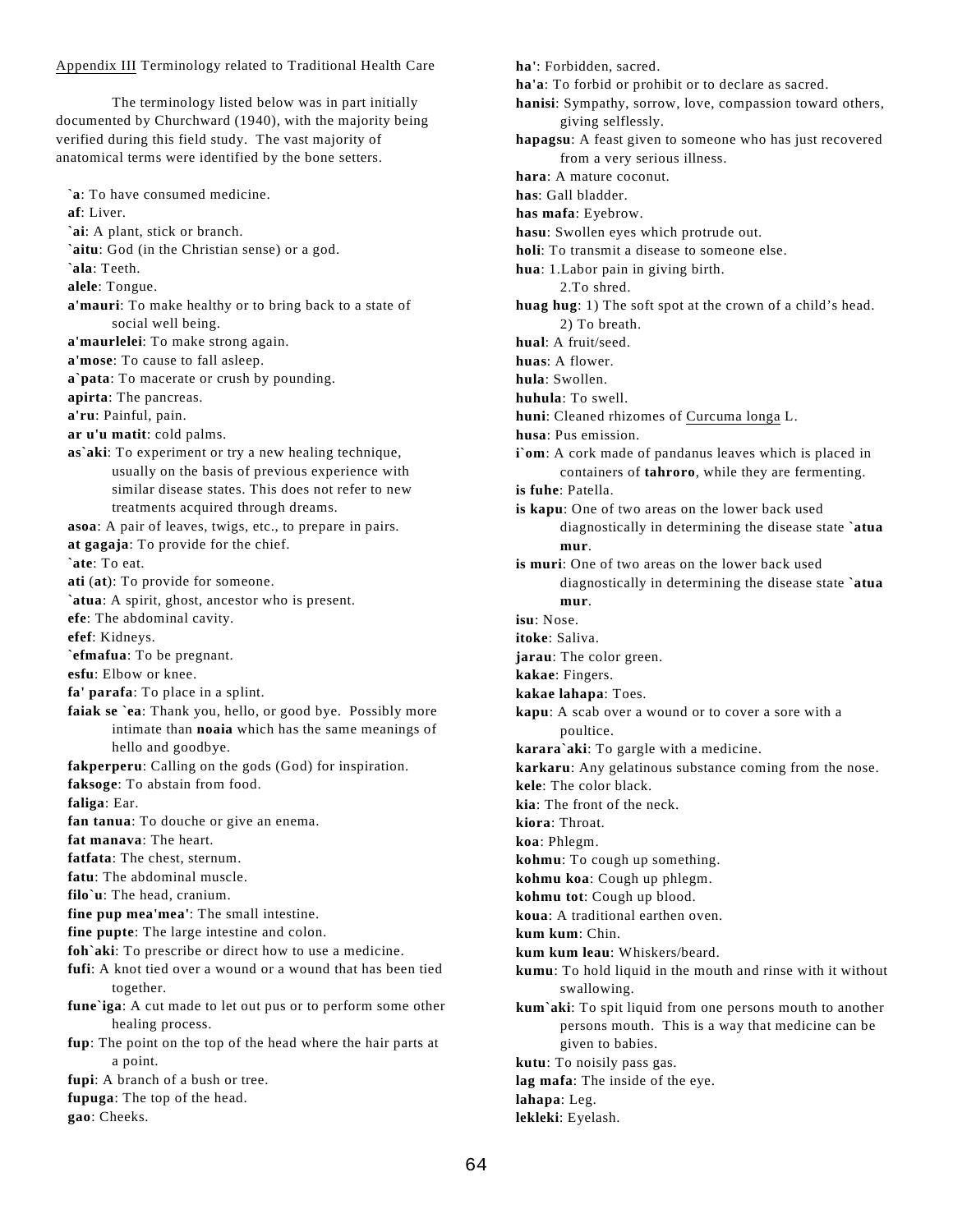Appendix III Terminology related to Traditional Health Care

The terminology listed below was in part initially documented by Churchward (1940), with the majority being verified during this field study. The vast majority of anatomical terms were identified by the bone setters.

**`a**: To have consumed medicine.
**af**: Liver.
**`ai**: A plant, stick or branch.
**`aitu**: God (in the Christian sense) or a god.
**`ala**: Teeth.
**alele**: Tongue.
**a'mauri**: To make healthy or to bring back to a state of social well being.
**a'maurlelei**: To make strong again.
**a'mose**: To cause to fall asleep.
**a`pata**: To macerate or crush by pounding.
**apirta**: The pancreas.
**a'ru**: Painful, pain.
**ar u'u matit**: cold palms.
**as`aki**: To experiment or try a new healing technique, usually on the basis of previous experience with similar disease states. This does not refer to new treatments acquired through dreams.
**asoa**: A pair of leaves, twigs, etc., to prepare in pairs.
**at gagaja**: To provide for the chief.
**`ate**: To eat.
**ati** (**at**): To provide for someone.
**`atua**: A spirit, ghost, ancestor who is present.
**efe**: The abdominal cavity.
**efef**: Kidneys.
**`efmafua**: To be pregnant.
**esfu**: Elbow or knee.
**fa' parafa**: To place in a splint.
**faiak se `ea**: Thank you, hello, or good bye. Possibly more intimate than **noaia** which has the same meanings of hello and goodbye.
**fakperperu**: Calling on the gods (God) for inspiration.
**faksoge**: To abstain from food.
**faliga**: Ear.
**fan tanua**: To douche or give an enema.
**fat manava**: The heart.
**fatfata**: The chest, sternum.
**fatu**: The abdominal muscle.
**filo`u**: The head, cranium.
**fine pup mea'mea'**: The small intestine.
**fine pupte**: The large intestine and colon.
**foh`aki**: To prescribe or direct how to use a medicine.
**fufi**: A knot tied over a wound or a wound that has been tied together.
**fune`iga**: A cut made to let out pus or to perform some other healing process.
**fup**: The point on the top of the head where the hair parts at a point.
**fupi**: A branch of a bush or tree.
**fupuga**: The top of the head.
**gao**: Cheeks.
**ha'**: Forbidden, sacred.
**ha'a**: To forbid or prohibit or to declare as sacred.
**hanisi**: Sympathy, sorrow, love, compassion toward others, giving selflessly.
**hapagsu**: A feast given to someone who has just recovered from a very serious illness.
**hara**: A mature coconut.
**has**: Gall bladder.
**has mafa**: Eyebrow.
**hasu**: Swollen eyes which protrude out.
**holi**: To transmit a disease to someone else.
**hua**: 1.Labor pain in giving birth.
2.To shred.
**huag hug**: 1) The soft spot at the crown of a child's head.
2) To breath.
**hual**: A fruit/seed.
**huas**: A flower.
**hula**: Swollen.
**huhula**: To swell.
**huni**: Cleaned rhizomes of Curcuma longa L.
**husa**: Pus emission.
**i`om**: A cork made of pandanus leaves which is placed in containers of **tahroro**, while they are fermenting.
**is fuhe**: Patella.
**is kapu**: One of two areas on the lower back used diagnostically in determining the disease state **`atua mur**.
**is muri**: One of two areas on the lower back used diagnostically in determining the disease state **`atua mur**.
**isu**: Nose.
**itoke**: Saliva.
**jarau**: The color green.
**kakae**: Fingers.
**kakae lahapa**: Toes.
**kapu**: A scab over a wound or to cover a sore with a poultice.
**karara`aki**: To gargle with a medicine.
**karkaru**: Any gelatinous substance coming from the nose.
**kele**: The color black.
**kia**: The front of the neck.
**kiora**: Throat.
**koa**: Phlegm.
**kohmu**: To cough up something.
**kohmu koa**: Cough up phlegm.
**kohmu tot**: Cough up blood.
**koua**: A traditional earthen oven.
**kum kum**: Chin.
**kum kum leau**: Whiskers/beard.
**kumu**: To hold liquid in the mouth and rinse with it without swallowing.
**kum`aki**: To spit liquid from one persons mouth to another persons mouth. This is a way that medicine can be given to babies.
**kutu**: To noisily pass gas.
**lag mafa**: The inside of the eye.
**lahapa**: Leg.
**lekleki**: Eyelash.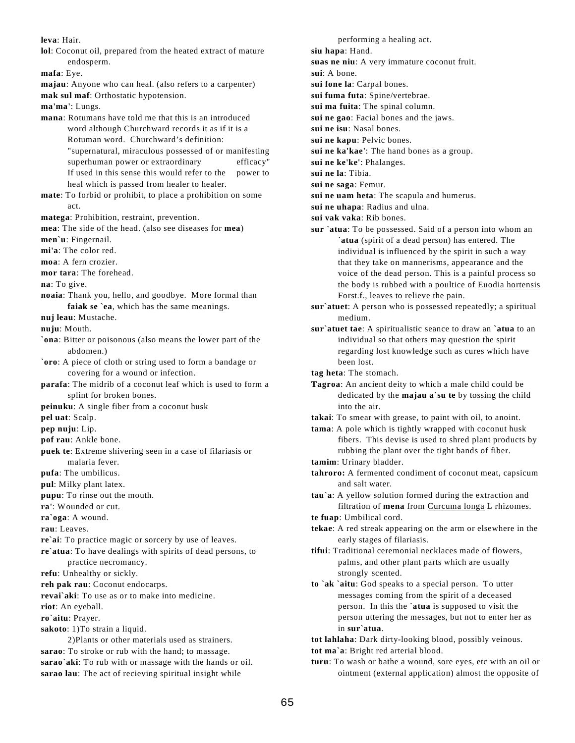**leva**: Hair.

**lol**: Coconut oil, prepared from the heated extract of mature endosperm.

**mafa**: Eye.

**majau**: Anyone who can heal. (also refers to a carpenter)

**mak sul maf**: Orthostatic hypotension.

**ma'ma'**: Lungs.

**mana**: Rotumans have told me that this is an introduced word although Churchward records it as if it is a Rotuman word. Churchward's definition: "supernatural, miraculous possessed of or manifesting superhuman power or extraordinary efficacy" If used in this sense this would refer to the power to heal which is passed from healer to healer.

**mate**: To forbid or prohibit, to place a prohibition on some act.

**matega**: Prohibition, restraint, prevention.

**mea**: The side of the head. (also see diseases for **mea**)

**men`u**: Fingernail.

**mi'a**: The color red.

**moa**: A fern crozier.

**mor tara**: The forehead.

**na**: To give.

**noaia**: Thank you, hello, and goodbye. More formal than **faiak se `ea**, which has the same meanings.

**nuj leau**: Mustache.

**nuju**: Mouth.

**`ona**: Bitter or poisonous (also means the lower part of the abdomen.)

**`oro**: A piece of cloth or string used to form a bandage or covering for a wound or infection.

**parafa**: The midrib of a coconut leaf which is used to form a splint for broken bones.

**peinuku**: A single fiber from a coconut husk

**pel uat**: Scalp.

**pep nuju**: Lip.

**pof rau**: Ankle bone.

**puek te**: Extreme shivering seen in a case of filariasis or malaria fever.

**pufa**: The umbilicus.

**pul**: Milky plant latex.

**pupu**: To rinse out the mouth.

**ra'**: Wounded or cut.

**ra`oga**: A wound.

**rau**: Leaves.

**re`ai**: To practice magic or sorcery by use of leaves.

**re`atua**: To have dealings with spirits of dead persons, to practice necromancy.

**refu**: Unhealthy or sickly.

**reh pak rau**: Coconut endocarps.

**revai`aki**: To use as or to make into medicine.

**riot**: An eyeball.

**ro`aitu**: Prayer.

**sakoto**: 1)To strain a liquid.
2)Plants or other materials used as strainers.

**sarao**: To stroke or rub with the hand; to massage.

**sarao`aki**: To rub with or massage with the hands or oil.

**sarao lau**: The act of recieving spiritual insight while performing a healing act.

**siu hapa**: Hand.

**suas ne niu**: A very immature coconut fruit.

**sui**: A bone.

**sui fone la**: Carpal bones.

**sui fuma futa**: Spine/vertebrae.

**sui ma fuita**: The spinal column.

**sui ne gao**: Facial bones and the jaws.

**sui ne isu**: Nasal bones.

**sui ne kapu**: Pelvic bones.

**sui ne ka'kae'**: The hand bones as a group.

**sui ne ke'ke'**: Phalanges.

**sui ne la**: Tibia.

**sui ne saga**: Femur.

**sui ne uam heta**: The scapula and humerus.

**sui ne uhapa**: Radius and ulna.

**sui vak vaka**: Rib bones.

**sur `atua**: To be possessed. Said of a person into whom an **`atua** (spirit of a dead person) has entered. The individual is influenced by the spirit in such a way that they take on mannerisms, appearance and the voice of the dead person. This is a painful process so the body is rubbed with a poultice of Euodia hortensis Forst.f., leaves to relieve the pain.

**sur`atuet**: A person who is possessed repeatedly; a spiritual medium.

**sur`atuet tae**: A spiritualistic seance to draw an **`atua** to an individual so that others may question the spirit regarding lost knowledge such as cures which have been lost.

**tag heta**: The stomach.

**Tagroa**: An ancient deity to which a male child could be dedicated by the **majau a`su te** by tossing the child into the air.

**takai**: To smear with grease, to paint with oil, to anoint.

**tama**: A pole which is tightly wrapped with coconut husk fibers. This devise is used to shred plant products by rubbing the plant over the tight bands of fiber.

**tamim**: Urinary bladder.

**tahroro:** A fermented condiment of coconut meat, capsicum and salt water.

**tau`a**: A yellow solution formed during the extraction and filtration of **mena** from Curcuma longa L rhizomes.

**te fuap**: Umbilical cord.

**tekae**: A red streak appearing on the arm or elsewhere in the early stages of filariasis.

**tifui**: Traditional ceremonial necklaces made of flowers, palms, and other plant parts which are usually strongly scented.

**to `ak `aitu**: God speaks to a special person. To utter messages coming from the spirit of a deceased person. In this the **`atua** is supposed to visit the person uttering the messages, but not to enter her as in **sur`atua**.

**tot lahlaha**: Dark dirty-looking blood, possibly veinous.

**tot ma`a**: Bright red arterial blood.

**turu**: To wash or bathe a wound, sore eyes, etc with an oil or ointment (external application) almost the opposite of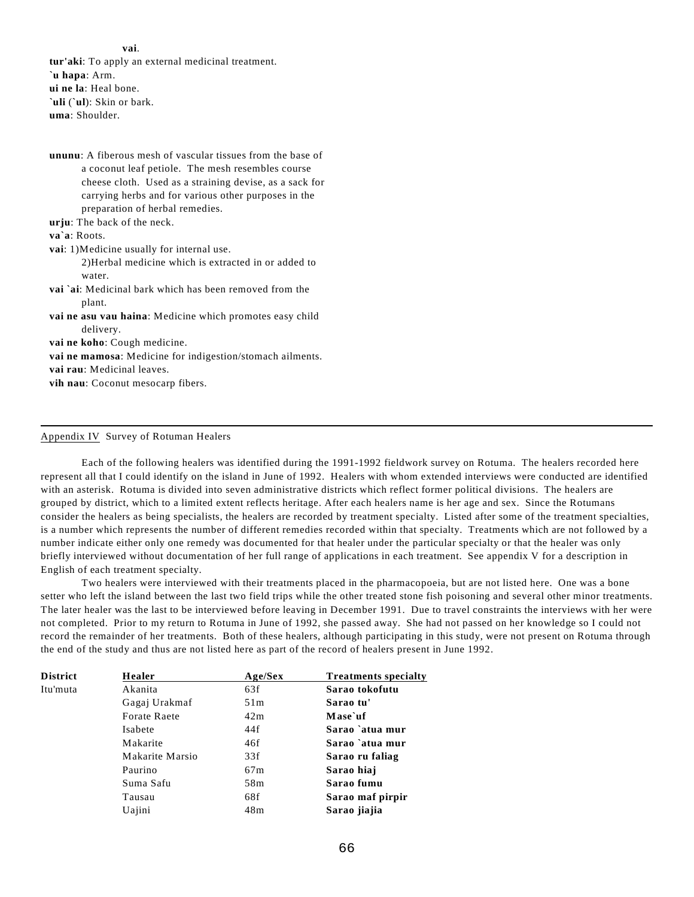**vai**.

**tur'aki**: To apply an external medicinal treatment.

**`u hapa**: Arm.

**ui ne la**: Heal bone.

**`uli (`ul)**: Skin or bark.

**uma**: Shoulder.

**ununu**: A fiberous mesh of vascular tissues from the base of a coconut leaf petiole. The mesh resembles course cheese cloth. Used as a straining devise, as a sack for carrying herbs and for various other purposes in the preparation of herbal remedies.

**urju**: The back of the neck.

**va`a**: Roots.

**vai**: 1)Medicine usually for internal use.
2)Herbal medicine which is extracted in or added to water.

**vai `ai**: Medicinal bark which has been removed from the plant.

**vai ne asu vau haina**: Medicine which promotes easy child delivery.

**vai ne koho**: Cough medicine.

**vai ne mamosa**: Medicine for indigestion/stomach ailments.

**vai rau**: Medicinal leaves.

**vih nau**: Coconut mesocarp fibers.

---

Appendix IV Survey of Rotuman Healers

Each of the following healers was identified during the 1991-1992 fieldwork survey on Rotuma. The healers recorded here represent all that I could identify on the island in June of 1992. Healers with whom extended interviews were conducted are identified with an asterisk. Rotuma is divided into seven administrative districts which reflect former political divisions. The healers are grouped by district, which to a limited extent reflects heritage. After each healers name is her age and sex. Since the Rotumans consider the healers as being specialists, the healers are recorded by treatment specialty. Listed after some of the treatment specialties, is a number which represents the number of different remedies recorded within that specialty. Treatments which are not followed by a number indicate either only one remedy was documented for that healer under the particular specialty or that the healer was only briefly interviewed without documentation of her full range of applications in each treatment. See appendix V for a description in English of each treatment specialty.

Two healers were interviewed with their treatments placed in the pharmacopoeia, but are not listed here. One was a bone setter who left the island between the last two field trips while the other treated stone fish poisoning and several other minor treatments. The later healer was the last to be interviewed before leaving in December 1991. Due to travel constraints the interviews with her were not completed. Prior to my return to Rotuma in June of 1992, she passed away. She had not passed on her knowledge so I could not record the remainder of her treatments. Both of these healers, although participating in this study, were not present on Rotuma through the end of the study and thus are not listed here as part of the record of healers present in June 1992.

| District | Healer | Age/Sex | Treatments specialty |
|---|---|---|---|
| Itu'muta | Akanita | 63f | **Sarao tokofutu** |
| | Gagaj Urakmaf | 51m | **Sarao tu'** |
| | Forate Raete | 42m | **Mase`uf** |
| | Isabete | 44f | **Sarao `atua mur** |
| | Makarite | 46f | **Sarao `atua mur** |
| | Makarite Marsio | 33f | **Sarao ru faliag** |
| | Paurino | 67m | **Sarao hiaj** |
| | Suma Safu | 58m | **Sarao fumu** |
| | Tausau | 68f | **Sarao maf pirpir** |
| | Uajini | 48m | **Sarao jiajia** |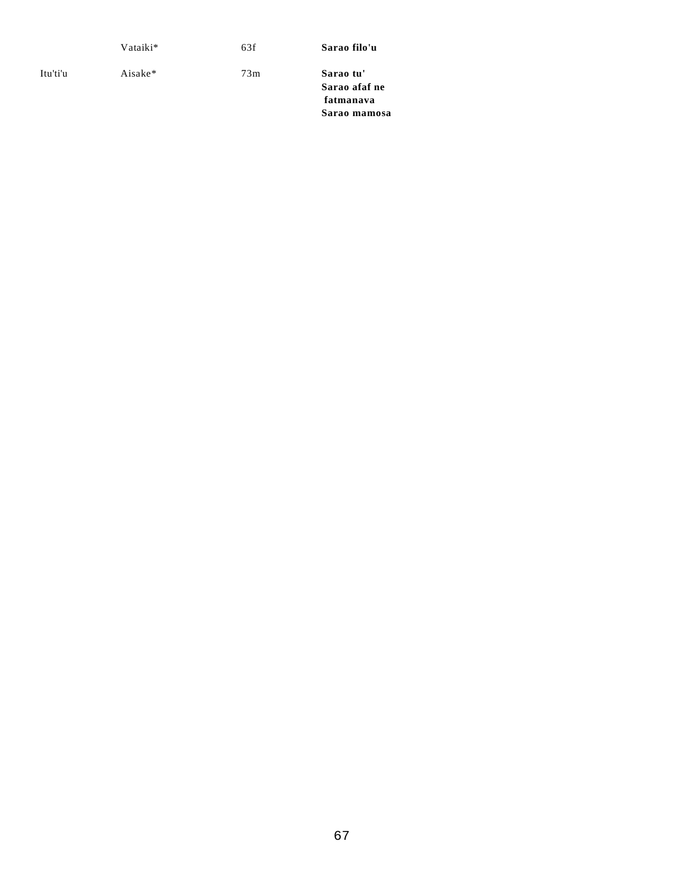| | | | |
|---|---|---|---|
| | Vataiki* | 63f | **Sarao filo'u** |
| Itu'ti'u | Aisake* | 73m | **Sarao tu'**<br>**Sarao afaf ne fatmanava**<br>**Sarao mamosa** |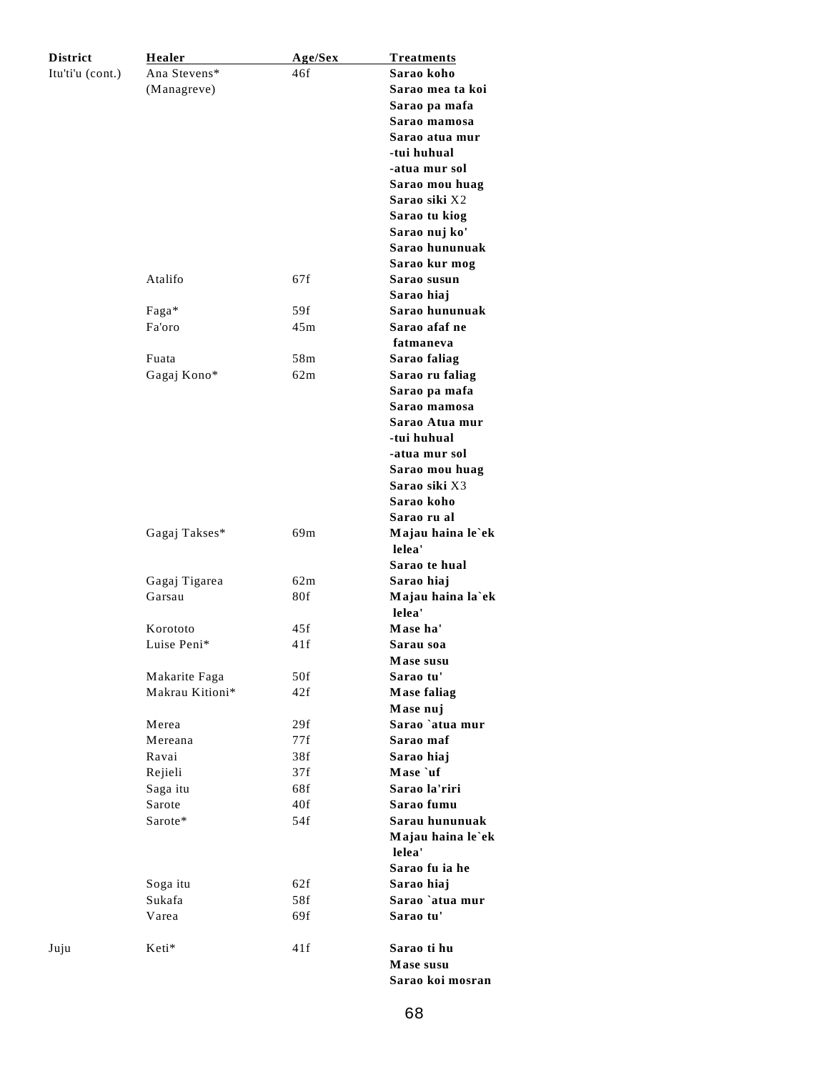| District | Healer | Age/Sex | Treatments |
|---|---|---|---|
| Itu'ti'u (cont.) | Ana Stevens* | 46f | **Sarao koho** |
| | (Managreve) | | **Sarao mea ta koi** |
| | | | **Sarao pa mafa** |
| | | | **Sarao mamosa** |
| | | | **Sarao atua mur** |
| | | | **-tui huhual** |
| | | | **-atua mur sol** |
| | | | **Sarao mou huag** |
| | | | **Sarao siki** X2 |
| | | | **Sarao tu kiog** |
| | | | **Sarao nuj ko'** |
| | | | **Sarao hununuak** |
| | | | **Sarao kur mog** |
| | Atalifo | 67f | **Sarao susun** |
| | | | **Sarao hiaj** |
| | Faga* | 59f | **Sarao hununuak** |
| | Fa'oro | 45m | **Sarao afaf ne fatmaneva** |
| | Fuata | 58m | **Sarao faliag** |
| | Gagaj Kono* | 62m | **Sarao ru faliag** |
| | | | **Sarao pa mafa** |
| | | | **Sarao mamosa** |
| | | | **Sarao Atua mur** |
| | | | **-tui huhual** |
| | | | **-atua mur sol** |
| | | | **Sarao mou huag** |
| | | | **Sarao siki** X3 |
| | | | **Sarao koho** |
| | | | **Sarao ru al** |
| | Gagaj Takses* | 69m | **Majau haina le`ek lelea'** |
| | | | **Sarao te hual** |
| | Gagaj Tigarea | 62m | **Sarao hiaj** |
| | Garsau | 80f | **Majau haina la`ek lelea'** |
| | Korototo | 45f | **Mase ha'** |
| | Luise Peni* | 41f | **Sarau soa** |
| | | | **Mase susu** |
| | Makarite Faga | 50f | **Sarao tu'** |
| | Makrau Kitioni* | 42f | **Mase faliag** |
| | | | **Mase nuj** |
| | Merea | 29f | **Sarao `atua mur** |
| | Mereana | 77f | **Sarao maf** |
| | Ravai | 38f | **Sarao hiaj** |
| | Rejieli | 37f | **Mase `uf** |
| | Saga itu | 68f | **Sarao la'riri** |
| | Sarote | 40f | **Sarao fumu** |
| | Sarote* | 54f | **Sarau hununuak** |
| | | | **Majau haina le`ek lelea'** |
| | | | **Sarao fu ia he** |
| | Soga itu | 62f | **Sarao hiaj** |
| | Sukafa | 58f | **Sarao `atua mur** |
| | Varea | 69f | **Sarao tu'** |
| Juju | Keti* | 41f | **Sarao ti hu** |
| | | | **Mase susu** |
| | | | **Sarao koi mosran** |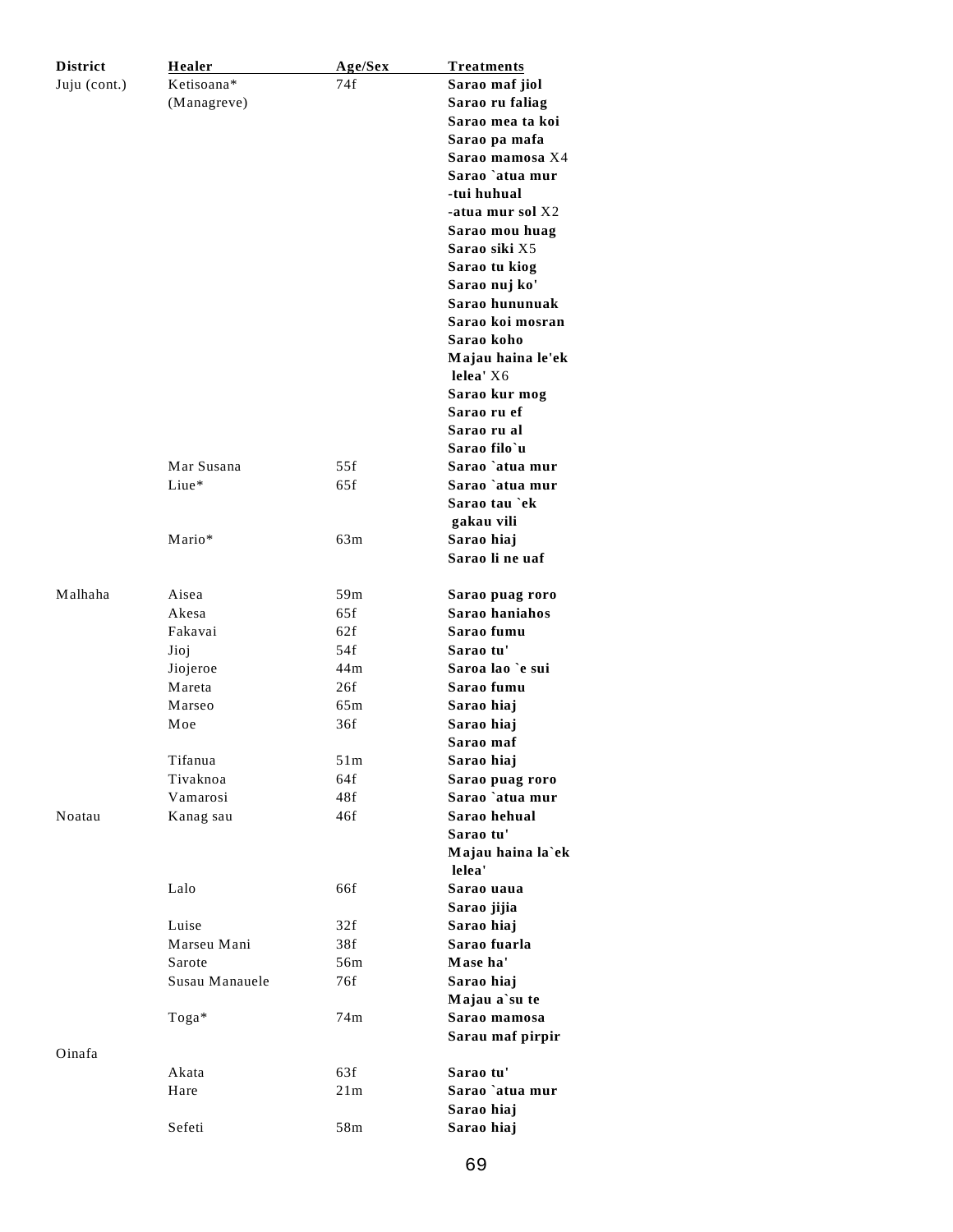| District | Healer | Age/Sex | Treatments |
| --- | --- | --- | --- |
| Juju (cont.) | Ketisoana* | 74f | **Sarao maf jiol** |
| | (Managreve) | | **Sarao ru faliag** |
| | | | **Sarao mea ta koi** |
| | | | **Sarao pa mafa** |
| | | | **Sarao mamosa** X4 |
| | | | **Sarao `atua mur** |
| | | | **-tui huhual** |
| | | | **-atua mur sol** X2 |
| | | | **Sarao mou huag** |
| | | | **Sarao siki** X5 |
| | | | **Sarao tu kiog** |
| | | | **Sarao nuj ko'** |
| | | | **Sarao hununuak** |
| | | | **Sarao koi mosran** |
| | | | **Sarao koho** |
| | | | **Majau haina le'ek lelea'** X6 |
| | | | **Sarao kur mog** |
| | | | **Sarao ru ef** |
| | | | **Sarao ru al** |
| | | | **Sarao filo`u** |
| | Mar Susana | 55f | **Sarao `atua mur** |
| | Liue* | 65f | **Sarao `atua mur** |
| | | | **Sarao tau `ek gakau vili** |
| | Mario* | 63m | **Sarao hiaj** |
| | | | **Sarao li ne uaf** |
| Malhaha | Aisea | 59m | **Sarao puag roro** |
| | Akesa | 65f | **Sarao haniahos** |
| | Fakavai | 62f | **Sarao fumu** |
| | Jioj | 54f | **Sarao tu'** |
| | Jiojeroe | 44m | **Saroa lao `e sui** |
| | Mareta | 26f | **Sarao fumu** |
| | Marseo | 65m | **Sarao hiaj** |
| | Moe | 36f | **Sarao hiaj** |
| | | | **Sarao maf** |
| | Tifanua | 51m | **Sarao hiaj** |
| | Tivaknoa | 64f | **Sarao puag roro** |
| | Vamarosi | 48f | **Sarao `atua mur** |
| Noatau | Kanag sau | 46f | **Sarao hehual** |
| | | | **Sarao tu'** |
| | | | **Majau haina la`ek lelea'** |
| | Lalo | 66f | **Sarao uaua** |
| | | | **Sarao jijia** |
| | Luise | 32f | **Sarao hiaj** |
| | Marseu Mani | 38f | **Sarao fuarla** |
| | Sarote | 56m | **Mase ha'** |
| | Susau Manauele | 76f | **Sarao hiaj** |
| | | | **Majau a`su te** |
| | Toga* | 74m | **Sarao mamosa** |
| | | | **Sarau maf pirpir** |
| Oinafa | | | |
| | Akata | 63f | **Sarao tu'** |
| | Hare | 21m | **Sarao `atua mur** |
| | | | **Sarao hiaj** |
| | Sefeti | 58m | **Sarao hiaj** |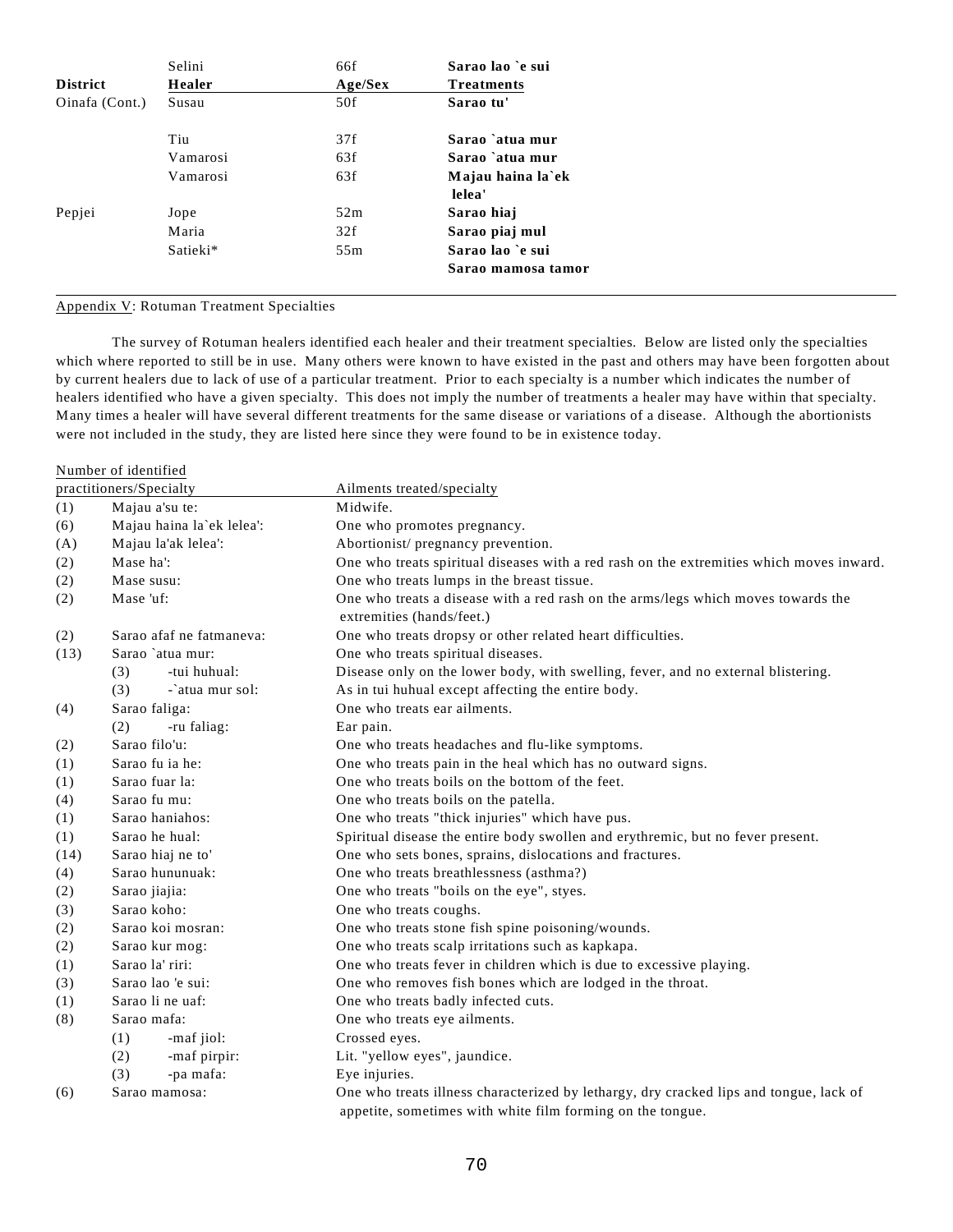| District | Healer | Age/Sex | Treatments |
|---|---|---|---|
| | Selini | 66f | **Sarao lao `e sui** |
| Oinafa (Cont.) | Susau | 50f | **Sarao tu'** |
| | Tiu | 37f | **Sarao `atua mur** |
| | Vamarosi | 63f | **Sarao `atua mur** |
| | Vamarosi | 63f | **Majau haina la`ek lelea'** |
| Pepjei | Jope | 52m | **Sarao hiaj** |
| | Maria | 32f | **Sarao piaj mul** |
| | Satieki* | 55m | **Sarao lao `e sui** |
| | | | **Sarao mamosa tamor** |

Appendix V: Rotuman Treatment Specialties

The survey of Rotuman healers identified each healer and their treatment specialties. Below are listed only the specialties which where reported to still be in use. Many others were known to have existed in the past and others may have been forgotten about by current healers due to lack of use of a particular treatment. Prior to each specialty is a number which indicates the number of healers identified who have a given specialty. This does not imply the number of treatments a healer may have within that specialty. Many times a healer will have several different treatments for the same disease or variations of a disease. Although the abortionists were not included in the study, they are listed here since they were found to be in existence today.

| Number of identified practitioners/Specialty | | | Ailments treated/specialty |
|---|---|---|---|
| (1) | Majau a'su te: | | Midwife. |
| (6) | Majau haina la`ek lelea': | | One who promotes pregnancy. |
| (A) | Majau la'ak lelea': | | Abortionist/ pregnancy prevention. |
| (2) | Mase ha': | | One who treats spiritual diseases with a red rash on the extremities which moves inward. |
| (2) | Mase susu: | | One who treats lumps in the breast tissue. |
| (2) | Mase 'uf: | | One who treats a disease with a red rash on the arms/legs which moves towards the extremities (hands/feet.) |
| (2) | Sarao afaf ne fatmaneva: | | One who treats dropsy or other related heart difficulties. |
| (13) | Sarao `atua mur: | | One who treats spiritual diseases. |
| | (3) | -tui huhual: | Disease only on the lower body, with swelling, fever, and no external blistering. |
| | (3) | -`atua mur sol: | As in tui huhual except affecting the entire body. |
| (4) | Sarao faliga: | | One who treats ear ailments. |
| | (2) | -ru faliag: | Ear pain. |
| (2) | Sarao filo'u: | | One who treats headaches and flu-like symptoms. |
| (1) | Sarao fu ia he: | | One who treats pain in the heal which has no outward signs. |
| (1) | Sarao fuar la: | | One who treats boils on the bottom of the feet. |
| (4) | Sarao fu mu: | | One who treats boils on the patella. |
| (1) | Sarao haniahos: | | One who treats "thick injuries" which have pus. |
| (1) | Sarao he hual: | | Spiritual disease the entire body swollen and erythremic, but no fever present. |
| (14) | Sarao hiaj ne to' | | One who sets bones, sprains, dislocations and fractures. |
| (4) | Sarao hununuak: | | One who treats breathlessness (asthma?) |
| (2) | Sarao jiajia: | | One who treats "boils on the eye", styes. |
| (3) | Sarao koho: | | One who treats coughs. |
| (2) | Sarao koi mosran: | | One who treats stone fish spine poisoning/wounds. |
| (2) | Sarao kur mog: | | One who treats scalp irritations such as kapkapa. |
| (1) | Sarao la' riri: | | One who treats fever in children which is due to excessive playing. |
| (3) | Sarao lao 'e sui: | | One who removes fish bones which are lodged in the throat. |
| (1) | Sarao li ne uaf: | | One who treats badly infected cuts. |
| (8) | Sarao mafa: | | One who treats eye ailments. |
| | (1) | -maf jiol: | Crossed eyes. |
| | (2) | -maf pirpir: | Lit. "yellow eyes", jaundice. |
| | (3) | -pa mafa: | Eye injuries. |
| (6) | Sarao mamosa: | | One who treats illness characterized by lethargy, dry cracked lips and tongue, lack of appetite, sometimes with white film forming on the tongue. |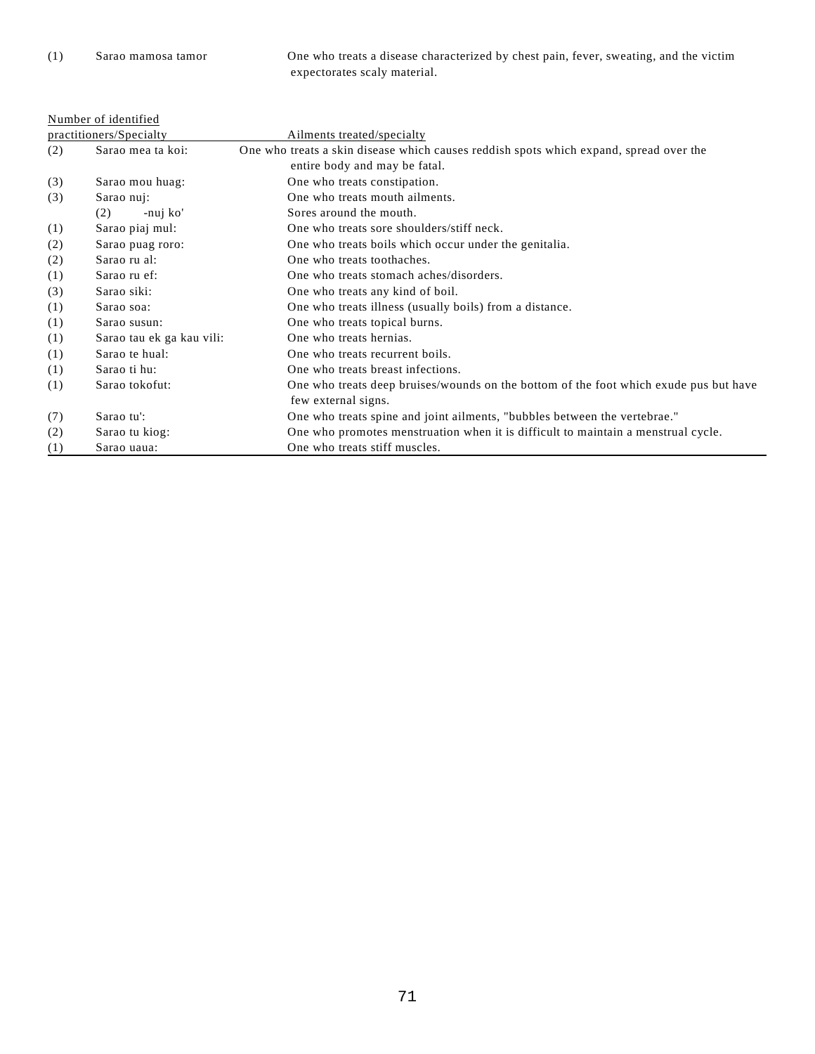| | | |
|---|---|---|
| (1) | Sarao mamosa tamor | One who treats a disease characterized by chest pain, fever, sweating, and the victim expectorates scaly material. |

| Number of identified practitioners/Specialty | | Ailments treated/specialty |
|---|---|---|
| (2) | Sarao mea ta koi: | One who treats a skin disease which causes reddish spots which expand, spread over the entire body and may be fatal. |
| (3) | Sarao mou huag: | One who treats constipation. |
| (3) | Sarao nuj: | One who treats mouth ailments. |
| | (2) -nuj ko' | Sores around the mouth. |
| (1) | Sarao piaj mul: | One who treats sore shoulders/stiff neck. |
| (2) | Sarao puag roro: | One who treats boils which occur under the genitalia. |
| (2) | Sarao ru al: | One who treats toothaches. |
| (1) | Sarao ru ef: | One who treats stomach aches/disorders. |
| (3) | Sarao siki: | One who treats any kind of boil. |
| (1) | Sarao soa: | One who treats illness (usually boils) from a distance. |
| (1) | Sarao susun: | One who treats topical burns. |
| (1) | Sarao tau ek ga kau vili: | One who treats hernias. |
| (1) | Sarao te hual: | One who treats recurrent boils. |
| (1) | Sarao ti hu: | One who treats breast infections. |
| (1) | Sarao tokofut: | One who treats deep bruises/wounds on the bottom of the foot which exude pus but have few external signs. |
| (7) | Sarao tu': | One who treats spine and joint ailments, "bubbles between the vertebrae." |
| (2) | Sarao tu kiog: | One who promotes menstruation when it is difficult to maintain a menstrual cycle. |
| (1) | Sarao uaua: | One who treats stiff muscles. |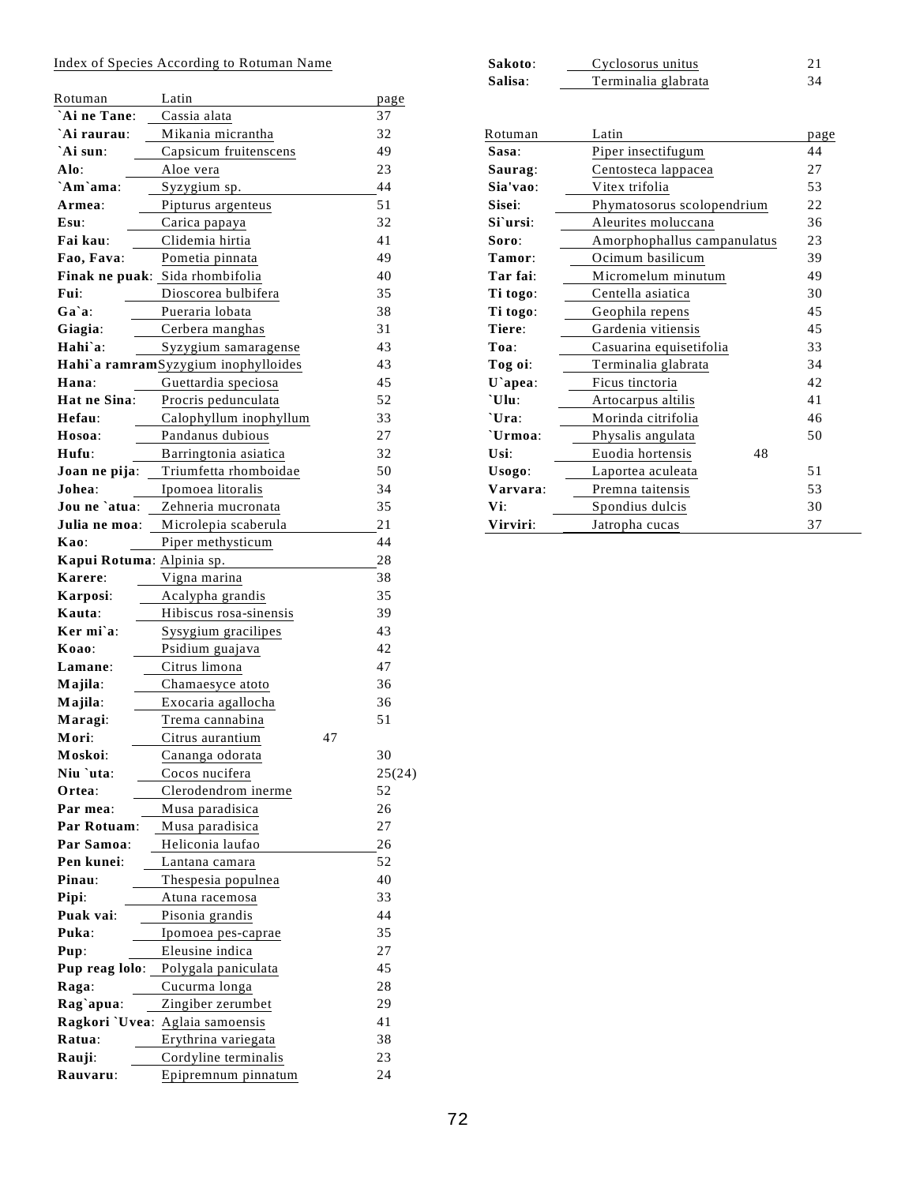Index of Species According to Rotuman Name

| Rotuman | Latin | page |
|---|---|---|
| **`Ai ne Tane**: | Cassia alata | 37 |
| **`Ai raurau**: | Mikania micrantha | 32 |
| **`Ai sun**: | Capsicum fruitenscens | 49 |
| **Alo**: | Aloe vera | 23 |
| **`Am`ama**: | Syzygium sp. | 44 |
| **Armea**: | Pipturus argenteus | 51 |
| **Esu**: | Carica papaya | 32 |
| **Fai kau**: | Clidemia hirtia | 41 |
| **Fao, Fava**: | Pometia pinnata | 49 |
| **Finak ne puak**: | Sida rhombifolia | 40 |
| **Fui**: | Dioscorea bulbifera | 35 |
| **Ga`a**: | Pueraria lobata | 38 |
| **Giagia**: | Cerbera manghas | 31 |
| **Hahi`a**: | Syzygium samaragense | 43 |
| **Hahi`a ramram** | Syzygium inophylloides | 43 |
| **Hana**: | Guettardia speciosa | 45 |
| **Hat ne Sina**: | Procris pedunculata | 52 |
| **Hefau**: | Calophyllum inophyllum | 33 |
| **Hosoa**: | Pandanus dubious | 27 |
| **Hufu**: | Barringtonia asiatica | 32 |
| **Joan ne pija**: | Triumfetta rhomboidae | 50 |
| **Johea**: | Ipomoea litoralis | 34 |
| **Jou ne `atua**: | Zehneria mucronata | 35 |
| **Julia ne moa**: | Microlepia scaberula | 21 |
| **Kao**: | Piper methysticum | 44 |
| **Kapui Rotuma**: | Alpinia sp. | 28 |
| **Karere**: | Vigna marina | 38 |
| **Karposi**: | Acalypha grandis | 35 |
| **Kauta**: | Hibiscus rosa-sinensis | 39 |
| **Ker mi`a**: | Sysygium gracilipes | 43 |
| **Koao**: | Psidium guajava | 42 |
| **Lamane**: | Citrus limona | 47 |
| **Majila**: | Chamaesyce atoto | 36 |
| **Majila**: | Exocaria agallocha | 36 |
| **Maragi**: | Trema cannabina | 51 |
| **Mori**: | Citrus aurantium | 47 |
| **Moskoi**: | Cananga odorata | 30 |
| **Niu `uta**: | Cocos nucifera | 25(24) |
| **Ortea**: | Clerodendrom inerme | 52 |
| **Par mea**: | Musa paradisica | 26 |
| **Par Rotuam**: | Musa paradisica | 27 |
| **Par Samoa**: | Heliconia laufao | 26 |
| **Pen kunei**: | Lantana camara | 52 |
| **Pinau**: | Thespesia populnea | 40 |
| **Pipi**: | Atuna racemosa | 33 |
| **Puak vai**: | Pisonia grandis | 44 |
| **Puka**: | Ipomoea pes-caprae | 35 |
| **Pup**: | Eleusine indica | 27 |
| **Pup reag lolo**: | Polygala paniculata | 45 |
| **Raga**: | Cucurma longa | 28 |
| **Rag`apua**: | Zingiber zerumbet | 29 |
| **Ragkori `Uvea**: | Aglaia samoensis | 41 |
| **Ratua**: | Erythrina variegata | 38 |
| **Rauji**: | Cordyline terminalis | 23 |
| **Rauvaru**: | Epipremnum pinnatum | 24 |
| **Sakoto**: | Cyclosorus unitus | 21 |
| **Salisa**: | Terminalia glabrata | 34 |
| **Sasa**: | Piper insectifugum | 44 |
| **Saurag**: | Centosteca lappacea | 27 |
| **Sia'vao**: | Vitex trifolia | 53 |
| **Sisei**: | Phymatosorus scolopendrium | 22 |
| **Si`ursi**: | Aleurites moluccana | 36 |
| **Soro**: | Amorphophallus campanulatus | 23 |
| **Tamor**: | Ocimum basilicum | 39 |
| **Tar fai**: | Micromelum minutum | 49 |
| **Ti togo**: | Centella asiatica | 30 |
| **Ti togo**: | Geophila repens | 45 |
| **Tiere**: | Gardenia vitiensis | 45 |
| **Toa**: | Casuarina equisetifolia | 33 |
| **Tog oi**: | Terminalia glabrata | 34 |
| **U`apea**: | Ficus tinctoria | 42 |
| **`Ulu**: | Artocarpus altilis | 41 |
| **`Ura**: | Morinda citrifolia | 46 |
| **`Urmoa**: | Physalis angulata | 50 |
| **Usi**: | Euodia hortensis | 48 |
| **Usogo**: | Laportea aculeata | 51 |
| **Varvara**: | Premna taitensis | 53 |
| **Vi**: | Spondius dulcis | 30 |
| **Virviri**: | Jatropha cucas | 37 |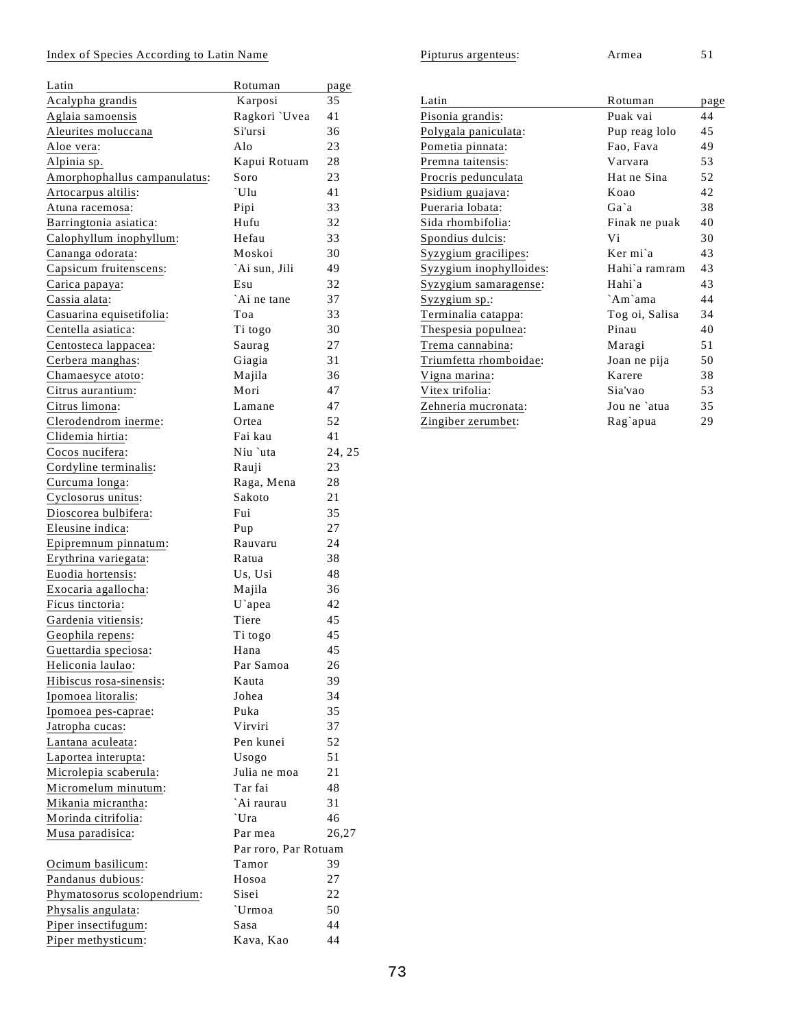Index of Species According to Latin Name

| Latin | Rotuman | page |
|---|---|---|
| Acalypha grandis | Karposi | 35 |
| Aglaia samoensis | Ragkori `Uvea | 41 |
| Aleurites moluccana | Si'ursi | 36 |
| Aloe vera: | Alo | 23 |
| Alpinia sp. | Kapui Rotuam | 28 |
| Amorphophallus campanulatus: | Soro | 23 |
| Artocarpus altilis: | `Ulu | 41 |
| Atuna racemosa: | Pipi | 33 |
| Barringtonia asiatica: | Hufu | 32 |
| Calophyllum inophyllum: | Hefau | 33 |
| Cananga odorata: | Moskoi | 30 |
| Capsicum fruitenscens: | `Ai sun, Jili | 49 |
| Carica papaya: | Esu | 32 |
| Cassia alata: | `Ai ne tane | 37 |
| Casuarina equisetifolia: | Toa | 33 |
| Centella asiatica: | Ti togo | 30 |
| Centosteca lappacea: | Saurag | 27 |
| Cerbera manghas: | Giagia | 31 |
| Chamaesyce atoto: | Majila | 36 |
| Citrus aurantium: | Mori | 47 |
| Citrus limona: | Lamane | 47 |
| Clerodendrom inerme: | Ortea | 52 |
| Clidemia hirtia: | Fai kau | 41 |
| Cocos nucifera: | Niu `uta | 24, 25 |
| Cordyline terminalis: | Rauji | 23 |
| Curcuma longa: | Raga, Mena | 28 |
| Cyclosorus unitus: | Sakoto | 21 |
| Dioscorea bulbifera: | Fui | 35 |
| Eleusine indica: | Pup | 27 |
| Epipremnum pinnatum: | Rauvaru | 24 |
| Erythrina variegata: | Ratua | 38 |
| Euodia hortensis: | Us, Usi | 48 |
| Exocaria agallocha: | Majila | 36 |
| Ficus tinctoria: | U`apea | 42 |
| Gardenia vitiensis: | Tiere | 45 |
| Geophila repens: | Ti togo | 45 |
| Guettardia speciosa: | Hana | 45 |
| Heliconia laulao: | Par Samoa | 26 |
| Hibiscus rosa-sinensis: | Kauta | 39 |
| Ipomoea litoralis: | Johea | 34 |
| Ipomoea pes-caprae: | Puka | 35 |
| Jatropha cucas: | Virviri | 37 |
| Lantana aculeata: | Pen kunei | 52 |
| Laportea interupta: | Usogo | 51 |
| Microlepia scaberula: | Julia ne moa | 21 |
| Micromelum minutum: | Tar fai | 48 |
| Mikania micrantha: | `Ai raurau | 31 |
| Morinda citrifolia: | `Ura | 46 |
| Musa paradisica: | Par mea<br>Par roro, Par Rotuam | 26,27 |
| Ocimum basilicum: | Tamor | 39 |
| Pandanus dubious: | Hosoa | 27 |
| Phymatosorus scolopendrium: | Sisei | 22 |
| Physalis angulata: | `Urmoa | 50 |
| Piper insectifugum: | Sasa | 44 |
| Piper methysticum: | Kava, Kao | 44 |
| Pipturus argenteus: | Armea | 51 |
| Pisonia grandis: | Puak vai | 44 |
| Polygala paniculata: | Pup reag lolo | 45 |
| Pometia pinnata: | Fao, Fava | 49 |
| Premna taitensis: | Varvara | 53 |
| Procris pedunculata | Hat ne Sina | 52 |
| Psidium guajava: | Koao | 42 |
| Pueraria lobata: | Ga`a | 38 |
| Sida rhombifolia: | Finak ne puak | 40 |
| Spondius dulcis: | Vi | 30 |
| Syzygium gracilipes: | Ker mi`a | 43 |
| Syzygium inophylloides: | Hahi`a ramram | 43 |
| Syzygium samaragense: | Hahi`a | 43 |
| Syzygium sp.: | `Am`ama | 44 |
| Terminalia catappa: | Tog oi, Salisa | 34 |
| Thespesia populnea: | Pinau | 40 |
| Trema cannabina: | Maragi | 51 |
| Triumfetta rhomboidae: | Joan ne pija | 50 |
| Vigna marina: | Karere | 38 |
| Vitex trifolia: | Sia'vao | 53 |
| Zehneria mucronata: | Jou ne `atua | 35 |
| Zingiber zerumbet: | Rag`apua | 29 |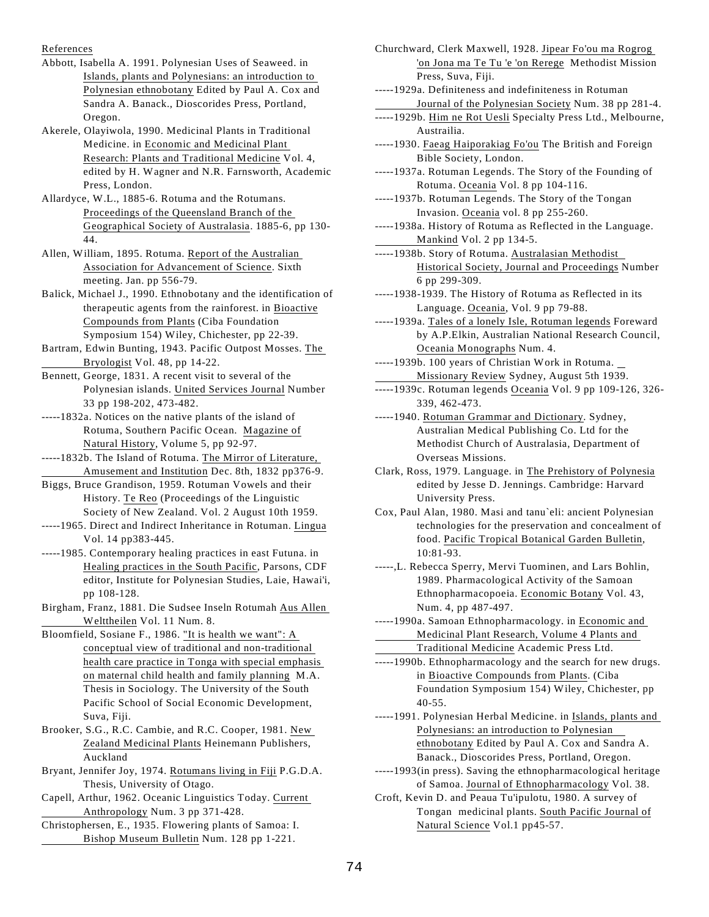References

Abbott, Isabella A. 1991. Polynesian Uses of Seaweed. in Islands, plants and Polynesians: an introduction to Polynesian ethnobotany Edited by Paul A. Cox and Sandra A. Banack., Dioscorides Press, Portland, Oregon.

Akerele, Olayiwola, 1990. Medicinal Plants in Traditional Medicine. in Economic and Medicinal Plant Research: Plants and Traditional Medicine Vol. 4, edited by H. Wagner and N.R. Farnsworth, Academic Press, London.

Allardyce, W.L., 1885-6. Rotuma and the Rotumans. Proceedings of the Queensland Branch of the Geographical Society of Australasia. 1885-6, pp 130-44.

Allen, William, 1895. Rotuma. Report of the Australian Association for Advancement of Science. Sixth meeting. Jan. pp 556-79.

Balick, Michael J., 1990. Ethnobotany and the identification of therapeutic agents from the rainforest. in Bioactive Compounds from Plants (Ciba Foundation Symposium 154) Wiley, Chichester, pp 22-39.

Bartram, Edwin Bunting, 1943. Pacific Outpost Mosses. The Bryologist Vol. 48, pp 14-22.

Bennett, George, 1831. A recent visit to several of the Polynesian islands. United Services Journal Number 33 pp 198-202, 473-482.

-----1832a. Notices on the native plants of the island of Rotuma, Southern Pacific Ocean. Magazine of Natural History, Volume 5, pp 92-97.

-----1832b. The Island of Rotuma. The Mirror of Literature, Amusement and Institution Dec. 8th, 1832 pp376-9.

Biggs, Bruce Grandison, 1959. Rotuman Vowels and their History. Te Reo (Proceedings of the Linguistic Society of New Zealand. Vol. 2 August 10th 1959.

-----1965. Direct and Indirect Inheritance in Rotuman. Lingua Vol. 14 pp383-445.

-----1985. Contemporary healing practices in east Futuna. in Healing practices in the South Pacific, Parsons, CDF editor, Institute for Polynesian Studies, Laie, Hawai'i, pp 108-128.

Birgham, Franz, 1881. Die Sudsee Inseln Rotumah Aus Allen Welttheilen Vol. 11 Num. 8.

Bloomfield, Sosiane F., 1986. "It is health we want": A conceptual view of traditional and non-traditional health care practice in Tonga with special emphasis on maternal child health and family planning M.A. Thesis in Sociology. The University of the South Pacific School of Social Economic Development, Suva, Fiji.

Brooker, S.G., R.C. Cambie, and R.C. Cooper, 1981. New Zealand Medicinal Plants Heinemann Publishers, Auckland

Bryant, Jennifer Joy, 1974. Rotumans living in Fiji P.G.D.A. Thesis, University of Otago.

Capell, Arthur, 1962. Oceanic Linguistics Today. Current Anthropology Num. 3 pp 371-428.

Christophersen, E., 1935. Flowering plants of Samoa: I. Bishop Museum Bulletin Num. 128 pp 1-221.

Churchward, Clerk Maxwell, 1928. Jipear Fo'ou ma Rogrog 'on Jona ma Te Tu 'e 'on Rerege Methodist Mission Press, Suva, Fiji.

-----1929a. Definiteness and indefiniteness in Rotuman Journal of the Polynesian Society Num. 38 pp 281-4.

-----1929b. Him ne Rot Uesli Specialty Press Ltd., Melbourne, Austrailia.

-----1930. Faeag Haiporakiag Fo'ou The British and Foreign Bible Society, London.

-----1937a. Rotuman Legends. The Story of the Founding of Rotuma. Oceania Vol. 8 pp 104-116.

-----1937b. Rotuman Legends. The Story of the Tongan Invasion. Oceania vol. 8 pp 255-260.

-----1938a. History of Rotuma as Reflected in the Language. Mankind Vol. 2 pp 134-5.

-----1938b. Story of Rotuma. Australasian Methodist Historical Society, Journal and Proceedings Number 6 pp 299-309.

-----1938-1939. The History of Rotuma as Reflected in its Language. Oceania, Vol. 9 pp 79-88.

-----1939a. Tales of a lonely Isle, Rotuman legends Foreward by A.P.Elkin, Australian National Research Council, Oceania Monographs Num. 4.

-----1939b. 100 years of Christian Work in Rotuma. Missionary Review Sydney, August 5th 1939.

-----1939c. Rotuman legends Oceania Vol. 9 pp 109-126, 326-339, 462-473.

-----1940. Rotuman Grammar and Dictionary. Sydney, Australian Medical Publishing Co. Ltd for the Methodist Church of Australasia, Department of Overseas Missions.

Clark, Ross, 1979. Language. in The Prehistory of Polynesia edited by Jesse D. Jennings. Cambridge: Harvard University Press.

Cox, Paul Alan, 1980. Masi and tanu`eli: ancient Polynesian technologies for the preservation and concealment of food. Pacific Tropical Botanical Garden Bulletin, 10:81-93.

-----,L. Rebecca Sperry, Mervi Tuominen, and Lars Bohlin, 1989. Pharmacological Activity of the Samoan Ethnopharmacopoeia. Economic Botany Vol. 43, Num. 4, pp 487-497.

-----1990a. Samoan Ethnopharmacology. in Economic and Medicinal Plant Research, Volume 4 Plants and Traditional Medicine Academic Press Ltd.

-----1990b. Ethnopharmacology and the search for new drugs. in Bioactive Compounds from Plants. (Ciba Foundation Symposium 154) Wiley, Chichester, pp 40-55.

-----1991. Polynesian Herbal Medicine. in Islands, plants and Polynesians: an introduction to Polynesian ethnobotany Edited by Paul A. Cox and Sandra A. Banack., Dioscorides Press, Portland, Oregon.

-----1993(in press). Saving the ethnopharmacological heritage of Samoa. Journal of Ethnopharmacology Vol. 38.

Croft, Kevin D. and Peaua Tu'ipulotu, 1980. A survey of Tongan medicinal plants. South Pacific Journal of Natural Science Vol.1 pp45-57.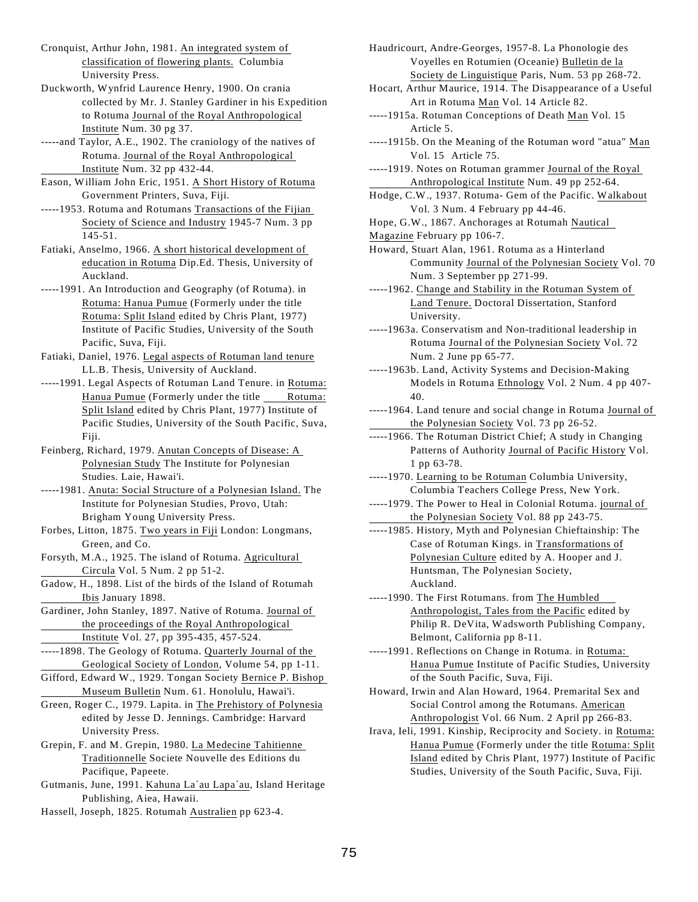Cronquist, Arthur John, 1981. An integrated system of classification of flowering plants. Columbia University Press.

Duckworth, Wynfrid Laurence Henry, 1900. On crania collected by Mr. J. Stanley Gardiner in his Expedition to Rotuma Journal of the Royal Anthropological Institute Num. 30 pg 37.

-----and Taylor, A.E., 1902. The craniology of the natives of Rotuma. Journal of the Royal Anthropological Institute Num. 32 pp 432-44.

Eason, William John Eric, 1951. A Short History of Rotuma Government Printers, Suva, Fiji.

-----1953. Rotuma and Rotumans Transactions of the Fijian Society of Science and Industry 1945-7 Num. 3 pp 145-51.

Fatiaki, Anselmo, 1966. A short historical development of education in Rotuma Dip.Ed. Thesis, University of Auckland.

-----1991. An Introduction and Geography (of Rotuma). in Rotuma: Hanua Pumue (Formerly under the title Rotuma: Split Island edited by Chris Plant, 1977) Institute of Pacific Studies, University of the South Pacific, Suva, Fiji.

Fatiaki, Daniel, 1976. Legal aspects of Rotuman land tenure LL.B. Thesis, University of Auckland.

-----1991. Legal Aspects of Rotuman Land Tenure. in Rotuma: Hanua Pumue (Formerly under the title Rotuma: Split Island edited by Chris Plant, 1977) Institute of Pacific Studies, University of the South Pacific, Suva, Fiji.

Feinberg, Richard, 1979. Anutan Concepts of Disease: A Polynesian Study The Institute for Polynesian Studies. Laie, Hawai'i.

-----1981. Anuta: Social Structure of a Polynesian Island. The Institute for Polynesian Studies, Provo, Utah: Brigham Young University Press.

Forbes, Litton, 1875. Two years in Fiji London: Longmans, Green, and Co.

Forsyth, M.A., 1925. The island of Rotuma. Agricultural Circula Vol. 5 Num. 2 pp 51-2.

Gadow, H., 1898. List of the birds of the Island of Rotumah Ibis January 1898.

Gardiner, John Stanley, 1897. Native of Rotuma. Journal of the proceedings of the Royal Anthropological Institute Vol. 27, pp 395-435, 457-524.

-----1898. The Geology of Rotuma. Quarterly Journal of the Geological Society of London, Volume 54, pp 1-11.

Gifford, Edward W., 1929. Tongan Society Bernice P. Bishop Museum Bulletin Num. 61. Honolulu, Hawai'i.

Green, Roger C., 1979. Lapita. in The Prehistory of Polynesia edited by Jesse D. Jennings. Cambridge: Harvard University Press.

Grepin, F. and M. Grepin, 1980. La Medecine Tahitienne Traditionnelle Societe Nouvelle des Editions du Pacifique, Papeete.

Gutmanis, June, 1991. Kahuna La`au Lapa`au, Island Heritage Publishing, Aiea, Hawaii.

Hassell, Joseph, 1825. Rotumah Australien pp 623-4.

Haudricourt, Andre-Georges, 1957-8. La Phonologie des Voyelles en Rotumien (Oceanie) Bulletin de la Society de Linguistique Paris, Num. 53 pp 268-72.

Hocart, Arthur Maurice, 1914. The Disappearance of a Useful Art in Rotuma Man Vol. 14 Article 82.

-----1915a. Rotuman Conceptions of Death Man Vol. 15 Article 5.

-----1915b. On the Meaning of the Rotuman word "atua" Man Vol. 15 Article 75.

-----1919. Notes on Rotuman grammer Journal of the Royal Anthropological Institute Num. 49 pp 252-64.

Hodge, C.W., 1937. Rotuma- Gem of the Pacific. Walkabout Vol. 3 Num. 4 February pp 44-46.

Hope, G.W., 1867. Anchorages at Rotumah Nautical Magazine February pp 106-7.

Howard, Stuart Alan, 1961. Rotuma as a Hinterland Community Journal of the Polynesian Society Vol. 70 Num. 3 September pp 271-99.

-----1962. Change and Stability in the Rotuman System of Land Tenure. Doctoral Dissertation, Stanford University.

-----1963a. Conservatism and Non-traditional leadership in Rotuma Journal of the Polynesian Society Vol. 72 Num. 2 June pp 65-77.

-----1963b. Land, Activity Systems and Decision-Making Models in Rotuma Ethnology Vol. 2 Num. 4 pp 407-40.

-----1964. Land tenure and social change in Rotuma Journal of the Polynesian Society Vol. 73 pp 26-52.

-----1966. The Rotuman District Chief; A study in Changing Patterns of Authority Journal of Pacific History Vol. 1 pp 63-78.

-----1970. Learning to be Rotuman Columbia University, Columbia Teachers College Press, New York.

-----1979. The Power to Heal in Colonial Rotuma. journal of the Polynesian Society Vol. 88 pp 243-75.

-----1985. History, Myth and Polynesian Chieftainship: The Case of Rotuman Kings. in Transformations of Polynesian Culture edited by A. Hooper and J. Huntsman, The Polynesian Society, Auckland.

-----1990. The First Rotumans. from The Humbled Anthropologist, Tales from the Pacific edited by Philip R. DeVita, Wadsworth Publishing Company, Belmont, California pp 8-11.

-----1991. Reflections on Change in Rotuma. in Rotuma: Hanua Pumue Institute of Pacific Studies, University of the South Pacific, Suva, Fiji.

Howard, Irwin and Alan Howard, 1964. Premarital Sex and Social Control among the Rotumans. American Anthropologist Vol. 66 Num. 2 April pp 266-83.

Irava, Ieli, 1991. Kinship, Reciprocity and Society. in Rotuma: Hanua Pumue (Formerly under the title Rotuma: Split Island edited by Chris Plant, 1977) Institute of Pacific Studies, University of the South Pacific, Suva, Fiji.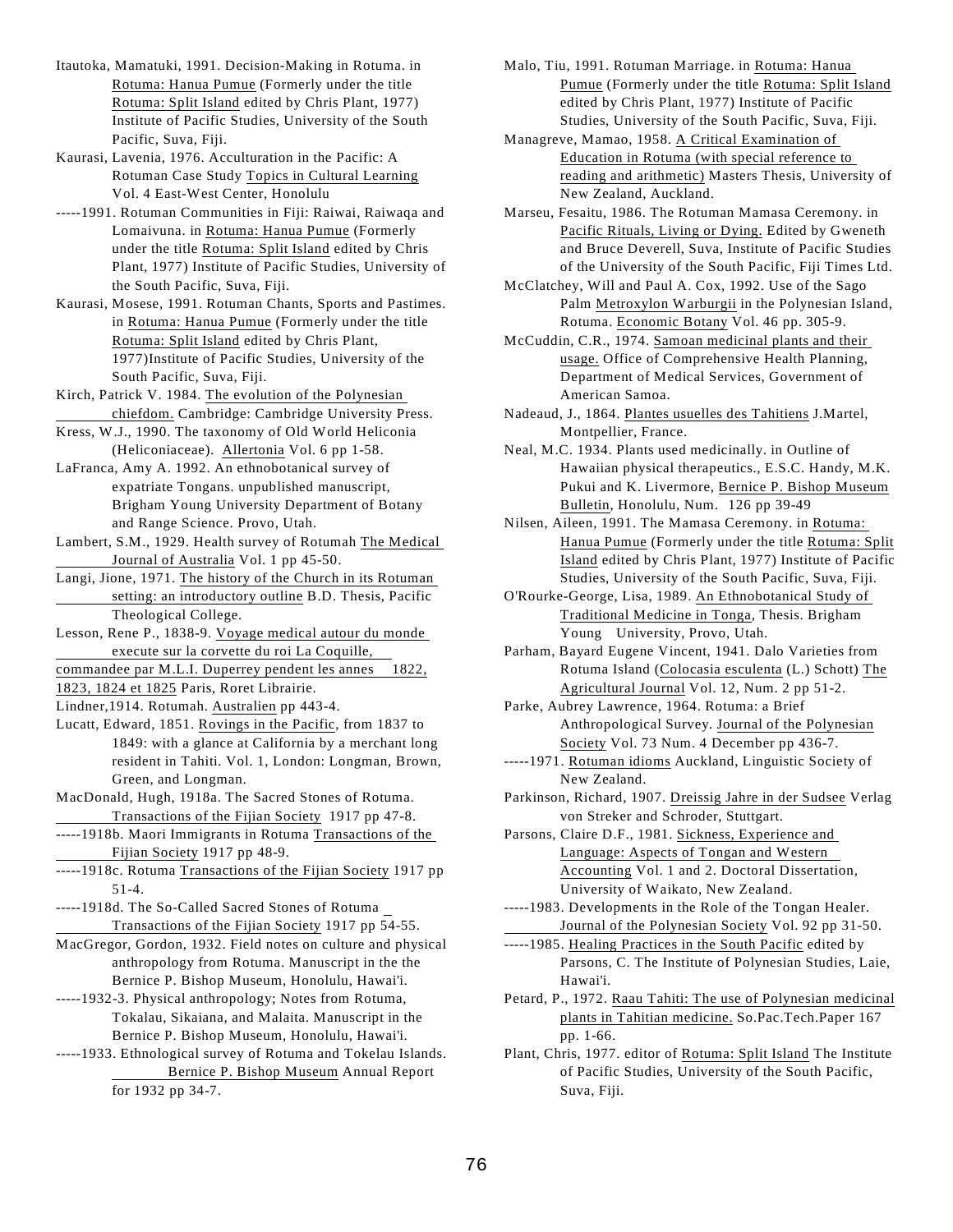Itautoka, Mamatuki, 1991. Decision-Making in Rotuma. in Rotuma: Hanua Pumue (Formerly under the title Rotuma: Split Island edited by Chris Plant, 1977) Institute of Pacific Studies, University of the South Pacific, Suva, Fiji.

Kaurasi, Lavenia, 1976. Acculturation in the Pacific: A Rotuman Case Study Topics in Cultural Learning Vol. 4 East-West Center, Honolulu

-----1991. Rotuman Communities in Fiji: Raiwai, Raiwaqa and Lomaivuna. in Rotuma: Hanua Pumue (Formerly under the title Rotuma: Split Island edited by Chris Plant, 1977) Institute of Pacific Studies, University of the South Pacific, Suva, Fiji.

Kaurasi, Mosese, 1991. Rotuman Chants, Sports and Pastimes. in Rotuma: Hanua Pumue (Formerly under the title Rotuma: Split Island edited by Chris Plant, 1977)Institute of Pacific Studies, University of the South Pacific, Suva, Fiji.

Kirch, Patrick V. 1984. The evolution of the Polynesian chiefdom. Cambridge: Cambridge University Press.

Kress, W.J., 1990. The taxonomy of Old World Heliconia (Heliconiaceae). Allertonia Vol. 6 pp 1-58.

LaFranca, Amy A. 1992. An ethnobotanical survey of expatriate Tongans. unpublished manuscript, Brigham Young University Department of Botany and Range Science. Provo, Utah.

Lambert, S.M., 1929. Health survey of Rotumah The Medical Journal of Australia Vol. 1 pp 45-50.

Langi, Jione, 1971. The history of the Church in its Rotuman setting: an introductory outline B.D. Thesis, Pacific Theological College.

Lesson, Rene P., 1838-9. Voyage medical autour du monde execute sur la corvette du roi La Coquille, commandee par M.L.I. Duperrey pendent les annes 1822, 1823, 1824 et 1825 Paris, Roret Librairie.

Lindner,1914. Rotumah. Australien pp 443-4.

Lucatt, Edward, 1851. Rovings in the Pacific, from 1837 to 1849: with a glance at California by a merchant long resident in Tahiti. Vol. 1, London: Longman, Brown, Green, and Longman.

MacDonald, Hugh, 1918a. The Sacred Stones of Rotuma. Transactions of the Fijian Society 1917 pp 47-8.

-----1918b. Maori Immigrants in Rotuma Transactions of the Fijian Society 1917 pp 48-9.

-----1918c. Rotuma Transactions of the Fijian Society 1917 pp 51-4.

-----1918d. The So-Called Sacred Stones of Rotuma Transactions of the Fijian Society 1917 pp 54-55.

MacGregor, Gordon, 1932. Field notes on culture and physical anthropology from Rotuma. Manuscript in the the Bernice P. Bishop Museum, Honolulu, Hawai'i.

-----1932-3. Physical anthropology; Notes from Rotuma, Tokalau, Sikaiana, and Malaita. Manuscript in the Bernice P. Bishop Museum, Honolulu, Hawai'i.

-----1933. Ethnological survey of Rotuma and Tokelau Islands. Bernice P. Bishop Museum Annual Report for 1932 pp 34-7.

Malo, Tiu, 1991. Rotuman Marriage. in Rotuma: Hanua Pumue (Formerly under the title Rotuma: Split Island edited by Chris Plant, 1977) Institute of Pacific Studies, University of the South Pacific, Suva, Fiji.

Managreve, Mamao, 1958. A Critical Examination of Education in Rotuma (with special reference to reading and arithmetic) Masters Thesis, University of New Zealand, Auckland.

Marseu, Fesaitu, 1986. The Rotuman Mamasa Ceremony. in Pacific Rituals, Living or Dying. Edited by Gweneth and Bruce Deverell, Suva, Institute of Pacific Studies of the University of the South Pacific, Fiji Times Ltd.

McClatchey, Will and Paul A. Cox, 1992. Use of the Sago Palm Metroxylon Warburgii in the Polynesian Island, Rotuma. Economic Botany Vol. 46 pp. 305-9.

McCuddin, C.R., 1974. Samoan medicinal plants and their usage. Office of Comprehensive Health Planning, Department of Medical Services, Government of American Samoa.

Nadeaud, J., 1864. Plantes usuelles des Tahitiens J.Martel, Montpellier, France.

Neal, M.C. 1934. Plants used medicinally. in Outline of Hawaiian physical therapeutics., E.S.C. Handy, M.K. Pukui and K. Livermore, Bernice P. Bishop Museum Bulletin, Honolulu, Num. 126 pp 39-49

Nilsen, Aileen, 1991. The Mamasa Ceremony. in Rotuma: Hanua Pumue (Formerly under the title Rotuma: Split Island edited by Chris Plant, 1977) Institute of Pacific Studies, University of the South Pacific, Suva, Fiji.

O'Rourke-George, Lisa, 1989. An Ethnobotanical Study of Traditional Medicine in Tonga, Thesis. Brigham Young University, Provo, Utah.

Parham, Bayard Eugene Vincent, 1941. Dalo Varieties from Rotuma Island (Colocasia esculenta (L.) Schott) The Agricultural Journal Vol. 12, Num. 2 pp 51-2.

Parke, Aubrey Lawrence, 1964. Rotuma: a Brief Anthropological Survey. Journal of the Polynesian Society Vol. 73 Num. 4 December pp 436-7.

-----1971. Rotuman idioms Auckland, Linguistic Society of New Zealand.

Parkinson, Richard, 1907. Dreissig Jahre in der Sudsee Verlag von Streker and Schroder, Stuttgart.

Parsons, Claire D.F., 1981. Sickness, Experience and Language: Aspects of Tongan and Western Accounting Vol. 1 and 2. Doctoral Dissertation, University of Waikato, New Zealand.

-----1983. Developments in the Role of the Tongan Healer. Journal of the Polynesian Society Vol. 92 pp 31-50.

-----1985. Healing Practices in the South Pacific edited by Parsons, C. The Institute of Polynesian Studies, Laie, Hawai'i.

Petard, P., 1972. Raau Tahiti: The use of Polynesian medicinal plants in Tahitian medicine. So.Pac.Tech.Paper 167 pp. 1-66.

Plant, Chris, 1977. editor of Rotuma: Split Island The Institute of Pacific Studies, University of the South Pacific, Suva, Fiji.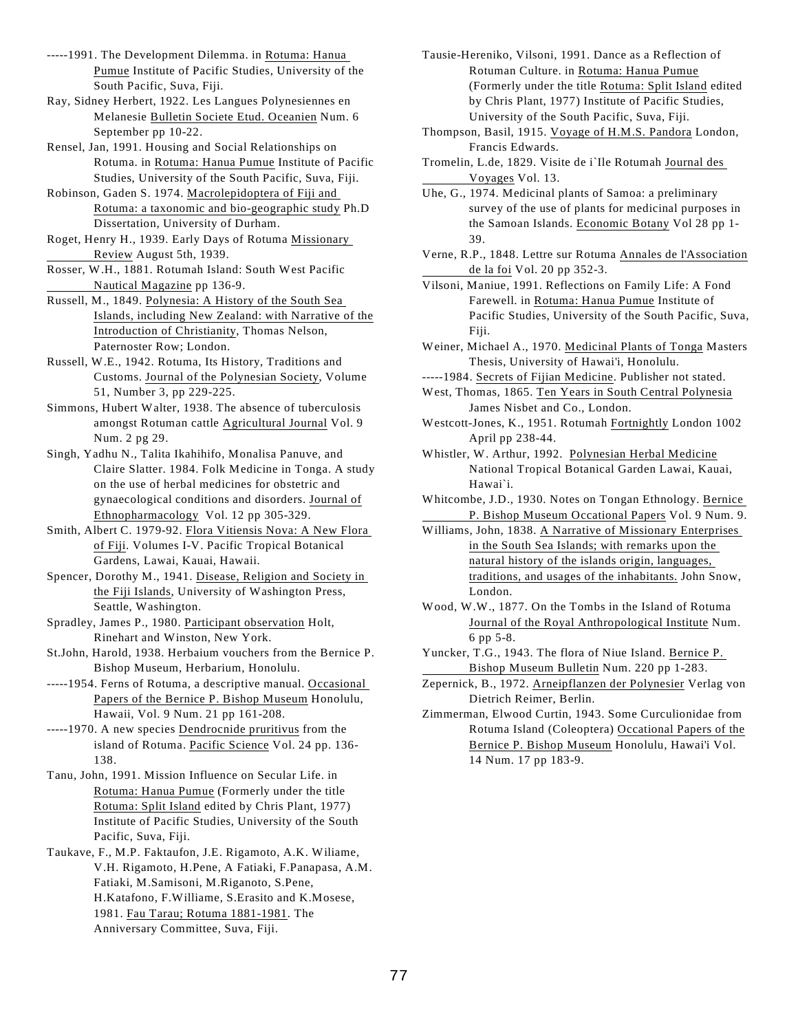-----1991. The Development Dilemma. in Rotuma: Hanua Pumue Institute of Pacific Studies, University of the South Pacific, Suva, Fiji.

Ray, Sidney Herbert, 1922. Les Langues Polynesiennes en Melanesie Bulletin Societe Etud. Oceanien Num. 6 September pp 10-22.

Rensel, Jan, 1991. Housing and Social Relationships on Rotuma. in Rotuma: Hanua Pumue Institute of Pacific Studies, University of the South Pacific, Suva, Fiji.

Robinson, Gaden S. 1974. Macrolepidoptera of Fiji and Rotuma: a taxonomic and bio-geographic study Ph.D Dissertation, University of Durham.

Roget, Henry H., 1939. Early Days of Rotuma Missionary Review August 5th, 1939.

Rosser, W.H., 1881. Rotumah Island: South West Pacific Nautical Magazine pp 136-9.

Russell, M., 1849. Polynesia: A History of the South Sea Islands, including New Zealand: with Narrative of the Introduction of Christianity, Thomas Nelson, Paternoster Row; London.

Russell, W.E., 1942. Rotuma, Its History, Traditions and Customs. Journal of the Polynesian Society, Volume 51, Number 3, pp 229-225.

Simmons, Hubert Walter, 1938. The absence of tuberculosis amongst Rotuman cattle Agricultural Journal Vol. 9 Num. 2 pg 29.

Singh, Yadhu N., Talita Ikahihifo, Monalisa Panuve, and Claire Slatter. 1984. Folk Medicine in Tonga. A study on the use of herbal medicines for obstetric and gynaecological conditions and disorders. Journal of Ethnopharmacology Vol. 12 pp 305-329.

Smith, Albert C. 1979-92. Flora Vitiensis Nova: A New Flora of Fiji. Volumes I-V. Pacific Tropical Botanical Gardens, Lawai, Kauai, Hawaii.

Spencer, Dorothy M., 1941. Disease, Religion and Society in the Fiji Islands, University of Washington Press, Seattle, Washington.

Spradley, James P., 1980. Participant observation Holt, Rinehart and Winston, New York.

St.John, Harold, 1938. Herbaium vouchers from the Bernice P. Bishop Museum, Herbarium, Honolulu.

-----1954. Ferns of Rotuma, a descriptive manual. Occasional Papers of the Bernice P. Bishop Museum Honolulu, Hawaii, Vol. 9 Num. 21 pp 161-208.

-----1970. A new species Dendrocnide pruritivus from the island of Rotuma. Pacific Science Vol. 24 pp. 136-138.

Tanu, John, 1991. Mission Influence on Secular Life. in Rotuma: Hanua Pumue (Formerly under the title Rotuma: Split Island edited by Chris Plant, 1977) Institute of Pacific Studies, University of the South Pacific, Suva, Fiji.

Taukave, F., M.P. Faktaufon, J.E. Rigamoto, A.K. Wiliame, V.H. Rigamoto, H.Pene, A Fatiaki, F.Panapasa, A.M. Fatiaki, M.Samisoni, M.Riganoto, S.Pene, H.Katafono, F.Williame, S.Erasito and K.Mosese, 1981. Fau Tarau; Rotuma 1881-1981. The Anniversary Committee, Suva, Fiji.

Tausie-Hereniko, Vilsoni, 1991. Dance as a Reflection of Rotuman Culture. in Rotuma: Hanua Pumue (Formerly under the title Rotuma: Split Island edited by Chris Plant, 1977) Institute of Pacific Studies, University of the South Pacific, Suva, Fiji.

Thompson, Basil, 1915. Voyage of H.M.S. Pandora London, Francis Edwards.

Tromelin, L.de, 1829. Visite de i`Ile Rotumah Journal des Voyages Vol. 13.

Uhe, G., 1974. Medicinal plants of Samoa: a preliminary survey of the use of plants for medicinal purposes in the Samoan Islands. Economic Botany Vol 28 pp 1-39.

Verne, R.P., 1848. Lettre sur Rotuma Annales de l'Association de la foi Vol. 20 pp 352-3.

Vilsoni, Maniue, 1991. Reflections on Family Life: A Fond Farewell. in Rotuma: Hanua Pumue Institute of Pacific Studies, University of the South Pacific, Suva, Fiji.

Weiner, Michael A., 1970. Medicinal Plants of Tonga Masters Thesis, University of Hawai'i, Honolulu.

-----1984. Secrets of Fijian Medicine. Publisher not stated.

West, Thomas, 1865. Ten Years in South Central Polynesia James Nisbet and Co., London.

Westcott-Jones, K., 1951. Rotumah Fortnightly London 1002 April pp 238-44.

Whistler, W. Arthur, 1992. Polynesian Herbal Medicine National Tropical Botanical Garden Lawai, Kauai, Hawai`i.

Whitcombe, J.D., 1930. Notes on Tongan Ethnology. Bernice P. Bishop Museum Occational Papers Vol. 9 Num. 9.

Williams, John, 1838. A Narrative of Missionary Enterprises in the South Sea Islands; with remarks upon the natural history of the islands origin, languages, traditions, and usages of the inhabitants. John Snow, London.

Wood, W.W., 1877. On the Tombs in the Island of Rotuma Journal of the Royal Anthropological Institute Num. 6 pp 5-8.

Yuncker, T.G., 1943. The flora of Niue Island. Bernice P. Bishop Museum Bulletin Num. 220 pp 1-283.

Zepernick, B., 1972. Arneipflanzen der Polynesier Verlag von Dietrich Reimer, Berlin.

Zimmerman, Elwood Curtin, 1943. Some Curculionidae from Rotuma Island (Coleoptera) Occational Papers of the Bernice P. Bishop Museum Honolulu, Hawai'i Vol. 14 Num. 17 pp 183-9.